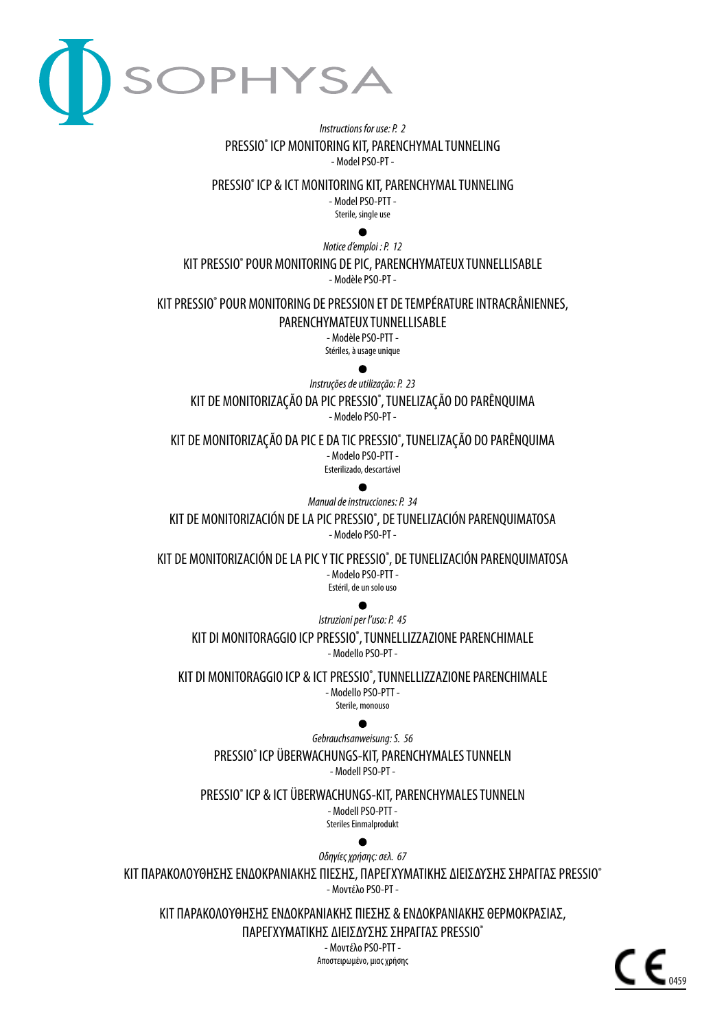# SOPHYSA

*Instructions for use: P. 2*

PRESSIO® ICP MONITORING KIT, PARENCHYMAL TUNNELING

- Model PSO-PT -

PRESSIO® ICP & ICT MONITORING KIT, PARENCHYMAL TUNNELING

- Model PSO-PTT -

Sterile, single use

●

*Notice d'emploi : P. 12*

KIT PRESSIO® POUR MONITORING DE PIC, PARENCHYMATEUX TUNNELLISABLE

- Modèle PSO-PT -

KIT PRESSIO® POUR MONITORING DE PRESSION ET DE TEMPÉRATURE INTRACRÂNIENNES, PARENCHYMATEUX TUNNELLISABLE

- Modèle PSO-PTT -

Stériles, à usage unique

●

*Instruções de utilização: P. 23*

KIT DE MONITORIZAÇÃO DA PIC PRESSIO®, TUNELIZAÇÃO DO PARÊNQUIMA

- Modelo PSO-PT -

KIT DE MONITORIZAÇÃO DA PIC E DA TIC PRESSIO®, TUNELIZAÇÃO DO PARÊNQUIMA

- Modelo PSO-PTT -

Esterilizado, descartável

●

*Manual de instrucciones: P. 34*

KIT DE MONITORIZACIÓN DE LA PIC PRESSIO®, DE TUNELIZACIÓN PARENQUIMATOSA

- Modelo PSO-PT -

KIT DE MONITORIZACIÓN DE LA PIC Y TIC PRESSIO®, DE TUNELIZACIÓN PARENQUIMATOSA

- Modelo PSO-PTT -

Estéril, de un solo uso

●

*Istruzioni per l'uso: P. 45*

KIT DI MONITORAGGIO ICP PRESSIO®, TUNNELLIZZAZIONE PARENCHIMALE

- Modello PSO-PT -

KIT DI MONITORAGGIO ICP & ICT PRESSIO®, TUNNELLIZZAZIONE PARENCHIMALE

- Modello PSO-PTT -

Sterile, monouso

●

*Gebrauchsanweisung: S. 56*

PRESSIO® ICP ÜBERWACHUNGS-KIT, PARENCHYMALES TUNNELN

- Modell PSO-PT -

PRESSIO® ICP & ICT ÜBERWACHUNGS-KIT, PARENCHYMALES TUNNELN

- Modell PSO-PTT -

Steriles Einmalprodukt

●

*Οδηγίες χρήσης: σελ. 67*

ΚΙΤ ΠΑΡΑΚΟΛΟΥΘΗΣΗΣ ΕΝΔΟΚΡΑΝΙΑΚΗΣ ΠΙΕΣΗΣ, ΠΑΡΕΓΧΥΜΑΤΙΚΗΣ ΔΙΕΙΣΔΥΣΗΣ ΞΗΡΑΓΓΑΣ PRESSIO®

- Μοντέλο PSO-PT -

ΚΙΤ ΠΑΡΑΚΟΛΟΥΘΗΣΗΣ ΕΝΔΟΚΡΑΝΙΑΚΗΣ ΠΙΕΣΗΣ & ΕΝΔΟΚΡΑΝΙΑΚΗΣ ΘΕΡΜΟΚΡΑΣΙΑΣ, ΠΑΡΕΓΧΥΜΑΤΙΚΗΣ ΔΙΕΙΣΔΥΣΗΣ ΞΗΡΑΓΓΑΣ PRESSIO®

- Μοντέλο PSO-PTT -

Αποστειρωμένο, μιας χρήσης

CE 0459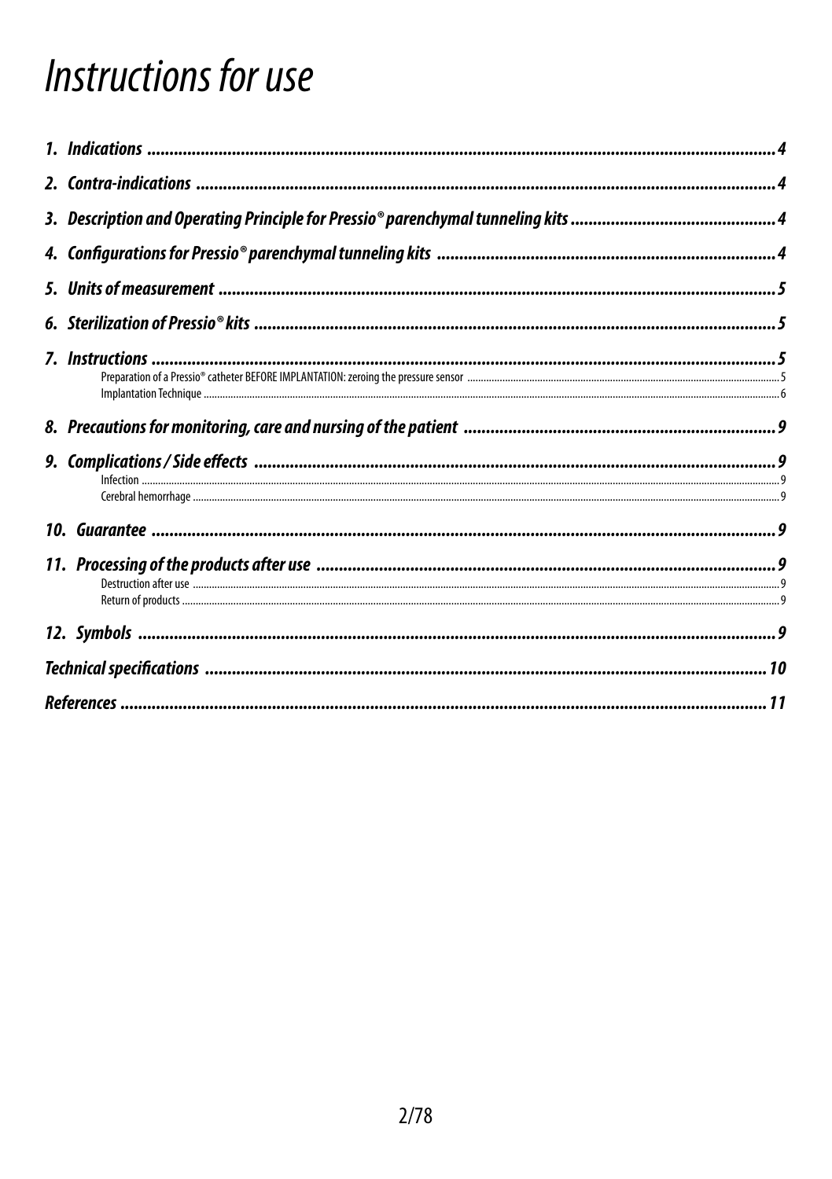# Instructions for use

1. Indications ... 4
2. Contra-indications ... 4
3. Description and Operating Principle for Pressio® parenchymal tunneling kits ... 4
4. Configurations for Pressio® parenchymal tunneling kits ... 4
5. Units of measurement ... 5
6. Sterilization of Pressio® kits ... 5
7. Instructions ... 5
   - Preparation of a Pressio® catheter BEFORE IMPLANTATION: zeroing the pressure sensor ... 5
   - Implantation Technique ... 6
8. Precautions for monitoring, care and nursing of the patient ... 9
9. Complications / Side effects ... 9
   - Infection ... 9
   - Cerebral hemorrhage ... 9
10. Guarantee ... 9
11. Processing of the products after use ... 9
    - Destruction after use ... 9
    - Return of products ... 9
12. Symbols ... 9

Technical specifications ... 10

References ... 11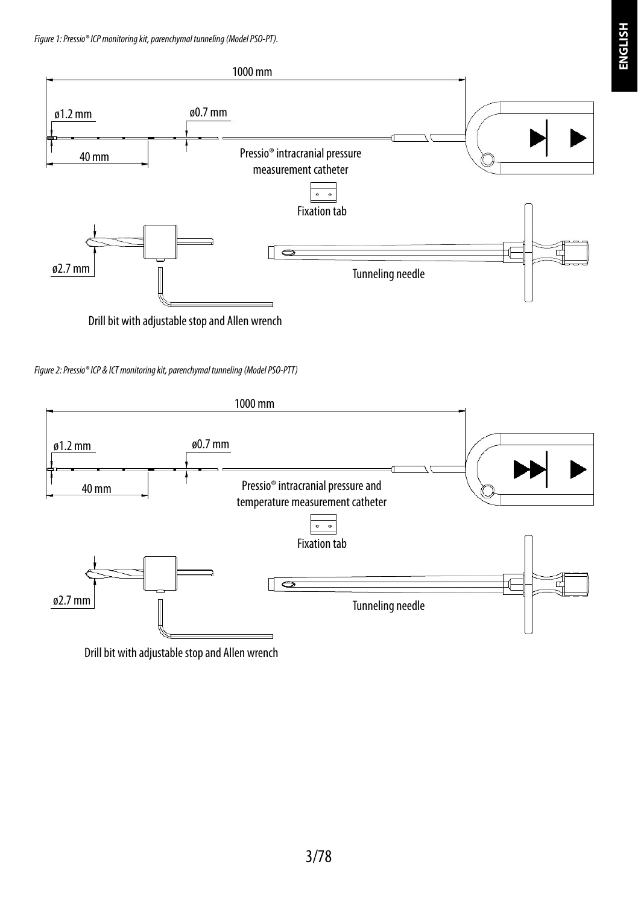*Figure 1: Pressio® ICP monitoring kit, parenchymal tunneling (Model PSO-PT).*

1000 mm

ø1.2 mm

ø0.7 mm

40 mm

Pressio® intracranial pressure measurement catheter

Fixation tab

ø2.7 mm

Tunneling needle

Drill bit with adjustable stop and Allen wrench

*Figure 2: Pressio® ICP & ICT monitoring kit, parenchymal tunneling (Model PSO-PTT)*

1000 mm

ø1.2 mm

ø0.7 mm

40 mm

Pressio® intracranial pressure and temperature measurement catheter

Fixation tab

ø2.7 mm

Tunneling needle

Drill bit with adjustable stop and Allen wrench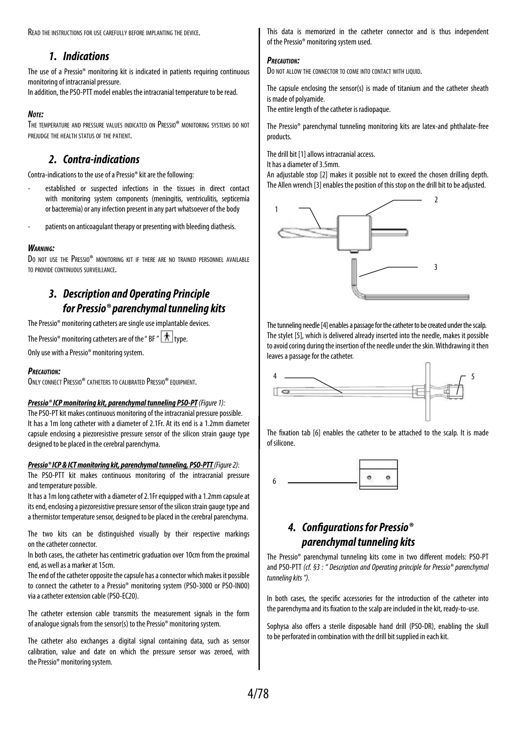Read the instructions for use carefully before implanting the device.

## 1. Indications

The use of a Pressio® monitoring kit is indicated in patients requiring continuous monitoring of intracranial pressure.
In addition, the PSO-PTT model enables the intracranial temperature to be read.

***Note:***
The temperature and pressure values indicated on Pressio® monitoring systems do not prejudge the health status of the patient.

## 2. Contra-indications

Contra-indications to the use of a Pressio® kit are the following:

- established or suspected infections in the tissues in direct contact with monitoring system components (meningitis, ventriculitis, septicemia or bacteremia) or any infection present in any part whatsoever of the body
- patients on anticoagulant therapy or presenting with bleeding diathesis.

***Warning:***
Do not use the Pressio® monitoring kit if there are no trained personnel available to provide continuous surveillance.

## 3. Description and Operating Principle for Pressio® parenchymal tunneling kits

The Pressio® monitoring catheters are single use implantable devices.

The Pressio® monitoring catheters are of the " BF " type.

Only use with a Pressio® monitoring system.

***Precaution:***
Only connect Pressio® catheters to calibrated Pressio® equipment.

***Pressio® ICP monitoring kit, parenchymal tunneling PSO-PT*** *(Figure 1):*
The PSO-PT kit makes continuous monitoring of the intracranial pressure possible.
It has a 1m long catheter with a diameter of 2.1Fr. At its end is a 1.2mm diameter capsule enclosing a piezoresistive pressure sensor of the silicon strain gauge type designed to be placed in the cerebral parenchyma.

***Pressio® ICP & ICT monitoring kit, parenchymal tunneling, PSO-PTT*** *(Figure 2)*:
The PSO-PTT kit makes continuous monitoring of the intracranial pressure and temperature possible.
It has a 1m long catheter with a diameter of 2.1Fr equipped with a 1.2mm capsule at its end, enclosing a piezoresistive pressure sensor of the silicon strain gauge type and a thermistor temperature sensor, designed to be placed in the cerebral parenchyma.

The two kits can be distinguished visually by their respective markings on the catheter connector.
In both cases, the catheter has centimetric graduation over 10cm from the proximal end, as well as a marker at 15cm.
The end of the catheter opposite the capsule has a connector which makes it possible to connect the catheter to a Pressio® monitoring system (PSO-3000 or PSO-IN00) via a catheter extension cable (PSO-EC20).

The catheter extension cable transmits the measurement signals in the form of analogue signals from the sensor(s) to the Pressio® monitoring system.

The catheter also exchanges a digital signal containing data, such as sensor calibration, value and date on which the pressure sensor was zeroed, with the Pressio® monitoring system.

This data is memorized in the catheter connector and is thus independent of the Pressio® monitoring system used.

***Precaution:***
Do not allow the connector to come into contact with liquid.

The capsule enclosing the sensor(s) is made of titanium and the catheter sheath is made of polyamide.
The entire length of the catheter is radiopaque.

The Pressio® parenchymal tunneling monitoring kits are latex-and phthalate-free products.

The drill bit [1] allows intracranial access.
It has a diameter of 3.5mm.
An adjustable stop [2] makes it possible not to exceed the chosen drilling depth. The Allen wrench [3] enables the position of this stop on the drill bit to be adjusted.

1 2 3

The tunneling needle [4] enables a passage for the catheter to be created under the scalp. The stylet [5], which is delivered already inserted into the needle, makes it possible to avoid coring during the insertion of the needle under the skin. Withdrawing it then leaves a passage for the catheter.

4 5

The fixation tab [6] enables the catheter to be attached to the scalp. It is made of silicone.

6

## 4. Configurations for Pressio® parenchymal tunneling kits

The Pressio® parenchymal tunneling kits come in two different models: PSO-PT and PSO-PTT *(cf. §3 : " Description and Operating principle for Pressio® parenchymal tunneling kits ").*

In both cases, the specific accessories for the introduction of the catheter into the parenchyma and its fixation to the scalp are included in the kit, ready-to-use.

Sophysa also offers a sterile disposable hand drill (PSO-DR), enabling the skull to be perforated in combination with the drill bit supplied in each kit.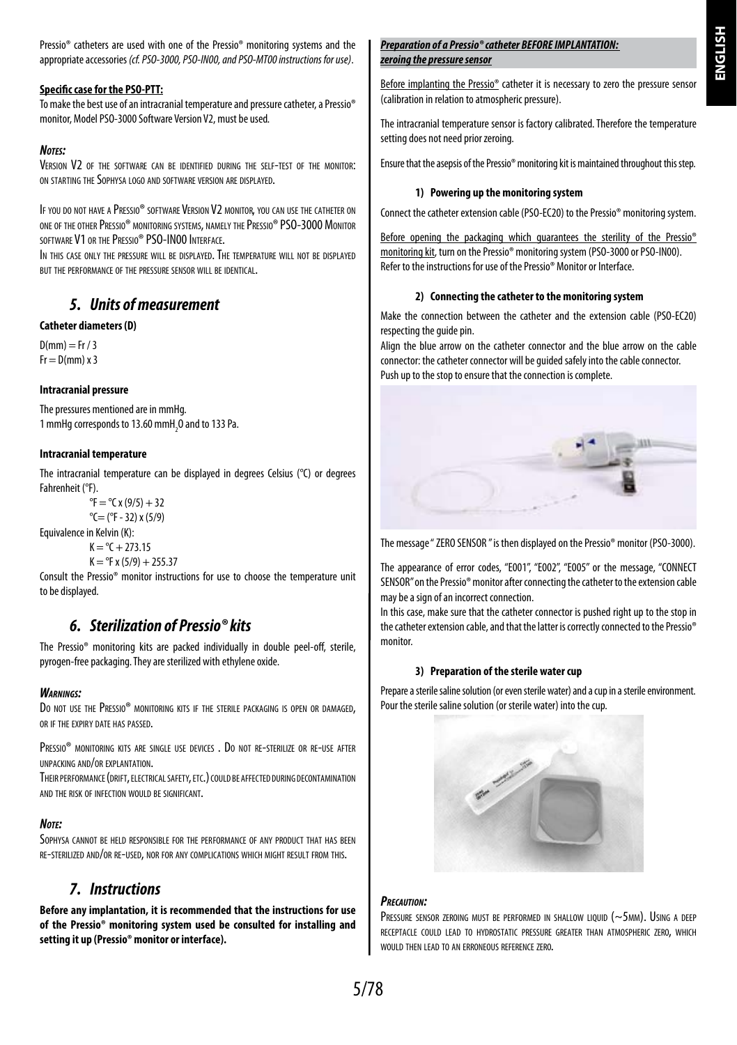Pressio® catheters are used with one of the Pressio® monitoring systems and the appropriate accessories *(cf. PSO-3000, PSO-IN00, and PSO-MT00 instructions for use)*.

**Specific case for the PSO-PTT:**

To make the best use of an intracranial temperature and pressure catheter, a Pressio® monitor, Model PSO-3000 Software Version V2, must be used.

***Notes:***

Version V2 of the software can be identified during the self-test of the monitor: on starting the Sophysa logo and software version are displayed.

If you do not have a Pressio® software Version V2 monitor, you can use the catheter on one of the other Pressio® monitoring systems, namely the Pressio® PSO-3000 Monitor software V1 or the Pressio® PSO-IN00 Interface.

In this case only the pressure will be displayed. The temperature will not be displayed but the performance of the pressure sensor will be identical.

## 5. Units of measurement

**Catheter diameters (D)**

D(mm) = Fr / 3
Fr = D(mm) x 3

**Intracranial pressure**

The pressures mentioned are in mmHg.
1 mmHg corresponds to 13.60 mm$H_2O$ and to 133 Pa.

**Intracranial temperature**

The intracranial temperature can be displayed in degrees Celsius (°C) or degrees Fahrenheit (°F).

°F = °C x (9/5) + 32
°C= (°F - 32) x (5/9)

Equivalence in Kelvin (K):

K = °C + 273.15
K = °F x (5/9) + 255.37

Consult the Pressio® monitor instructions for use to choose the temperature unit to be displayed.

## 6. Sterilization of Pressio® kits

The Pressio® monitoring kits are packed individually in double peel-off, sterile, pyrogen-free packaging. They are sterilized with ethylene oxide.

***Warnings:***

Do not use the Pressio® monitoring kits if the sterile packaging is open or damaged, or if the expiry date has passed.

Pressio® monitoring kits are single use devices . Do not re-sterilize or re-use after unpacking and/or explantation.

Their performance (drift, electrical safety, etc.) could be affected during decontamination and the risk of infection would be significant.

***Note:***

Sophysa cannot be held responsible for the performance of any product that has been re-sterilized and/or re-used, nor for any complications which might result from this.

## 7. Instructions

**Before any implantation, it is recommended that the instructions for use of the Pressio® monitoring system used be consulted for installing and setting it up (Pressio® monitor or interface).**

***Preparation of a Pressio® catheter BEFORE IMPLANTATION: zeroing the pressure sensor***

Before implanting the Pressio® catheter it is necessary to zero the pressure sensor (calibration in relation to atmospheric pressure).

The intracranial temperature sensor is factory calibrated. Therefore the temperature setting does not need prior zeroing.

Ensure that the asepsis of the Pressio® monitoring kit is maintained throughout this step.

#### 1) Powering up the monitoring system

Connect the catheter extension cable (PSO-EC20) to the Pressio® monitoring system.

Before opening the packaging which guarantees the sterility of the Pressio® monitoring kit, turn on the Pressio® monitoring system (PSO-3000 or PSO-IN00). Refer to the instructions for use of the Pressio® Monitor or Interface.

#### 2) Connecting the catheter to the monitoring system

Make the connection between the catheter and the extension cable (PSO-EC20) respecting the guide pin.

Align the blue arrow on the catheter connector and the blue arrow on the cable connector: the catheter connector will be guided safely into the cable connector.

Push up to the stop to ensure that the connection is complete.

The message " ZERO SENSOR " is then displayed on the Pressio® monitor (PSO-3000).

The appearance of error codes, "E001", "E002", "E005" or the message, "CONNECT SENSOR" on the Pressio® monitor after connecting the catheter to the extension cable may be a sign of an incorrect connection.

In this case, make sure that the catheter connector is pushed right up to the stop in the catheter extension cable, and that the latter is correctly connected to the Pressio® monitor.

#### 3) Preparation of the sterile water cup

Prepare a sterile saline solution (or even sterile water) and a cup in a sterile environment. Pour the sterile saline solution (or sterile water) into the cup.

***Precaution:***

Pressure sensor zeroing must be performed in shallow liquid (~5mm). Using a deep receptacle could lead to hydrostatic pressure greater than atmospheric zero, which would then lead to an erroneous reference zero.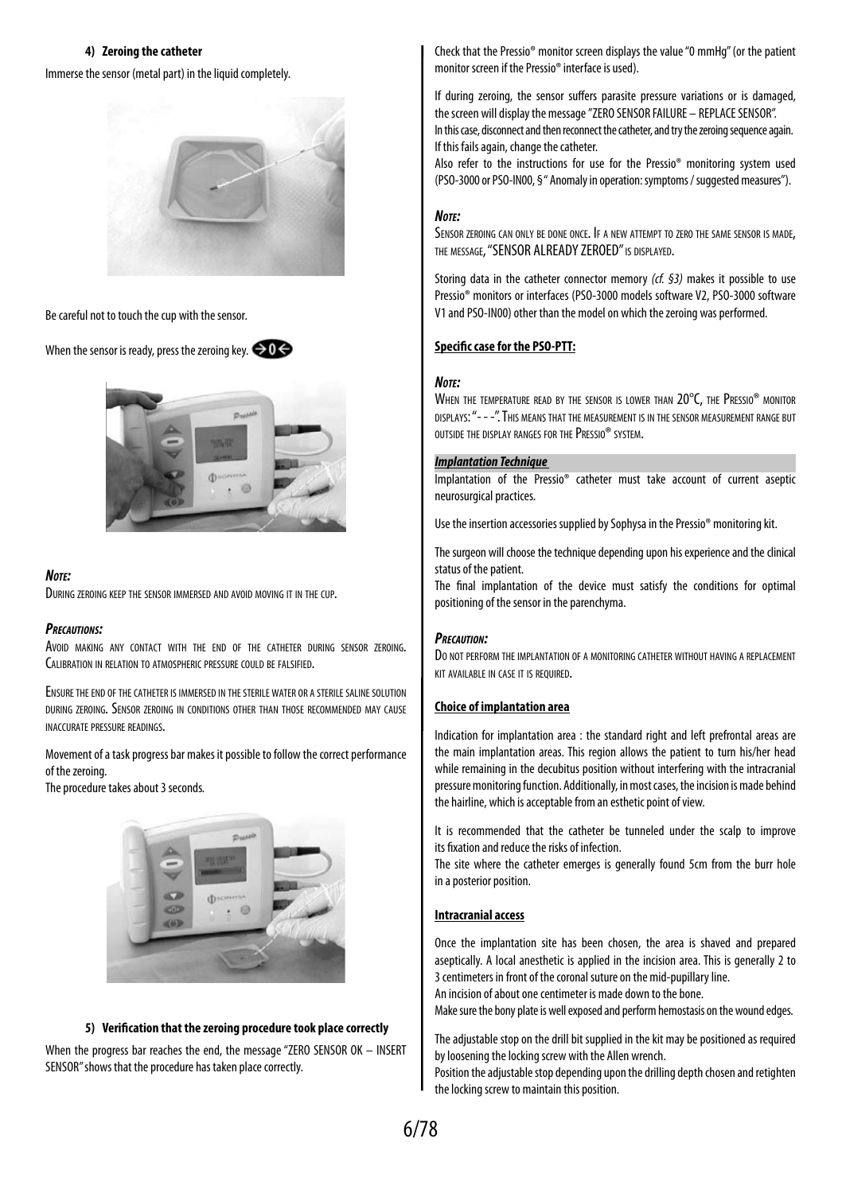#### 4) Zeroing the catheter

Immerse the sensor (metal part) in the liquid completely.

Be careful not to touch the cup with the sensor.

When the sensor is ready, press the zeroing key.

***Note:***

DURING ZEROING KEEP THE SENSOR IMMERSED AND AVOID MOVING IT IN THE CUP.

***Precautions:***

AVOID MAKING ANY CONTACT WITH THE END OF THE CATHETER DURING SENSOR ZEROING. CALIBRATION IN RELATION TO ATMOSPHERIC PRESSURE COULD BE FALSIFIED.

ENSURE THE END OF THE CATHETER IS IMMERSED IN THE STERILE WATER OR A STERILE SALINE SOLUTION DURING ZEROING. SENSOR ZEROING IN CONDITIONS OTHER THAN THOSE RECOMMENDED MAY CAUSE INACCURATE PRESSURE READINGS.

Movement of a task progress bar makes it possible to follow the correct performance of the zeroing.

The procedure takes about 3 seconds.

#### 5) Verification that the zeroing procedure took place correctly

When the progress bar reaches the end, the message "ZERO SENSOR OK – INSERT SENSOR" shows that the procedure has taken place correctly.

Check that the Pressio® monitor screen displays the value "0 mmHg" (or the patient monitor screen if the Pressio® interface is used).

If during zeroing, the sensor suffers parasite pressure variations or is damaged, the screen will display the message "ZERO SENSOR FAILURE – REPLACE SENSOR".
In this case, disconnect and then reconnect the catheter, and try the zeroing sequence again. If this fails again, change the catheter.
Also refer to the instructions for use for the Pressio® monitoring system used (PSO-3000 or PSO-IN00, § " Anomaly in operation: symptoms / suggested measures").

***Note:***

SENSOR ZEROING CAN ONLY BE DONE ONCE. IF A NEW ATTEMPT TO ZERO THE SAME SENSOR IS MADE, THE MESSAGE, "SENSOR ALREADY ZEROED" IS DISPLAYED.

Storing data in the catheter connector memory *(cf. §3)* makes it possible to use Pressio® monitors or interfaces (PSO-3000 models software V2, PSO-3000 software V1 and PSO-IN00) other than the model on which the zeroing was performed.

**Specific case for the PSO-PTT:**

***Note:***

WHEN THE TEMPERATURE READ BY THE SENSOR IS LOWER THAN 20°C, THE PRESSIO® MONITOR DISPLAYS: "- - -". THIS MEANS THAT THE MEASUREMENT IS IN THE SENSOR MEASUREMENT RANGE BUT OUTSIDE THE DISPLAY RANGES FOR THE PRESSIO® SYSTEM.

### *Implantation Technique*

Implantation of the Pressio® catheter must take account of current aseptic neurosurgical practices.

Use the insertion accessories supplied by Sophysa in the Pressio® monitoring kit.

The surgeon will choose the technique depending upon his experience and the clinical status of the patient.
The final implantation of the device must satisfy the conditions for optimal positioning of the sensor in the parenchyma.

***Precaution:***

DO NOT PERFORM THE IMPLANTATION OF A MONITORING CATHETER WITHOUT HAVING A REPLACEMENT KIT AVAILABLE IN CASE IT IS REQUIRED.

**Choice of implantation area**

Indication for implantation area : the standard right and left prefrontal areas are the main implantation areas. This region allows the patient to turn his/her head while remaining in the decubitus position without interfering with the intracranial pressure monitoring function. Additionally, in most cases, the incision is made behind the hairline, which is acceptable from an esthetic point of view.

It is recommended that the catheter be tunneled under the scalp to improve its fixation and reduce the risks of infection.
The site where the catheter emerges is generally found 5cm from the burr hole in a posterior position.

**Intracranial access**

Once the implantation site has been chosen, the area is shaved and prepared aseptically. A local anesthetic is applied in the incision area. This is generally 2 to 3 centimeters in front of the coronal suture on the mid-pupillary line.
An incision of about one centimeter is made down to the bone.
Make sure the bony plate is well exposed and perform hemostasis on the wound edges.

The adjustable stop on the drill bit supplied in the kit may be positioned as required by loosening the locking screw with the Allen wrench.
Position the adjustable stop depending upon the drilling depth chosen and retighten the locking screw to maintain this position.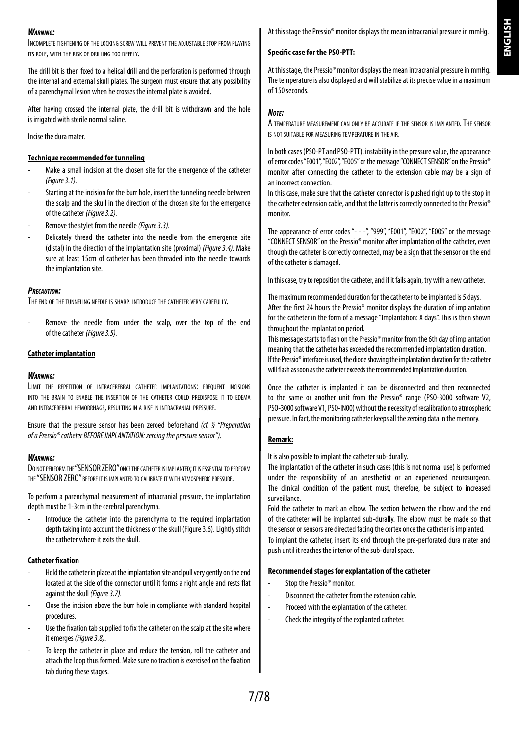***Warning:***

Incomplete tightening of the locking screw will prevent the adjustable stop from playing its role, with the risk of drilling too deeply.

The drill bit is then fixed to a helical drill and the perforation is performed through the internal and external skull plates. The surgeon must ensure that any possibility of a parenchymal lesion when he crosses the internal plate is avoided.

After having crossed the internal plate, the drill bit is withdrawn and the hole is irrigated with sterile normal saline.

Incise the dura mater.

**Technique recommended for tunneling**

- Make a small incision at the chosen site for the emergence of the catheter *(Figure 3.1)*.
- Starting at the incision for the burr hole, insert the tunneling needle between the scalp and the skull in the direction of the chosen site for the emergence of the catheter *(Figure 3.2)*.
- Remove the stylet from the needle *(Figure 3.3)*.
- Delicately thread the catheter into the needle from the emergence site (distal) in the direction of the implantation site (proximal) *(Figure 3.4)*. Make sure at least 15cm of catheter has been threaded into the needle towards the implantation site.

***Precaution:***

The end of the tunneling needle is sharp: introduce the catheter very carefully.

- Remove the needle from under the scalp, over the top of the end of the catheter *(Figure 3.5)*.

**Catheter implantation**

***Warning:***

Limit the repetition of intracerebral catheter implantations: frequent incisions into the brain to enable the insertion of the catheter could predispose it to edema and intracerebral hemorrhage, resulting in a rise in intracranial pressure.

Ensure that the pressure sensor has been zeroed beforehand *(cf. § "Preparation of a Pressio® catheter BEFORE IMPLANTATION: zeroing the pressure sensor")*.

***Warning:***

Do not perform the "SENSOR ZERO" once the catheter is implanted; it is essential to perform the "SENSOR ZERO" before it is implanted to calibrate it with atmospheric pressure.

To perform a parenchymal measurement of intracranial pressure, the implantation depth must be 1-3cm in the cerebral parenchyma.

- Introduce the catheter into the parenchyma to the required implantation depth taking into account the thickness of the skull (Figure 3.6). Lightly stitch the catheter where it exits the skull.

**Catheter fixation**

- Hold the catheter in place at the implantation site and pull very gently on the end located at the side of the connector until it forms a right angle and rests flat against the skull *(Figure 3.7)*.
- Close the incision above the burr hole in compliance with standard hospital procedures.
- Use the fixation tab supplied to fix the catheter on the scalp at the site where it emerges *(Figure 3.8)*.
- To keep the catheter in place and reduce the tension, roll the catheter and attach the loop thus formed. Make sure no traction is exercised on the fixation tab during these stages.

At this stage the Pressio® monitor displays the mean intracranial pressure in mmHg.

**Specific case for the PSO-PTT:**

At this stage, the Pressio® monitor displays the mean intracranial pressure in mmHg. The temperature is also displayed and will stabilize at its precise value in a maximum of 150 seconds.

***Note:***

A temperature measurement can only be accurate if the sensor is implanted. The sensor is not suitable for measuring temperature in the air.

In both cases (PSO-PT and PSO-PTT), instability in the pressure value, the appearance of error codes "E001", "E002", "E005" or the message "CONNECT SENSOR" on the Pressio® monitor after connecting the catheter to the extension cable may be a sign of an incorrect connection.
In this case, make sure that the catheter connector is pushed right up to the stop in the catheter extension cable, and that the latter is correctly connected to the Pressio® monitor.

The appearance of error codes "- - -", "999", "E001", "E002", "E005" or the message "CONNECT SENSOR" on the Pressio® monitor after implantation of the catheter, even though the catheter is correctly connected, may be a sign that the sensor on the end of the catheter is damaged.

In this case, try to reposition the catheter, and if it fails again, try with a new catheter.

The maximum recommended duration for the catheter to be implanted is 5 days.
After the first 24 hours the Pressio® monitor displays the duration of implantation for the catheter in the form of a message "Implantation: X days". This is then shown throughout the implantation period.
This message starts to flash on the Pressio® monitor from the 6th day of implantation meaning that the catheter has exceeded the recommended implantation duration.
If the Pressio® interface is used, the diode showing the implantation duration for the catheter will flash as soon as the catheter exceeds the recommended implantation duration.

Once the catheter is implanted it can be disconnected and then reconnected to the same or another unit from the Pressio® range (PSO-3000 software V2, PSO-3000 software V1, PSO-IN00) without the necessity of recalibration to atmospheric pressure. In fact, the monitoring catheter keeps all the zeroing data in the memory.

**Remark:**

It is also possible to implant the catheter sub-durally.
The implantation of the catheter in such cases (this is not normal use) is performed under the responsibility of an anesthetist or an experienced neurosurgeon. The clinical condition of the patient must, therefore, be subject to increased surveillance.
Fold the catheter to mark an elbow. The section between the elbow and the end of the catheter will be implanted sub-durally. The elbow must be made so that the sensor or sensors are directed facing the cortex once the catheter is implanted.
To implant the catheter, insert its end through the pre-perforated dura mater and push until it reaches the interior of the sub-dural space.

**Recommended stages for explantation of the catheter**

- Stop the Pressio® monitor.
- Disconnect the catheter from the extension cable.
- Proceed with the explantation of the catheter.
- Check the integrity of the explanted catheter.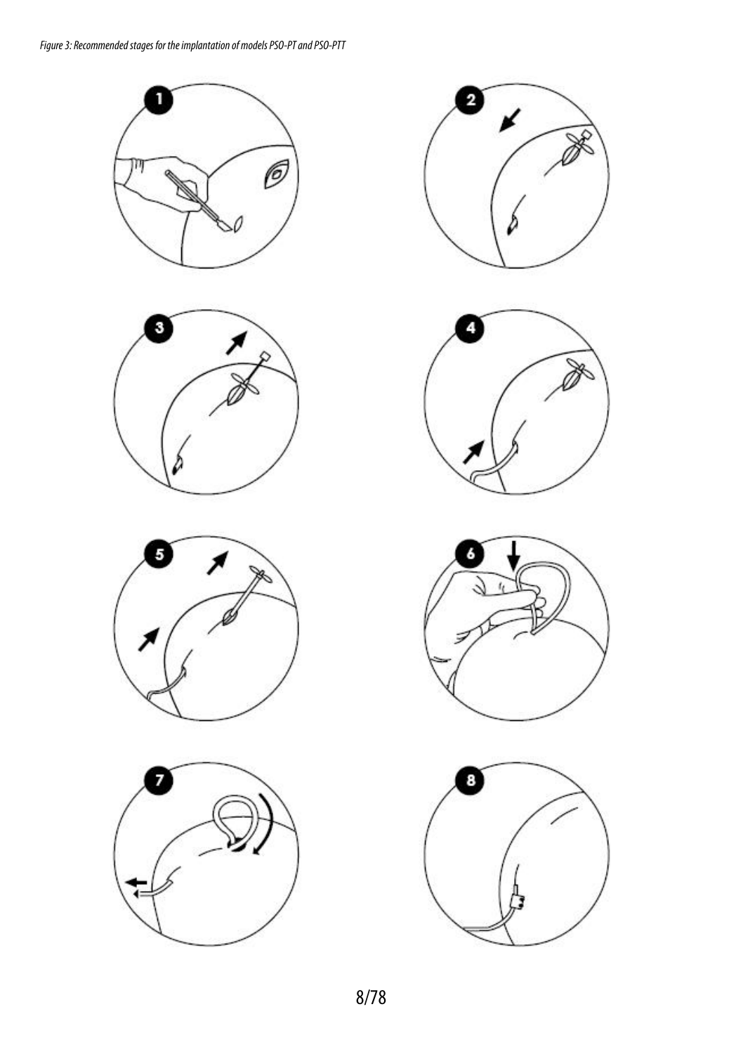*Figure 3: Recommended stages for the implantation of models PSO-PT and PSO-PTT*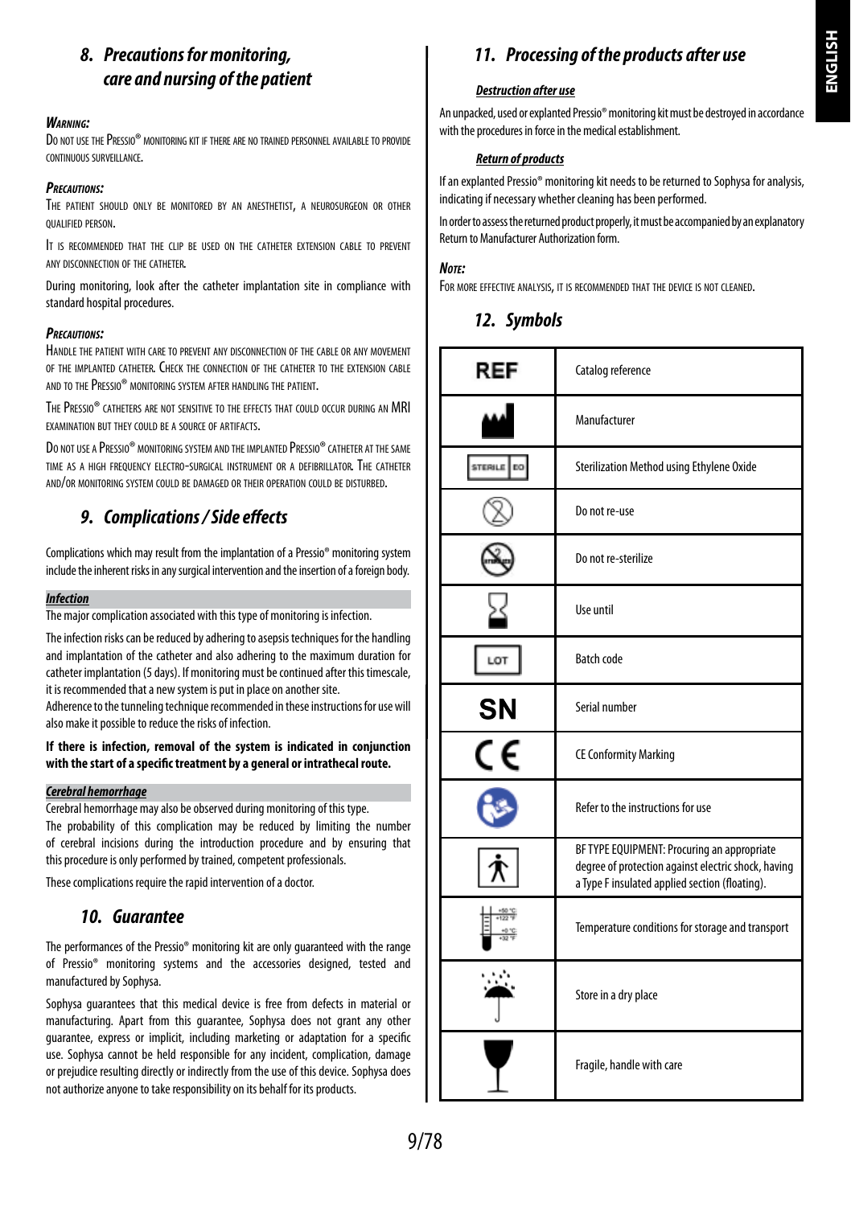## 8. Precautions for monitoring, care and nursing of the patient

***Warning:***

Do not use the Pressio® monitoring kit if there are no trained personnel available to provide continuous surveillance.

***Precautions:***

The patient should only be monitored by an anesthetist, a neurosurgeon or other qualified person.

It is recommended that the clip be used on the catheter extension cable to prevent any disconnection of the catheter.

During monitoring, look after the catheter implantation site in compliance with standard hospital procedures.

***Precautions:***

Handle the patient with care to prevent any disconnection of the cable or any movement of the implanted catheter. Check the connection of the catheter to the extension cable and to the Pressio® monitoring system after handling the patient.

The Pressio® catheters are not sensitive to the effects that could occur during an MRI examination but they could be a source of artifacts.

Do not use a Pressio® monitoring system and the implanted Pressio® catheter at the same time as a high frequency electro-surgical instrument or a defibrillator. The catheter and/or monitoring system could be damaged or their operation could be disturbed.

## 9. Complications / Side effects

Complications which may result from the implantation of a Pressio® monitoring system include the inherent risks in any surgical intervention and the insertion of a foreign body.

***Infection***

The major complication associated with this type of monitoring is infection.

The infection risks can be reduced by adhering to asepsis techniques for the handling and implantation of the catheter and also adhering to the maximum duration for catheter implantation (5 days). If monitoring must be continued after this timescale, it is recommended that a new system is put in place on another site.

Adherence to the tunneling technique recommended in these instructions for use will also make it possible to reduce the risks of infection.

**If there is infection, removal of the system is indicated in conjunction with the start of a specific treatment by a general or intrathecal route.**

***Cerebral hemorrhage***

Cerebral hemorrhage may also be observed during monitoring of this type.

The probability of this complication may be reduced by limiting the number of cerebral incisions during the introduction procedure and by ensuring that this procedure is only performed by trained, competent professionals.

These complications require the rapid intervention of a doctor.

## 10. Guarantee

The performances of the Pressio® monitoring kit are only guaranteed with the range of Pressio® monitoring systems and the accessories designed, tested and manufactured by Sophysa.

Sophysa guarantees that this medical device is free from defects in material or manufacturing. Apart from this guarantee, Sophysa does not grant any other guarantee, express or implicit, including marketing or adaptation for a specific use. Sophysa cannot be held responsible for any incident, complication, damage or prejudice resulting directly or indirectly from the use of this device. Sophysa does not authorize anyone to take responsibility on its behalf for its products.

## 11. Processing of the products after use

***Destruction after use***

An unpacked, used or explanted Pressio® monitoring kit must be destroyed in accordance with the procedures in force in the medical establishment.

***Return of products***

If an explanted Pressio® monitoring kit needs to be returned to Sophysa for analysis, indicating if necessary whether cleaning has been performed.

In order to assess the returned product properly, it must be accompanied by an explanatory Return to Manufacturer Authorization form.

***Note:***

For more effective analysis, it is recommended that the device is not cleaned.

## 12. Symbols

| Symbol | Meaning |
|---|---|
| REF | Catalog reference |
| | Manufacturer |
| STERILE EO | Sterilization Method using Ethylene Oxide |
| | Do not re-use |
| | Do not re-sterilize |
| | Use until |
| LOT | Batch code |
| SN | Serial number |
| CE | CE Conformity Marking |
| | Refer to the instructions for use |
| | BF TYPE EQUIPMENT: Procuring an appropriate degree of protection against electric shock, having a Type F insulated applied section (floating). |
| +50 °C / +122 °F, +0 °C / +32 °F | Temperature conditions for storage and transport |
| | Store in a dry place |
| | Fragile, handle with care |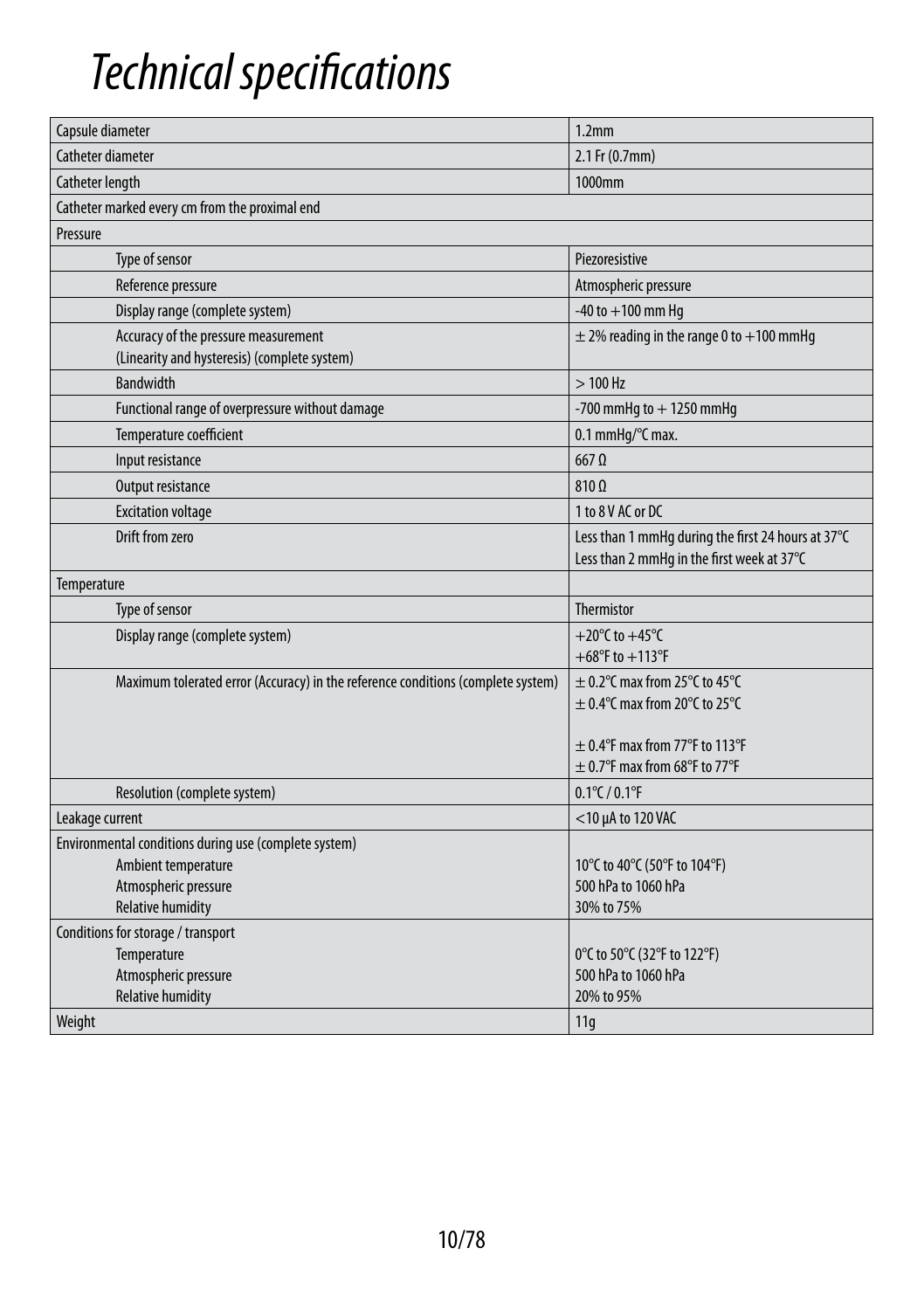# Technical specifications

| Capsule diameter | 1.2mm |
|---|---|
| Catheter diameter | 2.1 Fr (0.7mm) |
| Catheter length | 1000mm |
| Catheter marked every cm from the proximal end | |
| Pressure | |
| Type of sensor | Piezoresistive |
| Reference pressure | Atmospheric pressure |
| Display range (complete system) | -40 to +100 mm Hg |
| Accuracy of the pressure measurement<br>(Linearity and hysteresis) (complete system) | ± 2% reading in the range 0 to +100 mmHg |
| Bandwidth | > 100 Hz |
| Functional range of overpressure without damage | -700 mmHg to + 1250 mmHg |
| Temperature coefficient | 0.1 mmHg/°C max. |
| Input resistance | 667 Ω |
| Output resistance | 810 Ω |
| Excitation voltage | 1 to 8 V AC or DC |
| Drift from zero | Less than 1 mmHg during the first 24 hours at 37°C<br>Less than 2 mmHg in the first week at 37°C |
| Temperature | |
| Type of sensor | Thermistor |
| Display range (complete system) | +20°C to +45°C<br>+68°F to +113°F |
| Maximum tolerated error (Accuracy) in the reference conditions (complete system) | ± 0.2°C max from 25°C to 45°C<br>± 0.4°C max from 20°C to 25°C<br><br>± 0.4°F max from 77°F to 113°F<br>± 0.7°F max from 68°F to 77°F |
| Resolution (complete system) | 0.1°C / 0.1°F |
| Leakage current | <10 µA to 120 VAC |
| Environmental conditions during use (complete system)<br>Ambient temperature<br>Atmospheric pressure<br>Relative humidity | <br>10°C to 40°C (50°F to 104°F)<br>500 hPa to 1060 hPa<br>30% to 75% |
| Conditions for storage / transport<br>Temperature<br>Atmospheric pressure<br>Relative humidity | <br>0°C to 50°C (32°F to 122°F)<br>500 hPa to 1060 hPa<br>20% to 95% |
| Weight | 11g |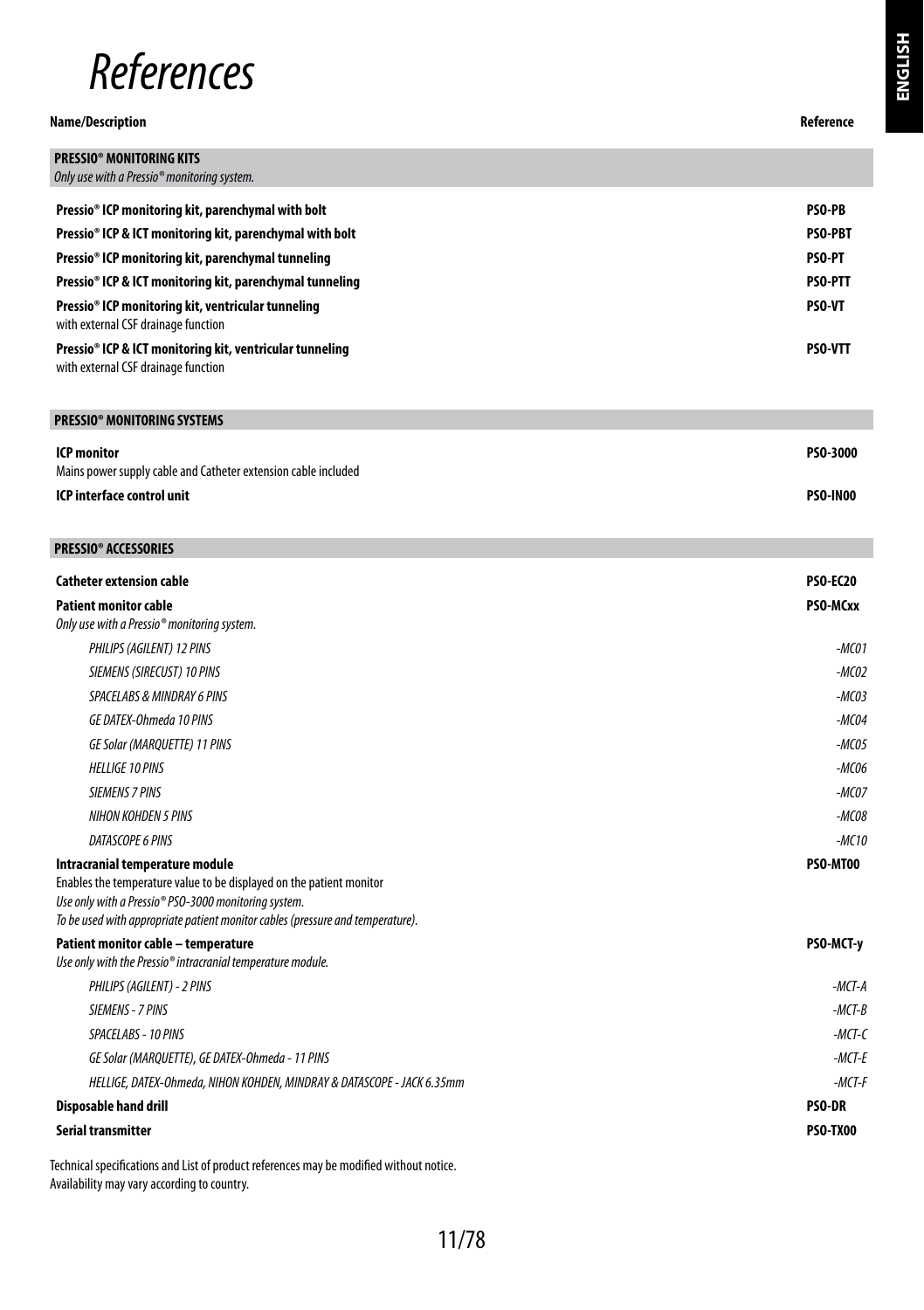# References

| Name/Description | Reference |
|---|---|
| **PRESSIO® MONITORING KITS**<br>*Only use with a Pressio® monitoring system.* | |
| **Pressio® ICP monitoring kit, parenchymal with bolt** | **PSO-PB** |
| **Pressio® ICP & ICT monitoring kit, parenchymal with bolt** | **PSO-PBT** |
| **Pressio® ICP monitoring kit, parenchymal tunneling** | **PSO-PT** |
| **Pressio® ICP & ICT monitoring kit, parenchymal tunneling** | **PSO-PTT** |
| **Pressio® ICP monitoring kit, ventricular tunneling**<br>with external CSF drainage function | **PSO-VT** |
| **Pressio® ICP & ICT monitoring kit, ventricular tunneling**<br>with external CSF drainage function | **PSO-VTT** |
| **PRESSIO® MONITORING SYSTEMS** | |
| **ICP monitor**<br>Mains power supply cable and Catheter extension cable included | **PSO-3000** |
| **ICP interface control unit** | **PSO-IN00** |
| **PRESSIO® ACCESSORIES** | |
| **Catheter extension cable** | **PSO-EC20** |
| **Patient monitor cable**<br>*Only use with a Pressio® monitoring system.* | **PSO-MCxx** |
| *PHILIPS (AGILENT) 12 PINS* | *-MC01* |
| *SIEMENS (SIRECUST) 10 PINS* | *-MC02* |
| *SPACELABS & MINDRAY 6 PINS* | *-MC03* |
| *GE DATEX-Ohmeda 10 PINS* | *-MC04* |
| *GE Solar (MARQUETTE) 11 PINS* | *-MC05* |
| *HELLIGE 10 PINS* | *-MC06* |
| *SIEMENS 7 PINS* | *-MC07* |
| *NIHON KOHDEN 5 PINS* | *-MC08* |
| *DATASCOPE 6 PINS* | *-MC10* |
| **Intracranial temperature module**<br>Enables the temperature value to be displayed on the patient monitor<br>*Use only with a Pressio® PSO-3000 monitoring system.*<br>*To be used with appropriate patient monitor cables (pressure and temperature).* | **PSO-MT00** |
| **Patient monitor cable – temperature**<br>*Use only with the Pressio® intracranial temperature module.* | **PSO-MCT-y** |
| *PHILIPS (AGILENT) - 2 PINS* | *-MCT-A* |
| *SIEMENS - 7 PINS* | *-MCT-B* |
| *SPACELABS - 10 PINS* | *-MCT-C* |
| *GE Solar (MARQUETTE), GE DATEX-Ohmeda - 11 PINS* | *-MCT-E* |
| *HELLIGE, DATEX-Ohmeda, NIHON KOHDEN, MINDRAY & DATASCOPE - JACK 6.35mm* | *-MCT-F* |
| **Disposable hand drill** | **PSO-DR** |
| **Serial transmitter** | **PSO-TX00** |

Technical specifications and List of product references may be modified without notice.
Availability may vary according to country.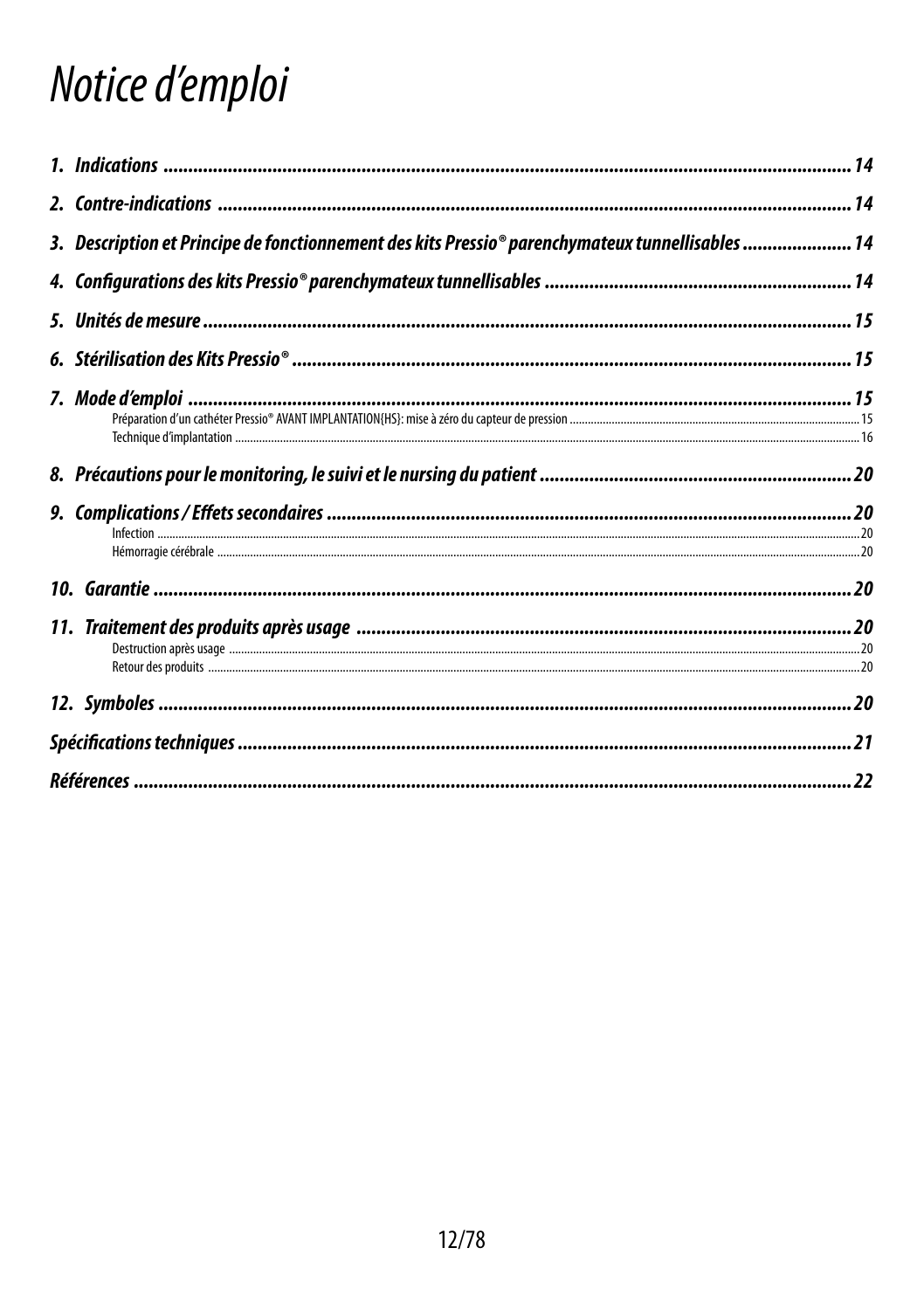# *Notice d'emploi*

***1. Indications ........................................................................................................................................ 14***

***2. Contre-indications ............................................................................................................................ 14***

***3. Description et Principe de fonctionnement des kits Pressio® parenchymateux tunnellisables ...................... 14***

***4. Configurations des kits Pressio® parenchymateux tunnellisables ............................................................ 14***

***5. Unités de mesure ............................................................................................................................... 15***

***6. Stérilisation des Kits Pressio® ............................................................................................................... 15***

***7. Mode d'emploi .................................................................................................................................... 15***

Préparation d'un cathéter Pressio® AVANT IMPLANTATION{HS}: mise à zéro du capteur de pression ........ 15

Technique d'implantation ........ 16

***8. Précautions pour le monitoring, le suivi et le nursing du patient ............................................................. 20***

***9. Complications / Effets secondaires ........................................................................................................ 20***

Infection ........ 20

Hémorragie cérébrale ........ 20

***10. Garantie ........................................................................................................................................... 20***

***11. Traitement des produits après usage .................................................................................................. 20***

Destruction après usage ........ 20

Retour des produits ........ 20

***12. Symboles .......................................................................................................................................... 20***

***Spécifications techniques ........................................................................................................................ 21***

***Références ............................................................................................................................................... 22***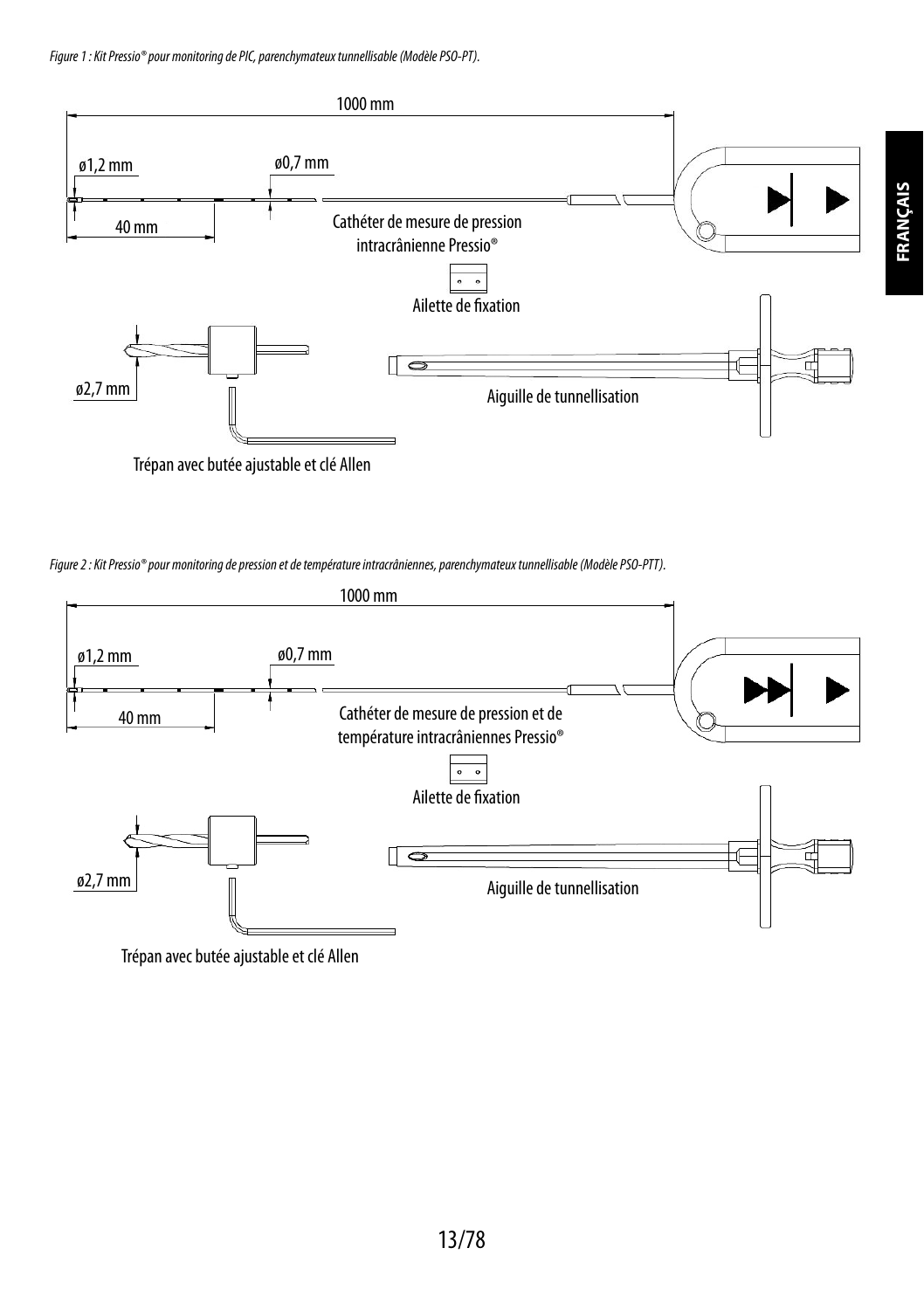*Figure 1 : Kit Pressio® pour monitoring de PIC, parenchymateux tunnellisable (Modèle PSO-PT).*

1000 mm

ø1,2 mm

ø0,7 mm

40 mm

Cathéter de mesure de pression intracrânienne Pressio®

Ailette de fixation

ø2,7 mm

Aiguille de tunnellisation

Trépan avec butée ajustable et clé Allen

*Figure 2 : Kit Pressio® pour monitoring de pression et de température intracrâniennes, parenchymateux tunnellisable (Modèle PSO-PTT).*

1000 mm

ø1,2 mm

ø0,7 mm

40 mm

Cathéter de mesure de pression et de température intracrâniennes Pressio®

Ailette de fixation

ø2,7 mm

Aiguille de tunnellisation

Trépan avec butée ajustable et clé Allen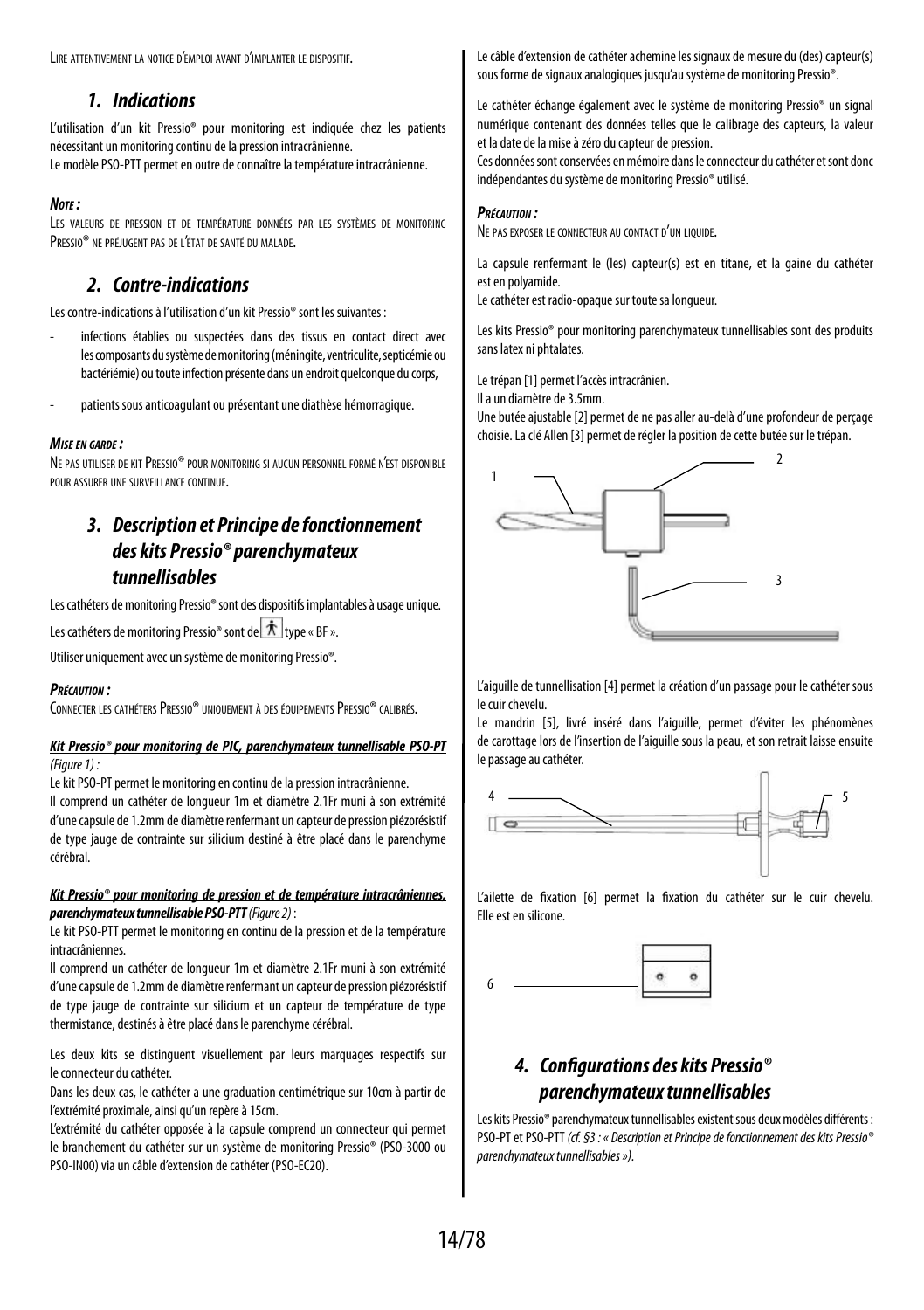Lire attentivement la notice d'emploi avant d'implanter le dispositif.

## 1. Indications

L'utilisation d'un kit Pressio® pour monitoring est indiquée chez les patients nécessitant un monitoring continu de la pression intracrânienne.
Le modèle PSO-PTT permet en outre de connaître la température intracrânienne.

***Note :***
Les valeurs de pression et de température données par les systèmes de monitoring Pressio® ne préjugent pas de l'état de santé du malade.

## 2. Contre-indications

Les contre-indications à l'utilisation d'un kit Pressio® sont les suivantes :

- infections établies ou suspectées dans des tissus en contact direct avec les composants du système de monitoring (méningite, ventriculite, septicémie ou bactériémie) ou toute infection présente dans un endroit quelconque du corps,
- patients sous anticoagulant ou présentant une diathèse hémorragique.

***Mise en garde :***
Ne pas utiliser de kit Pressio® pour monitoring si aucun personnel formé n'est disponible pour assurer une surveillance continue.

## 3. Description et Principe de fonctionnement des kits Pressio® parenchymateux tunnellisables

Les cathéters de monitoring Pressio® sont des dispositifs implantables à usage unique.

Les cathéters de monitoring Pressio® sont de type « BF ».

Utiliser uniquement avec un système de monitoring Pressio®.

***Précaution :***
Connecter les cathéters Pressio® uniquement à des équipements Pressio® calibrés.

***<u>Kit Pressio® pour monitoring de PIC, parenchymateux tunnellisable PSO-PT</u>*** *(Figure 1) :*
Le kit PSO-PT permet le monitoring en continu de la pression intracrânienne.
Il comprend un cathéter de longueur 1m et diamètre 2.1Fr muni à son extrémité d'une capsule de 1.2mm de diamètre renfermant un capteur de pression piézorésistif de type jauge de contrainte sur silicium destiné à être placé dans le parenchyme cérébral.

***<u>Kit Pressio® pour monitoring de pression et de température intracrâniennes, parenchymateux tunnellisable PSO-PTT</u>*** *(Figure 2)* :
Le kit PSO-PTT permet le monitoring en continu de la pression et de la température intracrâniennes.
Il comprend un cathéter de longueur 1m et diamètre 2.1Fr muni à son extrémité d'une capsule de 1.2mm de diamètre renfermant un capteur de pression piézorésistif de type jauge de contrainte sur silicium et un capteur de température de type thermistance, destinés à être placé dans le parenchyme cérébral.

Les deux kits se distinguent visuellement par leurs marquages respectifs sur le connecteur du cathéter.
Dans les deux cas, le cathéter a une graduation centimétrique sur 10cm à partir de l'extrémité proximale, ainsi qu'un repère à 15cm.
L'extrémité du cathéter opposée à la capsule comprend un connecteur qui permet le branchement du cathéter sur un système de monitoring Pressio® (PSO-3000 ou PSO-IN00) via un câble d'extension de cathéter (PSO-EC20).

Le câble d'extension de cathéter achemine les signaux de mesure du (des) capteur(s) sous forme de signaux analogiques jusqu'au système de monitoring Pressio®.

Le cathéter échange également avec le système de monitoring Pressio® un signal numérique contenant des données telles que le calibrage des capteurs, la valeur et la date de la mise à zéro du capteur de pression.
Ces données sont conservées en mémoire dans le connecteur du cathéter et sont donc indépendantes du système de monitoring Pressio® utilisé.

***Précaution :***
Ne pas exposer le connecteur au contact d'un liquide.

La capsule renfermant le (les) capteur(s) est en titane, et la gaine du cathéter est en polyamide.
Le cathéter est radio-opaque sur toute sa longueur.

Les kits Pressio® pour monitoring parenchymateux tunnellisables sont des produits sans latex ni phtalates.

Le trépan [1] permet l'accès intracrânien.
Il a un diamètre de 3.5mm.
Une butée ajustable [2] permet de ne pas aller au-delà d'une profondeur de perçage choisie. La clé Allen [3] permet de régler la position de cette butée sur le trépan.

1 2 3

L'aiguille de tunnellisation [4] permet la création d'un passage pour le cathéter sous le cuir chevelu.
Le mandrin [5], livré inséré dans l'aiguille, permet d'éviter les phénomènes de carottage lors de l'insertion de l'aiguille sous la peau, et son retrait laisse ensuite le passage au cathéter.

4 5

L'ailette de fixation [6] permet la fixation du cathéter sur le cuir chevelu. Elle est en silicone.

6

## 4. Configurations des kits Pressio® parenchymateux tunnellisables

Les kits Pressio® parenchymateux tunnellisables existent sous deux modèles différents : PSO-PT et PSO-PTT *(cf. §3 : « Description et Principe de fonctionnement des kits Pressio® parenchymateux tunnellisables »).*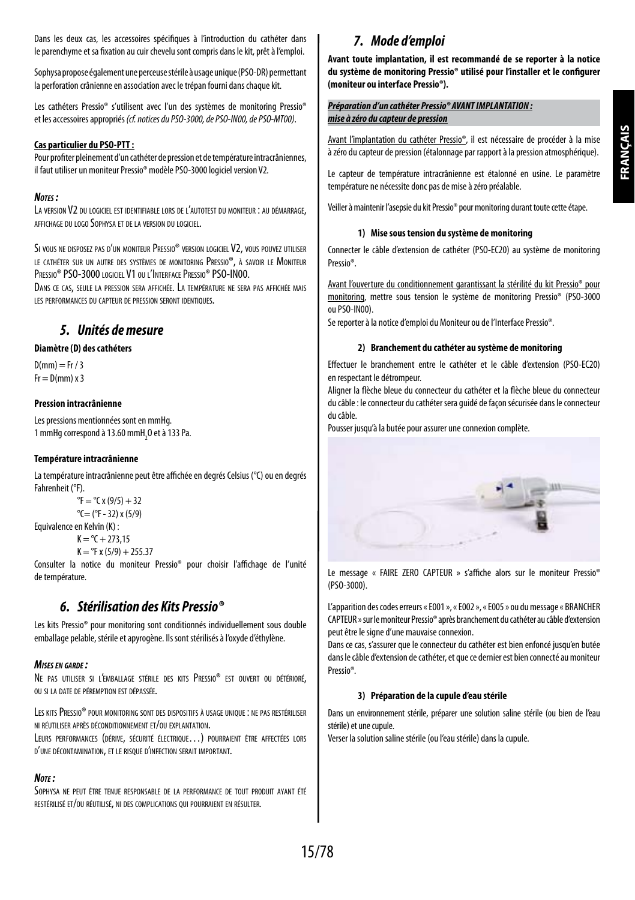Dans les deux cas, les accessoires spécifiques à l'introduction du cathéter dans le parenchyme et sa fixation au cuir chevelu sont compris dans le kit, prêt à l'emploi.

Sophysa propose également une perceuse stérile à usage unique (PSO-DR) permettant la perforation crânienne en association avec le trépan fourni dans chaque kit.

Les cathéters Pressio® s'utilisent avec l'un des systèmes de monitoring Pressio® et les accessoires appropriés *(cf. notices du PSO-3000, de PSO-IN00, de PSO-MT00)*.

**Cas particulier du PSO-PTT :**

Pour profiter pleinement d'un cathéter de pression et de température intracrâniennes, il faut utiliser un moniteur Pressio® modèle PSO-3000 logiciel version V2.

***Notes :***

La version V2 du logiciel est identifiable lors de l'autotest du moniteur : au démarrage, affichage du logo Sophysa et de la version du logiciel.

Si vous ne disposez pas d'un moniteur Pressio® version logiciel V2, vous pouvez utiliser le cathéter sur un autre des systèmes de monitoring Pressio®, à savoir le Moniteur Pressio® PSO-3000 logiciel V1 ou l'Interface Pressio® PSO-IN00.

Dans ce cas, seule la pression sera affichée. La température ne sera pas affichée mais les performances du capteur de pression seront identiques.

## *5. Unités de mesure*

**Diamètre (D) des cathéters**

D(mm) = Fr / 3
Fr = D(mm) x 3

**Pression intracrânienne**

Les pressions mentionnées sont en mmHg.
1 mmHg correspond à 13.60 mm$H_2O$ et à 133 Pa.

**Température intracrânienne**

La température intracrânienne peut être affichée en degrés Celsius (°C) ou en degrés Fahrenheit (°F).

°F = °C x (9/5) + 32
°C= (°F - 32) x (5/9)

Equivalence en Kelvin (K) :

K = °C + 273,15
K = °F x (5/9) + 255.37

Consulter la notice du moniteur Pressio® pour choisir l'affichage de l'unité de température.

## *6. Stérilisation des Kits Pressio®*

Les kits Pressio® pour monitoring sont conditionnés individuellement sous double emballage pelable, stérile et apyrogène. Ils sont stérilisés à l'oxyde d'éthylène.

***Mises en garde :***

Ne pas utiliser si l'emballage stérile des kits Pressio® est ouvert ou détérioré, ou si la date de péremption est dépassée.

Les kits Pressio® pour monitoring sont des dispositifs à usage unique : ne pas restériliser ni réutiliser après déconditionnement et/ou explantation.

Leurs performances (dérive, sécurité électrique…) pourraient être affectées lors d'une décontamination, et le risque d'infection serait important.

***Note :***

Sophysa ne peut être tenue responsable de la performance de tout produit ayant été restérilisé et/ou réutilisé, ni des complications qui pourraient en résulter.

## *7. Mode d'emploi*

**Avant toute implantation, il est recommandé de se reporter à la notice du système de monitoring Pressio® utilisé pour l'installer et le configurer (moniteur ou interface Pressio®).**

***Préparation d'un cathéter Pressio® AVANT IMPLANTATION : mise à zéro du capteur de pression***

Avant l'implantation du cathéter Pressio®, il est nécessaire de procéder à la mise à zéro du capteur de pression (étalonnage par rapport à la pression atmosphérique).

Le capteur de température intracrânienne est étalonné en usine. Le paramètre température ne nécessite donc pas de mise à zéro préalable.

Veiller à maintenir l'asepsie du kit Pressio® pour monitoring durant toute cette étape.

#### 1) Mise sous tension du système de monitoring

Connecter le câble d'extension de cathéter (PSO-EC20) au système de monitoring Pressio®.

Avant l'ouverture du conditionnement garantissant la stérilité du kit Pressio® pour monitoring, mettre sous tension le système de monitoring Pressio® (PSO-3000 ou PSO-IN00).
Se reporter à la notice d'emploi du Moniteur ou de l'Interface Pressio®.

#### 2) Branchement du cathéter au système de monitoring

Effectuer le branchement entre le cathéter et le câble d'extension (PSO-EC20) en respectant le détrompeur.
Aligner la flèche bleue du connecteur du cathéter et la flèche bleue du connecteur du câble : le connecteur du cathéter sera guidé de façon sécurisée dans le connecteur du câble.
Pousser jusqu'à la butée pour assurer une connexion complète.

Le message « FAIRE ZERO CAPTEUR » s'affiche alors sur le moniteur Pressio® (PSO-3000).

L'apparition des codes erreurs « E001 », « E002 », « E005 » ou du message « BRANCHER CAPTEUR » sur le moniteur Pressio® après branchement du cathéter au câble d'extension peut être le signe d'une mauvaise connexion.
Dans ce cas, s'assurer que le connecteur du cathéter est bien enfoncé jusqu'en butée dans le câble d'extension de cathéter, et que ce dernier est bien connecté au moniteur Pressio®.

#### 3) Préparation de la cupule d'eau stérile

Dans un environnement stérile, préparer une solution saline stérile (ou bien de l'eau stérile) et une cupule.
Verser la solution saline stérile (ou l'eau stérile) dans la cupule.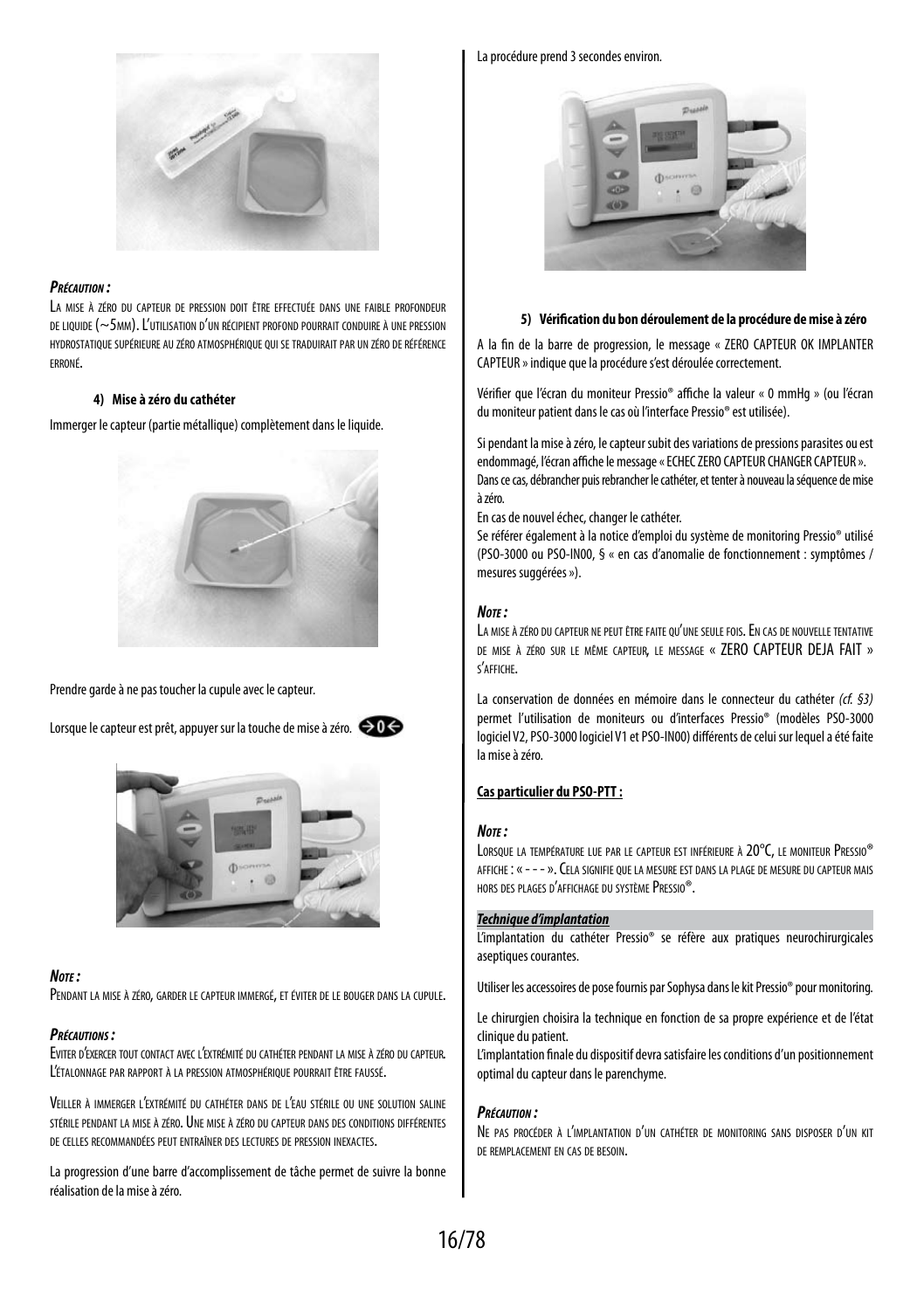***Précaution :***

La mise à zéro du capteur de pression doit être effectuée dans une faible profondeur de liquide (~5mm). L'utilisation d'un récipient profond pourrait conduire à une pression hydrostatique supérieure au zéro atmosphérique qui se traduirait par un zéro de référence erroné.

#### 4) Mise à zéro du cathéter

Immerger le capteur (partie métallique) complètement dans le liquide.

Prendre garde à ne pas toucher la cupule avec le capteur.

Lorsque le capteur est prêt, appuyer sur la touche de mise à zéro. →0←

***Note :***

Pendant la mise à zéro, garder le capteur immergé, et éviter de le bouger dans la cupule.

***Précautions :***

Eviter d'exercer tout contact avec l'extrémité du cathéter pendant la mise à zéro du capteur. L'étalonnage par rapport à la pression atmosphérique pourrait être faussé.

Veiller à immerger l'extrémité du cathéter dans de l'eau stérile ou une solution saline stérile pendant la mise à zéro. Une mise à zéro du capteur dans des conditions différentes de celles recommandées peut entraîner des lectures de pression inexactes.

La progression d'une barre d'accomplissement de tâche permet de suivre la bonne réalisation de la mise à zéro.

La procédure prend 3 secondes environ.

#### 5) Vérification du bon déroulement de la procédure de mise à zéro

A la fin de la barre de progression, le message « ZERO CAPTEUR OK IMPLANTER CAPTEUR » indique que la procédure s'est déroulée correctement.

Vérifier que l'écran du moniteur Pressio® affiche la valeur « 0 mmHg » (ou l'écran du moniteur patient dans le cas où l'interface Pressio® est utilisée).

Si pendant la mise à zéro, le capteur subit des variations de pressions parasites ou est endommagé, l'écran affiche le message « ECHEC ZERO CAPTEUR CHANGER CAPTEUR ».
Dans ce cas, débrancher puis rebrancher le cathéter, et tenter à nouveau la séquence de mise à zéro.
En cas de nouvel échec, changer le cathéter.
Se référer également à la notice d'emploi du système de monitoring Pressio® utilisé (PSO-3000 ou PSO-IN00, § « en cas d'anomalie de fonctionnement : symptômes / mesures suggérées »).

***Note :***

La mise à zéro du capteur ne peut être faite qu'une seule fois. En cas de nouvelle tentative de mise à zéro sur le même capteur, le message « ZERO CAPTEUR DEJA FAIT » s'affiche.

La conservation de données en mémoire dans le connecteur du cathéter *(cf. §3)* permet l'utilisation de moniteurs ou d'interfaces Pressio® (modèles PSO-3000 logiciel V2, PSO-3000 logiciel V1 et PSO-IN00) différents de celui sur lequel a été faite la mise à zéro.

**Cas particulier du PSO-PTT :**

***Note :***

Lorsque la température lue par le capteur est inférieure à 20°C, le moniteur Pressio® affiche : « - - - ». Cela signifie que la mesure est dans la plage de mesure du capteur mais hors des plages d'affichage du système Pressio®.

***Technique d'implantation***

L'implantation du cathéter Pressio® se réfère aux pratiques neurochirurgicales aseptiques courantes.

Utiliser les accessoires de pose fournis par Sophysa dans le kit Pressio® pour monitoring.

Le chirurgien choisira la technique en fonction de sa propre expérience et de l'état clinique du patient.
L'implantation finale du dispositif devra satisfaire les conditions d'un positionnement optimal du capteur dans le parenchyme.

***Précaution :***

Ne pas procéder à l'implantation d'un cathéter de monitoring sans disposer d'un kit de remplacement en cas de besoin.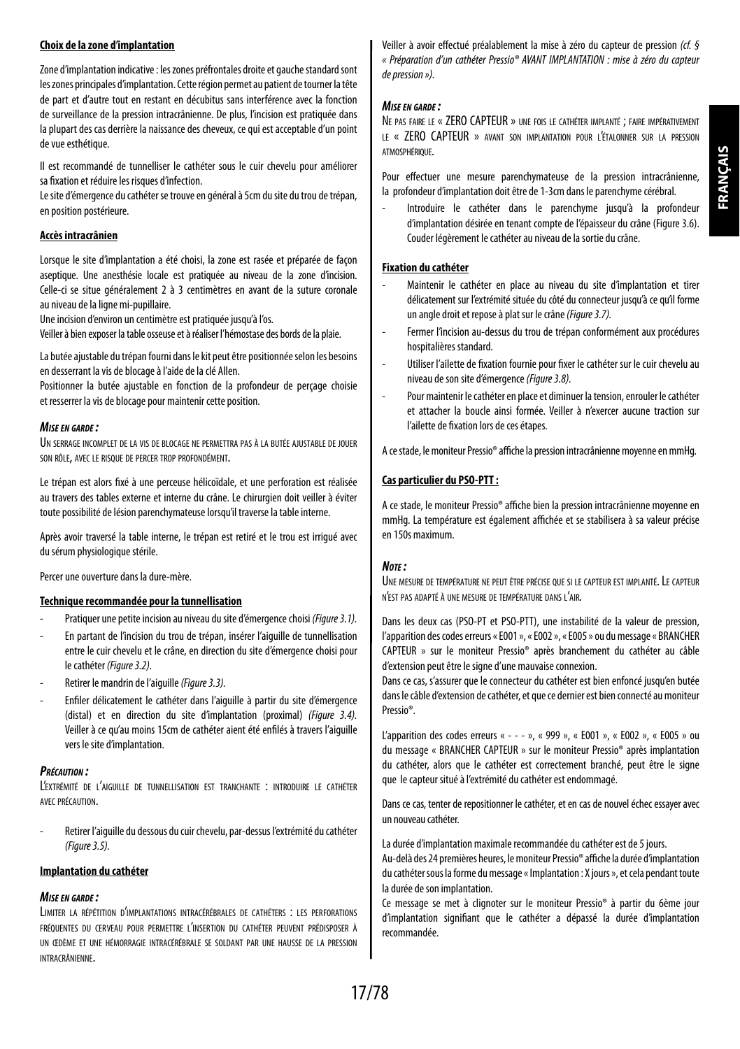**Choix de la zone d'implantation**

Zone d'implantation indicative : les zones préfrontales droite et gauche standard sont les zones principales d'implantation. Cette région permet au patient de tourner la tête de part et d'autre tout en restant en décubitus sans interférence avec la fonction de surveillance de la pression intracrânienne. De plus, l'incision est pratiquée dans la plupart des cas derrière la naissance des cheveux, ce qui est acceptable d'un point de vue esthétique.

Il est recommandé de tunnelliser le cathéter sous le cuir chevelu pour améliorer sa fixation et réduire les risques d'infection.
Le site d'émergence du cathéter se trouve en général à 5cm du site du trou de trépan, en position postérieure.

**Accès intracrânien**

Lorsque le site d'implantation a été choisi, la zone est rasée et préparée de façon aseptique. Une anesthésie locale est pratiquée au niveau de la zone d'incision. Celle-ci se situe généralement 2 à 3 centimètres en avant de la suture coronale au niveau de la ligne mi-pupillaire.
Une incision d'environ un centimètre est pratiquée jusqu'à l'os.
Veiller à bien exposer la table osseuse et à réaliser l'hémostase des bords de la plaie.

La butée ajustable du trépan fourni dans le kit peut être positionnée selon les besoins en desserrant la vis de blocage à l'aide de la clé Allen.
Positionner la butée ajustable en fonction de la profondeur de perçage choisie et resserrer la vis de blocage pour maintenir cette position.

***Mise en garde :***

Un serrage incomplet de la vis de blocage ne permettra pas à la butée ajustable de jouer son rôle, avec le risque de percer trop profondément.

Le trépan est alors fixé à une perceuse hélicoïdale, et une perforation est réalisée au travers des tables externe et interne du crâne. Le chirurgien doit veiller à éviter toute possibilité de lésion parenchymateuse lorsqu'il traverse la table interne.

Après avoir traversé la table interne, le trépan est retiré et le trou est irrigué avec du sérum physiologique stérile.

Percer une ouverture dans la dure-mère.

**Technique recommandée pour la tunnellisation**

- Pratiquer une petite incision au niveau du site d'émergence choisi *(Figure 3.1)*.
- En partant de l'incision du trou de trépan, insérer l'aiguille de tunnellisation entre le cuir chevelu et le crâne, en direction du site d'émergence choisi pour le cathéter *(Figure 3.2)*.
- Retirer le mandrin de l'aiguille *(Figure 3.3)*.
- Enfiler délicatement le cathéter dans l'aiguille à partir du site d'émergence (distal) et en direction du site d'implantation (proximal) *(Figure 3.4)*. Veiller à ce qu'au moins 15cm de cathéter aient été enfilés à travers l'aiguille vers le site d'implantation.

***Précaution :***

L'extrémité de l'aiguille de tunnellisation est tranchante : introduire le cathéter avec précaution.

- Retirer l'aiguille du dessous du cuir chevelu, par-dessus l'extrémité du cathéter *(Figure 3.5)*.

**Implantation du cathéter**

***Mise en garde :***

Limiter la répétition d'implantations intracérébrales de cathéters : les perforations fréquentes du cerveau pour permettre l'insertion du cathéter peuvent prédisposer à un œdème et une hémorragie intracérébrale se soldant par une hausse de la pression intracrânienne.

Veiller à avoir effectué préalablement la mise à zéro du capteur de pression *(cf. § « Préparation d'un cathéter Pressio® AVANT IMPLANTATION : mise à zéro du capteur de pression »)*.

***Mise en garde :***

Ne pas faire le « ZERO CAPTEUR » une fois le cathéter implanté ; faire impérativement le « ZERO CAPTEUR » avant son implantation pour l'étalonner sur la pression atmosphérique.

Pour effectuer une mesure parenchymateuse de la pression intracrânienne, la profondeur d'implantation doit être de 1-3cm dans le parenchyme cérébral.

- Introduire le cathéter dans le parenchyme jusqu'à la profondeur d'implantation désirée en tenant compte de l'épaisseur du crâne (Figure 3.6). Couder légèrement le cathéter au niveau de la sortie du crâne.

**Fixation du cathéter**

- Maintenir le cathéter en place au niveau du site d'implantation et tirer délicatement sur l'extrémité située du côté du connecteur jusqu'à ce qu'il forme un angle droit et repose à plat sur le crâne *(Figure 3.7)*.
- Fermer l'incision au-dessus du trou de trépan conformément aux procédures hospitalières standard.
- Utiliser l'ailette de fixation fournie pour fixer le cathéter sur le cuir chevelu au niveau de son site d'émergence *(Figure 3.8)*.
- Pour maintenir le cathéter en place et diminuer la tension, enrouler le cathéter et attacher la boucle ainsi formée. Veiller à n'exercer aucune traction sur l'ailette de fixation lors de ces étapes.

A ce stade, le moniteur Pressio® affiche la pression intracrânienne moyenne en mmHg.

**Cas particulier du PSO-PTT :**

A ce stade, le moniteur Pressio® affiche bien la pression intracrânienne moyenne en mmHg. La température est également affichée et se stabilisera à sa valeur précise en 150s maximum.

***Note :***

Une mesure de température ne peut être précise que si le capteur est implanté. Le capteur n'est pas adapté à une mesure de température dans l'air.

Dans les deux cas (PSO-PT et PSO-PTT), une instabilité de la valeur de pression, l'apparition des codes erreurs « E001 », « E002 », « E005 » ou du message « BRANCHER CAPTEUR » sur le moniteur Pressio® après branchement du cathéter au câble d'extension peut être le signe d'une mauvaise connexion.
Dans ce cas, s'assurer que le connecteur du cathéter est bien enfoncé jusqu'en butée dans le câble d'extension de cathéter, et que ce dernier est bien connecté au moniteur Pressio®.

L'apparition des codes erreurs « - - - », « 999 », « E001 », « E002 », « E005 » ou du message « BRANCHER CAPTEUR » sur le moniteur Pressio® après implantation du cathéter, alors que le cathéter est correctement branché, peut être le signe que le capteur situé à l'extrémité du cathéter est endommagé.

Dans ce cas, tenter de repositionner le cathéter, et en cas de nouvel échec essayer avec un nouveau cathéter.

La durée d'implantation maximale recommandée du cathéter est de 5 jours.
Au-delà des 24 premières heures, le moniteur Pressio® affiche la durée d'implantation du cathéter sous la forme du message « Implantation : X jours », et cela pendant toute la durée de son implantation.
Ce message se met à clignoter sur le moniteur Pressio® à partir du 6ème jour d'implantation signifiant que le cathéter a dépassé la durée d'implantation recommandée.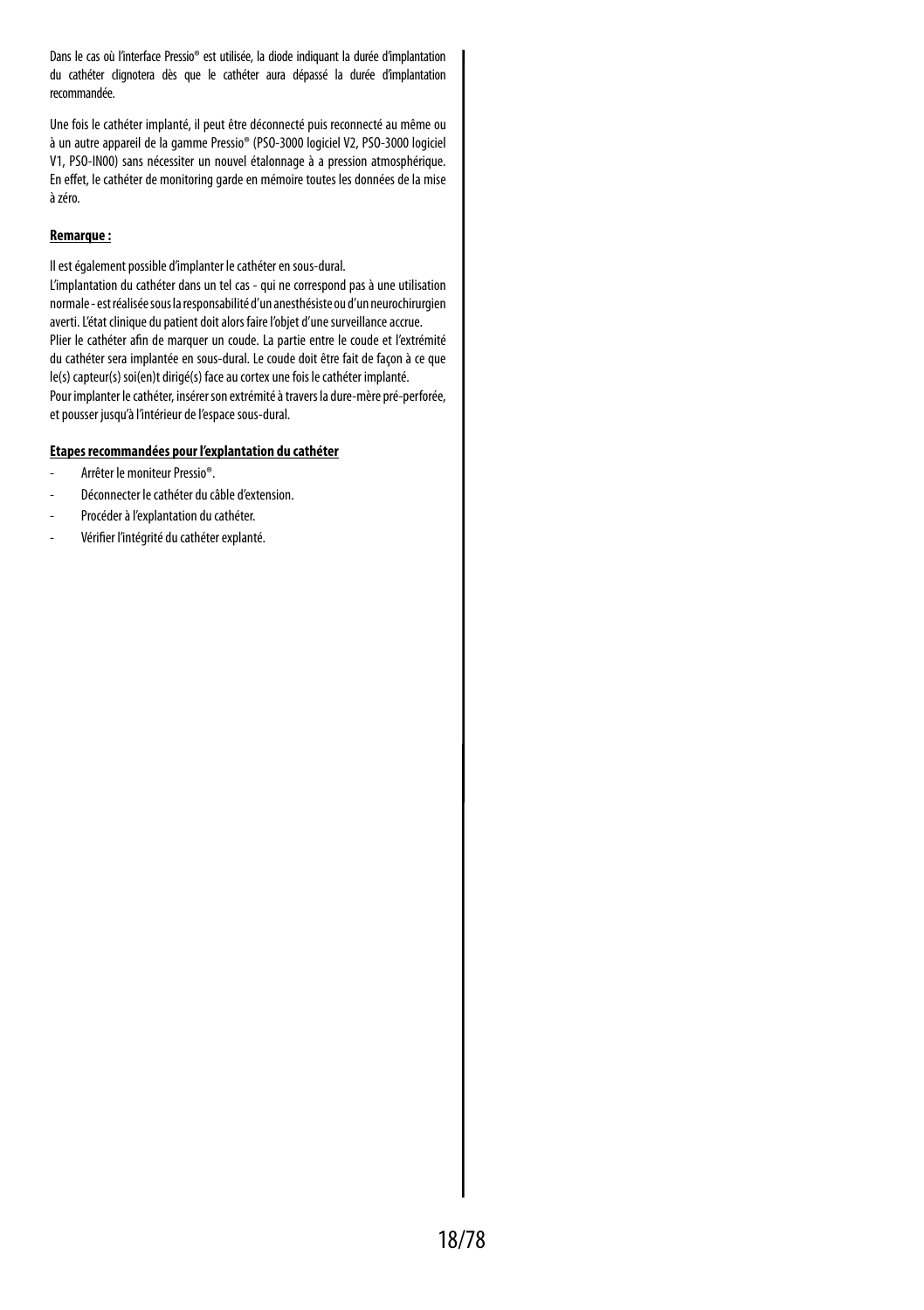Dans le cas où l'interface Pressio® est utilisée, la diode indiquant la durée d'implantation du cathéter clignotera dès que le cathéter aura dépassé la durée d'implantation recommandée.

Une fois le cathéter implanté, il peut être déconnecté puis reconnecté au même ou à un autre appareil de la gamme Pressio® (PSO-3000 logiciel V2, PSO-3000 logiciel V1, PSO-IN00) sans nécessiter un nouvel étalonnage à a pression atmosphérique. En effet, le cathéter de monitoring garde en mémoire toutes les données de la mise à zéro.

**Remarque :**

Il est également possible d'implanter le cathéter en sous-dural.
L'implantation du cathéter dans un tel cas - qui ne correspond pas à une utilisation normale - est réalisée sous la responsabilité d'un anesthésiste ou d'un neurochirurgien averti. L'état clinique du patient doit alors faire l'objet d'une surveillance accrue.
Plier le cathéter afin de marquer un coude. La partie entre le coude et l'extrémité du cathéter sera implantée en sous-dural. Le coude doit être fait de façon à ce que le(s) capteur(s) soi(en)t dirigé(s) face au cortex une fois le cathéter implanté.
Pour implanter le cathéter, insérer son extrémité à travers la dure-mère pré-perforée, et pousser jusqu'à l'intérieur de l'espace sous-dural.

**Etapes recommandées pour l'explantation du cathéter**

- Arrêter le moniteur Pressio®.
- Déconnecter le cathéter du câble d'extension.
- Procéder à l'explantation du cathéter.
- Vérifier l'intégrité du cathéter explanté.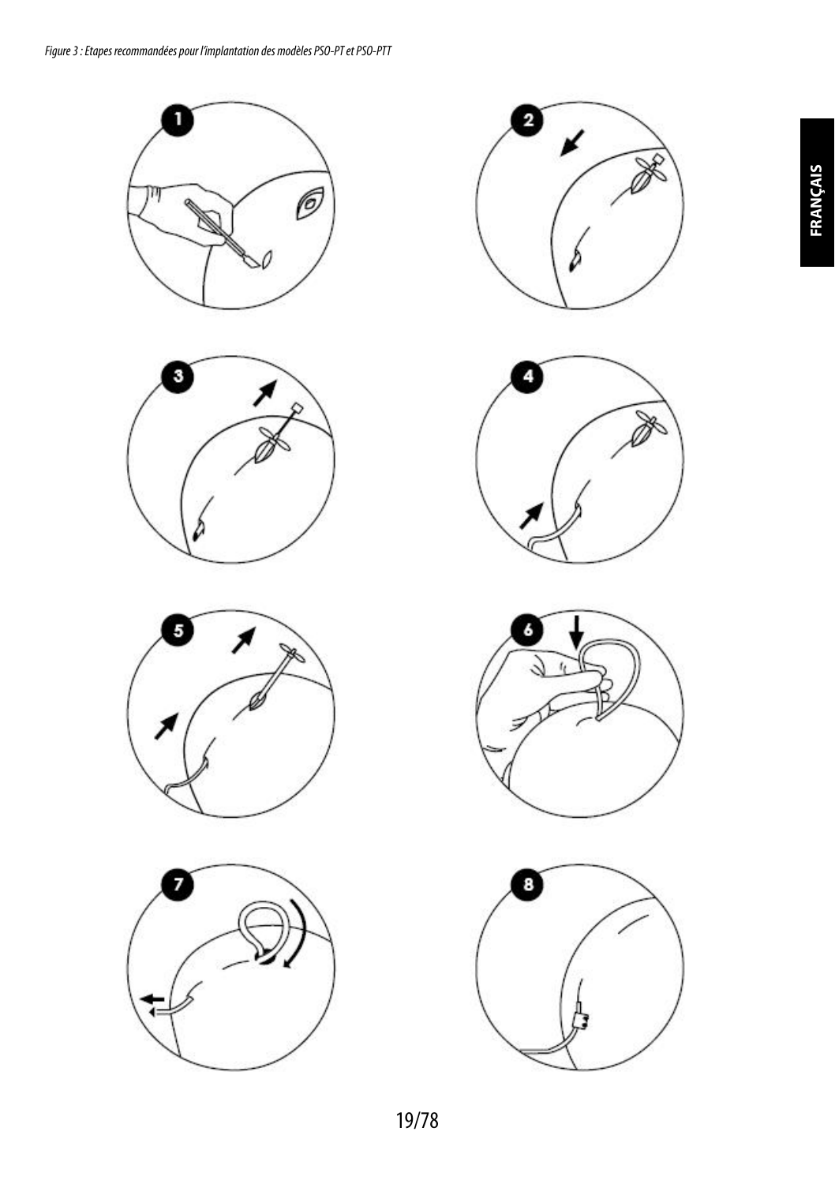*Figure 3 : Etapes recommandées pour l'implantation des modèles PSO-PT et PSO-PTT*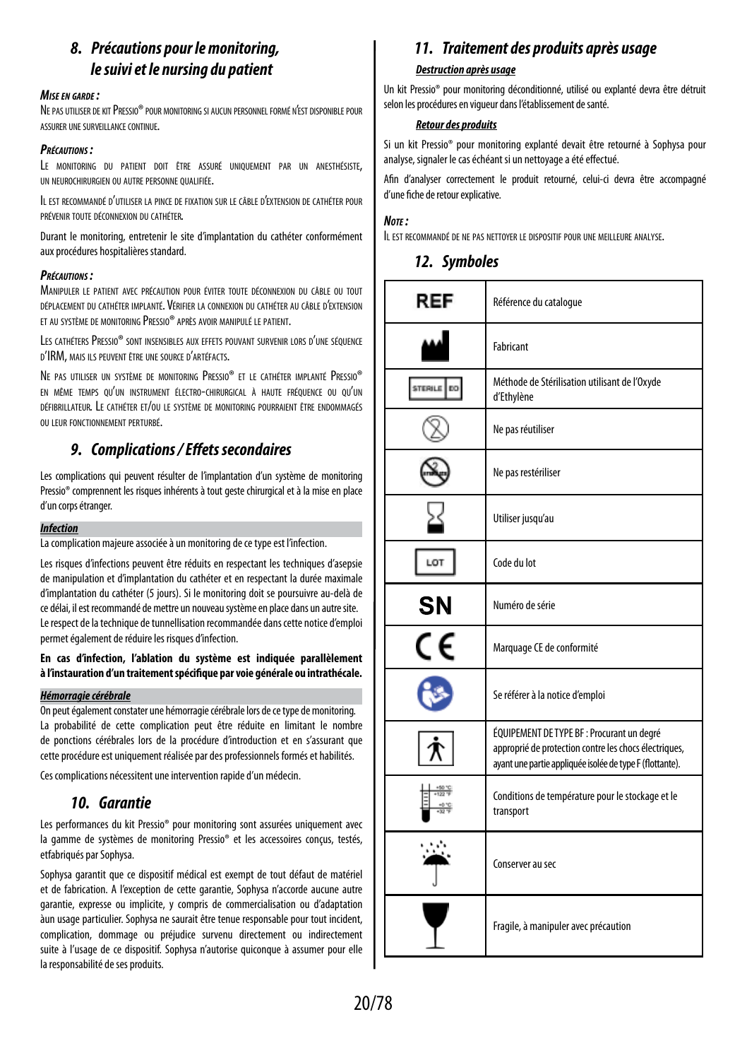## 8. Précautions pour le monitoring, le suivi et le nursing du patient

***Mise en garde :***

Ne pas utiliser de kit Pressio® pour monitoring si aucun personnel formé n'est disponible pour assurer une surveillance continue.

***Précautions :***

Le monitoring du patient doit être assuré uniquement par un anesthésiste, un neurochirurgien ou autre personne qualifiée.

Il est recommandé d'utiliser la pince de fixation sur le câble d'extension de cathéter pour prévenir toute déconnexion du cathéter.

Durant le monitoring, entretenir le site d'implantation du cathéter conformément aux procédures hospitalières standard.

***Précautions :***

Manipuler le patient avec précaution pour éviter toute déconnexion du câble ou tout déplacement du cathéter implanté. Vérifier la connexion du cathéter au câble d'extension et au système de monitoring Pressio® après avoir manipulé le patient.

Les cathéters Pressio® sont insensibles aux effets pouvant survenir lors d'une séquence d'IRM, mais ils peuvent être une source d'artéfacts.

Ne pas utiliser un système de monitoring Pressio® et le cathéter implanté Pressio® en même temps qu'un instrument électro-chirurgical à haute fréquence ou qu'un défibrillateur. Le cathéter et/ou le système de monitoring pourraient être endommagés ou leur fonctionnement perturbé.

## 9. Complications / Effets secondaires

Les complications qui peuvent résulter de l'implantation d'un système de monitoring Pressio® comprennent les risques inhérents à tout geste chirurgical et à la mise en place d'un corps étranger.

***Infection***

La complication majeure associée à un monitoring de ce type est l'infection.

Les risques d'infections peuvent être réduits en respectant les techniques d'asepsie de manipulation et d'implantation du cathéter et en respectant la durée maximale d'implantation du cathéter (5 jours). Si le monitoring doit se poursuivre au-delà de ce délai, il est recommandé de mettre un nouveau système en place dans un autre site. Le respect de la technique de tunnellisation recommandée dans cette notice d'emploi permet également de réduire les risques d'infection.

**En cas d'infection, l'ablation du système est indiquée parallèlement à l'instauration d'un traitement spécifique par voie générale ou intrathécale.**

***Hémorragie cérébrale***

On peut également constater une hémorragie cérébrale lors de ce type de monitoring. La probabilité de cette complication peut être réduite en limitant le nombre de ponctions cérébrales lors de la procédure d'introduction et en s'assurant que cette procédure est uniquement réalisée par des professionnels formés et habilités.

Ces complications nécessitent une intervention rapide d'un médecin.

## 10. Garantie

Les performances du kit Pressio® pour monitoring sont assurées uniquement avec la gamme de systèmes de monitoring Pressio® et les accessoires conçus, testés, etfabriqués par Sophysa.

Sophysa garantit que ce dispositif médical est exempt de tout défaut de matériel et de fabrication. A l'exception de cette garantie, Sophysa n'accorde aucune autre garantie, expresse ou implicite, y compris de commercialisation ou d'adaptation àun usage particulier. Sophysa ne saurait être tenue responsable pour tout incident, complication, dommage ou préjudice survenu directement ou indirectement suite à l'usage de ce dispositif. Sophysa n'autorise quiconque à assumer pour elle la responsabilité de ses produits.

## 11. Traitement des produits après usage

***Destruction après usage***

Un kit Pressio® pour monitoring déconditionné, utilisé ou explanté devra être détruit selon les procédures en vigueur dans l'établissement de santé.

***Retour des produits***

Si un kit Pressio® pour monitoring explanté devait être retourné à Sophysa pour analyse, signaler le cas échéant si un nettoyage a été effectué.

Afin d'analyser correctement le produit retourné, celui-ci devra être accompagné d'une fiche de retour explicative.

***Note :***

Il est recommandé de ne pas nettoyer le dispositif pour une meilleure analyse.

## 12. Symboles

| Symbole | Signification |
|---|---|
| REF | Référence du catalogue |
| | Fabricant |
| STERILE EO | Méthode de Stérilisation utilisant de l'Oxyde d'Ethylène |
| | Ne pas réutiliser |
| | Ne pas restériliser |
| | Utiliser jusqu'au |
| LOT | Code du lot |
| SN | Numéro de série |
| CE | Marquage CE de conformité |
| | Se référer à la notice d'emploi |
| | ÉQUIPEMENT DE TYPE BF : Procurant un degré approprié de protection contre les chocs électriques, ayant une partie appliquée isolée de type F (flottante). |
| +50 °C +122 °F / +0 °C +32 °F | Conditions de température pour le stockage et le transport |
| | Conserver au sec |
| | Fragile, à manipuler avec précaution |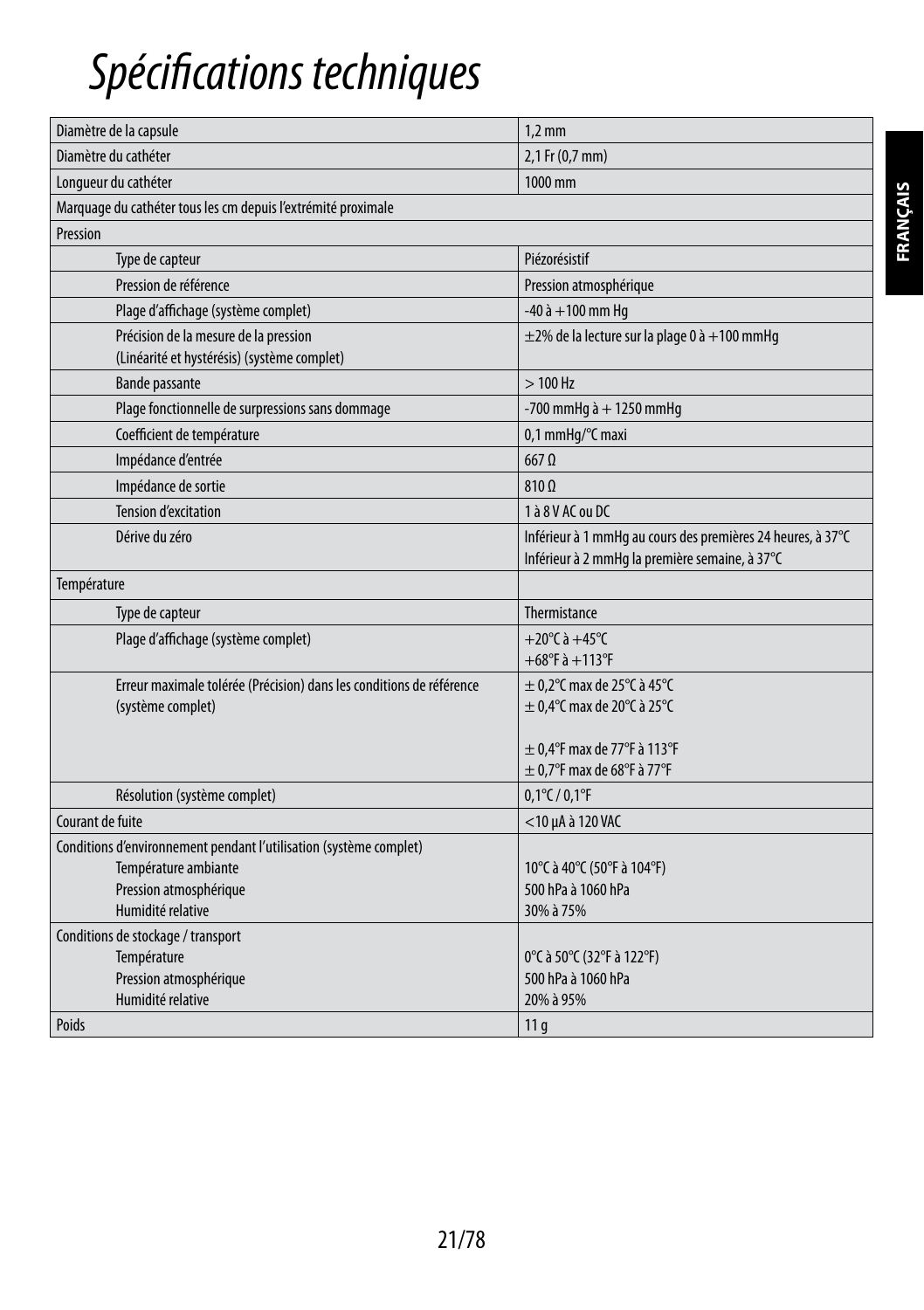# Spécifications techniques

| | |
|---|---|
| Diamètre de la capsule | 1,2 mm |
| Diamètre du cathéter | 2,1 Fr (0,7 mm) |
| Longueur du cathéter | 1000 mm |
| Marquage du cathéter tous les cm depuis l'extrémité proximale | |
| Pression | |
| Type de capteur | Piézorésistif |
| Pression de référence | Pression atmosphérique |
| Plage d'affichage (système complet) | -40 à +100 mm Hg |
| Précision de la mesure de la pression (Linéarité et hystérésis) (système complet) | ±2% de la lecture sur la plage 0 à +100 mmHg |
| Bande passante | > 100 Hz |
| Plage fonctionnelle de surpressions sans dommage | -700 mmHg à + 1250 mmHg |
| Coefficient de température | 0,1 mmHg/°C maxi |
| Impédance d'entrée | 667 Ω |
| Impédance de sortie | 810 Ω |
| Tension d'excitation | 1 à 8 V AC ou DC |
| Dérive du zéro | Inférieur à 1 mmHg au cours des premières 24 heures, à 37°C<br>Inférieur à 2 mmHg la première semaine, à 37°C |
| Température | |
| Type de capteur | Thermistance |
| Plage d'affichage (système complet) | +20°C à +45°C<br>+68°F à +113°F |
| Erreur maximale tolérée (Précision) dans les conditions de référence (système complet) | ± 0,2°C max de 25°C à 45°C<br>± 0,4°C max de 20°C à 25°C<br><br>± 0,4°F max de 77°F à 113°F<br>± 0,7°F max de 68°F à 77°F |
| Résolution (système complet) | 0,1°C / 0,1°F |
| Courant de fuite | <10 µA à 120 VAC |
| Conditions d'environnement pendant l'utilisation (système complet)<br>Température ambiante<br>Pression atmosphérique<br>Humidité relative | <br>10°C à 40°C (50°F à 104°F)<br>500 hPa à 1060 hPa<br>30% à 75% |
| Conditions de stockage / transport<br>Température<br>Pression atmosphérique<br>Humidité relative | <br>0°C à 50°C (32°F à 122°F)<br>500 hPa à 1060 hPa<br>20% à 95% |
| Poids | 11 g |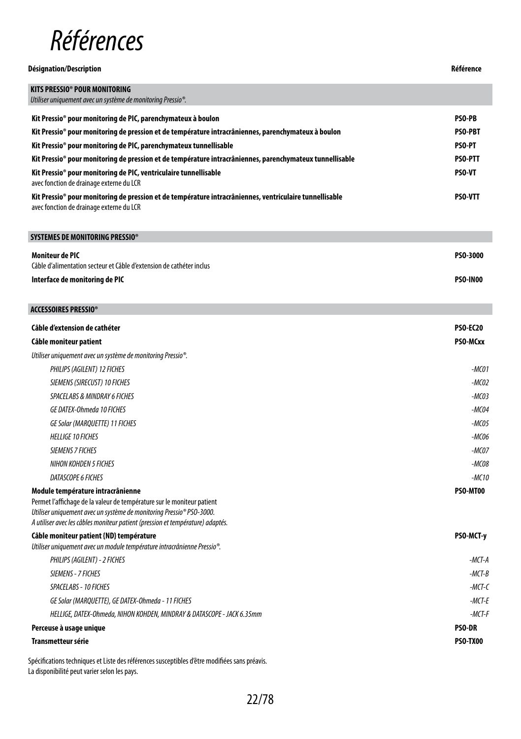# Références

| Désignation/Description | Référence |
| --- | --- |
| **KITS PRESSIO® POUR MONITORING**<br>*Utiliser uniquement avec un système de monitoring Pressio®.* | |
| **Kit Pressio® pour monitoring de PIC, parenchymateux à boulon** | **PSO-PB** |
| **Kit Pressio® pour monitoring de pression et de température intracrâniennes, parenchymateux à boulon** | **PSO-PBT** |
| **Kit Pressio® pour monitoring de PIC, parenchymateux tunnellisable** | **PSO-PT** |
| **Kit Pressio® pour monitoring de pression et de température intracrâniennes, parenchymateux tunnellisable** | **PSO-PTT** |
| **Kit Pressio® pour monitoring de PIC, ventriculaire tunnellisable**<br>avec fonction de drainage externe du LCR | **PSO-VT** |
| **Kit Pressio® pour monitoring de pression et de température intracrâniennes, ventriculaire tunnellisable**<br>avec fonction de drainage externe du LCR | **PSO-VTT** |
| **SYSTEMES DE MONITORING PRESSIO®** | |
| **Moniteur de PIC**<br>Câble d'alimentation secteur et Câble d'extension de cathéter inclus | **PSO-3000** |
| **Interface de monitoring de PIC** | **PSO-IN00** |
| **ACCESSOIRES PRESSIO®** | |
| **Câble d'extension de cathéter** | **PSO-EC20** |
| **Câble moniteur patient** | **PSO-MCxx** |
| *Utiliser uniquement avec un système de monitoring Pressio®.* | |
| *PHILIPS (AGILENT) 12 FICHES* | *-MC01* |
| *SIEMENS (SIRECUST) 10 FICHES* | *-MC02* |
| *SPACELABS & MINDRAY 6 FICHES* | *-MC03* |
| *GE DATEX-Ohmeda 10 FICHES* | *-MC04* |
| *GE Solar (MARQUETTE) 11 FICHES* | *-MC05* |
| *HELLIGE 10 FICHES* | *-MC06* |
| *SIEMENS 7 FICHES* | *-MC07* |
| *NIHON KOHDEN 5 FICHES* | *-MC08* |
| *DATASCOPE 6 FICHES* | *-MC10* |
| **Module température intracrânienne**<br>Permet l'affichage de la valeur de température sur le moniteur patient<br>*Utiliser uniquement avec un système de monitoring Pressio® PSO-3000.*<br>*A utiliser avec les câbles moniteur patient (pression et température) adaptés.* | **PSO-MT00** |
| **Câble moniteur patient {ND} température**<br>*Utiliser uniquement avec un module température intracrânienne Pressio®.* | **PSO-MCT-y** |
| *PHILIPS (AGILENT) - 2 FICHES* | *-MCT-A* |
| *SIEMENS - 7 FICHES* | *-MCT-B* |
| *SPACELABS - 10 FICHES* | *-MCT-C* |
| *GE Solar (MARQUETTE), GE DATEX-Ohmeda - 11 FICHES* | *-MCT-E* |
| *HELLIGE, DATEX-Ohmeda, NIHON KOHDEN, MINDRAY & DATASCOPE - JACK 6.35mm* | *-MCT-F* |
| **Perceuse à usage unique** | **PSO-DR** |
| **Transmetteur série** | **PSO-TX00** |

Spécifications techniques et Liste des références susceptibles d'être modifiées sans préavis.
La disponibilité peut varier selon les pays.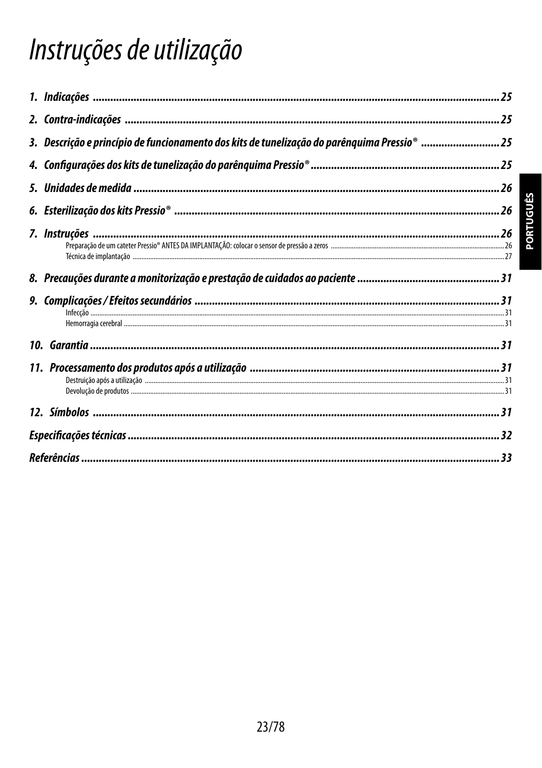# Instruções de utilização

1. Indicações ..... 25
2. Contra-indicações ..... 25
3. Descrição e princípio de funcionamento dos kits de tunelização do parênquima Pressio® ..... 25
4. Configurações dos kits de tunelização do parênquima Pressio® ..... 25
5. Unidades de medida ..... 26
6. Esterilização dos kits Pressio® ..... 26
7. Instruções ..... 26
   - Preparação de um cateter Pressio® ANTES DA IMPLANTAÇÃO: colocar o sensor de pressão a zeros ..... 26
   - Técnica de implantação ..... 27
8. Precauções durante a monitorização e prestação de cuidados ao paciente ..... 31
9. Complicações / Efeitos secundários ..... 31
   - Infecção ..... 31
   - Hemorragia cerebral ..... 31
10. Garantia ..... 31
11. Processamento dos produtos após a utilização ..... 31
    - Destruição após a utilização ..... 31
    - Devolução de produtos ..... 31
12. Símbolos ..... 31

Especificações técnicas ..... 32

Referências ..... 33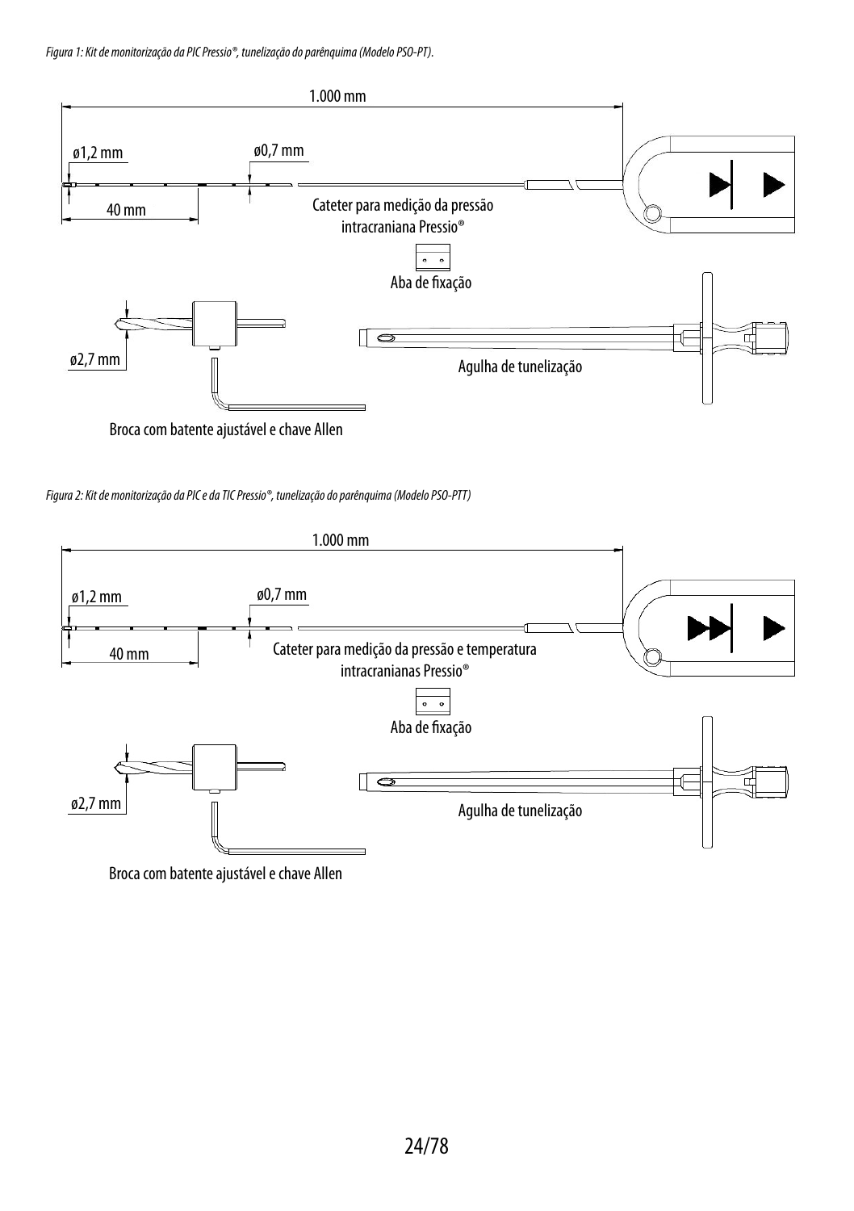*Figura 1: Kit de monitorização da PIC Pressio®, tunelização do parênquima (Modelo PSO-PT).*

1.000 mm

ø1,2 mm

ø0,7 mm

40 mm

Cateter para medição da pressão intracraniana Pressio®

Aba de fixação

ø2,7 mm

Agulha de tunelização

Broca com batente ajustável e chave Allen

*Figura 2: Kit de monitorização da PIC e da TIC Pressio®, tunelização do parênquima (Modelo PSO-PTT)*

1.000 mm

ø1,2 mm

ø0,7 mm

40 mm

Cateter para medição da pressão e temperatura intracranianas Pressio®

Aba de fixação

ø2,7 mm

Agulha de tunelização

Broca com batente ajustável e chave Allen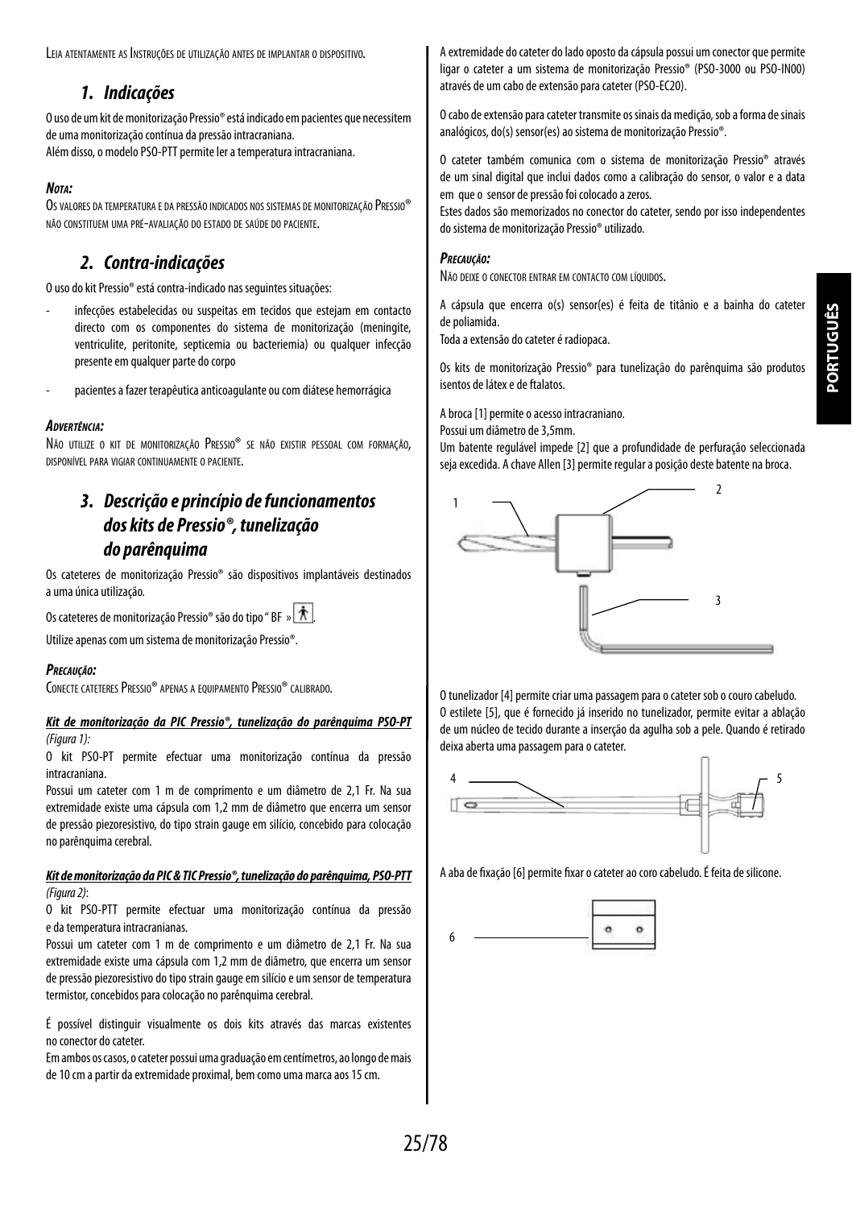Leia atentamente as Instruções de utilização antes de implantar o dispositivo.

## 1. Indicações

O uso de um kit de monitorização Pressio® está indicado em pacientes que necessitem de uma monitorização contínua da pressão intracraniana.
Além disso, o modelo PSO-PTT permite ler a temperatura intracraniana.

***Nota:***
Os valores da temperatura e da pressão indicados nos sistemas de monitorização Pressio® não constituem uma pré-avaliação do estado de saúde do paciente.

## 2. Contra-indicações

O uso do kit Pressio® está contra-indicado nas seguintes situações:

- infecções estabelecidas ou suspeitas em tecidos que estejam em contacto directo com os componentes do sistema de monitorização (meningite, ventriculite, peritonite, septicemia ou bacteriemia) ou qualquer infecção presente em qualquer parte do corpo
- pacientes a fazer terapêutica anticoagulante ou com diátese hemorrágica

***Advertência:***
Não utilize o kit de monitorização Pressio® se não existir pessoal com formação, disponível para vigiar continuamente o paciente.

## 3. Descrição e princípio de funcionamentos dos kits de Pressio®, tunelização do parênquima

Os cateteres de monitorização Pressio® são dispositivos implantáveis destinados a uma única utilização.

Os cateteres de monitorização Pressio® são do tipo " BF » .

Utilize apenas com um sistema de monitorização Pressio®.

***Precaução:***
Conecte cateteres Pressio® apenas a equipamento Pressio® calibrado.

***<u>Kit de monitorização da PIC Pressio®, tunelização do parênquima PSO-PT</u>***
*(Figura 1):*

O kit PSO-PT permite efectuar uma monitorização contínua da pressão intracraniana.
Possui um cateter com 1 m de comprimento e um diâmetro de 2,1 Fr. Na sua extremidade existe uma cápsula com 1,2 mm de diâmetro que encerra um sensor de pressão piezoresistivo, do tipo strain gauge em silício, concebido para colocação no parênquima cerebral.

***<u>Kit de monitorização da PIC & TIC Pressio®, tunelização do parênquima, PSO-PTT</u>***
*(Figura 2)*:

O kit PSO-PTT permite efectuar uma monitorização contínua da pressão e da temperatura intracranianas.
Possui um cateter com 1 m de comprimento e um diâmetro de 2,1 Fr. Na sua extremidade existe uma cápsula com 1,2 mm de diâmetro, que encerra um sensor de pressão piezoresistivo do tipo strain gauge em silício e um sensor de temperatura termistor, concebidos para colocação no parênquima cerebral.

É possível distinguir visualmente os dois kits através das marcas existentes no conector do cateter.
Em ambos os casos, o cateter possui uma graduação em centímetros, ao longo de mais de 10 cm a partir da extremidade proximal, bem como uma marca aos 15 cm.

A extremidade do cateter do lado oposto da cápsula possui um conector que permite ligar o cateter a um sistema de monitorização Pressio® (PSO-3000 ou PSO-IN00) através de um cabo de extensão para cateter (PSO-EC20).

O cabo de extensão para cateter transmite os sinais da medição, sob a forma de sinais analógicos, do(s) sensor(es) ao sistema de monitorização Pressio®.

O cateter também comunica com o sistema de monitorização Pressio® através de um sinal digital que inclui dados como a calibração do sensor, o valor e a data em que o sensor de pressão foi colocado a zeros.
Estes dados são memorizados no conector do cateter, sendo por isso independentes do sistema de monitorização Pressio® utilizado.

***Precaução:***
Não deixe o conector entrar em contacto com líquidos.

A cápsula que encerra o(s) sensor(es) é feita de titânio e a bainha do cateter de poliamida.
Toda a extensão do cateter é radiopaca.

Os kits de monitorização Pressio® para tunelização do parênquima são produtos isentos de látex e de ftalatos.

A broca [1] permite o acesso intracraniano.
Possui um diâmetro de 3,5mm.
Um batente regulável impede [2] que a profundidade de perfuração seleccionada seja excedida. A chave Allen [3] permite regular a posição deste batente na broca.

O tunelizador [4] permite criar uma passagem para o cateter sob o couro cabeludo.
O estilete [5], que é fornecido já inserido no tunelizador, permite evitar a ablação de um núcleo de tecido durante a inserção da agulha sob a pele. Quando é retirado deixa aberta uma passagem para o cateter.

A aba de fixação [6] permite fixar o cateter ao coro cabeludo. É feita de silicone.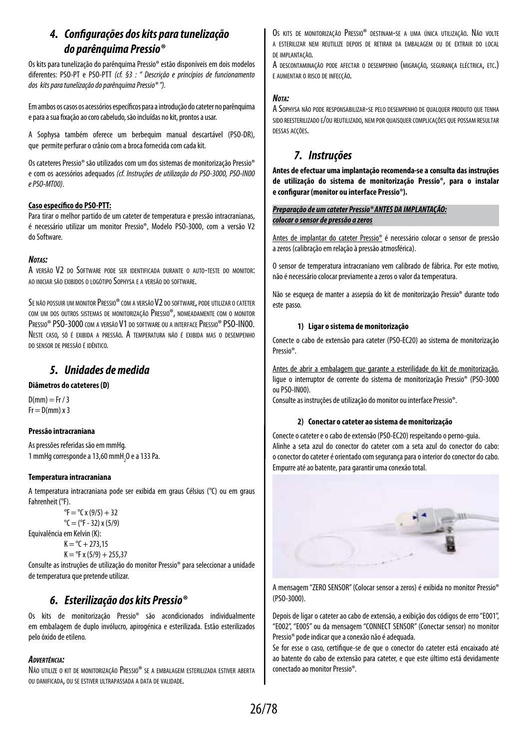## 4. *Configurações dos kits para tunelização do parênquima Pressio®*

Os kits para tunelização do parênquima Pressio® estão disponíveis em dois modelos diferentes: PSO-PT e PSO-PTT *(cf. §3 : " Descrição e princípios de funcionamento dos kits para tunelização do parênquima Pressio® ").*

Em ambos os casos os acessórios específicos para a introdução do cateter no parênquima e para a sua fixação ao coro cabeludo, são incluídas no kit, prontos a usar.

A Sophysa também oferece um berbequim manual descartável (PSO-DR), que permite perfurar o crânio com a broca fornecida com cada kit.

Os cateteres Pressio® são utilizados com um dos sistemas de monitorização Pressio® e com os acessórios adequados *(cf. Instruções de utilização do PSO-3000, PSO-IN00 e PSO-MT00)*.

**Caso específico do PSO-PTT:**

Para tirar o melhor partido de um cateter de temperatura e pressão intracranianas, é necessário utilizar um monitor Pressio®, Modelo PSO-3000, com a versão V2 do Software.

***Notas:***

A versão V2 do Software pode ser identificada durante o auto-teste do monitor: ao iniciar são exibidos o logótipo Sophysa e a versão do software.

Se não possuir um monitor Pressio® com a versão V2 do software, pode utilizar o cateter com um dos outros sistemas de monitorização Pressio®, nomeadamente com o monitor Pressio® PSO-3000 com a versão V1 do software ou a interface Pressio® PSO-IN00. Neste caso, só é exibida a pressão. A temperatura não é exibida mas o desempenho do sensor de pressão é idêntico.

## 5. *Unidades de medida*

**Diâmetros do cateteres (D)**

D(mm) = Fr / 3
Fr = D(mm) x 3

**Pressão intracraniana**

As pressões referidas são em mmHg.
1 mmHg corresponde a 13,60 mm$H_2O$ e a 133 Pa.

**Temperatura intracraniana**

A temperatura intracraniana pode ser exibida em graus Célsius (°C) ou em graus Fahrenheit (°F).

°F = °C x (9/5) + 32
°C = (°F - 32) x (5/9)

Equivalência em Kelvin (K):

K = °C + 273,15
K = °F x (5/9) + 255,37

Consulte as instruções de utilização do monitor Pressio® para seleccionar a unidade de temperatura que pretende utilizar.

## 6. *Esterilização dos kits Pressio®*

Os kits de monitorização Pressio® são acondicionados individualmente em embalagem de duplo invólucro, apirogénica e esterilizada. Estão esterilizados pelo óxido de etileno.

***Advertência:***

Não utilize o kit de monitorização Pressio® se a embalagem esterilizada estiver aberta ou danificada, ou se estiver ultrapassada a data de validade.

Os kits de monitorização Pressio® destinam-se a uma única utilização. Não volte a esterilizar nem reutilize depois de retirar da embalagem ou de extrair do local de implantação.

A descontaminação pode afectar o desempenho (migração, segurança eléctrica, etc.) e aumentar o risco de infecção.

***Nota:***

A Sophysa não pode responsabilizar-se pelo desempenho de qualquer produto que tenha sido reesterilizado e/ou reutilizado, nem por quaisquer complicações que possam resultar dessas acções.

## 7. *Instruções*

**Antes de efectuar uma implantação recomenda-se a consulta das instruções de utilização do sistema de monitorização Pressio®, para o instalar e configurar (monitor ou interface Pressio®).**

***Preparação de um cateter Pressio® ANTES DA IMPLANTAÇÃO: colocar o sensor de pressão a zeros***

Antes de implantar do cateter Pressio® é necessário colocar o sensor de pressão a zeros (calibração em relação à pressão atmosférica).

O sensor de temperatura intracraniano vem calibrado de fábrica. Por este motivo, não é necessário colocar previamente a zeros o valor da temperatura.

Não se esqueça de manter a assepsia do kit de monitorização Pressio® durante todo este passo.

**1) Ligar o sistema de monitorização**

Conecte o cabo de extensão para cateter (PSO-EC20) ao sistema de monitorização Pressio®.

Antes de abrir a embalagem que garante a esterilidade do kit de monitorização, ligue o interruptor de corrente do sistema de monitorização Pressio® (PSO-3000 ou PSO-IN00).
Consulte as instruções de utilização do monitor ou interface Pressio®.

**2) Conectar o cateter ao sistema de monitorização**

Conecte o cateter e o cabo de extensão (PSO-EC20) respeitando o perno-guia.
Alinhe a seta azul do conector do cateter com a seta azul do conector do cabo: o conector do cateter é orientado com segurança para o interior do conector do cabo. Empurre até ao batente, para garantir uma conexão total.

A mensagem "ZERO SENSOR" (Colocar sensor a zeros) é exibida no monitor Pressio® (PSO-3000).

Depois de ligar o cateter ao cabo de extensão, a exibição dos códigos de erro "E001", "E002", "E005" ou da mensagem "CONNECT SENSOR" (Conectar sensor) no monitor Pressio® pode indicar que a conexão não é adequada.
Se for esse o caso, certifique-se de que o conector do cateter está encaixado até ao batente do cabo de extensão para cateter, e que este último está devidamente conectado ao monitor Pressio®.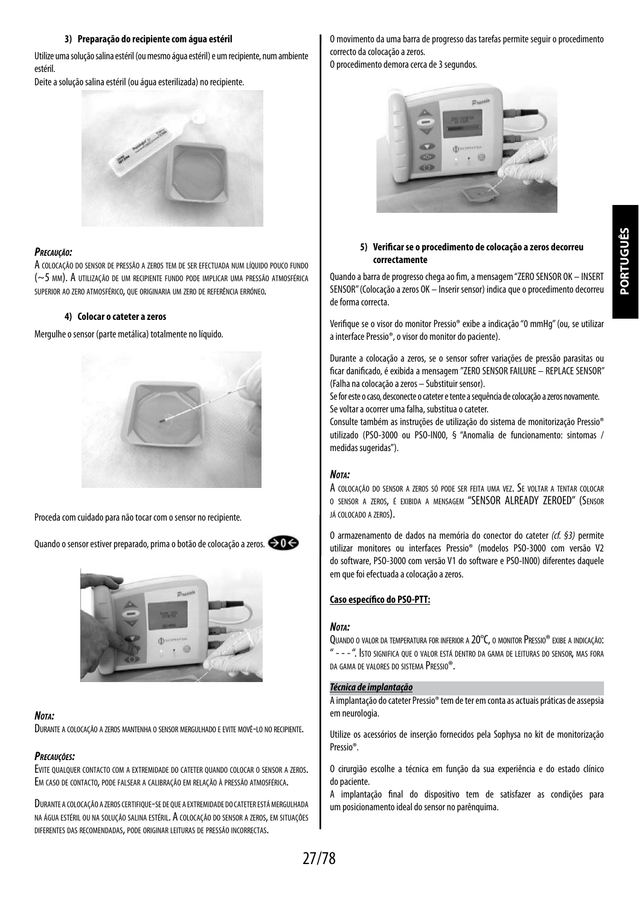#### 3) Preparação do recipiente com água estéril

Utilize uma solução salina estéril (ou mesmo água estéril) e um recipiente, num ambiente estéril.

Deite a solução salina estéril (ou água esterilizada) no recipiente.

***Precaução:***

A colocação do sensor de pressão a zeros tem de ser efectuada num líquido pouco fundo (~5 mm). A utilização de um recipiente fundo pode implicar uma pressão atmosférica superior ao zero atmosférico, que originaria um zero de referência erróneo.

#### 4) Colocar o cateter a zeros

Mergulhe o sensor (parte metálica) totalmente no líquido.

Proceda com cuidado para não tocar com o sensor no recipiente.

Quando o sensor estiver preparado, prima o botão de colocação a zeros.

***Nota:***

Durante a colocação a zeros mantenha o sensor mergulhado e evite movê-lo no recipiente.

***Precauções:***

Evite qualquer contacto com a extremidade do cateter quando colocar o sensor a zeros. Em caso de contacto, pode falsear a calibração em relação à pressão atmosférica.

Durante a colocação a zeros certifique-se de que a extremidade do cateter está mergulhada na água estéril ou na solução salina estéril. A colocação do sensor a zeros, em situações diferentes das recomendadas, pode originar leituras de pressão incorrectas.

O movimento da uma barra de progresso das tarefas permite seguir o procedimento correcto da colocação a zeros.
O procedimento demora cerca de 3 segundos.

#### 5) Verificar se o procedimento de colocação a zeros decorreu correctamente

Quando a barra de progresso chega ao fim, a mensagem "ZERO SENSOR OK – INSERT SENSOR" (Colocação a zeros OK – Inserir sensor) indica que o procedimento decorreu de forma correcta.

Verifique se o visor do monitor Pressio® exibe a indicação "0 mmHg" (ou, se utilizar a interface Pressio®, o visor do monitor do paciente).

Durante a colocação a zeros, se o sensor sofrer variações de pressão parasitas ou ficar danificado, é exibida a mensagem "ZERO SENSOR FAILURE – REPLACE SENSOR" (Falha na colocação a zeros – Substituir sensor).
Se for este o caso, desconecte o cateter e tente a sequência de colocação a zeros novamente.
Se voltar a ocorrer uma falha, substitua o cateter.
Consulte também as instruções de utilização do sistema de monitorização Pressio® utilizado (PSO-3000 ou PSO-IN00, § "Anomalia de funcionamento: sintomas / medidas sugeridas").

***Nota:***

A colocação do sensor a zeros só pode ser feita uma vez. Se voltar a tentar colocar o sensor a zeros, é exibida a mensagem "SENSOR ALREADY ZEROED" (Sensor já colocado a zeros).

O armazenamento de dados na memória do conector do cateter *(cf. §3)* permite utilizar monitores ou interfaces Pressio® (modelos PSO-3000 com versão V2 do software, PSO-3000 com versão V1 do software e PSO-IN00) diferentes daquele em que foi efectuada a colocação a zeros.

**Caso específico do PSO-PTT:**

***Nota:***

Quando o valor da temperatura for inferior a 20°C, o monitor Pressio® exibe a indicação: " - - - ". Isto significa que o valor está dentro da gama de leituras do sensor, mas fora da gama de valores do sistema Pressio®.

***Técnica de implantação***

A implantação do cateter Pressio® tem de ter em conta as actuais práticas de assepsia em neurologia.

Utilize os acessórios de inserção fornecidos pela Sophysa no kit de monitorização Pressio®.

O cirurgião escolhe a técnica em função da sua experiência e do estado clínico do paciente.
A implantação final do dispositivo tem de satisfazer as condições para um posicionamento ideal do sensor no parênquima.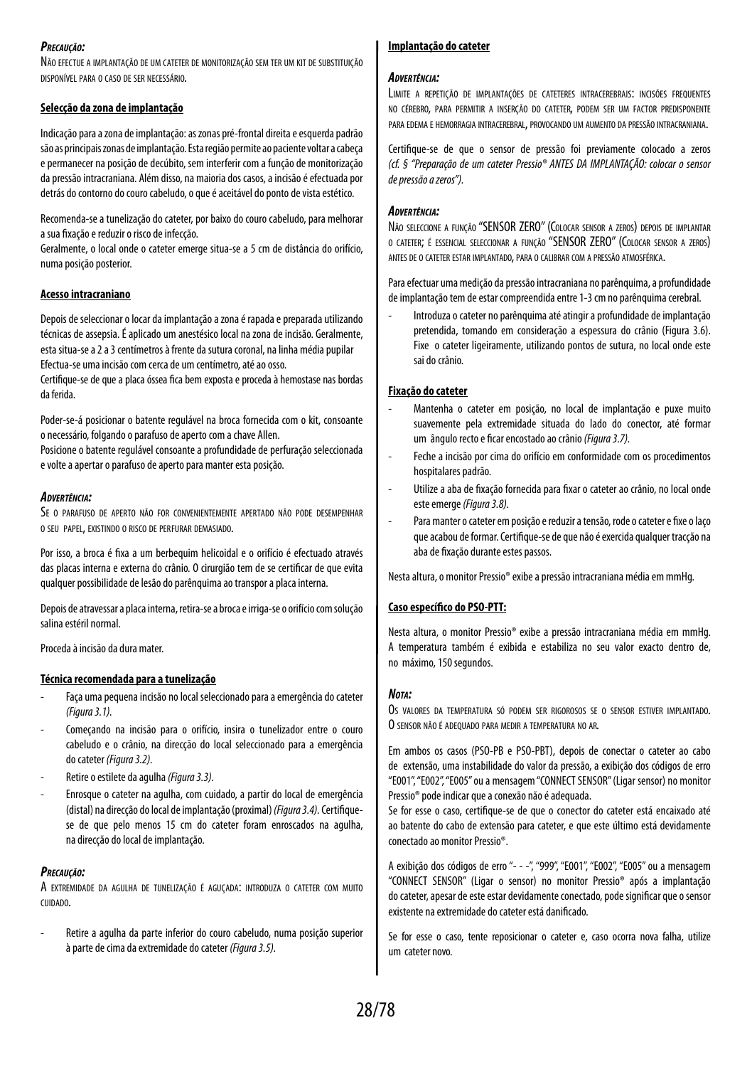***Precaução:***

Não efectue a implantação de um cateter de monitorização sem ter um kit de substituição disponível para o caso de ser necessário.

**Selecção da zona de implantação**

Indicação para a zona de implantação: as zonas pré-frontal direita e esquerda padrão são as principais zonas de implantação. Esta região permite ao paciente voltar a cabeça e permanecer na posição de decúbito, sem interferir com a função de monitorização da pressão intracraniana. Além disso, na maioria dos casos, a incisão é efectuada por detrás do contorno do couro cabeludo, o que é aceitável do ponto de vista estético.

Recomenda-se a tunelização do cateter, por baixo do couro cabeludo, para melhorar a sua fixação e reduzir o risco de infecção.

Geralmente, o local onde o cateter emerge situa-se a 5 cm de distância do orifício, numa posição posterior.

**Acesso intracraniano**

Depois de seleccionar o locar da implantação a zona é rapada e preparada utilizando técnicas de assepsia. É aplicado um anestésico local na zona de incisão. Geralmente, esta situa-se a 2 a 3 centímetros à frente da sutura coronal, na linha média pupilar

Efectua-se uma incisão com cerca de um centímetro, até ao osso.

Certifique-se de que a placa óssea fica bem exposta e proceda à hemostase nas bordas da ferida.

Poder-se-á posicionar o batente regulável na broca fornecida com o kit, consoante o necessário, folgando o parafuso de aperto com a chave Allen.

Posicione o batente regulável consoante a profundidade de perfuração seleccionada e volte a apertar o parafuso de aperto para manter esta posição.

***Advertência:***

Se o parafuso de aperto não for convenientemente apertado não pode desempenhar o seu papel, existindo o risco de perfurar demasiado.

Por isso, a broca é fixa a um berbequim helicoidal e o orifício é efectuado através das placas interna e externa do crânio. O cirurgião tem de se certificar de que evita qualquer possibilidade de lesão do parênquima ao transpor a placa interna.

Depois de atravessar a placa interna, retira-se a broca e irriga-se o orifício com solução salina estéril normal.

Proceda à incisão da dura mater.

**Técnica recomendada para a tunelização**

- Faça uma pequena incisão no local seleccionado para a emergência do cateter *(Figura 3.1)*.
- Começando na incisão para o orifício, insira o tunelizador entre o couro cabeludo e o crânio, na direcção do local seleccionado para a emergência do cateter *(Figura 3.2)*.
- Retire o estilete da agulha *(Figura 3.3)*.
- Enrosque o cateter na agulha, com cuidado, a partir do local de emergência (distal) na direcção do local de implantação (proximal) *(Figura 3.4)*. Certifique-se de que pelo menos 15 cm do cateter foram enroscados na agulha, na direcção do local de implantação.

***Precaução:***

A extremidade da agulha de tunelização é aguçada: introduza o cateter com muito cuidado.

- Retire a agulha da parte inferior do couro cabeludo, numa posição superior à parte de cima da extremidade do cateter *(Figura 3.5)*.

**Implantação do cateter**

***Advertência:***

Limite a repetição de implantações de cateteres intracerebrais: incisões frequentes no cérebro, para permitir a inserção do cateter, podem ser um factor predisponente para edema e hemorragia intracerebral, provocando um aumento da pressão intracraniana.

Certifique-se de que o sensor de pressão foi previamente colocado a zeros *(cf. § "Preparação de um cateter Pressio® ANTES DA IMPLANTAÇÃO: colocar o sensor de pressão a zeros")*.

***Advertência:***

Não seleccione a função "SENSOR ZERO" (Colocar sensor a zeros) depois de implantar o cateter; é essencial seleccionar a função "SENSOR ZERO" (Colocar sensor a zeros) antes de o cateter estar implantado, para o calibrar com a pressão atmosférica.

Para efectuar uma medição da pressão intracraniana no parênquima, a profundidade de implantação tem de estar compreendida entre 1-3 cm no parênquima cerebral.

- Introduza o cateter no parênquima até atingir a profundidade de implantação pretendida, tomando em consideração a espessura do crânio (Figura 3.6). Fixe o cateter ligeiramente, utilizando pontos de sutura, no local onde este sai do crânio.

**Fixação do cateter**

- Mantenha o cateter em posição, no local de implantação e puxe muito suavemente pela extremidade situada do lado do conector, até formar um ângulo recto e ficar encostado ao crânio *(Figura 3.7)*.
- Feche a incisão por cima do orifício em conformidade com os procedimentos hospitalares padrão.
- Utilize a aba de fixação fornecida para fixar o cateter ao crânio, no local onde este emerge *(Figura 3.8)*.
- Para manter o cateter em posição e reduzir a tensão, rode o cateter e fixe o laço que acabou de formar. Certifique-se de que não é exercida qualquer tracção na aba de fixação durante estes passos.

Nesta altura, o monitor Pressio® exibe a pressão intracraniana média em mmHg.

**Caso específico do PSO-PTT:**

Nesta altura, o monitor Pressio® exibe a pressão intracraniana média em mmHg. A temperatura também é exibida e estabiliza no seu valor exacto dentro de, no máximo, 150 segundos.

***Nota:***

Os valores da temperatura só podem ser rigorosos se o sensor estiver implantado. O sensor não é adequado para medir a temperatura no ar.

Em ambos os casos (PSO-PB e PSO-PBT), depois de conectar o cateter ao cabo de extensão, uma instabilidade do valor da pressão, a exibição dos códigos de erro "E001", "E002", "E005" ou a mensagem "CONNECT SENSOR" (Ligar sensor) no monitor Pressio® pode indicar que a conexão não é adequada.

Se for esse o caso, certifique-se de que o conector do cateter está encaixado até ao batente do cabo de extensão para cateter, e que este último está devidamente conectado ao monitor Pressio®.

A exibição dos códigos de erro "- - -", "999", "E001", "E002", "E005" ou a mensagem "CONNECT SENSOR" (Ligar o sensor) no monitor Pressio® após a implantação do cateter, apesar de este estar devidamente conectado, pode significar que o sensor existente na extremidade do cateter está danificado.

Se for esse o caso, tente reposicionar o cateter e, caso ocorra nova falha, utilize um cateter novo.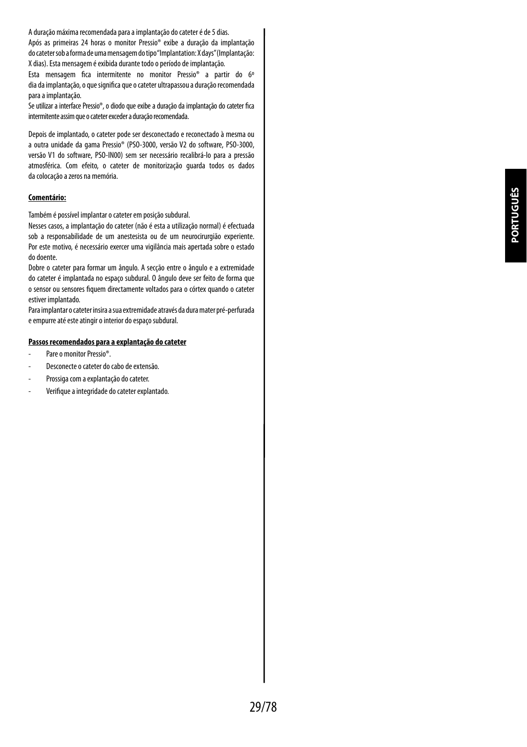A duração máxima recomendada para a implantação do cateter é de 5 dias.

Após as primeiras 24 horas o monitor Pressio® exibe a duração da implantação do cateter sob a forma de uma mensagem do tipo "Implantation: X days" (Implantação: X dias). Esta mensagem é exibida durante todo o período de implantação.

Esta mensagem fica intermitente no monitor Pressio® a partir do 6º dia da implantação, o que significa que o cateter ultrapassou a duração recomendada para a implantação.

Se utilizar a interface Pressio®, o diodo que exibe a duração da implantação do cateter fica intermitente assim que o cateter exceder a duração recomendada.

Depois de implantado, o cateter pode ser desconectado e reconectado à mesma ou a outra unidade da gama Pressio® (PSO-3000, versão V2 do software, PSO-3000, versão V1 do software, PSO-IN00) sem ser necessário recalibrá-lo para a pressão atmosférica. Com efeito, o cateter de monitorização guarda todos os dados da colocação a zeros na memória.

**Comentário:**

Também é possível implantar o cateter em posição subdural.

Nesses casos, a implantação do cateter (não é esta a utilização normal) é efectuada sob a responsabilidade de um anestesista ou de um neurocirurgião experiente. Por este motivo, é necessário exercer uma vigilância mais apertada sobre o estado do doente.

Dobre o cateter para formar um ângulo. A secção entre o ângulo e a extremidade do cateter é implantada no espaço subdural. O ângulo deve ser feito de forma que o sensor ou sensores fiquem directamente voltados para o córtex quando o cateter estiver implantado.

Para implantar o cateter insira a sua extremidade através da dura mater pré-perfurada e empurre até este atingir o interior do espaço subdural.

**Passos recomendados para a explantação do cateter**

- Pare o monitor Pressio®.
- Desconecte o cateter do cabo de extensão.
- Prossiga com a explantação do cateter.
- Verifique a integridade do cateter explantado.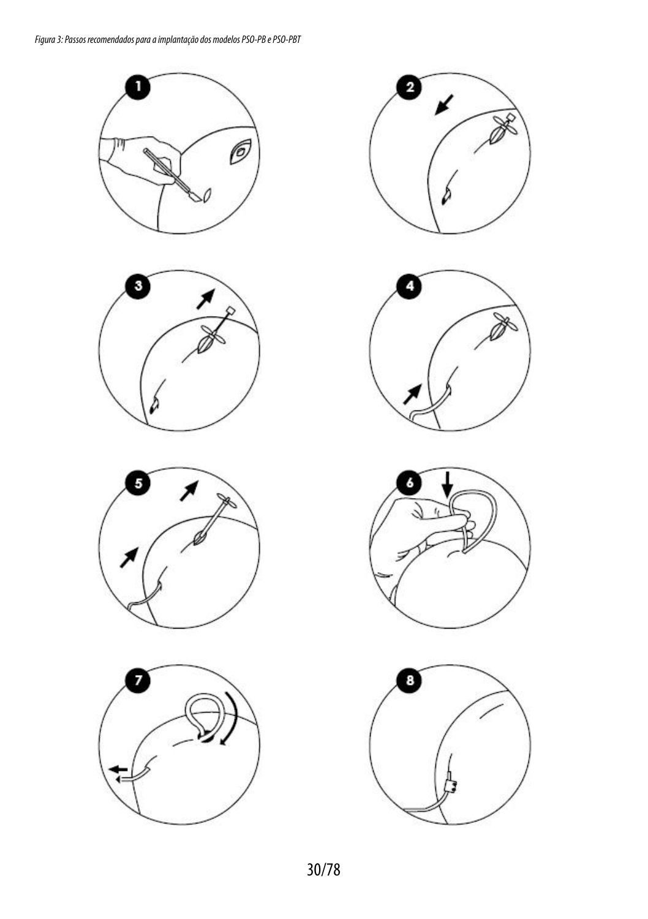*Figura 3: Passos recomendados para a implantação dos modelos PSO-PB e PSO-PBT*

1

2

3

4

5

6

7

8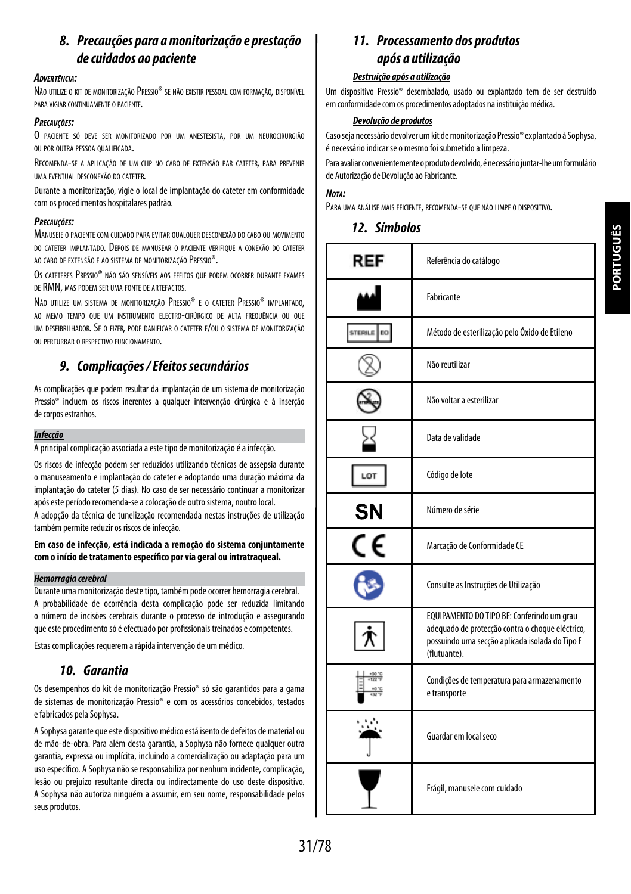## 8. Precauções para a monitorização e prestação de cuidados ao paciente

***Advertência:***

Não utilize o kit de monitorização Pressio® se não existir pessoal com formação, disponível para vigiar continuamente o paciente.

***Precauções:***

O paciente só deve ser monitorizado por um anestesista, por um neurocirurgião ou por outra pessoa qualificada.

Recomenda-se a aplicação de um clip no cabo de extensão par cateter, para prevenir uma eventual desconexão do cateter.

Durante a monitorização, vigie o local de implantação do cateter em conformidade com os procedimentos hospitalares padrão.

***Precauções:***

Manuseie o paciente com cuidado para evitar qualquer desconexão do cabo ou movimento do cateter implantado. Depois de manusear o paciente verifique a conexão do cateter ao cabo de extensão e ao sistema de monitorização Pressio®.

Os cateteres Pressio® não são sensíveis aos efeitos que podem ocorrer durante exames de RMN, mas podem ser uma fonte de artefactos.

Não utilize um sistema de monitorização Pressio® e o cateter Pressio® implantado, ao memo tempo que um instrumento electro-cirúrgico de alta frequência ou que um desfibrilhador. Se o fizer, pode danificar o cateter e/ou o sistema de monitorização ou perturbar o respectivo funcionamento.

## 9. Complicações / Efeitos secundários

As complicações que podem resultar da implantação de um sistema de monitorização Pressio® incluem os riscos inerentes a qualquer intervenção cirúrgica e à inserção de corpos estranhos.

***Infecção***

A principal complicação associada a este tipo de monitorização é a infecção.

Os riscos de infecção podem ser reduzidos utilizando técnicas de assepsia durante o manuseamento e implantação do cateter e adoptando uma duração máxima da implantação do cateter (5 dias). No caso de ser necessário continuar a monitorizar após este período recomenda-se a colocação de outro sistema, noutro local.

A adopção da técnica de tunelização recomendada nestas instruções de utilização também permite reduzir os riscos de infecção.

**Em caso de infecção, está indicada a remoção do sistema conjuntamente com o início de tratamento específico por via geral ou intratraqueal.**

***Hemorragia cerebral***

Durante uma monitorização deste tipo, também pode ocorrer hemorragia cerebral. A probabilidade de ocorrência desta complicação pode ser reduzida limitando o número de incisões cerebrais durante o processo de introdução e assegurando que este procedimento só é efectuado por profissionais treinados e competentes.

Estas complicações requerem a rápida intervenção de um médico.

## 10. Garantia

Os desempenhos do kit de monitorização Pressio® só são garantidos para a gama de sistemas de monitorização Pressio® e com os acessórios concebidos, testados e fabricados pela Sophysa.

A Sophysa garante que este dispositivo médico está isento de defeitos de material ou de mão-de-obra. Para além desta garantia, a Sophysa não fornece qualquer outra garantia, expressa ou implícita, incluindo a comercialização ou adaptação para um uso específico. A Sophysa não se responsabiliza por nenhum incidente, complicação, lesão ou prejuízo resultante directa ou indirectamente do uso deste dispositivo. A Sophysa não autoriza ninguém a assumir, em seu nome, responsabilidade pelos seus produtos.

## 11. Processamento dos produtos após a utilização

***Destruição após a utilização***

Um dispositivo Pressio® desembalado, usado ou explantado tem de ser destruído em conformidade com os procedimentos adoptados na instituição médica.

***Devolução de produtos***

Caso seja necessário devolver um kit de monitorização Pressio® explantado à Sophysa, é necessário indicar se o mesmo foi submetido a limpeza.

Para avaliar convenientemente o produto devolvido, é necessário juntar-lhe um formulário de Autorização de Devolução ao Fabricante.

***Nota:***

Para uma análise mais eficiente, recomenda-se que não limpe o dispositivo.

## 12. Símbolos

| Símbolo | Significado |
|---|---|
| REF | Referência do catálogo |
| | Fabricante |
| STERILE EO | Método de esterilização pelo Óxido de Etileno |
| | Não reutilizar |
| | Não voltar a esterilizar |
| | Data de validade |
| LOT | Código de lote |
| SN | Número de série |
| CE | Marcação de Conformidade CE |
| | Consulte as Instruções de Utilização |
| | EQUIPAMENTO DO TIPO BF: Conferindo um grau adequado de protecção contra o choque eléctrico, possuindo uma secção aplicada isolada do Tipo F (flutuante). |
| +50 °C / +122 °F; +0 °C / +32 °F | Condições de temperatura para armazenamento e transporte |
| | Guardar em local seco |
| | Frágil, manuseie com cuidado |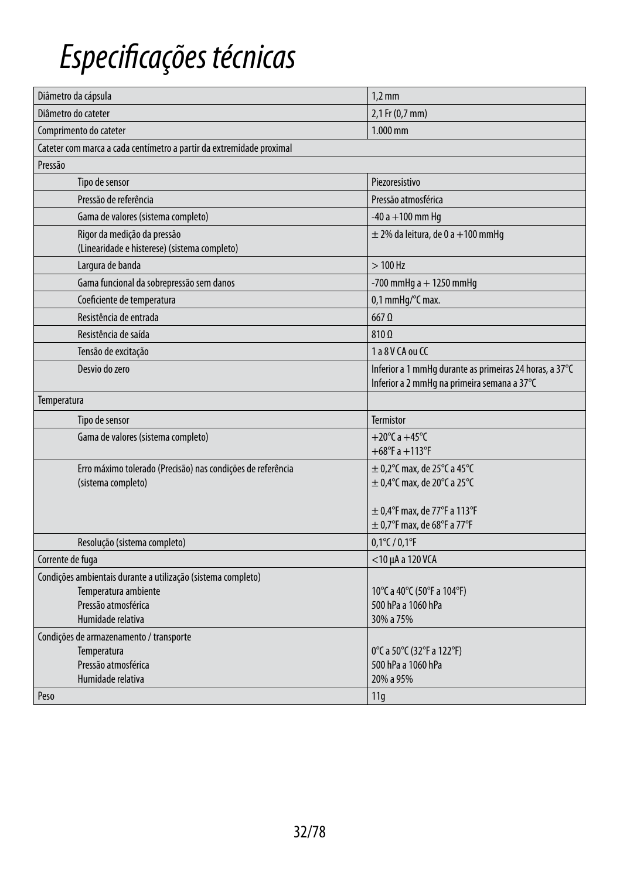# *Especificações técnicas*

| Diâmetro da cápsula | 1,2 mm |
|---|---|
| Diâmetro do cateter | 2,1 Fr (0,7 mm) |
| Comprimento do cateter | 1.000 mm |
| Cateter com marca a cada centímetro a partir da extremidade proximal | |
| Pressão | |
| Tipo de sensor | Piezoresistivo |
| Pressão de referência | Pressão atmosférica |
| Gama de valores (sistema completo) | -40 a +100 mm Hg |
| Rigor da medição da pressão<br>(Linearidade e histerese) (sistema completo) | ± 2% da leitura, de 0 a +100 mmHg |
| Largura de banda | > 100 Hz |
| Gama funcional da sobrepressão sem danos | -700 mmHg a + 1250 mmHg |
| Coeficiente de temperatura | 0,1 mmHg/°C max. |
| Resistência de entrada | 667 Ω |
| Resistência de saída | 810 Ω |
| Tensão de excitação | 1 a 8 V CA ou CC |
| Desvio do zero | Inferior a 1 mmHg durante as primeiras 24 horas, a 37°C<br>Inferior a 2 mmHg na primeira semana a 37°C |
| Temperatura | |
| Tipo de sensor | Termistor |
| Gama de valores (sistema completo) | +20°C a +45°C<br>+68°F a +113°F |
| Erro máximo tolerado (Precisão) nas condições de referência<br>(sistema completo) | ± 0,2°C max, de 25°C a 45°C<br>± 0,4°C max, de 20°C a 25°C<br><br>± 0,4°F max, de 77°F a 113°F<br>± 0,7°F max, de 68°F a 77°F |
| Resolução (sistema completo) | 0,1°C / 0,1°F |
| Corrente de fuga | <10 µA a 120 VCA |
| Condições ambientais durante a utilização (sistema completo)<br>Temperatura ambiente<br>Pressão atmosférica<br>Humidade relativa | <br>10°C a 40°C (50°F a 104°F)<br>500 hPa a 1060 hPa<br>30% a 75% |
| Condições de armazenamento / transporte<br>Temperatura<br>Pressão atmosférica<br>Humidade relativa | <br>0°C a 50°C (32°F a 122°F)<br>500 hPa a 1060 hPa<br>20% a 95% |
| Peso | 11g |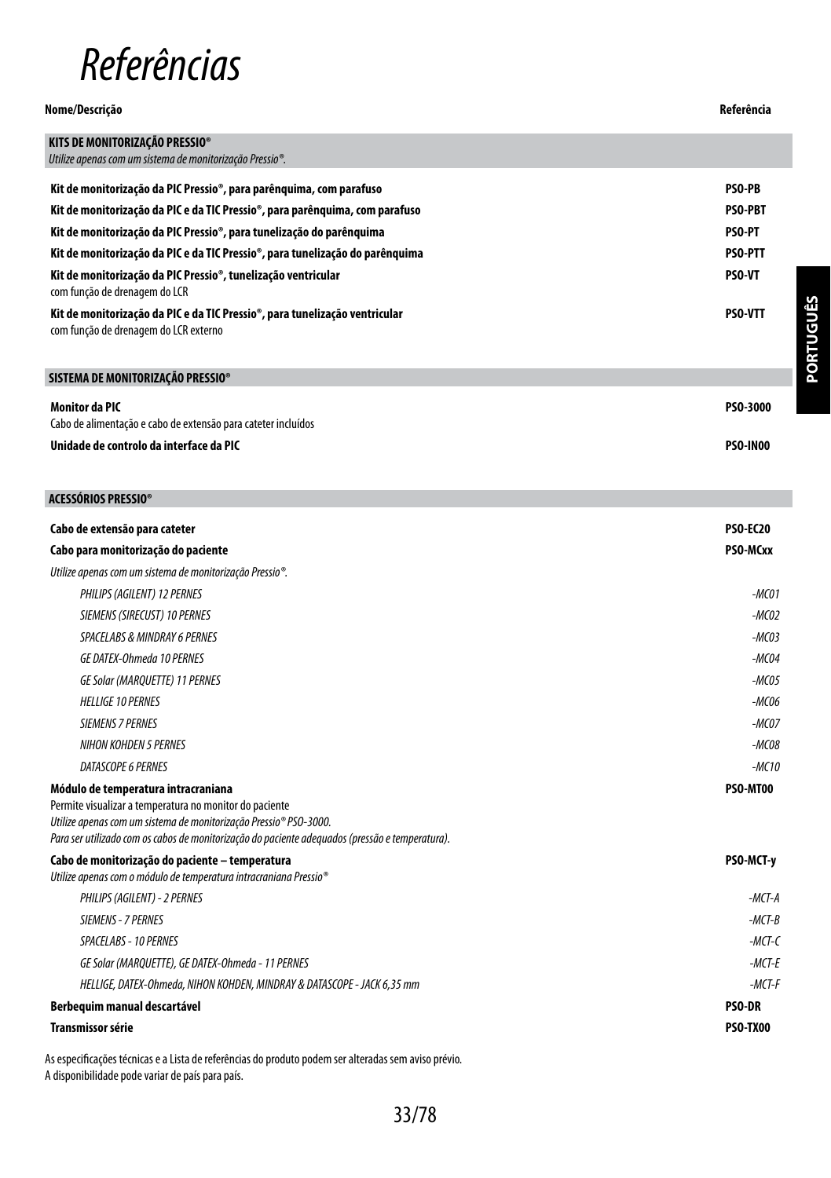# Referências

| Nome/Descrição | Referência |
|---|---|
| **KITS DE MONITORIZAÇÃO PRESSIO®**<br>*Utilize apenas com um sistema de monitorização Pressio®.* | |
| **Kit de monitorização da PIC Pressio®, para parênquima, com parafuso** | **PSO-PB** |
| **Kit de monitorização da PIC e da TIC Pressio®, para parênquima, com parafuso** | **PSO-PBT** |
| **Kit de monitorização da PIC Pressio®, para tunelização do parênquima** | **PSO-PT** |
| **Kit de monitorização da PIC e da TIC Pressio®, para tunelização do parênquima** | **PSO-PTT** |
| **Kit de monitorização da PIC Pressio®, tunelização ventricular**<br>com função de drenagem do LCR | **PSO-VT** |
| **Kit de monitorização da PIC e da TIC Pressio®, para tunelização ventricular**<br>com função de drenagem do LCR externo | **PSO-VTT** |
| **SISTEMA DE MONITORIZAÇÃO PRESSIO®** | |
| **Monitor da PIC**<br>Cabo de alimentação e cabo de extensão para cateter incluídos | **PSO-3000** |
| **Unidade de controlo da interface da PIC** | **PSO-IN00** |
| **ACESSÓRIOS PRESSIO®** | |
| **Cabo de extensão para cateter** | **PSO-EC20** |
| **Cabo para monitorização do paciente** | **PSO-MCxx** |
| *Utilize apenas com um sistema de monitorização Pressio®.* | |
| *PHILIPS (AGILENT) 12 PERNES* | *-MC01* |
| *SIEMENS (SIRECUST) 10 PERNES* | *-MC02* |
| *SPACELABS & MINDRAY 6 PERNES* | *-MC03* |
| *GE DATEX-Ohmeda 10 PERNES* | *-MC04* |
| *GE Solar (MARQUETTE) 11 PERNES* | *-MC05* |
| *HELLIGE 10 PERNES* | *-MC06* |
| *SIEMENS 7 PERNES* | *-MC07* |
| *NIHON KOHDEN 5 PERNES* | *-MC08* |
| *DATASCOPE 6 PERNES* | *-MC10* |
| **Módulo de temperatura intracraniana**<br>Permite visualizar a temperatura no monitor do paciente<br>*Utilize apenas com um sistema de monitorização Pressio® PSO-3000.*<br>*Para ser utilizado com os cabos de monitorização do paciente adequados (pressão e temperatura).* | **PSO-MT00** |
| **Cabo de monitorização do paciente – temperatura**<br>*Utilize apenas com o módulo de temperatura intracraniana Pressio®* | **PSO-MCT-y** |
| *PHILIPS (AGILENT) - 2 PERNES* | *-MCT-A* |
| *SIEMENS - 7 PERNES* | *-MCT-B* |
| *SPACELABS - 10 PERNES* | *-MCT-C* |
| *GE Solar (MARQUETTE), GE DATEX-Ohmeda - 11 PERNES* | *-MCT-E* |
| *HELLIGE, DATEX-Ohmeda, NIHON KOHDEN, MINDRAY & DATASCOPE - JACK 6,35 mm* | *-MCT-F* |
| **Berbequim manual descartável** | **PSO-DR** |
| **Transmissor série** | **PSO-TX00** |

As especificações técnicas e a Lista de referências do produto podem ser alteradas sem aviso prévio.
A disponibilidade pode variar de país para país.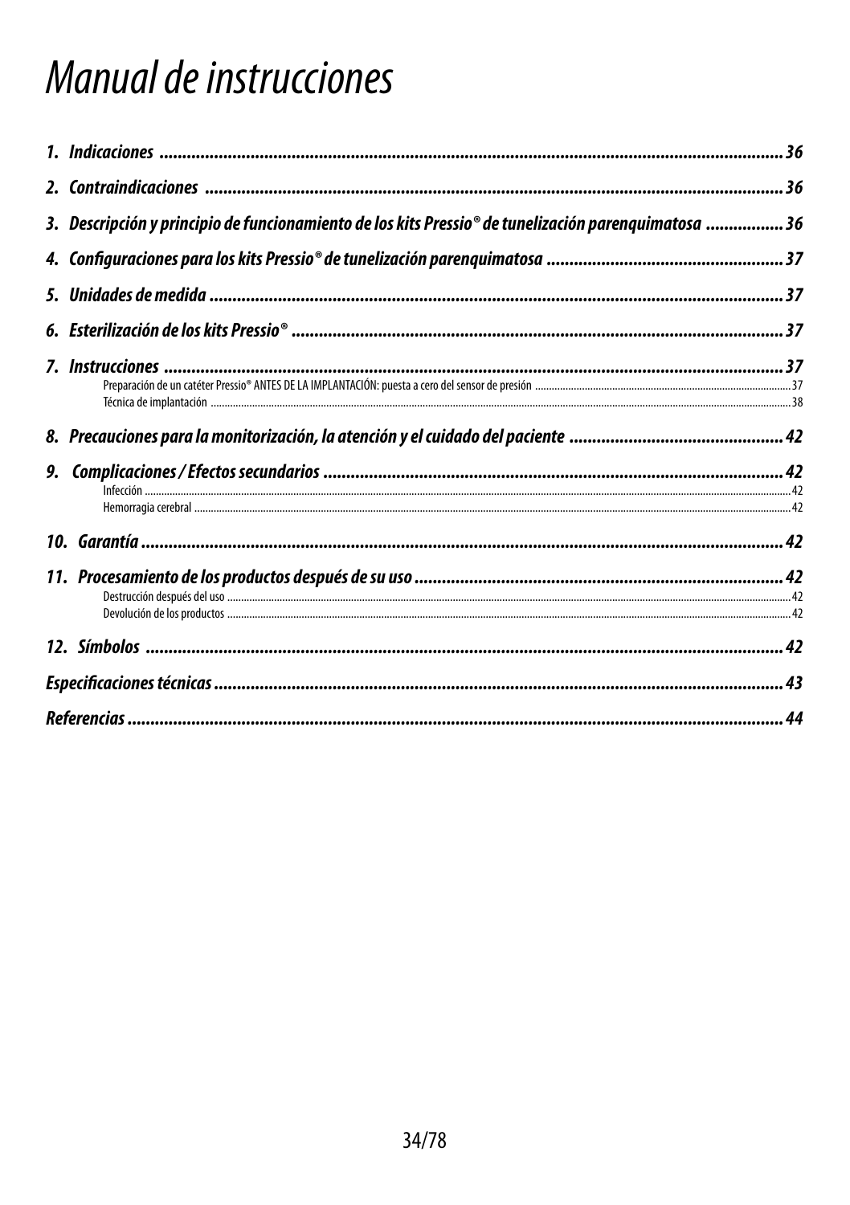# Manual de instrucciones

1. Indicaciones ........................................................................ 36
2. Contraindicaciones ........................................................................ 36
3. Descripción y principio de funcionamiento de los kits Pressio® de tunelización parenquimatosa ................ 36
4. Configuraciones para los kits Pressio® de tunelización parenquimatosa .......................................... 37
5. Unidades de medida ........................................................................ 37
6. Esterilización de los kits Pressio® ........................................................................ 37
7. Instrucciones ........................................................................ 37
   - Preparación de un catéter Pressio® ANTES DE LA IMPLANTACIÓN: puesta a cero del sensor de presión ........ 37
   - Técnica de implantación ........................................................................ 38
8. Precauciones para la monitorización, la atención y el cuidado del paciente ........................................ 42
9. Complicaciones / Efectos secundarios ........................................................................ 42
   - Infección ........................................................................ 42
   - Hemorragia cerebral ........................................................................ 42
10. Garantía ........................................................................ 42
11. Procesamiento de los productos después de su uso ........................................................................ 42
    - Destrucción después del uso ........................................................................ 42
    - Devolución de los productos ........................................................................ 42
12. Símbolos ........................................................................ 42

Especificaciones técnicas ........................................................................ 43

Referencias ........................................................................ 44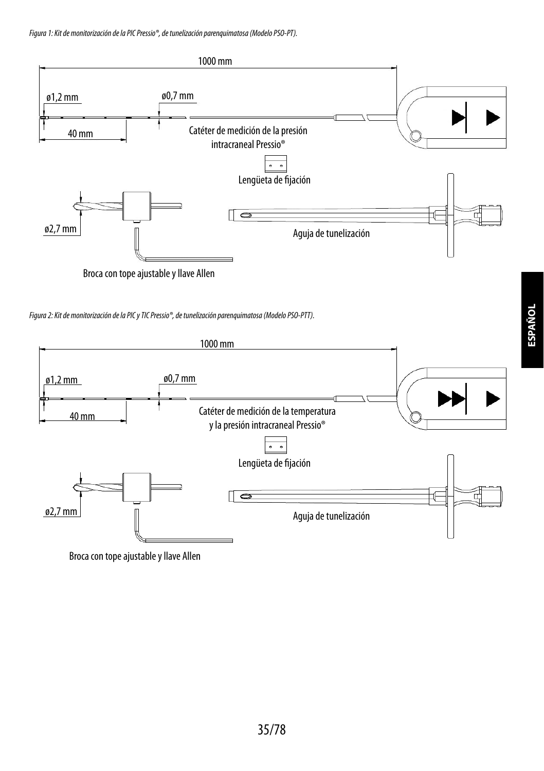*Figura 1: Kit de monitorización de la PIC Pressio®, de tunelización parenquimatosa (Modelo PSO-PT).*

1000 mm

ø1,2 mm

ø0,7 mm

40 mm

Catéter de medición de la presión intracraneal Pressio®

Lengüeta de fijación

ø2,7 mm

Aguja de tunelización

Broca con tope ajustable y llave Allen

*Figura 2: Kit de monitorización de la PIC y TIC Pressio®, de tunelización parenquimatosa (Modelo PSO-PTT).*

1000 mm

ø1,2 mm

ø0,7 mm

40 mm

Catéter de medición de la temperatura y la presión intracraneal Pressio®

Lengüeta de fijación

ø2,7 mm

Aguja de tunelización

Broca con tope ajustable y llave Allen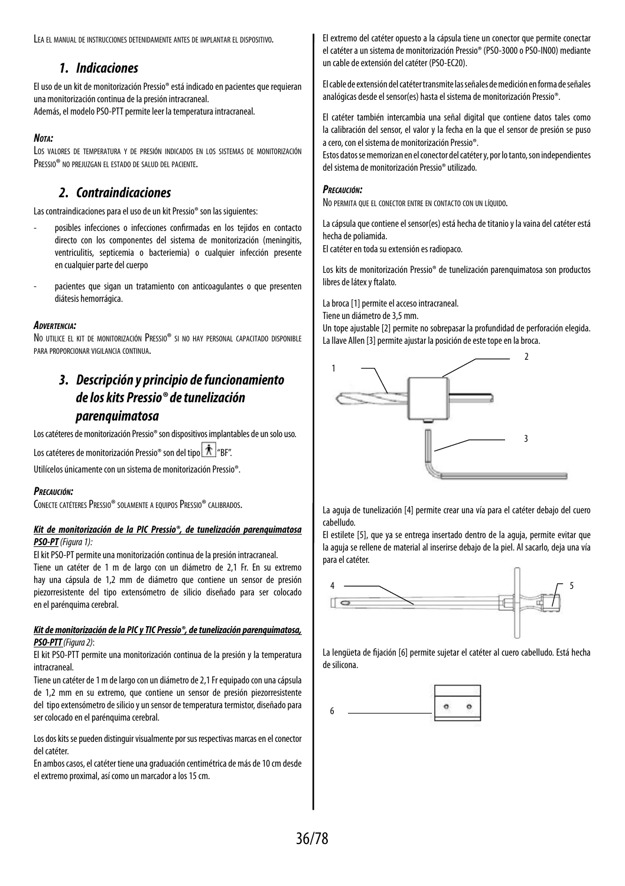Lea el manual de instrucciones detenidamente antes de implantar el dispositivo.

## 1. Indicaciones

El uso de un kit de monitorización Pressio® está indicado en pacientes que requieran una monitorización continua de la presión intracraneal.
Además, el modelo PSO-PTT permite leer la temperatura intracraneal.

***Nota:***
Los valores de temperatura y de presión indicados en los sistemas de monitorización Pressio® no prejuzgan el estado de salud del paciente.

## 2. Contraindicaciones

Las contraindicaciones para el uso de un kit Pressio® son las siguientes:

- posibles infecciones o infecciones confirmadas en los tejidos en contacto directo con los componentes del sistema de monitorización (meningitis, ventriculitis, septicemia o bacteriemia) o cualquier infección presente en cualquier parte del cuerpo
- pacientes que sigan un tratamiento con anticoagulantes o que presenten diátesis hemorrágica.

***Advertencia:***
No utilice el kit de monitorización Pressio® si no hay personal capacitado disponible para proporcionar vigilancia continua.

## 3. Descripción y principio de funcionamiento de los kits Pressio® de tunelización parenquimatosa

Los catéteres de monitorización Pressio® son dispositivos implantables de un solo uso.

Los catéteres de monitorización Pressio® son del tipo "BF".

Utilícelos únicamente con un sistema de monitorización Pressio®.

***Precaución:***
Conecte catéteres Pressio® solamente a equipos Pressio® calibrados.

***Kit de monitorización de la PIC Pressio®, de tunelización parenquimatosa PSO-PT*** *(Figura 1):*

El kit PSO-PT permite una monitorización continua de la presión intracraneal.
Tiene un catéter de 1 m de largo con un diámetro de 2,1 Fr. En su extremo hay una cápsula de 1,2 mm de diámetro que contiene un sensor de presión piezorresistente del tipo extensómetro de silicio diseñado para ser colocado en el parénquima cerebral.

***Kit de monitorización de la PIC y TIC Pressio®, de tunelización parenquimatosa, PSO-PTT*** *(Figura 2)*:

El kit PSO-PTT permite una monitorización continua de la presión y la temperatura intracraneal.
Tiene un catéter de 1 m de largo con un diámetro de 2,1 Fr equipado con una cápsula de 1,2 mm en su extremo, que contiene un sensor de presión piezorresistente del tipo extensómetro de silicio y un sensor de temperatura termistor, diseñado para ser colocado en el parénquima cerebral.

Los dos kits se pueden distinguir visualmente por sus respectivas marcas en el conector del catéter.
En ambos casos, el catéter tiene una graduación centimétrica de más de 10 cm desde el extremo proximal, así como un marcador a los 15 cm.

El extremo del catéter opuesto a la cápsula tiene un conector que permite conectar el catéter a un sistema de monitorización Pressio® (PSO-3000 o PSO-IN00) mediante un cable de extensión del catéter (PSO-EC20).

El cable de extensión del catéter transmite las señales de medición en forma de señales analógicas desde el sensor(es) hasta el sistema de monitorización Pressio®.

El catéter también intercambia una señal digital que contiene datos tales como la calibración del sensor, el valor y la fecha en la que el sensor de presión se puso a cero, con el sistema de monitorización Pressio®.
Estos datos se memorizan en el conector del catéter y, por lo tanto, son independientes del sistema de monitorización Pressio® utilizado.

***Precaución:***
No permita que el conector entre en contacto con un líquido.

La cápsula que contiene el sensor(es) está hecha de titanio y la vaina del catéter está hecha de poliamida.
El catéter en toda su extensión es radiopaco.

Los kits de monitorización Pressio® de tunelización parenquimatosa son productos libres de látex y ftalato.

La broca [1] permite el acceso intracraneal.
Tiene un diámetro de 3,5 mm.
Un tope ajustable [2] permite no sobrepasar la profundidad de perforación elegida.
La llave Allen [3] permite ajustar la posición de este tope en la broca.

La aguja de tunelización [4] permite crear una vía para el catéter debajo del cuero cabelludo.
El estilete [5], que ya se entrega insertado dentro de la aguja, permite evitar que la aguja se rellene de material al inserirse debajo de la piel. Al sacarlo, deja una vía para el catéter.

La lengüeta de fijación [6] permite sujetar el catéter al cuero cabelludo. Está hecha de silicona.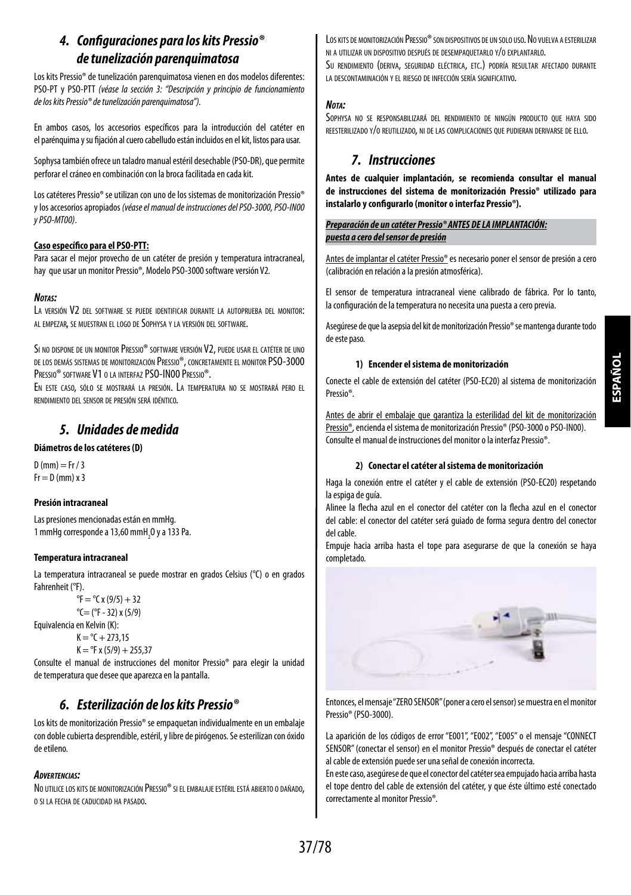## 4. Configuraciones para los kits Pressio® de tunelización parenquimatosa

Los kits Pressio® de tunelización parenquimatosa vienen en dos modelos diferentes: PSO-PT y PSO-PTT *(véase la sección 3: "Descripción y principio de funcionamiento de los kits Pressio® de tunelización parenquimatosa")*.

En ambos casos, los accesorios específicos para la introducción del catéter en el parénquima y su fijación al cuero cabelludo están incluidos en el kit, listos para usar.

Sophysa también ofrece un taladro manual estéril desechable (PSO-DR), que permite perforar el cráneo en combinación con la broca facilitada en cada kit.

Los catéteres Pressio® se utilizan con uno de los sistemas de monitorización Pressio® y los accesorios apropiados *(véase el manual de instrucciones del PSO-3000, PSO-IN00 y PSO-MT00)*.

**Caso específico para el PSO-PTT:**

Para sacar el mejor provecho de un catéter de presión y temperatura intracraneal, hay que usar un monitor Pressio®, Modelo PSO-3000 software versión V2.

***Notas:***

La versión V2 del software se puede identificar durante la autoprueba del monitor: al empezar, se muestran el logo de Sophysa y la versión del software.

Si no dispone de un monitor Pressio® software versión V2, puede usar el catéter de uno de los demás sistemas de monitorización Pressio®, concretamente el monitor PSO-3000 Pressio® software V1 o la interfaz PSO-IN00 Pressio®.

En este caso, sólo se mostrará la presión. La temperatura no se mostrará pero el rendimiento del sensor de presión será idéntico.

## 5. Unidades de medida

**Diámetros de los catéteres (D)**

D (mm) = Fr / 3
Fr = D (mm) x 3

**Presión intracraneal**

Las presiones mencionadas están en mmHg.
1 mmHg corresponde a 13,60 mm$H_2O$ y a 133 Pa.

**Temperatura intracraneal**

La temperatura intracraneal se puede mostrar en grados Celsius (°C) o en grados Fahrenheit (°F).

°F = °C x (9/5) + 32
°C= (°F - 32) x (5/9)

Equivalencia en Kelvin (K):

K = °C + 273,15
K = °F x (5/9) + 255,37

Consulte el manual de instrucciones del monitor Pressio® para elegir la unidad de temperatura que desee que aparezca en la pantalla.

## 6. Esterilización de los kits Pressio®

Los kits de monitorización Pressio® se empaquetan individualmente en un embalaje con doble cubierta desprendible, estéril, y libre de pirógenos. Se esterilizan con óxido de etileno.

***Advertencias:***

No utilice los kits de monitorización Pressio® si el embalaje estéril está abierto o dañado, o si la fecha de caducidad ha pasado.

Los kits de monitorización Pressio® son dispositivos de un solo uso. No vuelva a esterilizar ni a utilizar un dispositivo después de desempaquetarlo y/o explantarlo.

Su rendimiento (deriva, seguridad eléctrica, etc.) podría resultar afectado durante la descontaminación y el riesgo de infección sería significativo.

***Nota:***

Sophysa no se responsabilizará del rendimiento de ningún producto que haya sido reesterilizado y/o reutilizado, ni de las complicaciones que pudieran derivarse de ello.

## 7. Instrucciones

**Antes de cualquier implantación, se recomienda consultar el manual de instrucciones del sistema de monitorización Pressio® utilizado para instalarlo y configurarlo (monitor o interfaz Pressio®).**

***Preparación de un catéter Pressio® ANTES DE LA IMPLANTACIÓN: puesta a cero del sensor de presión***

Antes de implantar el catéter Pressio® es necesario poner el sensor de presión a cero (calibración en relación a la presión atmosférica).

El sensor de temperatura intracraneal viene calibrado de fábrica. Por lo tanto, la configuración de la temperatura no necesita una puesta a cero previa.

Asegúrese de que la asepsia del kit de monitorización Pressio® se mantenga durante todo de este paso.

**1) Encender el sistema de monitorización**

Conecte el cable de extensión del catéter (PSO-EC20) al sistema de monitorización Pressio®.

Antes de abrir el embalaje que garantiza la esterilidad del kit de monitorización Pressio®, encienda el sistema de monitorización Pressio® (PSO-3000 o PSO-IN00). Consulte el manual de instrucciones del monitor o la interfaz Pressio®.

**2) Conectar el catéter al sistema de monitorización**

Haga la conexión entre el catéter y el cable de extensión (PSO-EC20) respetando la espiga de guía.

Alinee la flecha azul en el conector del catéter con la flecha azul en el conector del cable: el conector del catéter será guiado de forma segura dentro del conector del cable.

Empuje hacia arriba hasta el tope para asegurarse de que la conexión se haya completado.

Entonces, el mensaje "ZERO SENSOR" (poner a cero el sensor) se muestra en el monitor Pressio® (PSO-3000).

La aparición de los códigos de error "E001", "E002", "E005" o el mensaje "CONNECT SENSOR" (conectar el sensor) en el monitor Pressio® después de conectar el catéter al cable de extensión puede ser una señal de conexión incorrecta.

En este caso, asegúrese de que el conector del catéter sea empujado hacia arriba hasta el tope dentro del cable de extensión del catéter, y que éste último esté conectado correctamente al monitor Pressio®.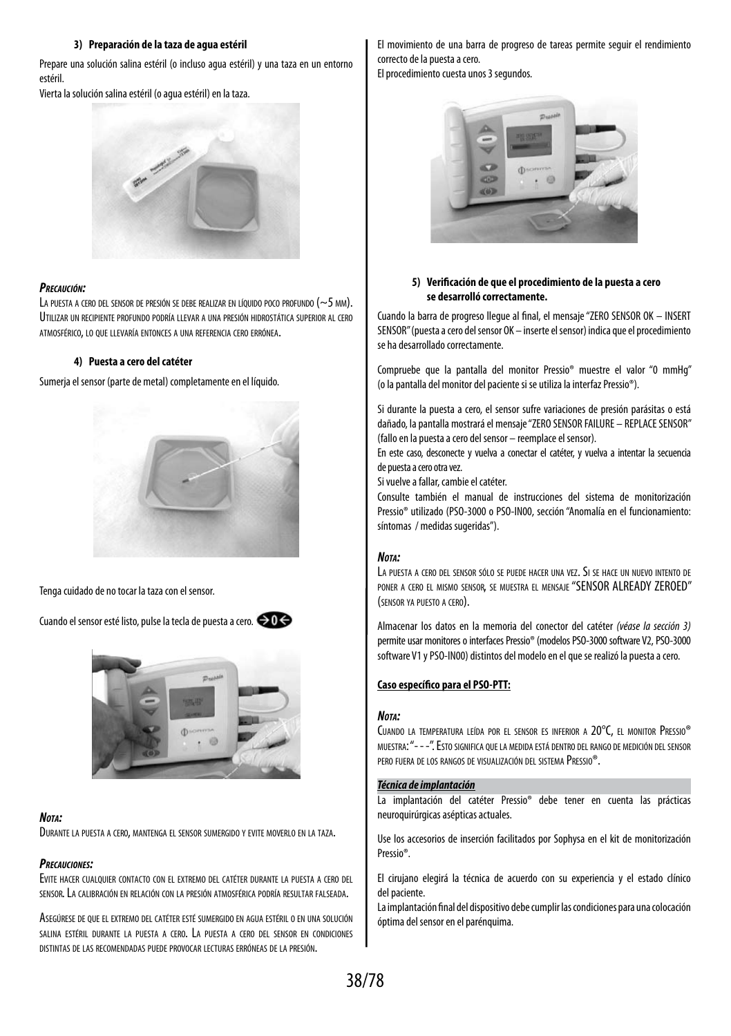#### 3) Preparación de la taza de agua estéril

Prepare una solución salina estéril (o incluso agua estéril) y una taza en un entorno estéril.

Vierta la solución salina estéril (o agua estéril) en la taza.

***Precaución:***

La puesta a cero del sensor de presión se debe realizar en líquido poco profundo (~5 mm). Utilizar un recipiente profundo podría llevar a una presión hidrostática superior al cero atmosférico, lo que llevaría entonces a una referencia cero errónea.

#### 4) Puesta a cero del catéter

Sumerja el sensor (parte de metal) completamente en el líquido.

Tenga cuidado de no tocar la taza con el sensor.

Cuando el sensor esté listo, pulse la tecla de puesta a cero.

***Nota:***

Durante la puesta a cero, mantenga el sensor sumergido y evite moverlo en la taza.

***Precauciones:***

Evite hacer cualquier contacto con el extremo del catéter durante la puesta a cero del sensor. La calibración en relación con la presión atmosférica podría resultar falseada.

Asegúrese de que el extremo del catéter esté sumergido en agua estéril o en una solución salina estéril durante la puesta a cero. La puesta a cero del sensor en condiciones distintas de las recomendadas puede provocar lecturas erróneas de la presión.

El movimiento de una barra de progreso de tareas permite seguir el rendimiento correcto de la puesta a cero.
El procedimiento cuesta unos 3 segundos.

#### 5) Verificación de que el procedimiento de la puesta a cero se desarrolló correctamente.

Cuando la barra de progreso llegue al final, el mensaje "ZERO SENSOR OK – INSERT SENSOR" (puesta a cero del sensor OK – inserte el sensor) indica que el procedimiento se ha desarrollado correctamente.

Compruebe que la pantalla del monitor Pressio® muestre el valor "0 mmHg" (o la pantalla del monitor del paciente si se utiliza la interfaz Pressio®).

Si durante la puesta a cero, el sensor sufre variaciones de presión parásitas o está dañado, la pantalla mostrará el mensaje "ZERO SENSOR FAILURE – REPLACE SENSOR" (fallo en la puesta a cero del sensor – reemplace el sensor).
En este caso, desconecte y vuelva a conectar el catéter, y vuelva a intentar la secuencia de puesta a cero otra vez.
Si vuelve a fallar, cambie el catéter.
Consulte también el manual de instrucciones del sistema de monitorización Pressio® utilizado (PSO-3000 o PSO-IN00, sección "Anomalía en el funcionamiento: síntomas / medidas sugeridas").

***Nota:***

La puesta a cero del sensor sólo se puede hacer una vez. Si se hace un nuevo intento de poner a cero el mismo sensor, se muestra el mensaje "SENSOR ALREADY ZEROED" (sensor ya puesto a cero).

Almacenar los datos en la memoria del conector del catéter *(véase la sección 3)* permite usar monitores o interfaces Pressio® (modelos PSO-3000 software V2, PSO-3000 software V1 y PSO-IN00) distintos del modelo en el que se realizó la puesta a cero.

**Caso específico para el PSO-PTT:**

***Nota:***

Cuando la temperatura leída por el sensor es inferior a 20°C, el monitor Pressio® muestra: "- - -". Esto significa que la medida está dentro del rango de medición del sensor pero fuera de los rangos de visualización del sistema Pressio®.

***Técnica de implantación***

La implantación del catéter Pressio® debe tener en cuenta las prácticas neuroquirúrgicas asépticas actuales.

Use los accesorios de inserción facilitados por Sophysa en el kit de monitorización Pressio®.

El cirujano elegirá la técnica de acuerdo con su experiencia y el estado clínico del paciente.
La implantación final del dispositivo debe cumplir las condiciones para una colocación óptima del sensor en el parénquima.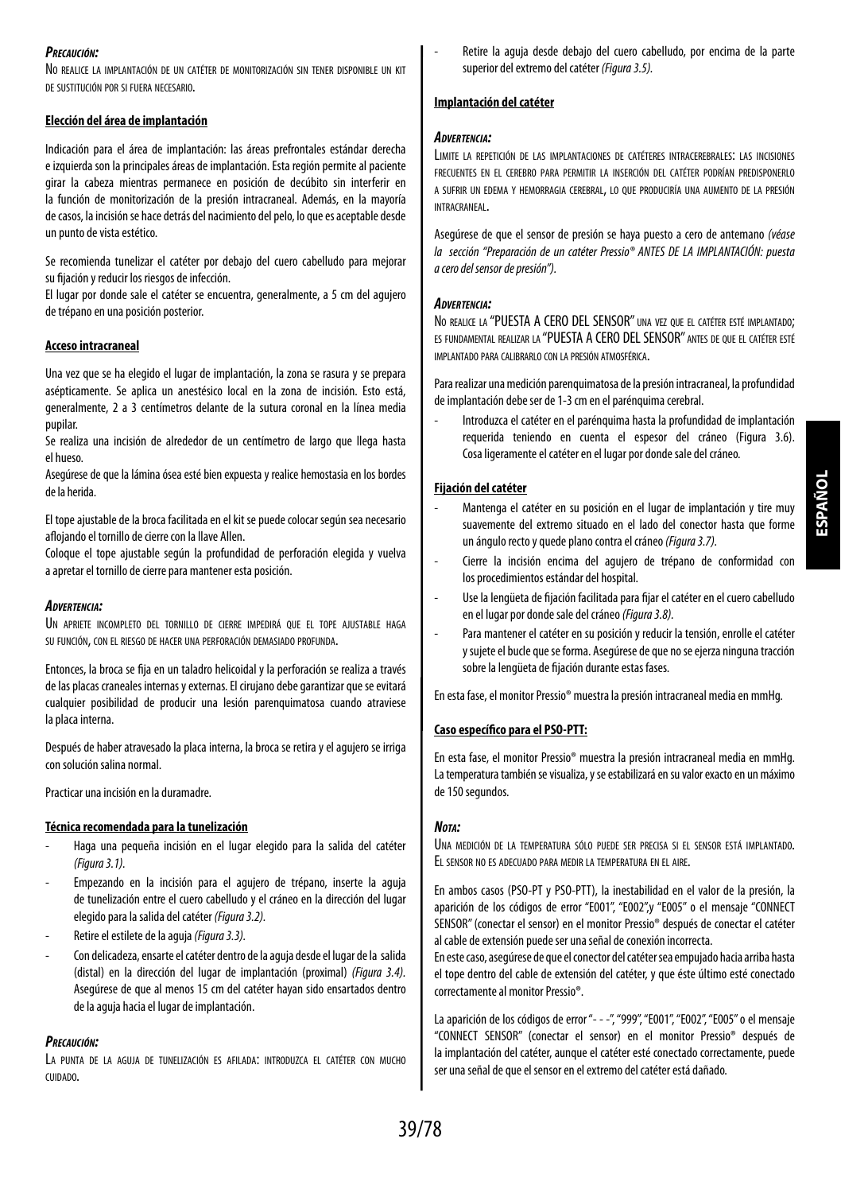***Precaución:***

No realice la implantación de un catéter de monitorización sin tener disponible un kit de sustitución por si fuera necesario.

**Elección del área de implantación**

Indicación para el área de implantación: las áreas prefrontales estándar derecha e izquierda son la principales áreas de implantación. Esta región permite al paciente girar la cabeza mientras permanece en posición de decúbito sin interferir en la función de monitorización de la presión intracraneal. Además, en la mayoría de casos, la incisión se hace detrás del nacimiento del pelo, lo que es aceptable desde un punto de vista estético.

Se recomienda tunelizar el catéter por debajo del cuero cabelludo para mejorar su fijación y reducir los riesgos de infección.

El lugar por donde sale el catéter se encuentra, generalmente, a 5 cm del agujero de trépano en una posición posterior.

**Acceso intracraneal**

Una vez que se ha elegido el lugar de implantación, la zona se rasura y se prepara asépticamente. Se aplica un anestésico local en la zona de incisión. Esto está, generalmente, 2 a 3 centímetros delante de la sutura coronal en la línea media pupilar.

Se realiza una incisión de alrededor de un centímetro de largo que llega hasta el hueso.

Asegúrese de que la lámina ósea esté bien expuesta y realice hemostasia en los bordes de la herida.

El tope ajustable de la broca facilitada en el kit se puede colocar según sea necesario aflojando el tornillo de cierre con la llave Allen.

Coloque el tope ajustable según la profundidad de perforación elegida y vuelva a apretar el tornillo de cierre para mantener esta posición.

***Advertencia:***

Un apriete incompleto del tornillo de cierre impedirá que el tope ajustable haga su función, con el riesgo de hacer una perforación demasiado profunda.

Entonces, la broca se fija en un taladro helicoidal y la perforación se realiza a través de las placas craneales internas y externas. El cirujano debe garantizar que se evitará cualquier posibilidad de producir una lesión parenquimatosa cuando atraviese la placa interna.

Después de haber atravesado la placa interna, la broca se retira y el agujero se irriga con solución salina normal.

Practicar una incisión en la duramadre.

**Técnica recomendada para la tunelización**

- Haga una pequeña incisión en el lugar elegido para la salida del catéter *(Figura 3.1)*.
- Empezando en la incisión para el agujero de trépano, inserte la aguja de tunelización entre el cuero cabelludo y el cráneo en la dirección del lugar elegido para la salida del catéter *(Figura 3.2)*.
- Retire el estilete de la aguja *(Figura 3.3)*.
- Con delicadeza, ensarte el catéter dentro de la aguja desde el lugar de la salida (distal) en la dirección del lugar de implantación (proximal) *(Figura 3.4)*. Asegúrese de que al menos 15 cm del catéter hayan sido ensartados dentro de la aguja hacia el lugar de implantación.

***Precaución:***

La punta de la aguja de tunelización es afilada: introduzca el catéter con mucho cuidado.

- Retire la aguja desde debajo del cuero cabelludo, por encima de la parte superior del extremo del catéter *(Figura 3.5)*.

**Implantación del catéter**

***Advertencia:***

Limite la repetición de las implantaciones de catéteres intracerebrales: las incisiones frecuentes en el cerebro para permitir la inserción del catéter podrían predisponerlo a sufrir un edema y hemorragia cerebral, lo que produciría una aumento de la presión intracraneal.

Asegúrese de que el sensor de presión se haya puesto a cero de antemano *(véase la sección "Preparación de un catéter Pressio® ANTES DE LA IMPLANTACIÓN: puesta a cero del sensor de presión")*.

***Advertencia:***

No realice la "PUESTA A CERO DEL SENSOR" una vez que el catéter esté implantado; es fundamental realizar la "PUESTA A CERO DEL SENSOR" antes de que el catéter esté implantado para calibrarlo con la presión atmosférica.

Para realizar una medición parenquimatosa de la presión intracraneal, la profundidad de implantación debe ser de 1-3 cm en el parénquima cerebral.

- Introduzca el catéter en el parénquima hasta la profundidad de implantación requerida teniendo en cuenta el espesor del cráneo (Figura 3.6). Cosa ligeramente el catéter en el lugar por donde sale del cráneo.

**Fijación del catéter**

- Mantenga el catéter en su posición en el lugar de implantación y tire muy suavemente del extremo situado en el lado del conector hasta que forme un ángulo recto y quede plano contra el cráneo *(Figura 3.7)*.
- Cierre la incisión encima del agujero de trépano de conformidad con los procedimientos estándar del hospital.
- Use la lengüeta de fijación facilitada para fijar el catéter en el cuero cabelludo en el lugar por donde sale del cráneo *(Figura 3.8)*.
- Para mantener el catéter en su posición y reducir la tensión, enrolle el catéter y sujete el bucle que se forma. Asegúrese de que no se ejerza ninguna tracción sobre la lengüeta de fijación durante estas fases.

En esta fase, el monitor Pressio® muestra la presión intracraneal media en mmHg.

**Caso específico para el PSO-PTT:**

En esta fase, el monitor Pressio® muestra la presión intracraneal media en mmHg. La temperatura también se visualiza, y se estabilizará en su valor exacto en un máximo de 150 segundos.

***Nota:***

Una medición de la temperatura sólo puede ser precisa si el sensor está implantado. El sensor no es adecuado para medir la temperatura en el aire.

En ambos casos (PSO-PT y PSO-PTT), la inestabilidad en el valor de la presión, la aparición de los códigos de error "E001", "E002",y "E005" o el mensaje "CONNECT SENSOR" (conectar el sensor) en el monitor Pressio® después de conectar el catéter al cable de extensión puede ser una señal de conexión incorrecta.

En este caso, asegúrese de que el conector del catéter sea empujado hacia arriba hasta el tope dentro del cable de extensión del catéter, y que éste último esté conectado correctamente al monitor Pressio®.

La aparición de los códigos de error "- - -", "999", "E001", "E002", "E005" o el mensaje "CONNECT SENSOR" (conectar el sensor) en el monitor Pressio® después de la implantación del catéter, aunque el catéter esté conectado correctamente, puede ser una señal de que el sensor en el extremo del catéter está dañado.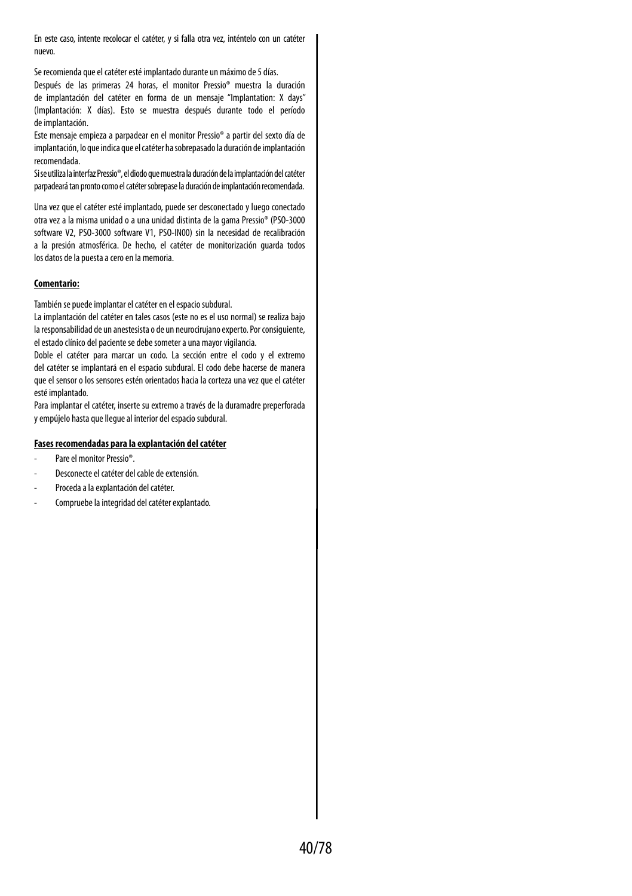En este caso, intente recolocar el catéter, y si falla otra vez, inténtelo con un catéter nuevo.

Se recomienda que el catéter esté implantado durante un máximo de 5 días.
Después de las primeras 24 horas, el monitor Pressio® muestra la duración de implantación del catéter en forma de un mensaje “Implantation: X days” (Implantación: X días). Esto se muestra después durante todo el período de implantación.
Este mensaje empieza a parpadear en el monitor Pressio® a partir del sexto día de implantación, lo que indica que el catéter ha sobrepasado la duración de implantación recomendada.
Si se utiliza la interfaz Pressio®, el diodo que muestra la duración de la implantación del catéter parpadeará tan pronto como el catéter sobrepase la duración de implantación recomendada.

Una vez que el catéter esté implantado, puede ser desconectado y luego conectado otra vez a la misma unidad o a una unidad distinta de la gama Pressio® (PSO-3000 software V2, PSO-3000 software V1, PSO-IN00) sin la necesidad de recalibración a la presión atmosférica. De hecho, el catéter de monitorización guarda todos los datos de la puesta a cero en la memoria.

**Comentario:**

También se puede implantar el catéter en el espacio subdural.
La implantación del catéter en tales casos (este no es el uso normal) se realiza bajo la responsabilidad de un anestesista o de un neurocirujano experto. Por consiguiente, el estado clínico del paciente se debe someter a una mayor vigilancia.
Doble el catéter para marcar un codo. La sección entre el codo y el extremo del catéter se implantará en el espacio subdural. El codo debe hacerse de manera que el sensor o los sensores estén orientados hacia la corteza una vez que el catéter esté implantado.
Para implantar el catéter, inserte su extremo a través de la duramadre preperforada y empújelo hasta que llegue al interior del espacio subdural.

**Fases recomendadas para la explantación del catéter**

- Pare el monitor Pressio®.
- Desconecte el catéter del cable de extensión.
- Proceda a la explantación del catéter.
- Compruebe la integridad del catéter explantado.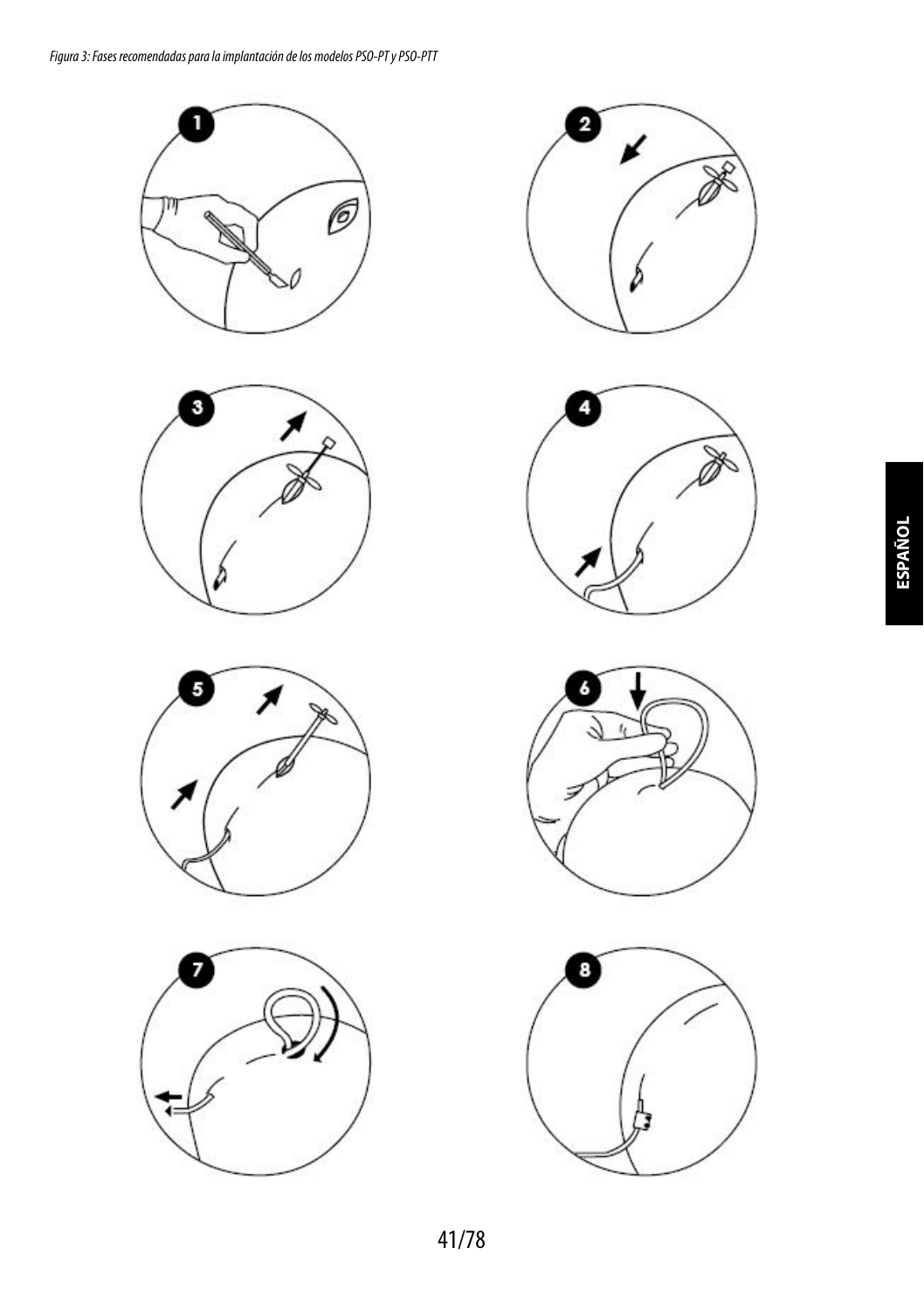*Figura 3: Fases recomendadas para la implantación de los modelos PSO-PT y PSO-PTT*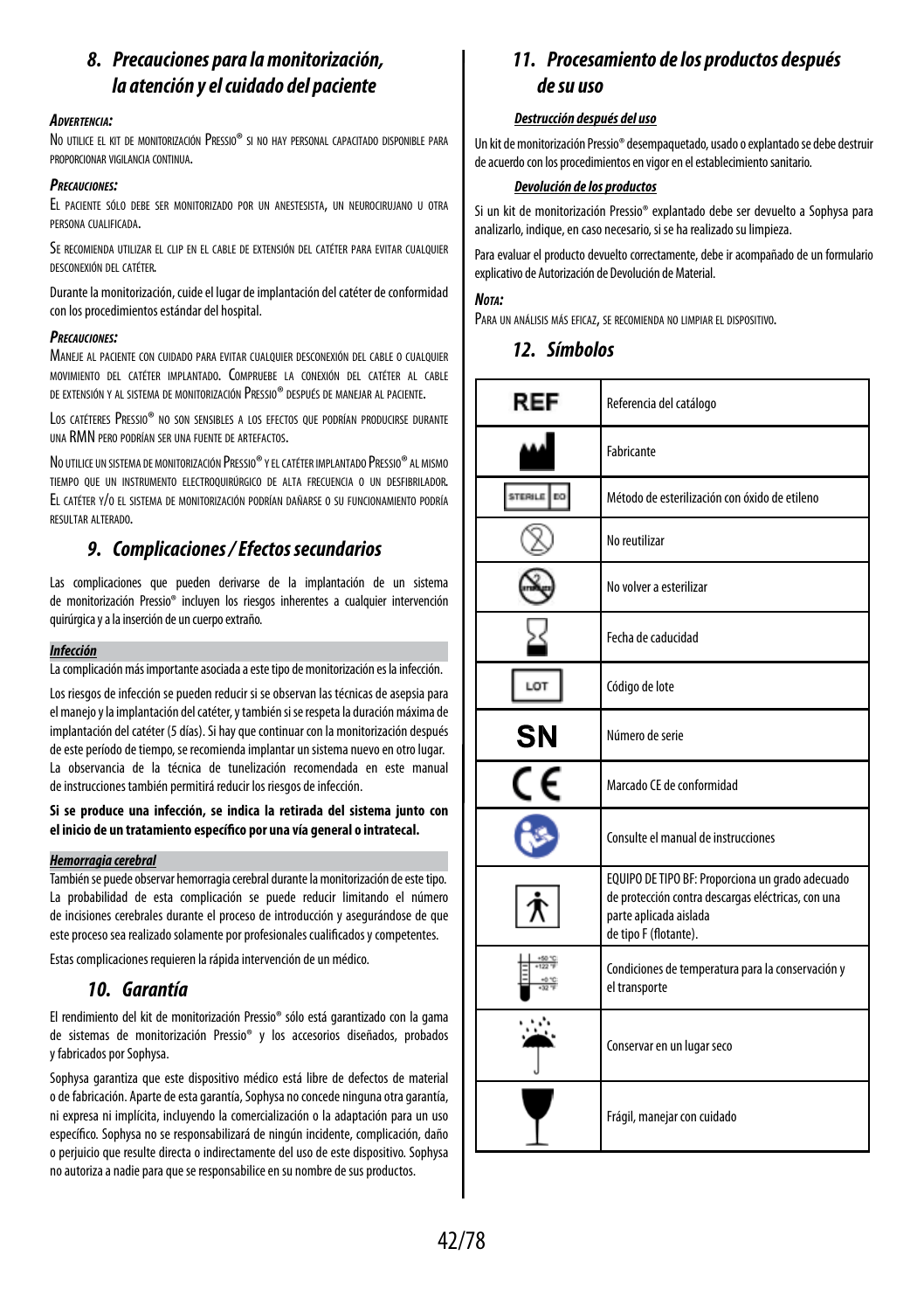## 8. Precauciones para la monitorización, la atención y el cuidado del paciente

***Advertencia:***

No utilice el kit de monitorización Pressio® si no hay personal capacitado disponible para proporcionar vigilancia continua.

***Precauciones:***

El paciente sólo debe ser monitorizado por un anestesista, un neurocirujano u otra persona cualificada.

Se recomienda utilizar el clip en el cable de extensión del catéter para evitar cualquier desconexión del catéter.

Durante la monitorización, cuide el lugar de implantación del catéter de conformidad con los procedimientos estándar del hospital.

***Precauciones:***

Maneje al paciente con cuidado para evitar cualquier desconexión del cable o cualquier movimiento del catéter implantado. Compruebe la conexión del catéter al cable de extensión y al sistema de monitorización Pressio® después de manejar al paciente.

Los catéteres Pressio® no son sensibles a los efectos que podrían producirse durante una RMN pero podrían ser una fuente de artefactos.

No utilice un sistema de monitorización Pressio® y el catéter implantado Pressio® al mismo tiempo que un instrumento electroquirúrgico de alta frecuencia o un desfibrilador. El catéter y/o el sistema de monitorización podrían dañarse o su funcionamiento podría resultar alterado.

## 9. Complicaciones / Efectos secundarios

Las complicaciones que pueden derivarse de la implantación de un sistema de monitorización Pressio® incluyen los riesgos inherentes a cualquier intervención quirúrgica y a la inserción de un cuerpo extraño.

***Infección***

La complicación más importante asociada a este tipo de monitorización es la infección.

Los riesgos de infección se pueden reducir si se observan las técnicas de asepsia para el manejo y la implantación del catéter, y también si se respeta la duración máxima de implantación del catéter (5 días). Si hay que continuar con la monitorización después de este período de tiempo, se recomienda implantar un sistema nuevo en otro lugar. La observancia de la técnica de tunelización recomendada en este manual de instrucciones también permitirá reducir los riesgos de infección.

**Si se produce una infección, se indica la retirada del sistema junto con el inicio de un tratamiento específico por una vía general o intratecal.**

***Hemorragia cerebral***

También se puede observar hemorragia cerebral durante la monitorización de este tipo. La probabilidad de esta complicación se puede reducir limitando el número de incisiones cerebrales durante el proceso de introducción y asegurándose de que este proceso sea realizado solamente por profesionales cualificados y competentes.

Estas complicaciones requieren la rápida intervención de un médico.

## 10. Garantía

El rendimiento del kit de monitorización Pressio® sólo está garantizado con la gama de sistemas de monitorización Pressio® y los accesorios diseñados, probados y fabricados por Sophysa.

Sophysa garantiza que este dispositivo médico está libre de defectos de material o de fabricación. Aparte de esta garantía, Sophysa no concede ninguna otra garantía, ni expresa ni implícita, incluyendo la comercialización o la adaptación para un uso específico. Sophysa no se responsabilizará de ningún incidente, complicación, daño o perjuicio que resulte directa o indirectamente del uso de este dispositivo. Sophysa no autoriza a nadie para que se responsabilice en su nombre de sus productos.

## 11. Procesamiento de los productos después de su uso

***Destrucción después del uso***

Un kit de monitorización Pressio® desempaquetado, usado o explantado se debe destruir de acuerdo con los procedimientos en vigor en el establecimiento sanitario.

***Devolución de los productos***

Si un kit de monitorización Pressio® explantado debe ser devuelto a Sophysa para analizarlo, indique, en caso necesario, si se ha realizado su limpieza.

Para evaluar el producto devuelto correctamente, debe ir acompañado de un formulario explicativo de Autorización de Devolución de Material.

***Nota:***

Para un análisis más eficaz, se recomienda no limpiar el dispositivo.

## 12. Símbolos

| Símbolo | Descripción |
|---|---|
| REF | Referencia del catálogo |
| | Fabricante |
| STERILE EO | Método de esterilización con óxido de etileno |
| | No reutilizar |
| | No volver a esterilizar |
| | Fecha de caducidad |
| LOT | Código de lote |
| SN | Número de serie |
| CE | Marcado CE de conformidad |
| | Consulte el manual de instrucciones |
| | EQUIPO DE TIPO BF: Proporciona un grado adecuado de protección contra descargas eléctricas, con una parte aplicada aislada de tipo F (flotante). |
| +50 °C / +122 °F; +0 °C / +32 °F | Condiciones de temperatura para la conservación y el transporte |
| | Conservar en un lugar seco |
| | Frágil, manejar con cuidado |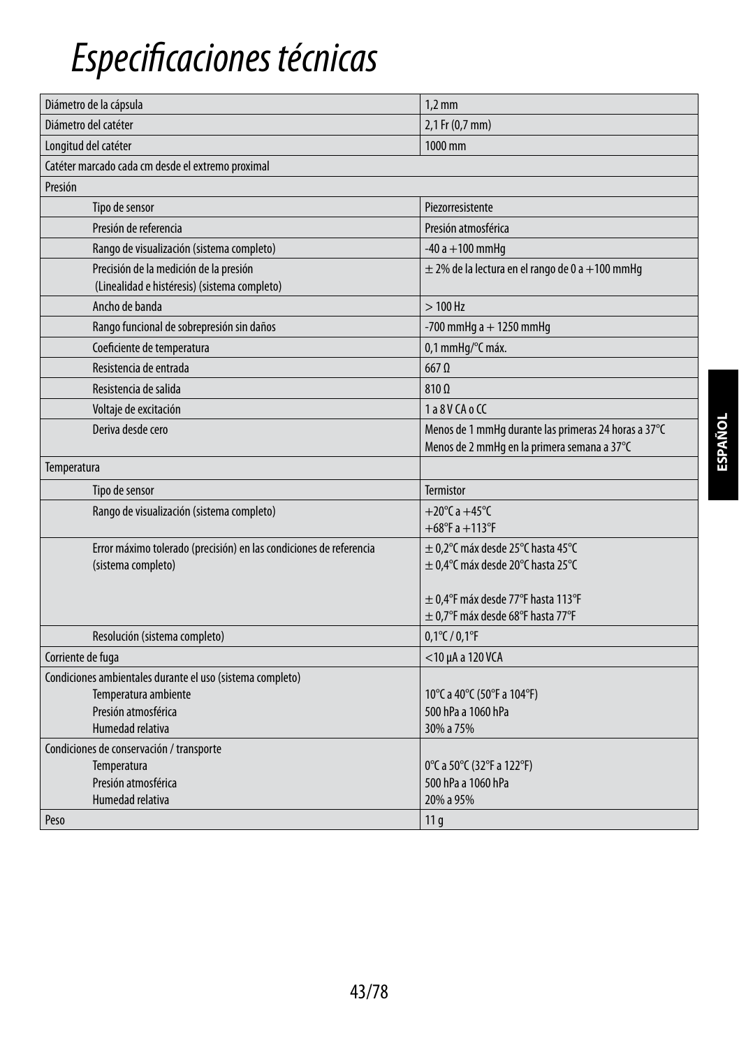# Especificaciones técnicas

| | |
|---|---|
| Diámetro de la cápsula | 1,2 mm |
| Diámetro del catéter | 2,1 Fr (0,7 mm) |
| Longitud del catéter | 1000 mm |
| Catéter marcado cada cm desde el extremo proximal | |
| Presión | |
| Tipo de sensor | Piezorresistente |
| Presión de referencia | Presión atmosférica |
| Rango de visualización (sistema completo) | -40 a +100 mmHg |
| Precisión de la medición de la presión (Linealidad e histéresis) (sistema completo) | ± 2% de la lectura en el rango de 0 a +100 mmHg |
| Ancho de banda | > 100 Hz |
| Rango funcional de sobrepresión sin daños | -700 mmHg a + 1250 mmHg |
| Coeficiente de temperatura | 0,1 mmHg/°C máx. |
| Resistencia de entrada | 667 Ω |
| Resistencia de salida | 810 Ω |
| Voltaje de excitación | 1 a 8 V CA o CC |
| Deriva desde cero | Menos de 1 mmHg durante las primeras 24 horas a 37°C<br>Menos de 2 mmHg en la primera semana a 37°C |
| Temperatura | |
| Tipo de sensor | Termistor |
| Rango de visualización (sistema completo) | +20°C a +45°C<br>+68°F a +113°F |
| Error máximo tolerado (precisión) en las condiciones de referencia (sistema completo) | ± 0,2°C máx desde 25°C hasta 45°C<br>± 0,4°C máx desde 20°C hasta 25°C<br><br>± 0,4°F máx desde 77°F hasta 113°F<br>± 0,7°F máx desde 68°F hasta 77°F |
| Resolución (sistema completo) | 0,1°C / 0,1°F |
| Corriente de fuga | <10 µA a 120 VCA |
| Condiciones ambientales durante el uso (sistema completo)<br>Temperatura ambiente<br>Presión atmosférica<br>Humedad relativa | <br>10°C a 40°C (50°F a 104°F)<br>500 hPa a 1060 hPa<br>30% a 75% |
| Condiciones de conservación / transporte<br>Temperatura<br>Presión atmosférica<br>Humedad relativa | <br>0°C a 50°C (32°F a 122°F)<br>500 hPa a 1060 hPa<br>20% a 95% |
| Peso | 11 g |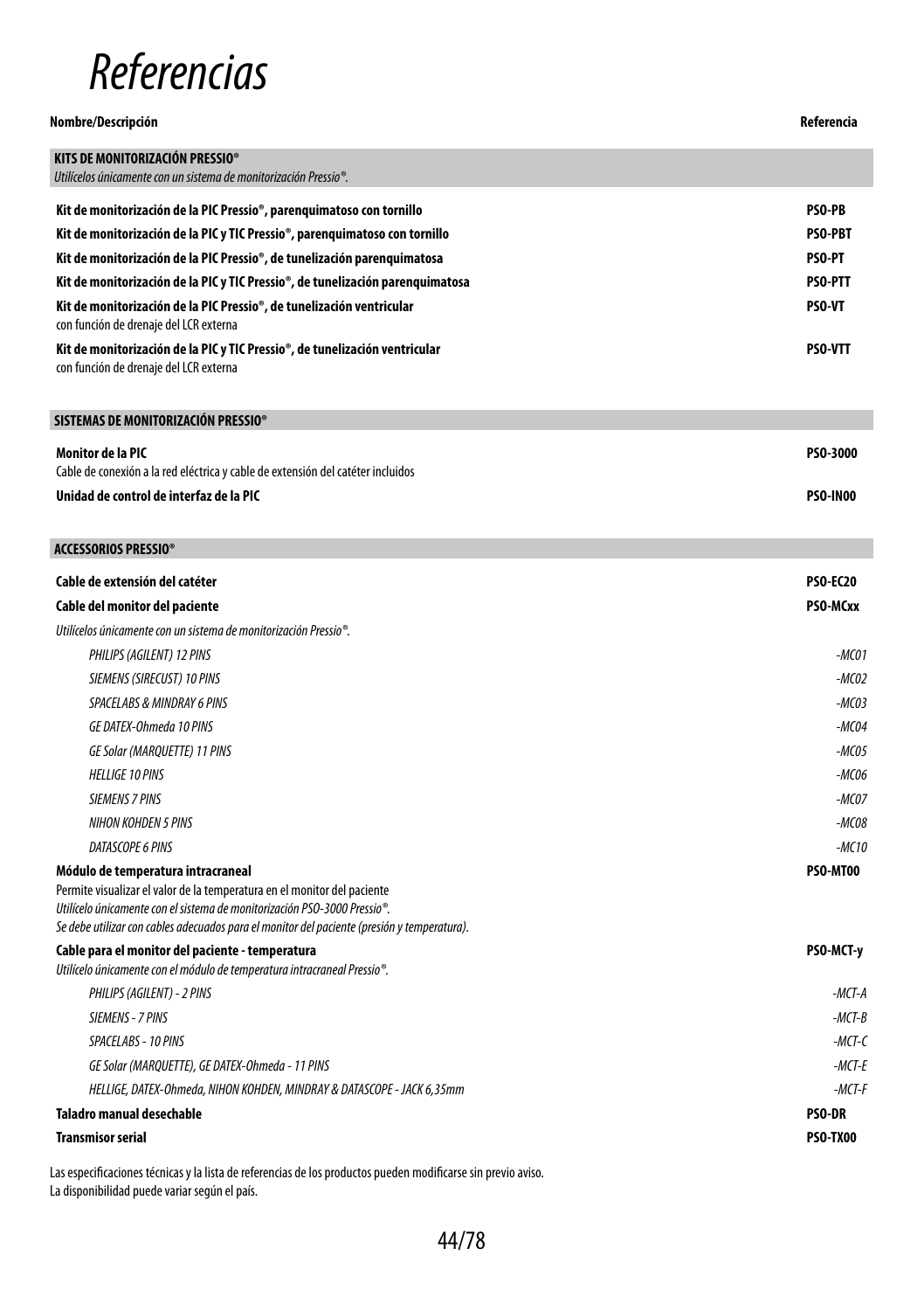# Referencias

| Nombre/Descripción | Referencia |
|---|---|
| **KITS DE MONITORIZACIÓN PRESSIO®**<br>*Utilícelos únicamente con un sistema de monitorización Pressio®.* | |
| **Kit de monitorización de la PIC Pressio®, parenquimatoso con tornillo** | **PSO-PB** |
| **Kit de monitorización de la PIC y TIC Pressio®, parenquimatoso con tornillo** | **PSO-PBT** |
| **Kit de monitorización de la PIC Pressio®, de tunelización parenquimatosa** | **PSO-PT** |
| **Kit de monitorización de la PIC y TIC Pressio®, de tunelización parenquimatosa** | **PSO-PTT** |
| **Kit de monitorización de la PIC Pressio®, de tunelización ventricular**<br>con función de drenaje del LCR externa | **PSO-VT** |
| **Kit de monitorización de la PIC y TIC Pressio®, de tunelización ventricular**<br>con función de drenaje del LCR externa | **PSO-VTT** |
| **SISTEMAS DE MONITORIZACIÓN PRESSIO®** | |
| **Monitor de la PIC**<br>Cable de conexión a la red eléctrica y cable de extensión del catéter incluidos | **PSO-3000** |
| **Unidad de control de interfaz de la PIC** | **PSO-IN00** |
| **ACCESSORIOS PRESSIO®** | |
| **Cable de extensión del catéter** | **PSO-EC20** |
| **Cable del monitor del paciente** | **PSO-MCxx** |
| *Utilícelos únicamente con un sistema de monitorización Pressio®.* | |
| *PHILIPS (AGILENT) 12 PINS* | *-MC01* |
| *SIEMENS (SIRECUST) 10 PINS* | *-MC02* |
| *SPACELABS & MINDRAY 6 PINS* | *-MC03* |
| *GE DATEX-Ohmeda 10 PINS* | *-MC04* |
| *GE Solar (MARQUETTE) 11 PINS* | *-MC05* |
| *HELLIGE 10 PINS* | *-MC06* |
| *SIEMENS 7 PINS* | *-MC07* |
| *NIHON KOHDEN 5 PINS* | *-MC08* |
| *DATASCOPE 6 PINS* | *-MC10* |
| **Módulo de temperatura intracraneal**<br>Permite visualizar el valor de la temperatura en el monitor del paciente<br>*Utilícelo únicamente con el sistema de monitorización PSO-3000 Pressio®.*<br>*Se debe utilizar con cables adecuados para el monitor del paciente (presión y temperatura).* | **PSO-MT00** |
| **Cable para el monitor del paciente - temperatura**<br>*Utilícelo únicamente con el módulo de temperatura intracraneal Pressio®.* | **PSO-MCT-y** |
| *PHILIPS (AGILENT) - 2 PINS* | *-MCT-A* |
| *SIEMENS - 7 PINS* | *-MCT-B* |
| *SPACELABS - 10 PINS* | *-MCT-C* |
| *GE Solar (MARQUETTE), GE DATEX-Ohmeda - 11 PINS* | *-MCT-E* |
| *HELLIGE, DATEX-Ohmeda, NIHON KOHDEN, MINDRAY & DATASCOPE - JACK 6,35mm* | *-MCT-F* |
| **Taladro manual desechable** | **PSO-DR** |
| **Transmisor serial** | **PSO-TX00** |

Las especificaciones técnicas y la lista de referencias de los productos pueden modificarse sin previo aviso.
La disponibilidad puede variar según el país.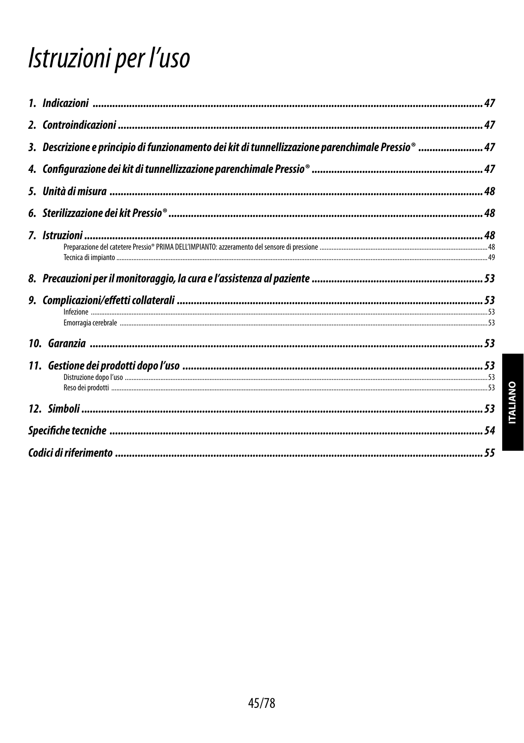# Istruzioni per l'uso

**1. Indicazioni** ........................................................................................................................................ 47

**2. Controindicazioni** ................................................................................................................................ 47

**3. Descrizione e principio di funzionamento dei kit di tunnellizzazione parenchimale Pressio®** ....................... 47

**4. Configurazione dei kit di tunnellizzazione parenchimale Pressio®** ........................................................... 47

**5. Unità di misura** ................................................................................................................................... 48

**6. Sterilizzazione dei kit Pressio®** .............................................................................................................. 48

**7. Istruzioni** ............................................................................................................................................ 48

- Preparazione del catetere Pressio® PRIMA DELL'IMPIANTO: azzeramento del sensore di pressione ................ 48
- Tecnica di impianto ................................................................................................................................ 49

**8. Precauzioni per il monitoraggio, la cura e l'assistenza al paziente** ........................................................... 53

**9. Complicazioni/effetti collaterali** ............................................................................................................ 53

- Infezione ............................................................................................................................................... 53
- Emorragia cerebrale ............................................................................................................................... 53

**10. Garanzia** ........................................................................................................................................... 53

**11. Gestione dei prodotti dopo l'uso** ......................................................................................................... 53

- Distruzione dopo l'uso ............................................................................................................................ 53
- Reso dei prodotti ................................................................................................................................... 53

**12. Simboli** ............................................................................................................................................. 53

**Specifiche tecniche** ................................................................................................................................ 54

**Codici di riferimento** .............................................................................................................................. 55

ITALIANO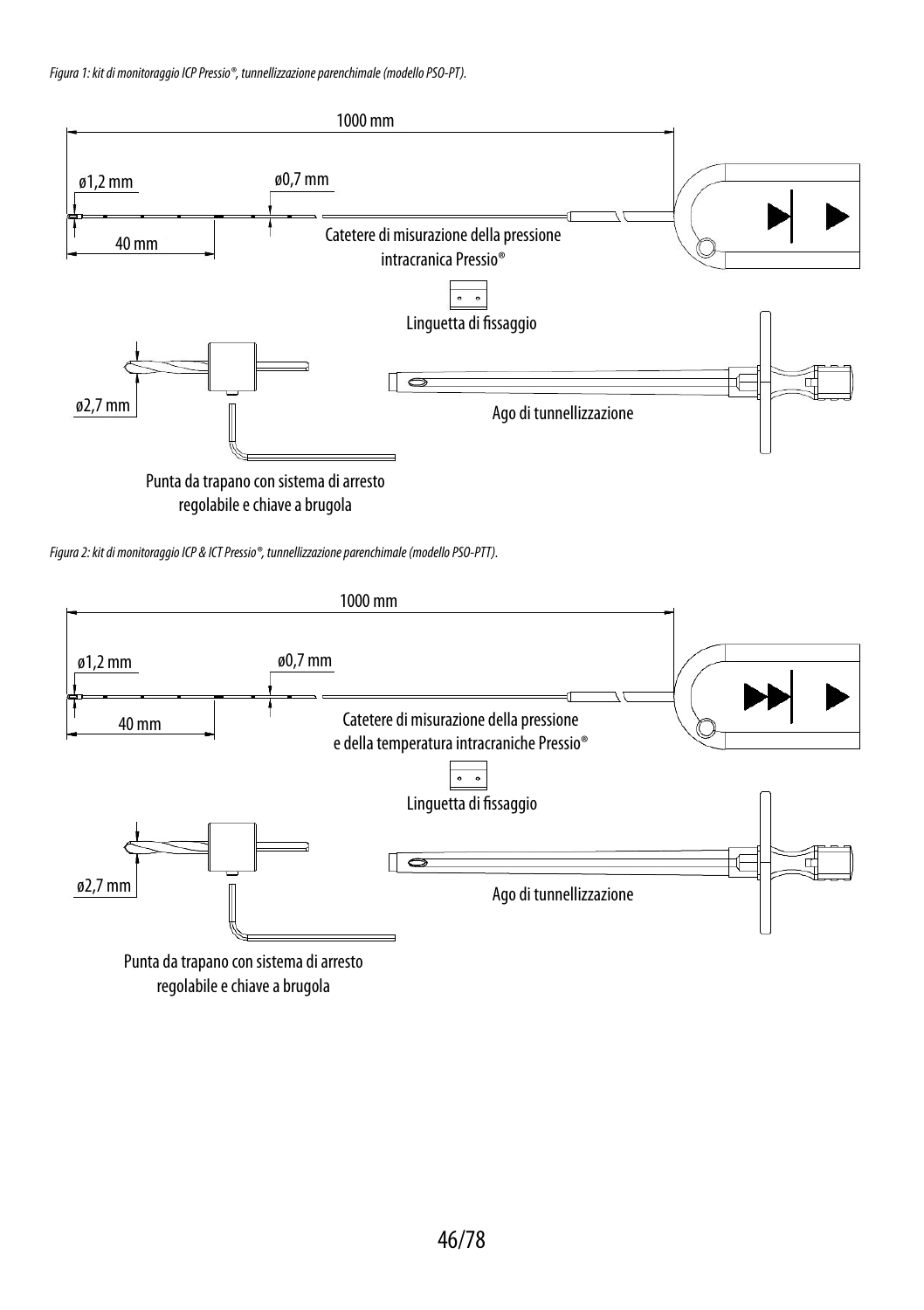*Figura 1: kit di monitoraggio ICP Pressio®, tunnellizzazione parenchimale (modello PSO-PT).*

1000 mm

ø1,2 mm

ø0,7 mm

40 mm

Catetere di misurazione della pressione intracranica Pressio®

Linguetta di fissaggio

ø2,7 mm

Ago di tunnellizzazione

Punta da trapano con sistema di arresto regolabile e chiave a brugola

*Figura 2: kit di monitoraggio ICP & ICT Pressio®, tunnellizzazione parenchimale (modello PSO-PTT).*

1000 mm

ø1,2 mm

ø0,7 mm

40 mm

Catetere di misurazione della pressione e della temperatura intracraniche Pressio®

Linguetta di fissaggio

ø2,7 mm

Ago di tunnellizzazione

Punta da trapano con sistema di arresto regolabile e chiave a brugola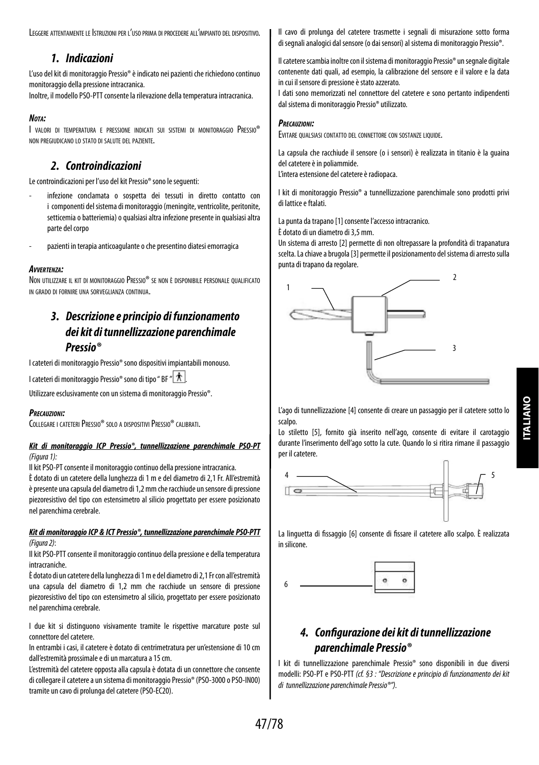Leggere attentamente le Istruzioni per l'uso prima di procedere all'impianto del dispositivo.

## 1. Indicazioni

L'uso del kit di monitoraggio Pressio® è indicato nei pazienti che richiedono continuo monitoraggio della pressione intracranica.
Inoltre, il modello PSO-PTT consente la rilevazione della temperatura intracranica.

***Nota:***

I valori di temperatura e pressione indicati sui sistemi di monitoraggio Pressio® non pregiudicano lo stato di salute del paziente.

## 2. Controindicazioni

Le controindicazioni per l'uso del kit Pressio® sono le seguenti:

- infezione conclamata o sospetta dei tessuti in diretto contatto con i componenti del sistema di monitoraggio (meningite, ventricolite, peritonite, setticemia o batteriemia) o qualsiasi altra infezione presente in qualsiasi altra parte del corpo
- pazienti in terapia anticoagulante o che presentino diatesi emorragica

***Avvertenza:***

Non utilizzare il kit di monitoraggio Pressio® se non è disponibile personale qualificato in grado di fornire una sorveglianza continua.

## 3. Descrizione e principio di funzionamento dei kit di tunnellizzazione parenchimale Pressio®

I cateteri di monitoraggio Pressio® sono dispositivi impiantabili monouso.

I cateteri di monitoraggio Pressio® sono di tipo " BF ".

Utilizzare esclusivamente con un sistema di monitoraggio Pressio®.

***Precauzioni:***

Collegare i cateteri Pressio® solo a dispositivi Pressio® calibrati.

***Kit di monitoraggio ICP Pressio®, tunnellizzazione parenchimale PSO-PT***
*(Figura 1):*

Il kit PSO-PT consente il monitoraggio continuo della pressione intracranica.
È dotato di un catetere della lunghezza di 1 m e del diametro di 2,1 Fr. All'estremità è presente una capsula del diametro di 1,2 mm che racchiude un sensore di pressione piezoresistivo del tipo con estensimetro al silicio progettato per essere posizionato nel parenchima cerebrale.

***Kit di monitoraggio ICP & ICT Pressio®, tunnellizzazione parenchimale PSO-PTT***
*(Figura 2)*:

Il kit PSO-PTT consente il monitoraggio continuo della pressione e della temperatura intracraniche.
È dotato di un catetere della lunghezza di 1 m e del diametro di 2,1 Fr con all'estremità una capsula del diametro di 1,2 mm che racchiude un sensore di pressione piezoresistivo del tipo con estensimetro al silicio, progettato per essere posizionato nel parenchima cerebrale.

I due kit si distinguono visivamente tramite le rispettive marcature poste sul connettore del catetere.
In entrambi i casi, il catetere è dotato di centrimetratura per un'estensione di 10 cm dall'estremità prossimale e di un marcatura a 15 cm.
L'estremità del catetere opposta alla capsula è dotata di un connettore che consente di collegare il catetere a un sistema di monitoraggio Pressio® (PSO-3000 o PSO-IN00) tramite un cavo di prolunga del catetere (PSO-EC20).

Il cavo di prolunga del catetere trasmette i segnali di misurazione sotto forma di segnali analogici dal sensore (o dai sensori) al sistema di monitoraggio Pressio®.

Il catetere scambia inoltre con il sistema di monitoraggio Pressio® un segnale digitale contenente dati quali, ad esempio, la calibrazione del sensore e il valore e la data in cui il sensore di pressione è stato azzerato.
I dati sono memorizzati nel connettore del catetere e sono pertanto indipendenti dal sistema di monitoraggio Pressio® utilizzato.

***Precauzioni:***

Evitare qualsiasi contatto del connettore con sostanze liquide.

La capsula che racchiude il sensore (o i sensori) è realizzata in titanio è la guaina del catetere è in poliammide.
L'intera estensione del catetere è radiopaca.

I kit di monitoraggio Pressio® a tunnellizzazione parenchimale sono prodotti privi di lattice e ftalati.

La punta da trapano [1] consente l'accesso intracranico.
È dotato di un diametro di 3,5 mm.
Un sistema di arresto [2] permette di non oltrepassare la profondità di trapanatura scelta. La chiave a brugola [3] permette il posizionamento del sistema di arresto sulla punta di trapano da regolare.

L'ago di tunnellizzazione [4] consente di creare un passaggio per il catetere sotto lo scalpo.
Lo stiletto [5], fornito già inserito nell'ago, consente di evitare il carotaggio durante l'inserimento dell'ago sotto la cute. Quando lo si ritira rimane il passaggio per il catetere.

La linguetta di fissaggio [6] consente di fissare il catetere allo scalpo. È realizzata in silicone.

## 4. Configurazione dei kit di tunnellizzazione parenchimale Pressio®

I kit di tunnellizzazione parenchimale Pressio® sono disponibili in due diversi modelli: PSO-PT e PSO-PTT *(cf. §3 : "Descrizione e principio di funzionamento dei kit di tunnellizzazione parenchimale Pressio®").*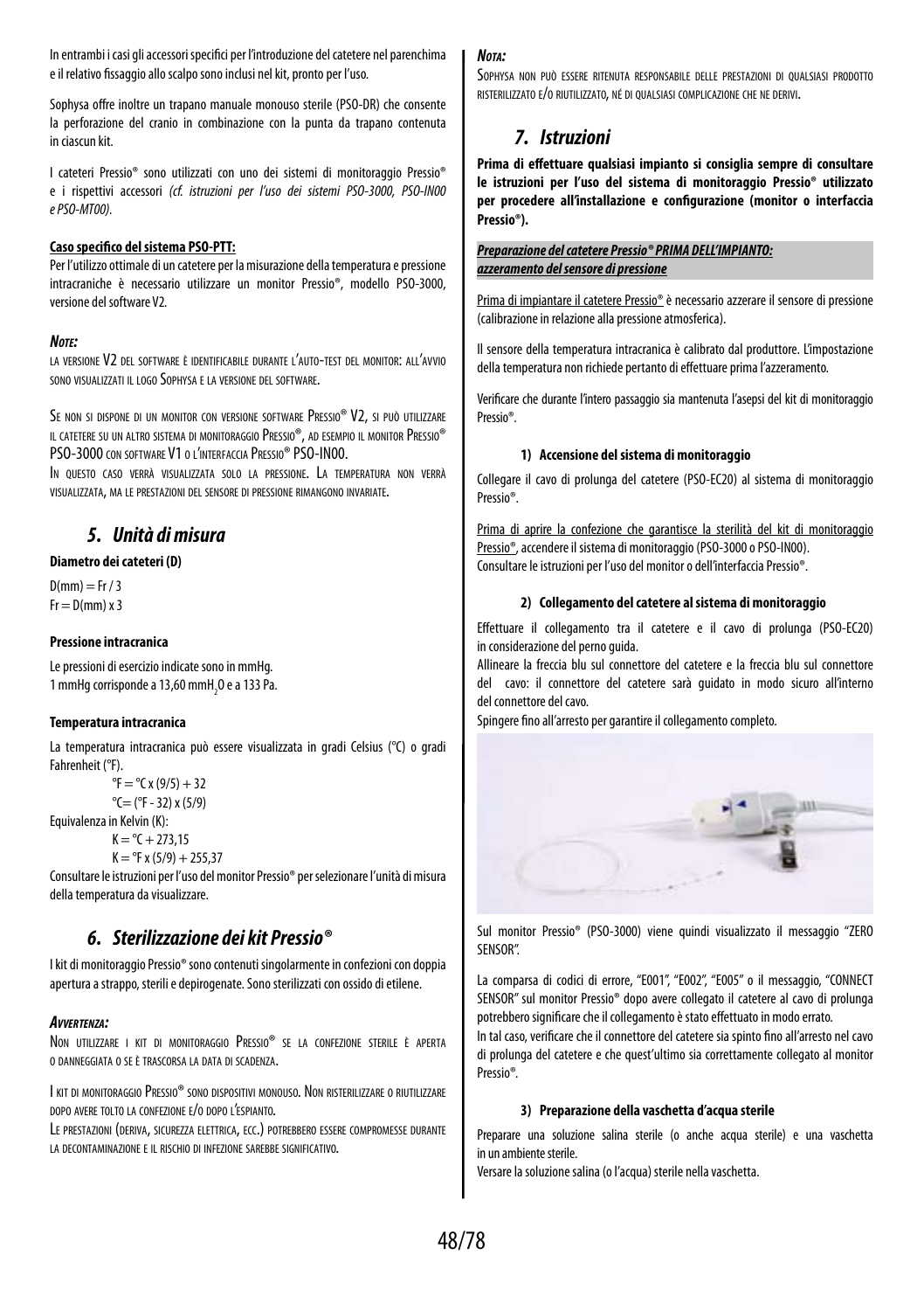In entrambi i casi gli accessori specifici per l'introduzione del catetere nel parenchima e il relativo fissaggio allo scalpo sono inclusi nel kit, pronto per l'uso.

Sophysa offre inoltre un trapano manuale monouso sterile (PSO-DR) che consente la perforazione del cranio in combinazione con la punta da trapano contenuta in ciascun kit.

I cateteri Pressio® sono utilizzati con uno dei sistemi di monitoraggio Pressio® e i rispettivi accessori *(cf. istruzioni per l'uso dei sistemi PSO-3000, PSO-IN00 e PSO-MT00).*

**Caso specifico del sistema PSO-PTT:**

Per l'utilizzo ottimale di un catetere per la misurazione della temperatura e pressione intracraniche è necessario utilizzare un monitor Pressio®, modello PSO-3000, versione del software V2.

***Nota:***

La versione V2 del software è identificabile durante l'auto-test del monitor: all'avvio sono visualizzati il logo Sophysa e la versione del software.

Se non si dispone di un monitor con versione software Pressio® V2, si può utilizzare il catetere su un altro sistema di monitoraggio Pressio®, ad esempio il monitor Pressio® PSO-3000 con software V1 o l'interfaccia Pressio® PSO-IN00.

In questo caso verrà visualizzata solo la pressione. La temperatura non verrà visualizzata, ma le prestazioni del sensore di pressione rimangono invariate.

## *5. Unità di misura*

**Diametro dei cateteri (D)**

D(mm) = Fr / 3

Fr = D(mm) x 3

**Pressione intracranica**

Le pressioni di esercizio indicate sono in mmHg.

1 mmHg corrisponde a 13,60 $mmH_2O$ e a 133 Pa.

**Temperatura intracranica**

La temperatura intracranica può essere visualizzata in gradi Celsius (°C) o gradi Fahrenheit (°F).

°F = °C x (9/5) + 32

°C= (°F - 32) x (5/9)

Equivalenza in Kelvin (K):

K = °C + 273,15

K = °F x (5/9) + 255,37

Consultare le istruzioni per l'uso del monitor Pressio® per selezionare l'unità di misura della temperatura da visualizzare.

## *6. Sterilizzazione dei kit Pressio®*

I kit di monitoraggio Pressio® sono contenuti singolarmente in confezioni con doppia apertura a strappo, sterili e depirogenate. Sono sterilizzati con ossido di etilene.

***Avvertenza:***

Non utilizzare i kit di monitoraggio Pressio® se la confezione sterile è aperta o danneggiata o se è trascorsa la data di scadenza.

I kit di monitoraggio Pressio® sono dispositivi monouso. Non risterilizzare o riutilizzare dopo avere tolto la confezione e/o dopo l'espianto.

Le prestazioni (deriva, sicurezza elettrica, ecc.) potrebbero essere compromesse durante la decontaminazione e il rischio di infezione sarebbe significativo.

***Nota:***

Sophysa non può essere ritenuta responsabile delle prestazioni di qualsiasi prodotto risterilizzato e/o riutilizzato, né di qualsiasi complicazione che ne derivi.

## *7. Istruzioni*

**Prima di effettuare qualsiasi impianto si consiglia sempre di consultare le istruzioni per l'uso del sistema di monitoraggio Pressio® utilizzato per procedere all'installazione e configurazione (monitor o interfaccia Pressio®).**

***Preparazione del catetere Pressio® PRIMA DELL'IMPIANTO: azzeramento del sensore di pressione***

Prima di impiantare il catetere Pressio® è necessario azzerare il sensore di pressione (calibrazione in relazione alla pressione atmosferica).

Il sensore della temperatura intracranica è calibrato dal produttore. L'impostazione della temperatura non richiede pertanto di effettuare prima l'azzeramento.

Verificare che durante l'intero passaggio sia mantenuta l'asepsi del kit di monitoraggio Pressio®.

#### 1) Accensione del sistema di monitoraggio

Collegare il cavo di prolunga del catetere (PSO-EC20) al sistema di monitoraggio Pressio®.

Prima di aprire la confezione che garantisce la sterilità del kit di monitoraggio Pressio®, accendere il sistema di monitoraggio (PSO-3000 o PSO-IN00).

Consultare le istruzioni per l'uso del monitor o dell'interfaccia Pressio®.

#### 2) Collegamento del catetere al sistema di monitoraggio

Effettuare il collegamento tra il catetere e il cavo di prolunga (PSO-EC20) in considerazione del perno guida.

Allineare la freccia blu sul connettore del catetere e la freccia blu sul connettore del cavo: il connettore del catetere sarà guidato in modo sicuro all'interno del connettore del cavo.

Spingere fino all'arresto per garantire il collegamento completo.

Sul monitor Pressio® (PSO-3000) viene quindi visualizzato il messaggio "ZERO SENSOR".

La comparsa di codici di errore, "E001", "E002", "E005" o il messaggio, "CONNECT SENSOR" sul monitor Pressio® dopo avere collegato il catetere al cavo di prolunga potrebbero significare che il collegamento è stato effettuato in modo errato.

In tal caso, verificare che il connettore del catetere sia spinto fino all'arresto nel cavo di prolunga del catetere e che quest'ultimo sia correttamente collegato al monitor Pressio®.

#### 3) Preparazione della vaschetta d'acqua sterile

Preparare una soluzione salina sterile (o anche acqua sterile) e una vaschetta in un ambiente sterile.

Versare la soluzione salina (o l'acqua) sterile nella vaschetta.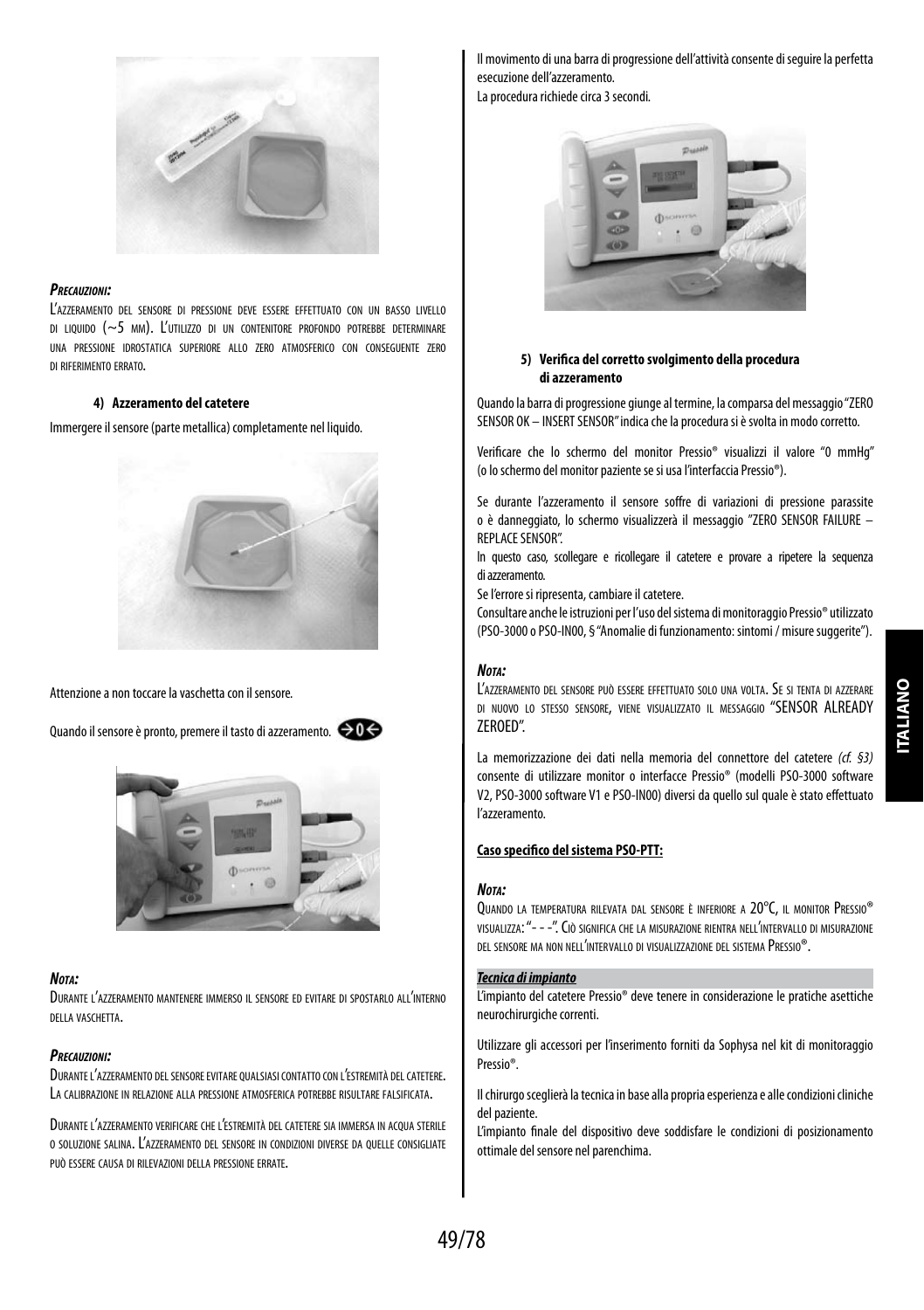***Precauzioni:***

L'azzeramento del sensore di pressione deve essere effettuato con un basso livello di liquido (~5 mm). L'utilizzo di un contenitore profondo potrebbe determinare una pressione idrostatica superiore allo zero atmosferico con conseguente zero di riferimento errato.

**4) Azzeramento del catetere**

Immergere il sensore (parte metallica) completamente nel liquido.

Attenzione a non toccare la vaschetta con il sensore.

Quando il sensore è pronto, premere il tasto di azzeramento.

***Nota:***

Durante l'azzeramento mantenere immerso il sensore ed evitare di spostarlo all'interno della vaschetta.

***Precauzioni:***

Durante l'azzeramento del sensore evitare qualsiasi contatto con l'estremità del catetere. La calibrazione in relazione alla pressione atmosferica potrebbe risultare falsificata.

Durante l'azzeramento verificare che l'estremità del catetere sia immersa in acqua sterile o soluzione salina. L'azzeramento del sensore in condizioni diverse da quelle consigliate può essere causa di rilevazioni della pressione errate.

Il movimento di una barra di progressione dell'attività consente di seguire la perfetta esecuzione dell'azzeramento.
La procedura richiede circa 3 secondi.

**5) Verifica del corretto svolgimento della procedura di azzeramento**

Quando la barra di progressione giunge al termine, la comparsa del messaggio "ZERO SENSOR OK – INSERT SENSOR" indica che la procedura si è svolta in modo corretto.

Verificare che lo schermo del monitor Pressio® visualizzi il valore "0 mmHg" (o lo schermo del monitor paziente se si usa l'interfaccia Pressio®).

Se durante l'azzeramento il sensore soffre di variazioni di pressione parassite o è danneggiato, lo schermo visualizzerà il messaggio "ZERO SENSOR FAILURE – REPLACE SENSOR".
In questo caso, scollegare e ricollegare il catetere e provare a ripetere la sequenza di azzeramento.
Se l'errore si ripresenta, cambiare il catetere.
Consultare anche le istruzioni per l'uso del sistema di monitoraggio Pressio® utilizzato (PSO-3000 o PSO-IN00, § "Anomalie di funzionamento: sintomi / misure suggerite").

***Nota:***

L'azzeramento del sensore può essere effettuato solo una volta. Se si tenta di azzerare di nuovo lo stesso sensore, viene visualizzato il messaggio "SENSOR ALREADY ZEROED".

La memorizzazione dei dati nella memoria del connettore del catetere *(cf. §3)* consente di utilizzare monitor o interfacce Pressio® (modelli PSO-3000 software V2, PSO-3000 software V1 e PSO-IN00) diversi da quello sul quale è stato effettuato l'azzeramento.

**Caso specifico del sistema PSO-PTT:**

***Nota:***

Quando la temperatura rilevata dal sensore è inferiore a 20°C, il monitor Pressio® visualizza: "- - -". Ciò significa che la misurazione rientra nell'intervallo di misurazione del sensore ma non nell'intervallo di visualizzazione del sistema Pressio®.

***Tecnica di impianto***

L'impianto del catetere Pressio® deve tenere in considerazione le pratiche asettiche neurochirurgiche correnti.

Utilizzare gli accessori per l'inserimento forniti da Sophysa nel kit di monitoraggio Pressio®.

Il chirurgo sceglierà la tecnica in base alla propria esperienza e alle condizioni cliniche del paziente.
L'impianto finale del dispositivo deve soddisfare le condizioni di posizionamento ottimale del sensore nel parenchima.

ITALIANO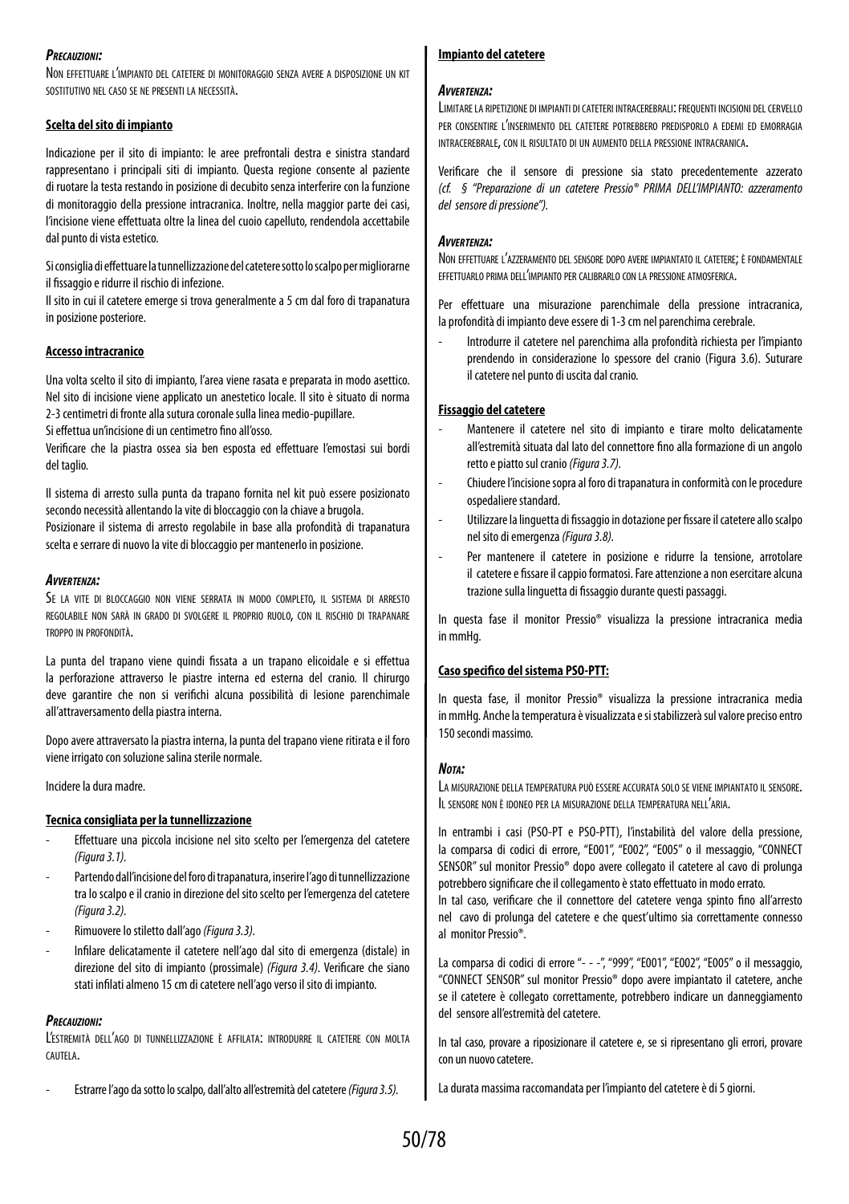***Precauzioni:***

Non effettuare l'impianto del catetere di monitoraggio senza avere a disposizione un kit sostitutivo nel caso se ne presenti la necessità.

**Scelta del sito di impianto**

Indicazione per il sito di impianto: le aree prefrontali destra e sinistra standard rappresentano i principali siti di impianto. Questa regione consente al paziente di ruotare la testa restando in posizione di decubito senza interferire con la funzione di monitoraggio della pressione intracranica. Inoltre, nella maggior parte dei casi, l'incisione viene effettuata oltre la linea del cuoio capelluto, rendendola accettabile dal punto di vista estetico.

Si consiglia di effettuare la tunnellizzazione del catetere sotto lo scalpo per migliorarne il fissaggio e ridurre il rischio di infezione.

Il sito in cui il catetere emerge si trova generalmente a 5 cm dal foro di trapanatura in posizione posteriore.

**Accesso intracranico**

Una volta scelto il sito di impianto, l'area viene rasata e preparata in modo asettico. Nel sito di incisione viene applicato un anestetico locale. Il sito è situato di norma 2-3 centimetri di fronte alla sutura coronale sulla linea medio-pupillare.

Si effettua un'incisione di un centimetro fino all'osso.

Verificare che la piastra ossea sia ben esposta ed effettuare l'emostasi sui bordi del taglio.

Il sistema di arresto sulla punta da trapano fornita nel kit può essere posizionato secondo necessità allentando la vite di bloccaggio con la chiave a brugola.

Posizionare il sistema di arresto regolabile in base alla profondità di trapanatura scelta e serrare di nuovo la vite di bloccaggio per mantenerlo in posizione.

***Avvertenza:***

Se la vite di bloccaggio non viene serrata in modo completo, il sistema di arresto regolabile non sarà in grado di svolgere il proprio ruolo, con il rischio di trapanare troppo in profondità.

La punta del trapano viene quindi fissata a un trapano elicoidale e si effettua la perforazione attraverso le piastre interna ed esterna del cranio. Il chirurgo deve garantire che non si verifichi alcuna possibilità di lesione parenchimale all'attraversamento della piastra interna.

Dopo avere attraversato la piastra interna, la punta del trapano viene ritirata e il foro viene irrigato con soluzione salina sterile normale.

Incidere la dura madre.

**Tecnica consigliata per la tunnellizzazione**

- Effettuare una piccola incisione nel sito scelto per l'emergenza del catetere *(Figura 3.1)*.
- Partendo dall'incisione del foro di trapanatura, inserire l'ago di tunnellizzazione tra lo scalpo e il cranio in direzione del sito scelto per l'emergenza del catetere *(Figura 3.2)*.
- Rimuovere lo stiletto dall'ago *(Figura 3.3)*.
- Infilare delicatamente il catetere nell'ago dal sito di emergenza (distale) in direzione del sito di impianto (prossimale) *(Figura 3.4)*. Verificare che siano stati infilati almeno 15 cm di catetere nell'ago verso il sito di impianto.

***Precauzioni:***

L'estremità dell'ago di tunnellizzazione è affilata: introdurre il catetere con molta cautela.

- Estrarre l'ago da sotto lo scalpo, dall'alto all'estremità del catetere *(Figura 3.5)*.

**Impianto del catetere**

***Avvertenza:***

Limitare la ripetizione di impianti di cateteri intracerebrali: frequenti incisioni del cervello per consentire l'inserimento del catetere potrebbero predisporlo a edemi ed emorragia intracerebrale, con il risultato di un aumento della pressione intracranica.

Verificare che il sensore di pressione sia stato precedentemente azzerato *(cf. § "Preparazione di un catetere Pressio® PRIMA DELL'IMPIANTO: azzeramento del sensore di pressione")*.

***Avvertenza:***

Non effettuare l'azzeramento del sensore dopo avere impiantato il catetere; è fondamentale effettuarlo prima dell'impianto per calibrarlo con la pressione atmosferica.

Per effettuare una misurazione parenchimale della pressione intracranica, la profondità di impianto deve essere di 1-3 cm nel parenchima cerebrale.

- Introdurre il catetere nel parenchima alla profondità richiesta per l'impianto prendendo in considerazione lo spessore del cranio (Figura 3.6). Suturare il catetere nel punto di uscita dal cranio.

**Fissaggio del catetere**

- Mantenere il catetere nel sito di impianto e tirare molto delicatamente all'estremità situata dal lato del connettore fino alla formazione di un angolo retto e piatto sul cranio *(Figura 3.7)*.
- Chiudere l'incisione sopra al foro di trapanatura in conformità con le procedure ospedaliere standard.
- Utilizzare la linguetta di fissaggio in dotazione per fissare il catetere allo scalpo nel sito di emergenza *(Figura 3.8)*.
- Per mantenere il catetere in posizione e ridurre la tensione, arrotolare il catetere e fissare il cappio formatosi. Fare attenzione a non esercitare alcuna trazione sulla linguetta di fissaggio durante questi passaggi.

In questa fase il monitor Pressio® visualizza la pressione intracranica media in mmHg.

**Caso specifico del sistema PSO-PTT:**

In questa fase, il monitor Pressio® visualizza la pressione intracranica media in mmHg. Anche la temperatura è visualizzata e si stabilizzerà sul valore preciso entro 150 secondi massimo.

***Nota:***

La misurazione della temperatura può essere accurata solo se viene impiantato il sensore. Il sensore non è idoneo per la misurazione della temperatura nell'aria.

In entrambi i casi (PSO-PT e PSO-PTT), l'instabilità del valore della pressione, la comparsa di codici di errore, "E001", "E002", "E005" o il messaggio, "CONNECT SENSOR" sul monitor Pressio® dopo avere collegato il catetere al cavo di prolunga potrebbero significare che il collegamento è stato effettuato in modo errato.

In tal caso, verificare che il connettore del catetere venga spinto fino all'arresto nel cavo di prolunga del catetere e che quest'ultimo sia correttamente connesso al monitor Pressio®.

La comparsa di codici di errore "- - -", "999", "E001", "E002", "E005" o il messaggio, "CONNECT SENSOR" sul monitor Pressio® dopo avere impiantato il catetere, anche se il catetere è collegato correttamente, potrebbero indicare un danneggiamento del sensore all'estremità del catetere.

In tal caso, provare a riposizionare il catetere e, se si ripresentano gli errori, provare con un nuovo catetere.

La durata massima raccomandata per l'impianto del catetere è di 5 giorni.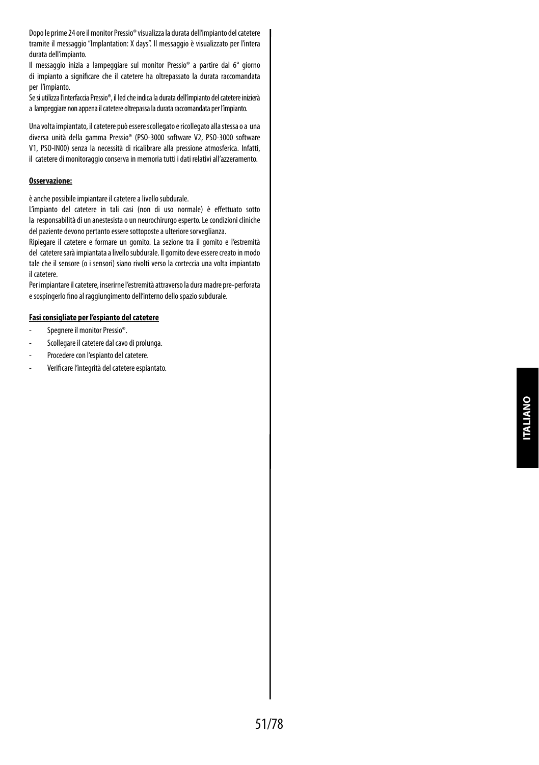Dopo le prime 24 ore il monitor Pressio® visualizza la durata dell'impianto del catetere tramite il messaggio "Implantation: X days". Il messaggio è visualizzato per l'intera durata dell'impianto.

Il messaggio inizia a lampeggiare sul monitor Pressio® a partire dal 6° giorno di impianto a significare che il catetere ha oltrepassato la durata raccomandata per l'impianto.

Se si utilizza l'interfaccia Pressio®, il led che indica la durata dell'impianto del catetere inizierà a lampeggiare non appena il catetere oltrepassa la durata raccomandata per l'impianto.

Una volta impiantato, il catetere può essere scollegato e ricollegato alla stessa o a una diversa unità della gamma Pressio® (PSO-3000 software V2, PSO-3000 software V1, PSO-IN00) senza la necessità di ricalibrare alla pressione atmosferica. Infatti, il catetere di monitoraggio conserva in memoria tutti i dati relativi all'azzeramento.

**Osservazione:**

è anche possibile impiantare il catetere a livello subdurale.

L'impianto del catetere in tali casi (non di uso normale) è effettuato sotto la responsabilità di un anestesista o un neurochirurgo esperto. Le condizioni cliniche del paziente devono pertanto essere sottoposte a ulteriore sorveglianza.

Ripiegare il catetere e formare un gomito. La sezione tra il gomito e l'estremità del catetere sarà impiantata a livello subdurale. Il gomito deve essere creato in modo tale che il sensore (o i sensori) siano rivolti verso la corteccia una volta impiantato il catetere.

Per impiantare il catetere, inserirne l'estremità attraverso la dura madre pre-perforata e sospingerlo fino al raggiungimento dell'interno dello spazio subdurale.

**Fasi consigliate per l'espianto del catetere**

- Spegnere il monitor Pressio®.
- Scollegare il catetere dal cavo di prolunga.
- Procedere con l'espianto del catetere.
- Verificare l'integrità del catetere espiantato.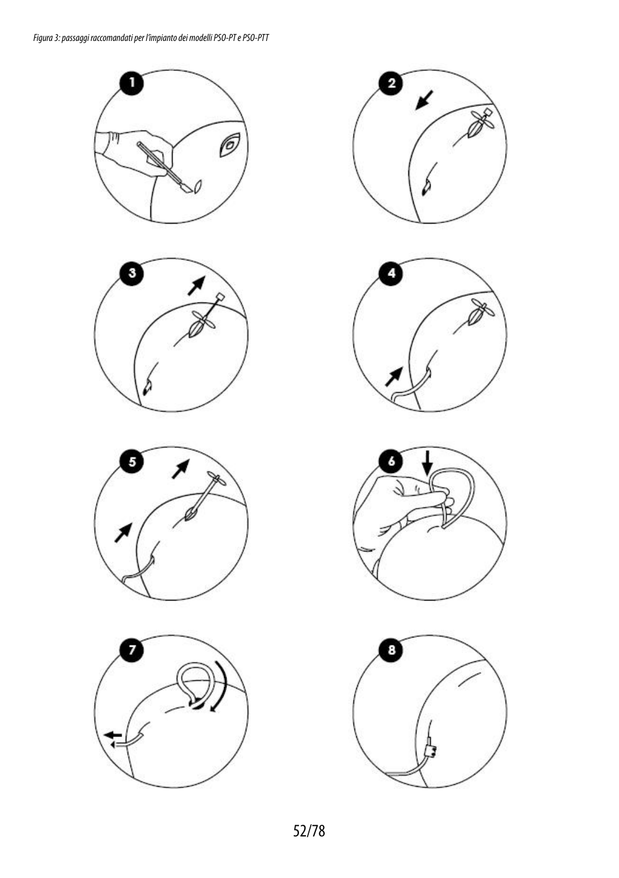*Figura 3: passaggi raccomandati per l'impianto dei modelli PSO-PT e PSO-PTT*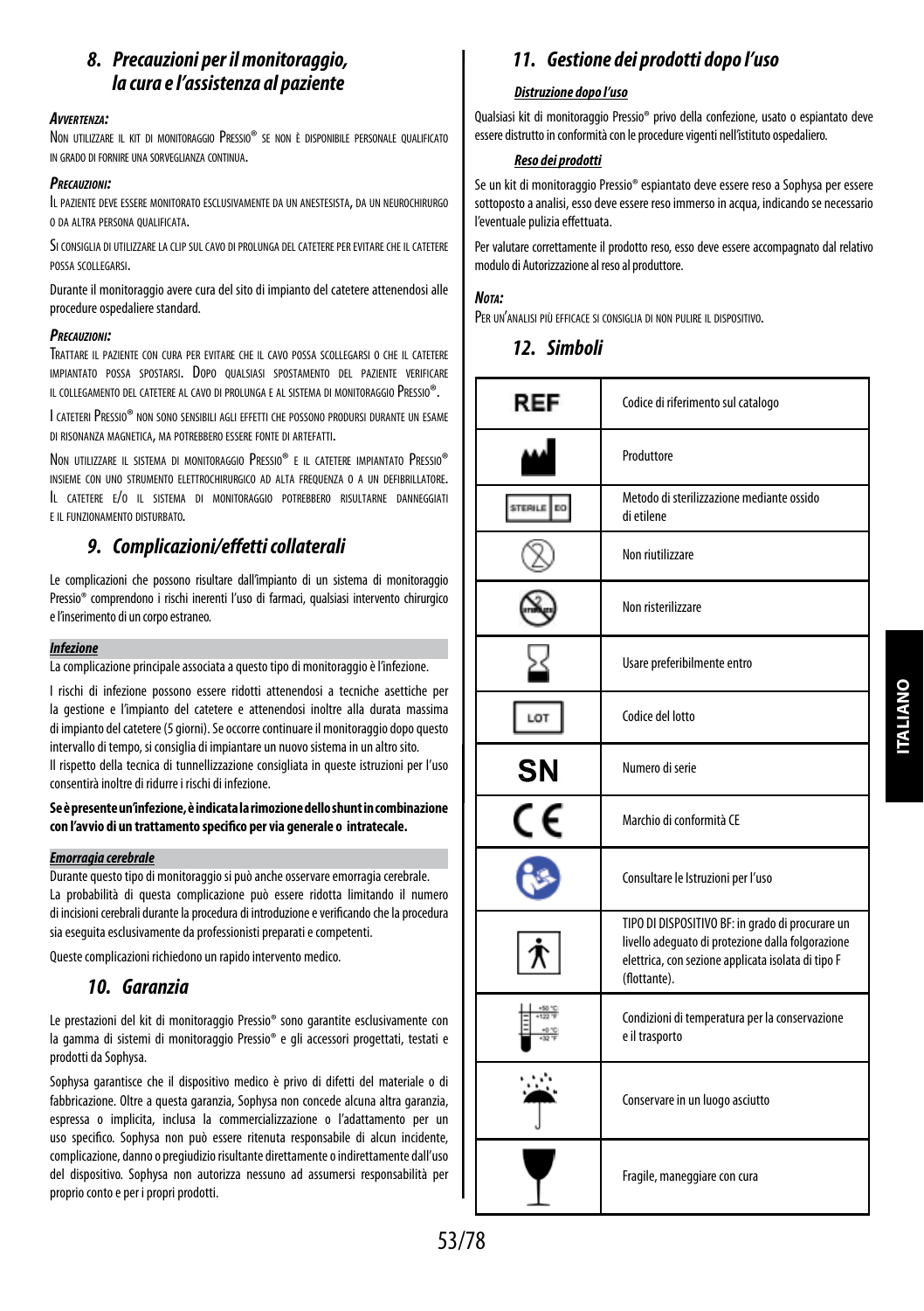## 8. Precauzioni per il monitoraggio, la cura e l'assistenza al paziente

***Avvertenza:***

Non utilizzare il kit di monitoraggio Pressio® se non è disponibile personale qualificato in grado di fornire una sorveglianza continua.

***Precauzioni:***

Il paziente deve essere monitorato esclusivamente da un anestesista, da un neurochirurgo o da altra persona qualificata.

Si consiglia di utilizzare la clip sul cavo di prolunga del catetere per evitare che il catetere possa scollegarsi.

Durante il monitoraggio avere cura del sito di impianto del catetere attenendosi alle procedure ospedaliere standard.

***Precauzioni:***

Trattare il paziente con cura per evitare che il cavo possa scollegarsi o che il catetere impiantato possa spostarsi. Dopo qualsiasi spostamento del paziente verificare il collegamento del catetere al cavo di prolunga e al sistema di monitoraggio Pressio®.

I cateteri Pressio® non sono sensibili agli effetti che possono prodursi durante un esame di risonanza magnetica, ma potrebbero essere fonte di artefatti.

Non utilizzare il sistema di monitoraggio Pressio® e il catetere impiantato Pressio® insieme con uno strumento elettrochirurgico ad alta frequenza o a un defibrillatore. Il catetere e/o il sistema di monitoraggio potrebbero risultarne danneggiati e il funzionamento disturbato.

## 9. Complicazioni/effetti collaterali

Le complicazioni che possono risultare dall'impianto di un sistema di monitoraggio Pressio® comprendono i rischi inerenti l'uso di farmaci, qualsiasi intervento chirurgico e l'inserimento di un corpo estraneo.

***Infezione***

La complicazione principale associata a questo tipo di monitoraggio è l'infezione.

I rischi di infezione possono essere ridotti attenendosi a tecniche asettiche per la gestione e l'impianto del catetere e attenendosi inoltre alla durata massima di impianto del catetere (5 giorni). Se occorre continuare il monitoraggio dopo questo intervallo di tempo, si consiglia di impiantare un nuovo sistema in un altro sito.
Il rispetto della tecnica di tunnellizzazione consigliata in queste istruzioni per l'uso consentirà inoltre di ridurre i rischi di infezione.

**Se è presente un'infezione, è indicata la rimozione dello shunt in combinazione con l'avvio di un trattamento specifico per via generale o intratecale.**

***Emorragia cerebrale***

Durante questo tipo di monitoraggio si può anche osservare emorragia cerebrale.
La probabilità di questa complicazione può essere ridotta limitando il numero di incisioni cerebrali durante la procedura di introduzione e verificando che la procedura sia eseguita esclusivamente da professionisti preparati e competenti.

Queste complicazioni richiedono un rapido intervento medico.

## 10. Garanzia

Le prestazioni del kit di monitoraggio Pressio® sono garantite esclusivamente con la gamma di sistemi di monitoraggio Pressio® e gli accessori progettati, testati e prodotti da Sophysa.

Sophysa garantisce che il dispositivo medico è privo di difetti del materiale o di fabbricazione. Oltre a questa garanzia, Sophysa non concede alcuna altra garanzia, espressa o implicita, inclusa la commercializzazione o l'adattamento per un uso specifico. Sophysa non può essere ritenuta responsabile di alcun incidente, complicazione, danno o pregiudizio risultante direttamente o indirettamente dall'uso del dispositivo. Sophysa non autorizza nessuno ad assumersi responsabilità per proprio conto e per i propri prodotti.

## 11. Gestione dei prodotti dopo l'uso

***Distruzione dopo l'uso***

Qualsiasi kit di monitoraggio Pressio® privo della confezione, usato o espiantato deve essere distrutto in conformità con le procedure vigenti nell'istituto ospedaliero.

***Reso dei prodotti***

Se un kit di monitoraggio Pressio® espiantato deve essere reso a Sophysa per essere sottoposto a analisi, esso deve essere reso immerso in acqua, indicando se necessario l'eventuale pulizia effettuata.

Per valutare correttamente il prodotto reso, esso deve essere accompagnato dal relativo modulo di Autorizzazione al reso al produttore.

***Nota:***

Per un'analisi più efficace si consiglia di non pulire il dispositivo.

## 12. Simboli

| Simbolo | Significato |
|---|---|
| REF | Codice di riferimento sul catalogo |
| | Produttore |
| STERILE EO | Metodo di sterilizzazione mediante ossido di etilene |
| | Non riutilizzare |
| | Non risterilizzare |
| | Usare preferibilmente entro |
| LOT | Codice del lotto |
| SN | Numero di serie |
| CE | Marchio di conformità CE |
| | Consultare le Istruzioni per l'uso |
| | TIPO DI DISPOSITIVO BF: in grado di procurare un livello adeguato di protezione dalla folgorazione elettrica, con sezione applicata isolata di tipo F (flottante). |
| +50 °C / +122 °F; +0 °C / +32 °F | Condizioni di temperatura per la conservazione e il trasporto |
| | Conservare in un luogo asciutto |
| | Fragile, maneggiare con cura |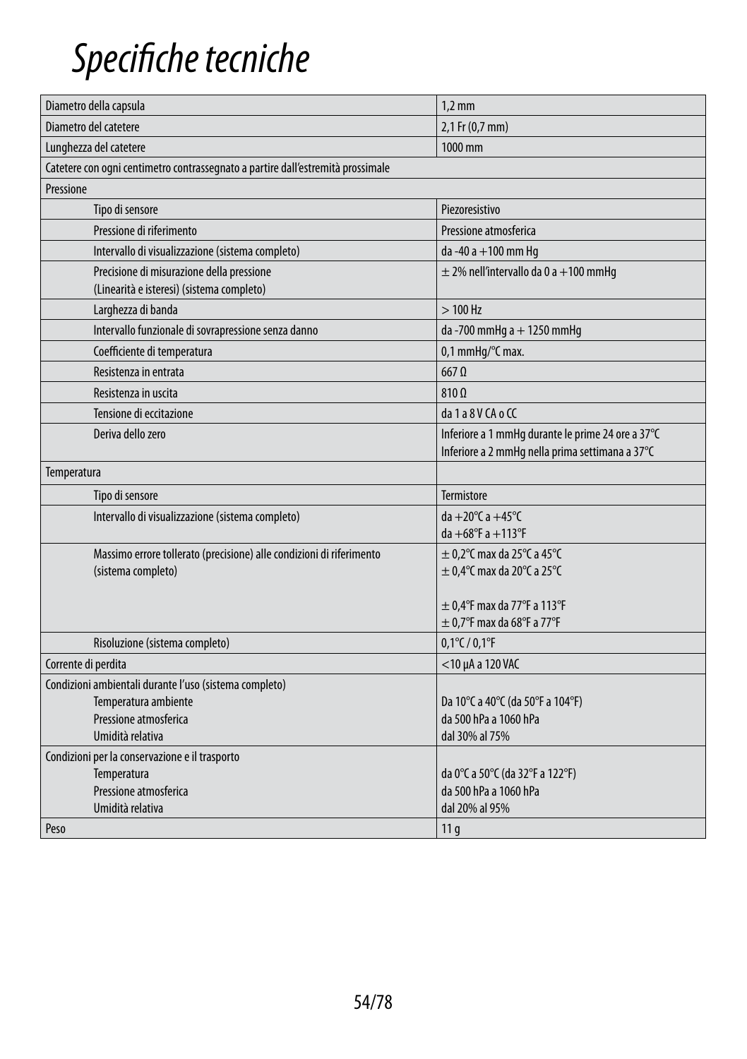# Specifiche tecniche

| | |
|---|---|
| Diametro della capsula | 1,2 mm |
| Diametro del catetere | 2,1 Fr (0,7 mm) |
| Lunghezza del catetere | 1000 mm |
| Catetere con ogni centimetro contrassegnato a partire dall'estremità prossimale | |
| Pressione | |
| Tipo di sensore | Piezoresistivo |
| Pressione di riferimento | Pressione atmosferica |
| Intervallo di visualizzazione (sistema completo) | da -40 a +100 mm Hg |
| Precisione di misurazione della pressione (Linearità e isteresi) (sistema completo) | ± 2% nell'intervallo da 0 a +100 mmHg |
| Larghezza di banda | > 100 Hz |
| Intervallo funzionale di sovrapressione senza danno | da -700 mmHg a + 1250 mmHg |
| Coefficiente di temperatura | 0,1 mmHg/°C max. |
| Resistenza in entrata | 667 Ω |
| Resistenza in uscita | 810 Ω |
| Tensione di eccitazione | da 1 a 8 V CA o CC |
| Deriva dello zero | Inferiore a 1 mmHg durante le prime 24 ore a 37°C<br>Inferiore a 2 mmHg nella prima settimana a 37°C |
| Temperatura | |
| Tipo di sensore | Termistore |
| Intervallo di visualizzazione (sistema completo) | da +20°C a +45°C<br>da +68°F a +113°F |
| Massimo errore tollerato (precisione) alle condizioni di riferimento (sistema completo) | ± 0,2°C max da 25°C a 45°C<br>± 0,4°C max da 20°C a 25°C<br><br>± 0,4°F max da 77°F a 113°F<br>± 0,7°F max da 68°F a 77°F |
| Risoluzione (sistema completo) | 0,1°C / 0,1°F |
| Corrente di perdita | <10 µA a 120 VAC |
| Condizioni ambientali durante l'uso (sistema completo)<br>Temperatura ambiente<br>Pressione atmosferica<br>Umidità relativa | <br>Da 10°C a 40°C (da 50°F a 104°F)<br>da 500 hPa a 1060 hPa<br>dal 30% al 75% |
| Condizioni per la conservazione e il trasporto<br>Temperatura<br>Pressione atmosferica<br>Umidità relativa | <br>da 0°C a 50°C (da 32°F a 122°F)<br>da 500 hPa a 1060 hPa<br>dal 20% al 95% |
| Peso | 11 g |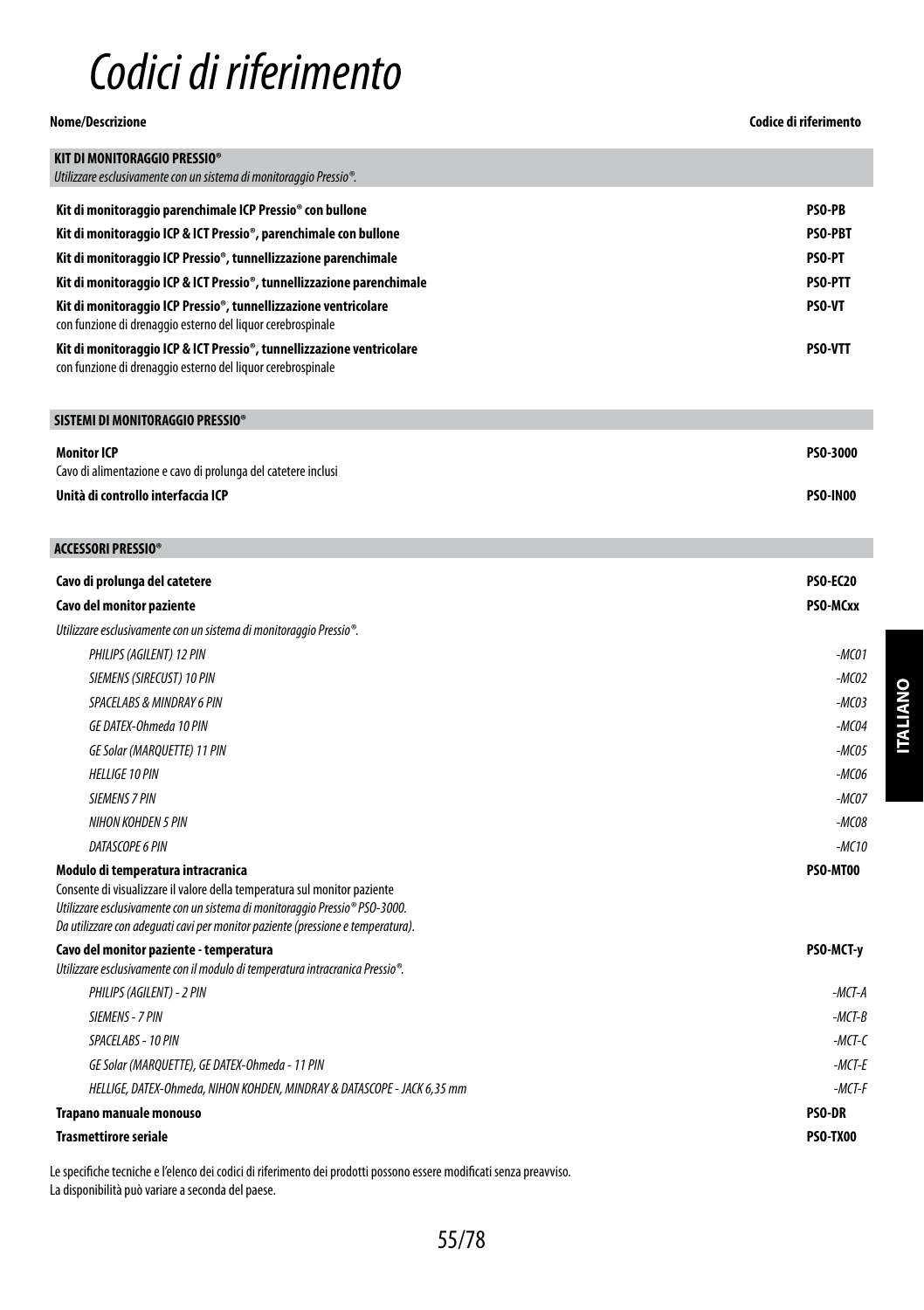# Codici di riferimento

| Nome/Descrizione | Codice di riferimento |
|---|---|
| **KIT DI MONITORAGGIO PRESSIO®**<br>*Utilizzare esclusivamente con un sistema di monitoraggio Pressio®.* | |
| **Kit di monitoraggio parenchimale ICP Pressio® con bullone** | **PSO-PB** |
| **Kit di monitoraggio ICP & ICT Pressio®, parenchimale con bullone** | **PSO-PBT** |
| **Kit di monitoraggio ICP Pressio®, tunnellizzazione parenchimale** | **PSO-PT** |
| **Kit di monitoraggio ICP & ICT Pressio®, tunnellizzazione parenchimale** | **PSO-PTT** |
| **Kit di monitoraggio ICP Pressio®, tunnellizzazione ventricolare**<br>con funzione di drenaggio esterno del liquor cerebrospinale | **PSO-VT** |
| **Kit di monitoraggio ICP & ICT Pressio®, tunnellizzazione ventricolare**<br>con funzione di drenaggio esterno del liquor cerebrospinale | **PSO-VTT** |
| **SISTEMI DI MONITORAGGIO PRESSIO®** | |
| **Monitor ICP**<br>Cavo di alimentazione e cavo di prolunga del catetere inclusi | **PSO-3000** |
| **Unità di controllo interfaccia ICP** | **PSO-IN00** |
| **ACCESSORI PRESSIO®** | |
| **Cavo di prolunga del catetere** | **PSO-EC20** |
| **Cavo del monitor paziente** | **PSO-MCxx** |
| *Utilizzare esclusivamente con un sistema di monitoraggio Pressio®.* | |
| *PHILIPS (AGILENT) 12 PIN* | *-MC01* |
| *SIEMENS (SIRECUST) 10 PIN* | *-MC02* |
| *SPACELABS & MINDRAY 6 PIN* | *-MC03* |
| *GE DATEX-Ohmeda 10 PIN* | *-MC04* |
| *GE Solar (MARQUETTE) 11 PIN* | *-MC05* |
| *HELLIGE 10 PIN* | *-MC06* |
| *SIEMENS 7 PIN* | *-MC07* |
| *NIHON KOHDEN 5 PIN* | *-MC08* |
| *DATASCOPE 6 PIN* | *-MC10* |
| **Modulo di temperatura intracranica**<br>Consente di visualizzare il valore della temperatura sul monitor paziente<br>*Utilizzare esclusivamente con un sistema di monitoraggio Pressio® PSO-3000.*<br>*Da utilizzare con adeguati cavi per monitor paziente (pressione e temperatura).* | **PSO-MT00** |
| **Cavo del monitor paziente - temperatura**<br>*Utilizzare esclusivamente con il modulo di temperatura intracranica Pressio®.* | **PSO-MCT-y** |
| *PHILIPS (AGILENT) - 2 PIN* | *-MCT-A* |
| *SIEMENS - 7 PIN* | *-MCT-B* |
| *SPACELABS - 10 PIN* | *-MCT-C* |
| *GE Solar (MARQUETTE), GE DATEX-Ohmeda - 11 PIN* | *-MCT-E* |
| *HELLIGE, DATEX-Ohmeda, NIHON KOHDEN, MINDRAY & DATASCOPE - JACK 6,35 mm* | *-MCT-F* |
| **Trapano manuale monouso** | **PSO-DR** |
| **Trasmettirore seriale** | **PSO-TX00** |

Le specifiche tecniche e l'elenco dei codici di riferimento dei prodotti possono essere modificati senza preavviso.
La disponibilità può variare a seconda del paese.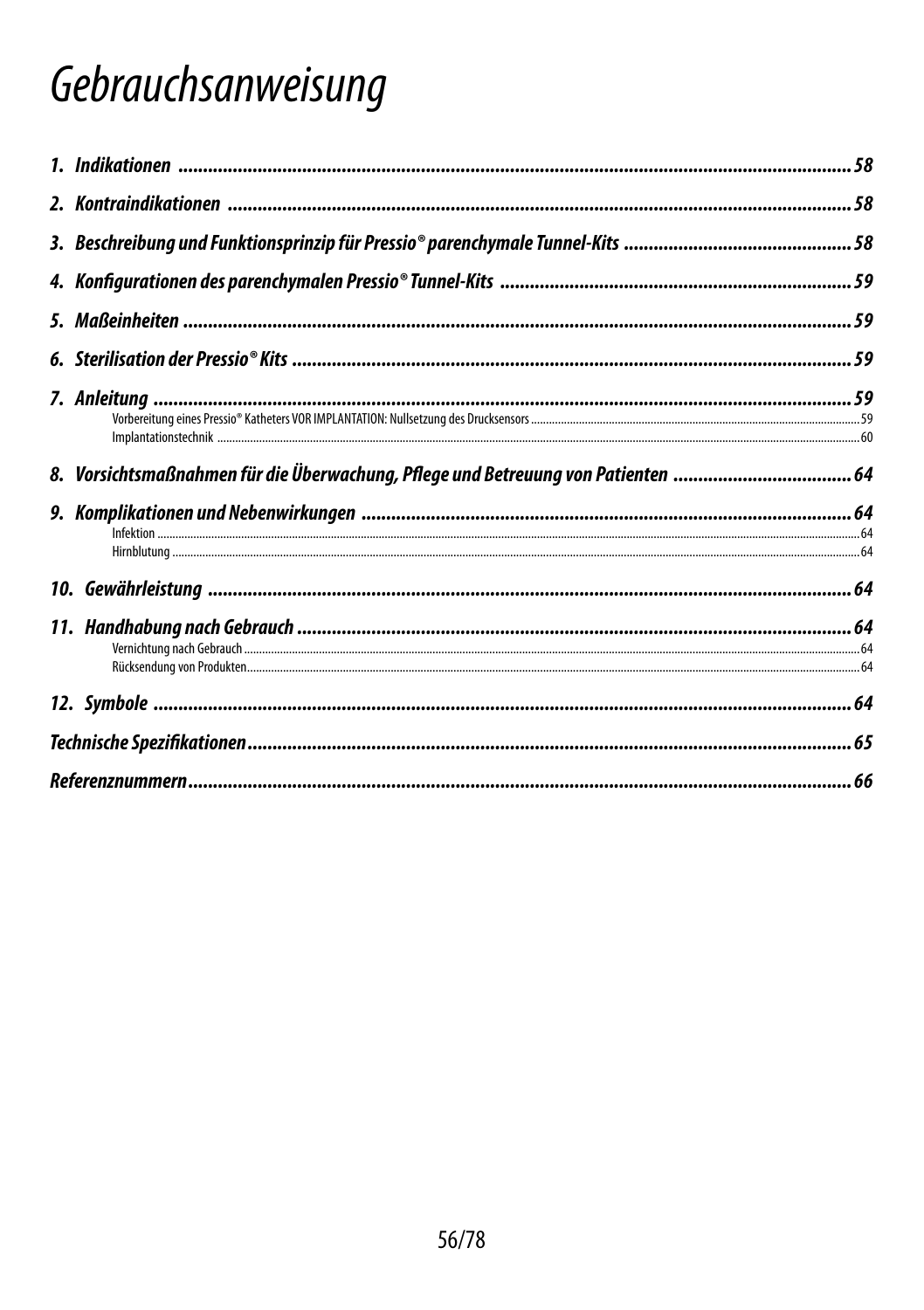# Gebrauchsanweisung

**1. Indikationen** ........ **58**

**2. Kontraindikationen** ........ **58**

**3. Beschreibung und Funktionsprinzip für Pressio® parenchymale Tunnel-Kits** ........ **58**

**4. Konfigurationen des parenchymalen Pressio® Tunnel-Kits** ........ **59**

**5. Maßeinheiten** ........ **59**

**6. Sterilisation der Pressio® Kits** ........ **59**

**7. Anleitung** ........ **59**

- Vorbereitung eines Pressio® Katheters VOR IMPLANTATION: Nullsetzung des Drucksensors ........ 59
- Implantationstechnik ........ 60

**8. Vorsichtsmaßnahmen für die Überwachung, Pflege und Betreuung von Patienten** ........ **64**

**9. Komplikationen und Nebenwirkungen** ........ **64**

- Infektion ........ 64
- Hirnblutung ........ 64

**10. Gewährleistung** ........ **64**

**11. Handhabung nach Gebrauch** ........ **64**

- Vernichtung nach Gebrauch ........ 64
- Rücksendung von Produkten ........ 64

**12. Symbole** ........ **64**

**Technische Spezifikationen** ........ **65**

**Referenznummern** ........ **66**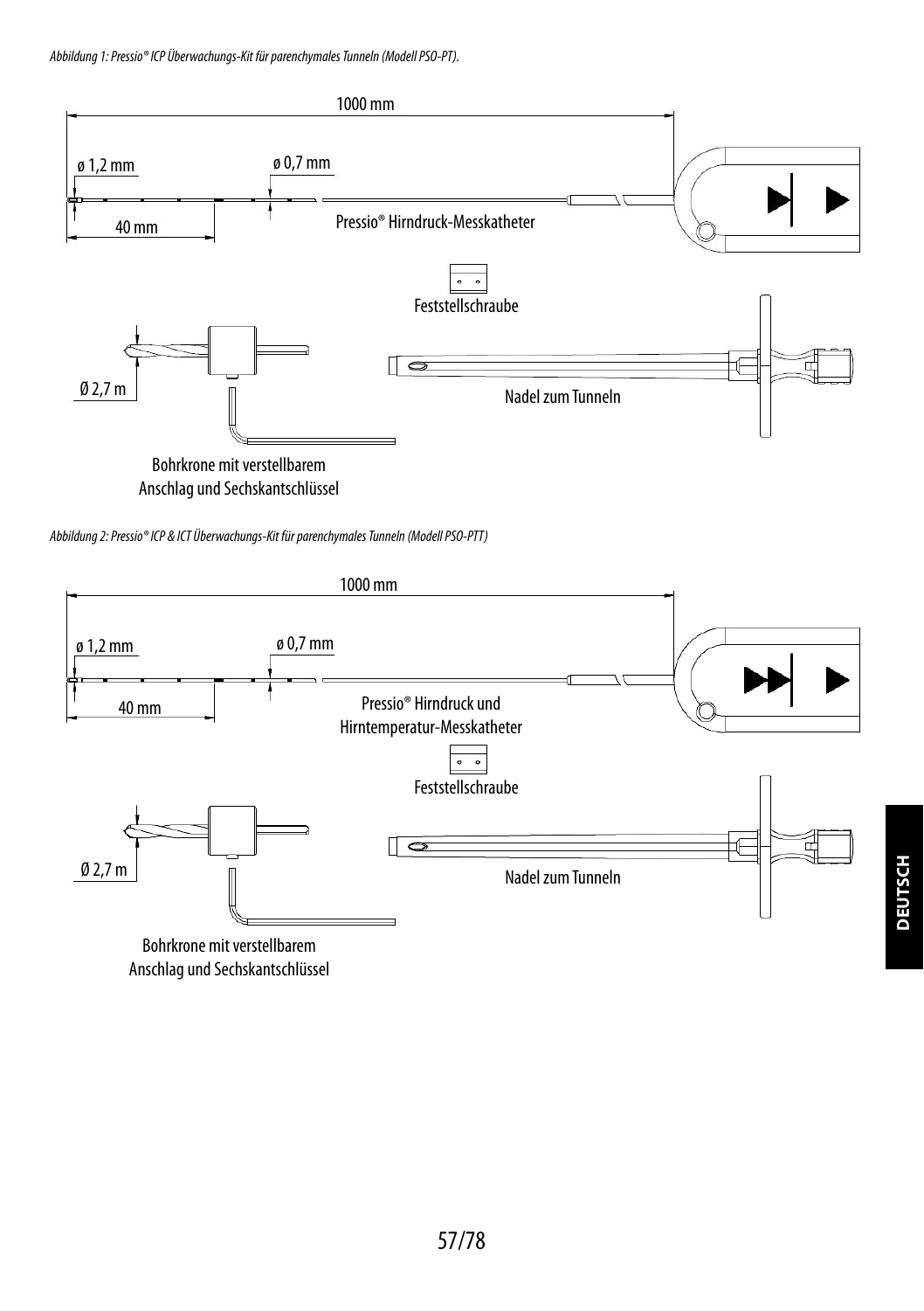*Abbildung 1: Pressio® ICP Überwachungs-Kit für parenchymales Tunneln (Modell PSO-PT).*

1000 mm

ø 1,2 mm

ø 0,7 mm

40 mm

Pressio® Hirndruck-Messkatheter

Feststellschraube

Ø 2,7 m

Nadel zum Tunneln

Bohrkrone mit verstellbarem Anschlag und Sechskantschlüssel

*Abbildung 2: Pressio® ICP & ICT Überwachungs-Kit für parenchymales Tunneln (Modell PSO-PTT)*

1000 mm

ø 1,2 mm

ø 0,7 mm

40 mm

Pressio® Hirndruck und Hirntemperatur-Messkatheter

Feststellschraube

Ø 2,7 m

Nadel zum Tunneln

Bohrkrone mit verstellbarem Anschlag und Sechskantschlüssel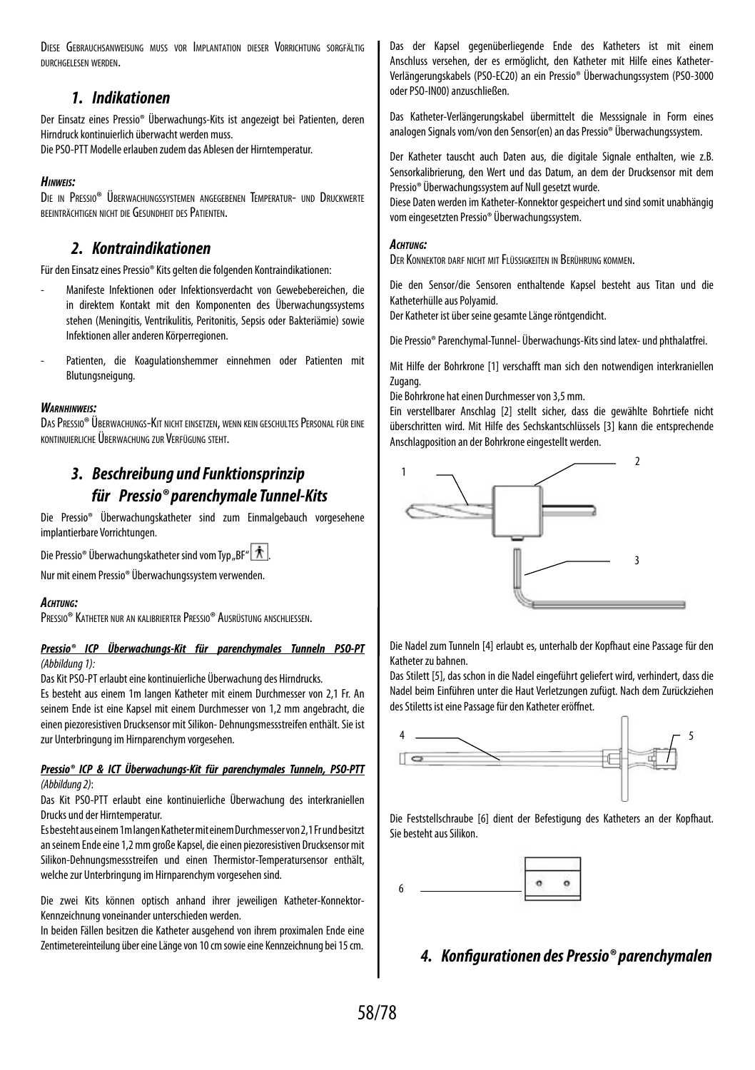DIESE GEBRAUCHSANWEISUNG MUSS VOR IMPLANTATION DIESER VORRICHTUNG SORGFÄLTIG DURCHGELESEN WERDEN.

## *1. Indikationen*

Der Einsatz eines Pressio® Überwachungs-Kits ist angezeigt bei Patienten, deren Hirndruck kontinuierlich überwacht werden muss.
Die PSO-PTT Modelle erlauben zudem das Ablesen der Hirntemperatur.

***HINWEIS:***
DIE IN PRESSIO® ÜBERWACHUNGSSYSTEMEN ANGEGEBENEN TEMPERATUR- UND DRUCKWERTE BEEINTRÄCHTIGEN NICHT DIE GESUNDHEIT DES PATIENTEN.

## *2. Kontraindikationen*

Für den Einsatz eines Pressio® Kits gelten die folgenden Kontraindikationen:

- Manifeste Infektionen oder Infektionsverdacht von Gewebebereichen, die in direktem Kontakt mit den Komponenten des Überwachungssystems stehen (Meningitis, Ventrikulitis, Peritonitis, Sepsis oder Bakteriämie) sowie Infektionen aller anderen Körperregionen.
- Patienten, die Koagulationshemmer einnehmen oder Patienten mit Blutungsneigung.

***WARNHINWEIS:***
DAS PRESSIO® ÜBERWACHUNGS-KIT NICHT EINSETZEN, WENN KEIN GESCHULTES PERSONAL FÜR EINE KONTINUIERLICHE ÜBERWACHUNG ZUR VERFÜGUNG STEHT.

## *3. Beschreibung und Funktionsprinzip für Pressio® parenchymale Tunnel-Kits*

Die Pressio® Überwachungskatheter sind zum Einmalgebrauch vorgesehene implantierbare Vorrichtungen.

Die Pressio® Überwachungskatheter sind vom Typ „BF“.

Nur mit einem Pressio® Überwachungssystem verwenden.

***ACHTUNG:***
PRESSIO® KATHETER NUR AN KALIBRIERTER PRESSIO® AUSRÜSTUNG ANSCHLIESSEN.

***<u>Pressio® ICP Überwachungs-Kit für parenchymales Tunneln PSO-PT</u>***
*(Abbildung 1):*
Das Kit PSO-PT erlaubt eine kontinuierliche Überwachung des Hirndrucks.
Es besteht aus einem 1m langen Katheter mit einem Durchmesser von 2,1 Fr. An seinem Ende ist eine Kapsel mit einem Durchmesser von 1,2 mm angebracht, die einen piezoresistiven Drucksensor mit Silikon- Dehnungsmessstreifen enthält. Sie ist zur Unterbringung im Hirnparenchym vorgesehen.

***<u>Pressio® ICP & ICT Überwachungs-Kit für parenchymales Tunneln, PSO-PTT</u>***
*(Abbildung 2)*:
Das Kit PSO-PTT erlaubt eine kontinuierliche Überwachung des interkraniellen Drucks und der Hirntemperatur.
Es besteht aus einem 1m langen Katheter mit einem Durchmesser von 2,1 Fr und besitzt an seinem Ende eine 1,2 mm große Kapsel, die einen piezoresistiven Drucksensor mit Silikon-Dehnungsmessstreifen und einen Thermistor-Temperatursensor enthält, welche zur Unterbringung im Hirnparenchym vorgesehen sind.

Die zwei Kits können optisch anhand ihrer jeweiligen Katheter-Konnektor-Kennzeichnung voneinander unterschieden werden.
In beiden Fällen besitzen die Katheter ausgehend von ihrem proximalen Ende eine Zentimetereinteilung über eine Länge von 10 cm sowie eine Kennzeichnung bei 15 cm.

Das der Kapsel gegenüberliegende Ende des Katheters ist mit einem Anschluss versehen, der es ermöglicht, den Katheter mit Hilfe eines Katheter-Verlängerungskabels (PSO-EC20) an ein Pressio® Überwachungssystem (PSO-3000 oder PSO-IN00) anzuschließen.

Das Katheter-Verlängerungskabel übermittelt die Messsignale in Form eines analogen Signals vom/von den Sensor(en) an das Pressio® Überwachungssystem.

Der Katheter tauscht auch Daten aus, die digitale Signale enthalten, wie z.B. Sensorkalibrierung, den Wert und das Datum, an dem der Drucksensor mit dem Pressio® Überwachungssystem auf Null gesetzt wurde.
Diese Daten werden im Katheter-Konnektor gespeichert und sind somit unabhängig vom eingesetzten Pressio® Überwachungssystem.

***ACHTUNG:***
DER KONNEKTOR DARF NICHT MIT FLÜSSIGKEITEN IN BERÜHRUNG KOMMEN.

Die den Sensor/die Sensoren enthaltende Kapsel besteht aus Titan und die Katheterhülle aus Polyamid.
Der Katheter ist über seine gesamte Länge röntgendicht.

Die Pressio® Parenchymal-Tunnel- Überwachungs-Kits sind latex- und phthalatfrei.

Mit Hilfe der Bohrkrone [1] verschafft man sich den notwendigen interkraniellen Zugang.
Die Bohrkrone hat einen Durchmesser von 3,5 mm.
Ein verstellbarer Anschlag [2] stellt sicher, dass die gewählte Bohrtiefe nicht überschritten wird. Mit Hilfe des Sechskantschlüssels [3] kann die entsprechende Anschlagposition an der Bohrkrone eingestellt werden.

1
2
3

Die Nadel zum Tunneln [4] erlaubt es, unterhalb der Kopfhaut eine Passage für den Katheter zu bahnen.
Das Stilett [5], das schon in die Nadel eingeführt geliefert wird, verhindert, dass die Nadel beim Einführen unter die Haut Verletzungen zufügt. Nach dem Zurückziehen des Stiletts ist eine Passage für den Katheter eröffnet.

4
5

Die Feststellschraube [6] dient der Befestigung des Katheters an der Kopfhaut. Sie besteht aus Silikon.

6

## *4. Konfigurationen des Pressio® parenchymalen*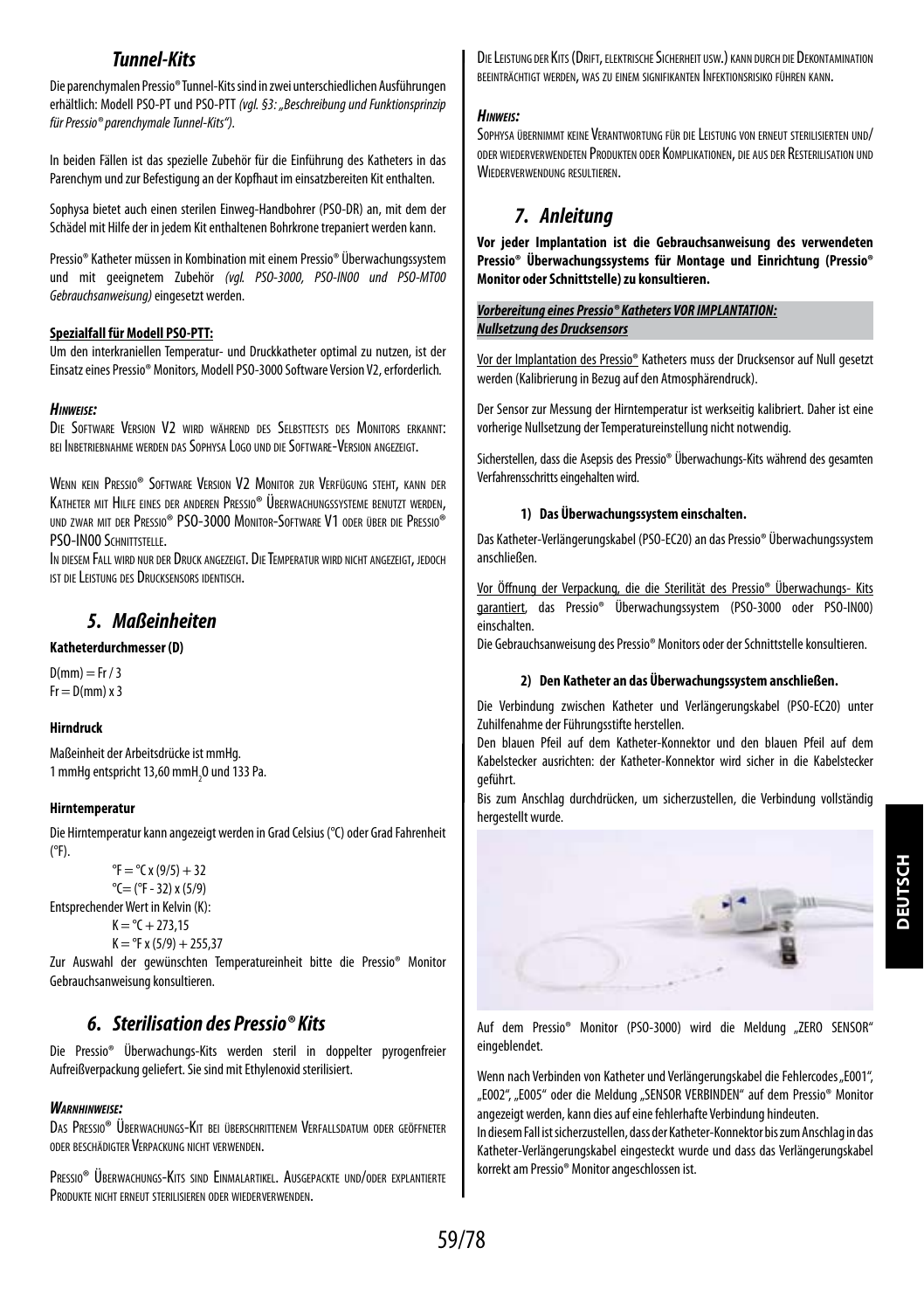## Tunnel-Kits

Die parenchymalen Pressio® Tunnel-Kits sind in zwei unterschiedlichen Ausführungen erhältlich: Modell PSO-PT und PSO-PTT *(vgl. §3: „Beschreibung und Funktionsprinzip für Pressio® parenchymale Tunnel-Kits“).*

In beiden Fällen ist das spezielle Zubehör für die Einführung des Katheters in das Parenchym und zur Befestigung an der Kopfhaut im einsatzbereiten Kit enthalten.

Sophysa bietet auch einen sterilen Einweg-Handbohrer (PSO-DR) an, mit dem der Schädel mit Hilfe der in jedem Kit enthaltenen Bohrkrone trepaniert werden kann.

Pressio® Katheter müssen in Kombination mit einem Pressio® Überwachungssystem und mit geeignetem Zubehör *(vgl. PSO-3000, PSO-IN00 und PSO-MT00 Gebrauchsanweisung)* eingesetzt werden.

**Spezialfall für Modell PSO-PTT:**

Um den interkraniellen Temperatur- und Druckkatheter optimal zu nutzen, ist der Einsatz eines Pressio® Monitors, Modell PSO-3000 Software Version V2, erforderlich.

***Hinweise:***

Die Software Version V2 wird während des Selbsttests des Monitors erkannt: bei Inbetriebnahme werden das Sophysa Logo und die Software-Version angezeigt.

Wenn kein Pressio® Software Version V2 Monitor zur Verfügung steht, kann der Katheter mit Hilfe eines der anderen Pressio® Überwachungssysteme benutzt werden, und zwar mit der Pressio® PSO-3000 Monitor-Software V1 oder über die Pressio® PSO-IN00 Schnittstelle.

In diesem Fall wird nur der Druck angezeigt. Die Temperatur wird nicht angezeigt, jedoch ist die Leistung des Drucksensors identisch.

## 5. Maßeinheiten

**Katheterdurchmesser (D)**

D(mm) = Fr / 3
Fr = D(mm) x 3

**Hirndruck**

Maßeinheit der Arbeitsdrücke ist mmHg.
1 mmHg entspricht 13,60 mm$H_2O$ und 133 Pa.

**Hirntemperatur**

Die Hirntemperatur kann angezeigt werden in Grad Celsius (°C) oder Grad Fahrenheit (°F).

°F = °C x (9/5) + 32
°C= (°F - 32) x (5/9)

Entsprechender Wert in Kelvin (K):

K = °C + 273,15
K = °F x (5/9) + 255,37

Zur Auswahl der gewünschten Temperatureinheit bitte die Pressio® Monitor Gebrauchsanweisung konsultieren.

## 6. Sterilisation des Pressio® Kits

Die Pressio® Überwachungs-Kits werden steril in doppelter pyrogenfreier Aufreißverpackung geliefert. Sie sind mit Ethylenoxid sterilisiert.

***Warnhinweise:***

Das Pressio® Überwachungs-Kit bei überschrittenem Verfallsdatum oder geöffneter oder beschädigter Verpackung nicht verwenden.

Pressio® Überwachungs-Kits sind Einmalartikel. Ausgepackte und/oder explantierte Produkte nicht erneut sterilisieren oder wiederverwenden.

Die Leistung der Kits (Drift, elektrische Sicherheit usw.) kann durch die Dekontamination beeinträchtigt werden, was zu einem signifikanten Infektionsrisiko führen kann.

***Hinweis:***

Sophysa übernimmt keine Verantwortung für die Leistung von erneut sterilisierten und/ oder wiederverwendeten Produkten oder Komplikationen, die aus der Resterilisation und Wiederverwendung resultieren.

## 7. Anleitung

**Vor jeder Implantation ist die Gebrauchsanweisung des verwendeten Pressio® Überwachungssystems für Montage und Einrichtung (Pressio® Monitor oder Schnittstelle) zu konsultieren.**

***Vorbereitung eines Pressio® Katheters VOR IMPLANTATION: Nullsetzung des Drucksensors***

Vor der Implantation des Pressio® Katheters muss der Drucksensor auf Null gesetzt werden (Kalibrierung in Bezug auf den Atmosphärendruck).

Der Sensor zur Messung der Hirntemperatur ist werkseitig kalibriert. Daher ist eine vorherige Nullsetzung der Temperatureinstellung nicht notwendig.

Sicherstellen, dass die Asepsis des Pressio® Überwachungs-Kits während des gesamten Verfahrensschritts eingehalten wird.

**1) Das Überwachungssystem einschalten.**

Das Katheter-Verlängerungskabel (PSO-EC20) an das Pressio® Überwachungssystem anschließen.

Vor Öffnung der Verpackung, die die Sterilität des Pressio® Überwachungs- Kits garantiert, das Pressio® Überwachungssystem (PSO-3000 oder PSO-IN00) einschalten.

Die Gebrauchsanweisung des Pressio® Monitors oder der Schnittstelle konsultieren.

**2) Den Katheter an das Überwachungssystem anschließen.**

Die Verbindung zwischen Katheter und Verlängerungskabel (PSO-EC20) unter Zuhilfenahme der Führungsstifte herstellen.

Den blauen Pfeil auf dem Katheter-Konnektor und den blauen Pfeil auf dem Kabelstecker ausrichten: der Katheter-Konnektor wird sicher in die Kabelstecker geführt.

Bis zum Anschlag durchdrücken, um sicherzustellen, die Verbindung vollständig hergestellt wurde.

Auf dem Pressio® Monitor (PSO-3000) wird die Meldung „ZERO SENSOR“ eingeblendet.

Wenn nach Verbinden von Katheter und Verlängerungskabel die Fehlercodes „E001“, „E002“, „E005“ oder die Meldung „SENSOR VERBINDEN“ auf dem Pressio® Monitor angezeigt werden, kann dies auf eine fehlerhafte Verbindung hindeuten.

In diesem Fall ist sicherzustellen, dass der Katheter-Konnektor bis zum Anschlag in das Katheter-Verlängerungskabel eingesteckt wurde und dass das Verlängerungskabel korrekt am Pressio® Monitor angeschlossen ist.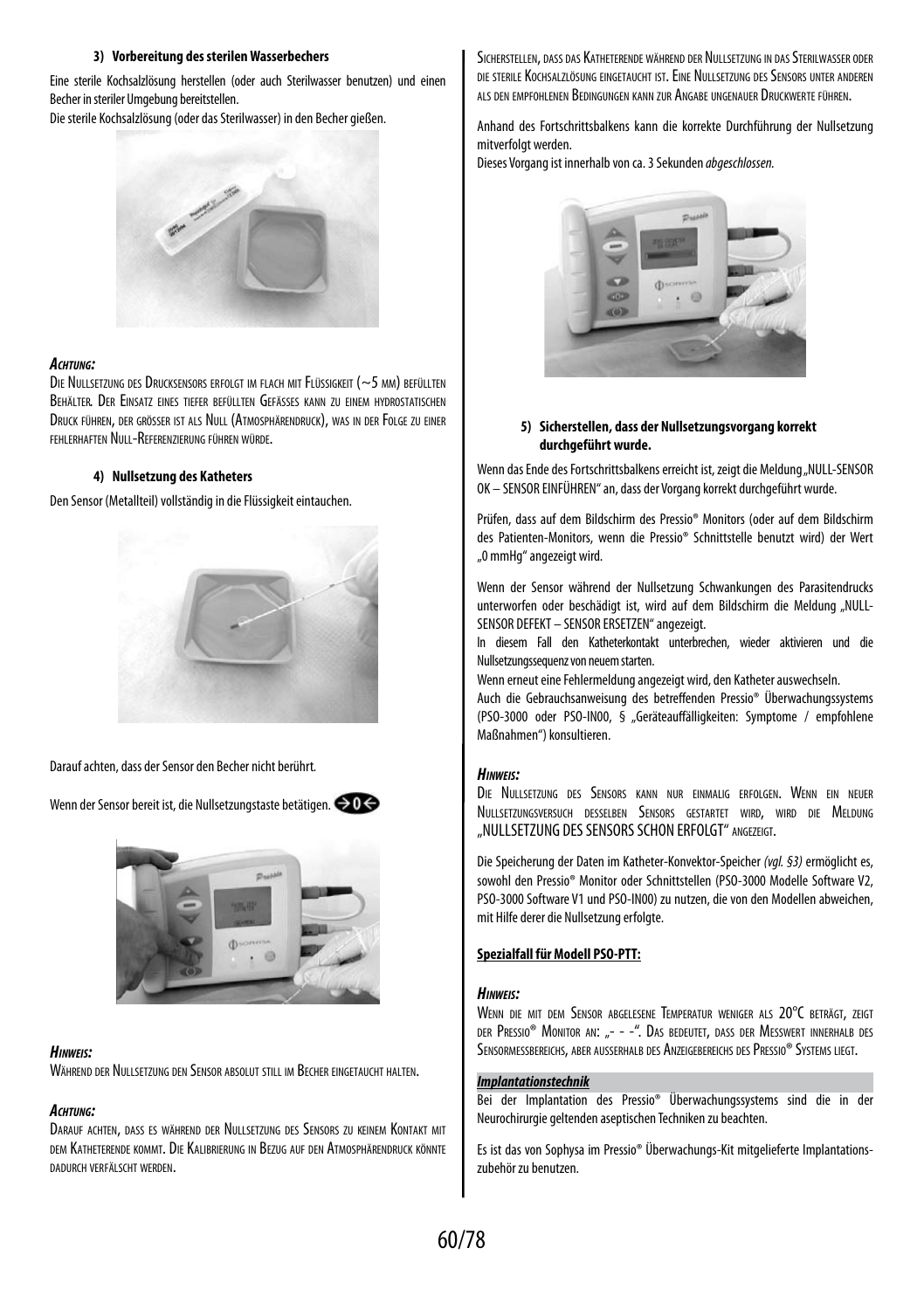#### 3) Vorbereitung des sterilen Wasserbechers

Eine sterile Kochsalzlösung herstellen (oder auch Sterilwasser benutzen) und einen Becher in steriler Umgebung bereitstellen.
Die sterile Kochsalzlösung (oder das Sterilwasser) in den Becher gießen.

***Achtung:***
Die Nullsetzung des Drucksensors erfolgt im flach mit Flüssigkeit (~5 mm) befüllten Behälter. Der Einsatz eines tiefer befüllten Gefässes kann zu einem hydrostatischen Druck führen, der grösser ist als Null (Atmosphärendruck), was in der Folge zu einer fehlerhaften Null-Referenzierung führen würde.

#### 4) Nullsetzung des Katheters

Den Sensor (Metallteil) vollständig in die Flüssigkeit eintauchen.

Darauf achten, dass der Sensor den Becher nicht berührt.

Wenn der Sensor bereit ist, die Nullsetzungstaste betätigen.

***Hinweis:***
Während der Nullsetzung den Sensor absolut still im Becher eingetaucht halten.

***Achtung:***
Darauf achten, dass es während der Nullsetzung des Sensors zu keinem Kontakt mit dem Katheterende kommt. Die Kalibrierung in Bezug auf den Atmosphärendruck könnte dadurch verfälscht werden.

Sicherstellen, dass das Katheterende während der Nullsetzung in das Sterilwasser oder die sterile Kochsalzlösung eingetaucht ist. Eine Nullsetzung des Sensors unter anderen als den empfohlenen Bedingungen kann zur Angabe ungenauer Druckwerte führen.

Anhand des Fortschrittsbalkens kann die korrekte Durchführung der Nullsetzung mitverfolgt werden.
Dieses Vorgang ist innerhalb von ca. 3 Sekunden *abgeschlossen.*

#### 5) Sicherstellen, dass der Nullsetzungsvorgang korrekt durchgeführt wurde.

Wenn das Ende des Fortschrittsbalkens erreicht ist, zeigt die Meldung „NULL-SENSOR OK – SENSOR EINFÜHREN" an, dass der Vorgang korrekt durchgeführt wurde.

Prüfen, dass auf dem Bildschirm des Pressio® Monitors (oder auf dem Bildschirm des Patienten-Monitors, wenn die Pressio® Schnittstelle benutzt wird) der Wert „0 mmHg" angezeigt wird.

Wenn der Sensor während der Nullsetzung Schwankungen des Parasitendrucks unterworfen oder beschädigt ist, wird auf dem Bildschirm die Meldung „NULL-SENSOR DEFEKT – SENSOR ERSETZEN" angezeigt.
In diesem Fall den Katheterkontakt unterbrechen, wieder aktivieren und die Nullsetzungssequenz von neuem starten.
Wenn erneut eine Fehlermeldung angezeigt wird, den Katheter auswechseln.
Auch die Gebrauchsanweisung des betreffenden Pressio® Überwachungssystems (PSO-3000 oder PSO-IN00, § „Geräteauffälligkeiten: Symptome / empfohlene Maßnahmen") konsultieren.

***Hinweis:***
Die Nullsetzung des Sensors kann nur einmalig erfolgen. Wenn ein neuer Nullsetzungsversuch desselben Sensors gestartet wird, wird die Meldung „NULLSETZUNG DES SENSORS SCHON ERFOLGT" angezeigt.

Die Speicherung der Daten im Katheter-Konvektor-Speicher *(vgl. §3)* ermöglicht es, sowohl den Pressio® Monitor oder Schnittstellen (PSO-3000 Modelle Software V2, PSO-3000 Software V1 und PSO-IN00) zu nutzen, die von den Modellen abweichen, mit Hilfe derer die Nullsetzung erfolgte.

**Spezialfall für Modell PSO-PTT:**

***Hinweis:***
Wenn die mit dem Sensor abgelesene Temperatur weniger als 20°C beträgt, zeigt der Pressio® Monitor an: „- - -". Das bedeutet, dass der Messwert innerhalb des Sensormessbereichs, aber ausserhalb des Anzeigebereichs des Pressio® Systems liegt.

***Implantationstechnik***
Bei der Implantation des Pressio® Überwachungssystems sind die in der Neurochirurgie geltenden aseptischen Techniken zu beachten.

Es ist das von Sophysa im Pressio® Überwachungs-Kit mitgelieferte Implantations-zubehör zu benutzen.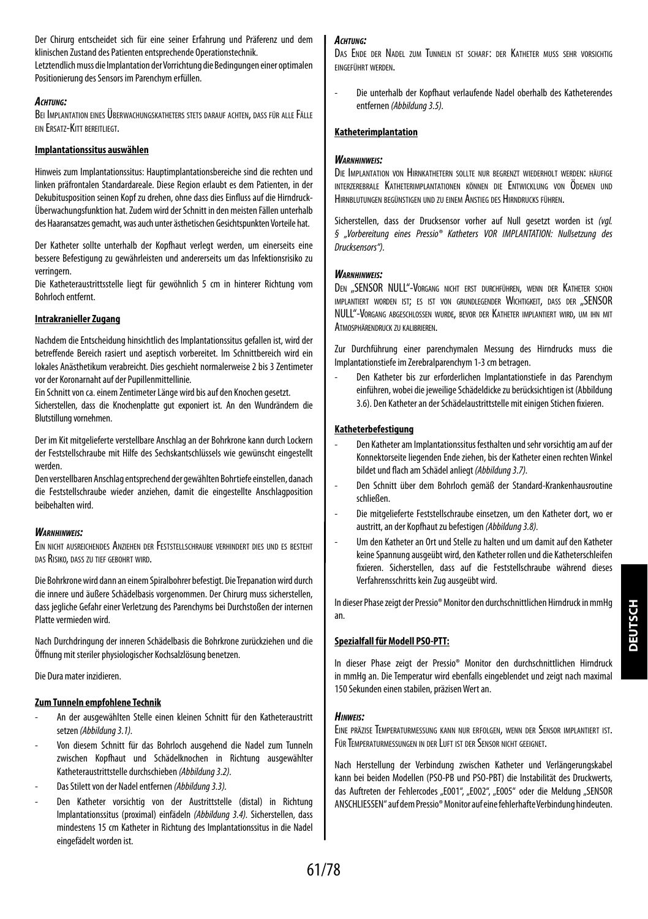Der Chirurg entscheidet sich für eine seiner Erfahrung und Präferenz und dem klinischen Zustand des Patienten entsprechende Operationstechnik.
Letztendlich muss die Implantation der Vorrichtung die Bedingungen einer optimalen Positionierung des Sensors im Parenchym erfüllen.

***Achtung:***
Bei Implantation eines Überwachungskatheters stets darauf achten, dass für alle Fälle ein Ersatz-Kitt bereitliegt.

**Implantationssitus auswählen**

Hinweis zum Implantationssitus: Hauptimplantationsbereiche sind die rechten und linken präfrontalen Standardareale. Diese Region erlaubt es dem Patienten, in der Dekubitusposition seinen Kopf zu drehen, ohne dass dies Einfluss auf die Hirndruck-Überwachungsfunktion hat. Zudem wird der Schnitt in den meisten Fällen unterhalb des Haaransatzes gemacht, was auch unter ästhetischen Gesichtspunkten Vorteile hat.

Der Katheter sollte unterhalb der Kopfhaut verlegt werden, um einerseits eine bessere Befestigung zu gewährleisten und andererseits um das Infektionsrisiko zu verringern.
Die Katheteraustrittsstelle liegt für gewöhnlich 5 cm in hinterer Richtung vom Bohrloch entfernt.

**Intrakranieller Zugang**

Nachdem die Entscheidung hinsichtlich des Implantationssitus gefallen ist, wird der betreffende Bereich rasiert und aseptisch vorbereitet. Im Schnittbereich wird ein lokales Anästhetikum verabreicht. Dies geschieht normalerweise 2 bis 3 Zentimeter vor der Koronarnaht auf der Pupillenmittellinie.
Ein Schnitt von ca. einem Zentimeter Länge wird bis auf den Knochen gesetzt.
Sicherstellen, dass die Knochenplatte gut exponiert ist. An den Wundrändern die Blutstillung vornehmen.

Der im Kit mitgelieferte verstellbare Anschlag an der Bohrkrone kann durch Lockern der Feststellschraube mit Hilfe des Sechskantschlüssels wie gewünscht eingestellt werden.
Den verstellbaren Anschlag entsprechend der gewählten Bohrtiefe einstellen, danach die Feststellschraube wieder anziehen, damit die eingestellte Anschlagposition beibehalten wird.

***Warnhinweis:***
Ein nicht ausreichendes Anziehen der Feststellschraube verhindert dies und es besteht das Risiko, dass zu tief gebohrt wird.

Die Bohrkrone wird dann an einem Spiralbohrer befestigt. Die Trepanation wird durch die innere und äußere Schädelbasis vorgenommen. Der Chirurg muss sicherstellen, dass jegliche Gefahr einer Verletzung des Parenchyms bei Durchstoßen der internen Platte vermieden wird.

Nach Durchdringung der inneren Schädelbasis die Bohrkrone zurückziehen und die Öffnung mit steriler physiologischer Kochsalzlösung benetzen.

Die Dura mater inzidieren.

**Zum Tunneln empfohlene Technik**

- An der ausgewählten Stelle einen kleinen Schnitt für den Katheteraustritt setzen *(Abbildung 3.1)*.
- Von diesem Schnitt für das Bohrloch ausgehend die Nadel zum Tunneln zwischen Kopfhaut und Schädelknochen in Richtung ausgewählter Katheteraustrittstelle durchschieben *(Abbildung 3.2)*.
- Das Stilett von der Nadel entfernen *(Abbildung 3.3)*.
- Den Katheter vorsichtig von der Austrittstelle (distal) in Richtung Implantationssitus (proximal) einfädeln *(Abbildung 3.4)*. Sicherstellen, dass mindestens 15 cm Katheter in Richtung des Implantationssitus in die Nadel eingefädelt worden ist.

***Achtung:***
Das Ende der Nadel zum Tunneln ist scharf: der Katheter muss sehr vorsichtig eingeführt werden.

- Die unterhalb der Kopfhaut verlaufende Nadel oberhalb des Katheterendes entfernen *(Abbildung 3.5)*.

**Katheterimplantation**

***Warnhinweis:***
Die Implantation von Hirnkathetern sollte nur begrenzt wiederholt werden: häufige interzerebrale Katheterimplantationen können die Entwicklung von Ödemen und Hirnblutungen begünstigen und zu einem Anstieg des Hirndrucks führen.

Sicherstellen, dass der Drucksensor vorher auf Null gesetzt worden ist *(vgl. § „Vorbereitung eines Pressio® Katheters VOR IMPLANTATION: Nullsetzung des Drucksensors“)*.

***Warnhinweis:***
Den „SENSOR NULL“-Vorgang nicht erst durchführen, wenn der Katheter schon implantiert worden ist; es ist von grundlegender Wichtigkeit, dass der „SENSOR NULL“-Vorgang abgeschlossen wurde, bevor der Katheter implantiert wird, um ihn mit Atmosphärendruck zu kalibrieren.

Zur Durchführung einer parenchymalen Messung des Hirndrucks muss die Implantationstiefe im Zerebralparenchym 1-3 cm betragen.

- Den Katheter bis zur erforderlichen Implantationstiefe in das Parenchym einführen, wobei die jeweilige Schädeldicke zu berücksichtigen ist (Abbildung 3.6). Den Katheter an der Schädelaustrittstelle mit einigen Stichen fixieren.

**Katheterbefestigung**

- Den Katheter am Implantationssitus festhalten und sehr vorsichtig am auf der Konnektorseite liegenden Ende ziehen, bis der Katheter einen rechten Winkel bildet und flach am Schädel anliegt *(Abbildung 3.7)*.
- Den Schnitt über dem Bohrloch gemäß der Standard-Krankenhausroutine schließen.
- Die mitgelieferte Feststellschraube einsetzen, um den Katheter dort, wo er austritt, an der Kopfhaut zu befestigen *(Abbildung 3.8)*.
- Um den Katheter an Ort und Stelle zu halten und um damit auf den Katheter keine Spannung ausgeübt wird, den Katheter rollen und die Katheterschleifen fixieren. Sicherstellen, dass auf die Feststellschraube während dieses Verfahrensschritts kein Zug ausgeübt wird.

In dieser Phase zeigt der Pressio® Monitor den durchschnittlichen Hirndruck in mmHg an.

**Spezialfall für Modell PSO-PTT:**

In dieser Phase zeigt der Pressio® Monitor den durchschnittlichen Hirndruck in mmHg an. Die Temperatur wird ebenfalls eingeblendet und zeigt nach maximal 150 Sekunden einen stabilen, präzisen Wert an.

***Hinweis:***
Eine präzise Temperaturmessung kann nur erfolgen, wenn der Sensor implantiert ist. Für Temperaturmessungen in der Luft ist der Sensor nicht geeignet.

Nach Herstellung der Verbindung zwischen Katheter und Verlängerungskabel kann bei beiden Modellen (PSO-PB und PSO-PBT) die Instabilität des Druckwerts, das Auftreten der Fehlercodes „E001“, „E002“, „E005“ oder die Meldung „SENSOR ANSCHLIESSEN“ auf dem Pressio® Monitor auf eine fehlerhafte Verbindung hindeuten.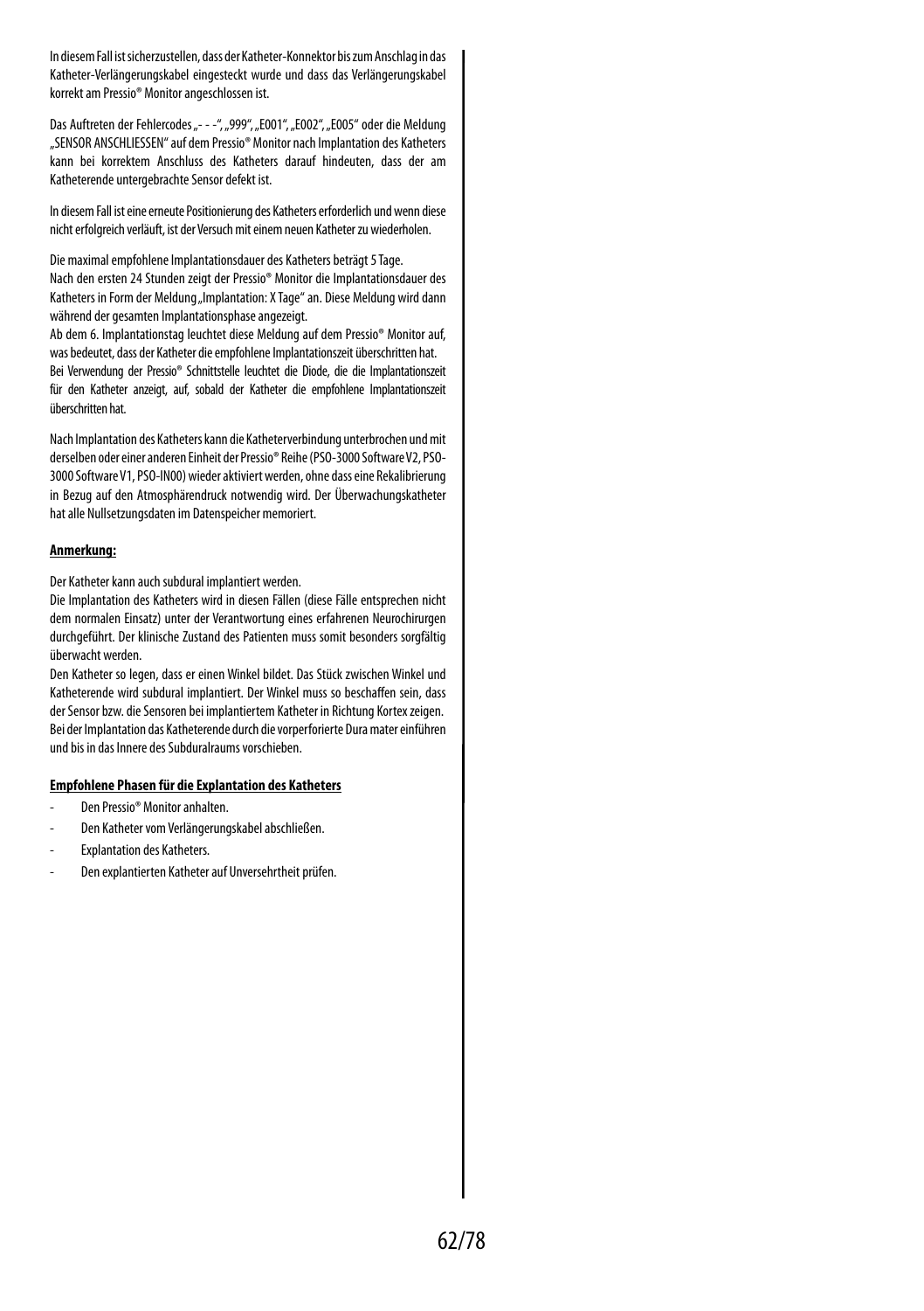In diesem Fall ist sicherzustellen, dass der Katheter-Konnektor bis zum Anschlag in das Katheter-Verlängerungskabel eingesteckt wurde und dass das Verlängerungskabel korrekt am Pressio® Monitor angeschlossen ist.

Das Auftreten der Fehlercodes „- - -", „999", „E001", „E002", „E005" oder die Meldung „SENSOR ANSCHLIESSEN" auf dem Pressio® Monitor nach Implantation des Katheters kann bei korrektem Anschluss des Katheters darauf hindeuten, dass der am Katheterende untergebrachte Sensor defekt ist.

In diesem Fall ist eine erneute Positionierung des Katheters erforderlich und wenn diese nicht erfolgreich verläuft, ist der Versuch mit einem neuen Katheter zu wiederholen.

Die maximal empfohlene Implantationsdauer des Katheters beträgt 5 Tage.
Nach den ersten 24 Stunden zeigt der Pressio® Monitor die Implantationsdauer des Katheters in Form der Meldung „Implantation: X Tage" an. Diese Meldung wird dann während der gesamten Implantationsphase angezeigt.
Ab dem 6. Implantationstag leuchtet diese Meldung auf dem Pressio® Monitor auf, was bedeutet, dass der Katheter die empfohlene Implantationszeit überschritten hat.
Bei Verwendung der Pressio® Schnittstelle leuchtet die Diode, die die Implantationszeit für den Katheter anzeigt, auf, sobald der Katheter die empfohlene Implantationszeit überschritten hat.

Nach Implantation des Katheters kann die Katheterverbindung unterbrochen und mit derselben oder einer anderen Einheit der Pressio® Reihe (PSO-3000 Software V2, PSO-3000 Software V1, PSO-IN00) wieder aktiviert werden, ohne dass eine Rekalibrierung in Bezug auf den Atmosphärendruck notwendig wird. Der Überwachungskatheter hat alle Nullsetzungsdaten im Datenspeicher memoriert.

**Anmerkung:**

Der Katheter kann auch subdural implantiert werden.
Die Implantation des Katheters wird in diesen Fällen (diese Fälle entsprechen nicht dem normalen Einsatz) unter der Verantwortung eines erfahrenen Neurochirurgen durchgeführt. Der klinische Zustand des Patienten muss somit besonders sorgfältig überwacht werden.
Den Katheter so legen, dass er einen Winkel bildet. Das Stück zwischen Winkel und Katheterende wird subdural implantiert. Der Winkel muss so beschaffen sein, dass der Sensor bzw. die Sensoren bei implantiertem Katheter in Richtung Kortex zeigen.
Bei der Implantation das Katheterende durch die vorperforierte Dura mater einführen und bis in das Innere des Subduralraums vorschieben.

**Empfohlene Phasen für die Explantation des Katheters**

- Den Pressio® Monitor anhalten.
- Den Katheter vom Verlängerungskabel abschließen.
- Explantation des Katheters.
- Den explantierten Katheter auf Unversehrtheit prüfen.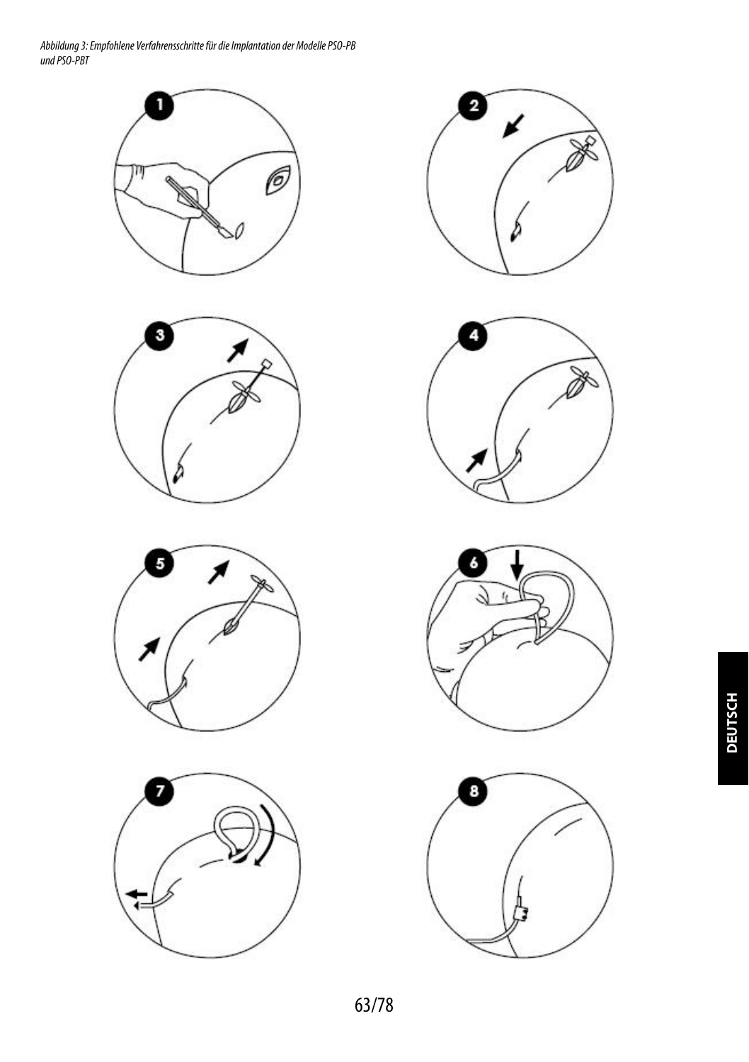*Abbildung 3: Empfohlene Verfahrensschritte für die Implantation der Modelle PSO-PB und PSO-PBT*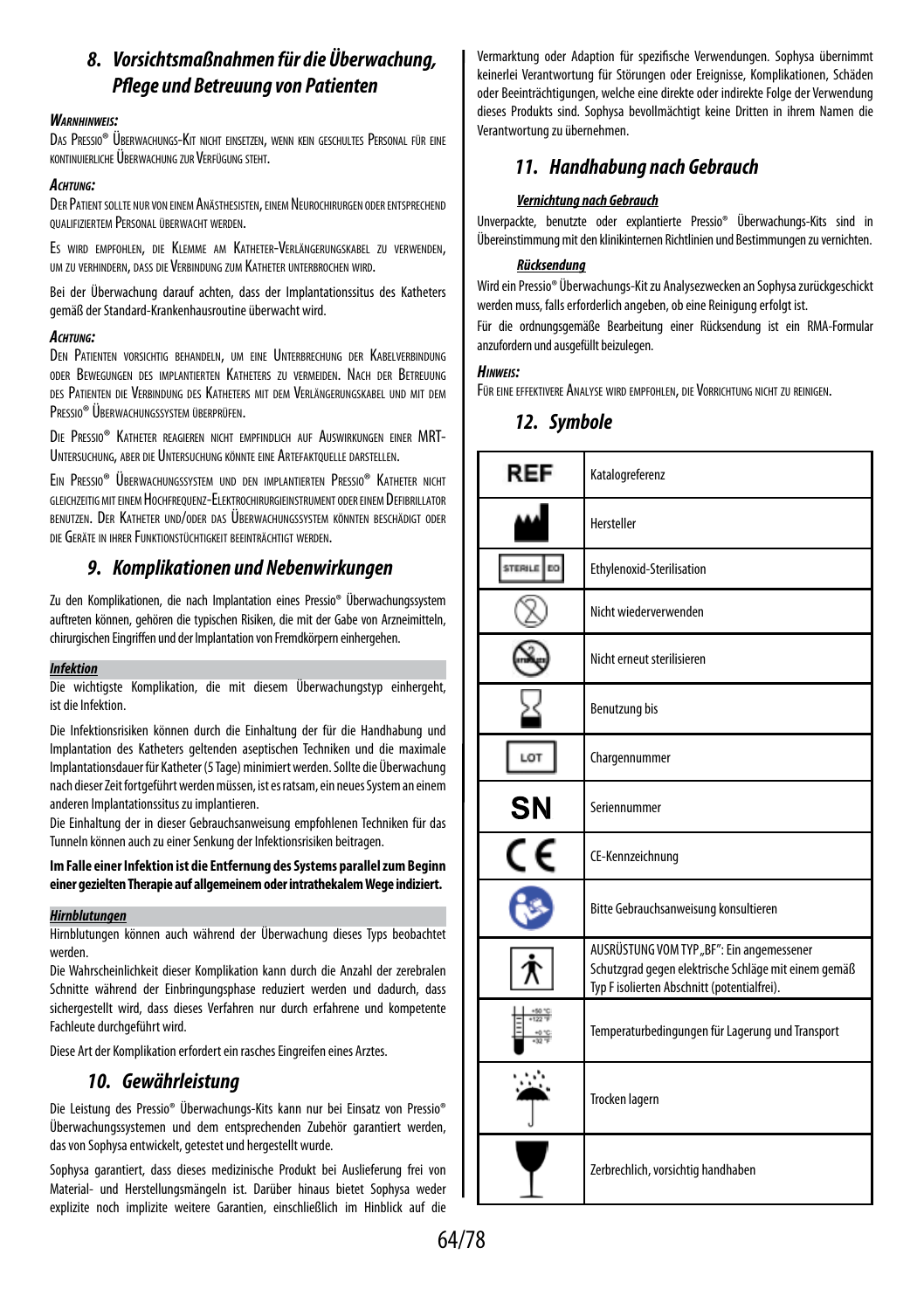## 8. Vorsichtsmaßnahmen für die Überwachung, Pflege und Betreuung von Patienten

***Warnhinweis:***

Das Pressio® Überwachungs-Kit nicht einsetzen, wenn kein geschultes Personal für eine kontinuierliche Überwachung zur Verfügung steht.

***Achtung:***

Der Patient sollte nur von einem Anästhesisten, einem Neurochirurgen oder entsprechend qualifiziertem Personal überwacht werden.

Es wird empfohlen, die Klemme am Katheter-Verlängerungskabel zu verwenden, um zu verhindern, dass die Verbindung zum Katheter unterbrochen wird.

Bei der Überwachung darauf achten, dass der Implantationssitus des Katheters gemäß der Standard-Krankenhausroutine überwacht wird.

***Achtung:***

Den Patienten vorsichtig behandeln, um eine Unterbrechung der Kabelverbindung oder Bewegungen des implantierten Katheters zu vermeiden. Nach der Betreuung des Patienten die Verbindung des Katheters mit dem Verlängerungskabel und mit dem Pressio® Überwachungssystem überprüfen.

Die Pressio® Katheter reagieren nicht empfindlich auf Auswirkungen einer MRT-Untersuchung, aber die Untersuchung könnte eine Artefaktquelle darstellen.

Ein Pressio® Überwachungssystem und den implantierten Pressio® Katheter nicht gleichzeitig mit einem Hochfrequenz-Elektrochirurgieinstrument oder einem Defibrillator benutzen. Der Katheter und/oder das Überwachungssystem könnten beschädigt oder die Geräte in ihrer Funktionstüchtigkeit beeinträchtigt werden.

## 9. Komplikationen und Nebenwirkungen

Zu den Komplikationen, die nach Implantation eines Pressio® Überwachungssystem auftreten können, gehören die typischen Risiken, die mit der Gabe von Arzneimitteln, chirurgischen Eingriffen und der Implantation von Fremdkörpern einhergehen.

***Infektion***

Die wichtigste Komplikation, die mit diesem Überwachungstyp einhergeht, ist die Infektion.

Die Infektionsrisiken können durch die Einhaltung der für die Handhabung und Implantation des Katheters geltenden aseptischen Techniken und die maximale Implantationsdauer für Katheter (5 Tage) minimiert werden. Sollte die Überwachung nach dieser Zeit fortgeführt werden müssen, ist es ratsam, ein neues System an einem anderen Implantationssitus zu implantieren.

Die Einhaltung der in dieser Gebrauchsanweisung empfohlenen Techniken für das Tunneln können auch zu einer Senkung der Infektionsrisiken beitragen.

**Im Falle einer Infektion ist die Entfernung des Systems parallel zum Beginn einer gezielten Therapie auf allgemeinem oder intrathekalem Wege indiziert.**

***Hirnblutungen***

Hirnblutungen können auch während der Überwachung dieses Typs beobachtet werden.

Die Wahrscheinlichkeit dieser Komplikation kann durch die Anzahl der zerebralen Schnitte während der Einbringungsphase reduziert werden und dadurch, dass sichergestellt wird, dass dieses Verfahren nur durch erfahrene und kompetente Fachleute durchgeführt wird.

Diese Art der Komplikation erfordert ein rasches Eingreifen eines Arztes.

## 10. Gewährleistung

Die Leistung des Pressio® Überwachungs-Kits kann nur bei Einsatz von Pressio® Überwachungssystemen und dem entsprechenden Zubehör garantiert werden, das von Sophysa entwickelt, getestet und hergestellt wurde.

Sophysa garantiert, dass dieses medizinische Produkt bei Auslieferung frei von Material- und Herstellungsmängeln ist. Darüber hinaus bietet Sophysa weder explizite noch implizite weitere Garantien, einschließlich im Hinblick auf die Vermarktung oder Adaption für spezifische Verwendungen. Sophysa übernimmt keinerlei Verantwortung für Störungen oder Ereignisse, Komplikationen, Schäden oder Beeinträchtigungen, welche eine direkte oder indirekte Folge der Verwendung dieses Produkts sind. Sophysa bevollmächtigt keine Dritten in ihrem Namen die Verantwortung zu übernehmen.

## 11. Handhabung nach Gebrauch

***Vernichtung nach Gebrauch***

Unverpackte, benutzte oder explantierte Pressio® Überwachungs-Kits sind in Übereinstimmung mit den klinikinternen Richtlinien und Bestimmungen zu vernichten.

***Rücksendung***

Wird ein Pressio® Überwachungs-Kit zu Analysezwecken an Sophysa zurückgeschickt werden muss, falls erforderlich angeben, ob eine Reinigung erfolgt ist.

Für die ordnungsgemäße Bearbeitung einer Rücksendung ist ein RMA-Formular anzufordern und ausgefüllt beizulegen.

***Hinweis:***

Für eine effektivere Analyse wird empfohlen, die Vorrichtung nicht zu reinigen.

## 12. Symbole

| Symbol | Bedeutung |
|---|---|
| REF | Katalogreferenz |
| (Hersteller-Symbol) | Hersteller |
| STERILE EO | Ethylenoxid-Sterilisation |
| (Symbol) | Nicht wiederverwenden |
| (Symbol) | Nicht erneut sterilisieren |
| (Symbol) | Benutzung bis |
| LOT | Chargennummer |
| SN | Seriennummer |
| CE | CE-Kennzeichnung |
| (Symbol) | Bitte Gebrauchsanweisung konsultieren |
| (Symbol) | AUSRÜSTUNG VOM TYP „BF": Ein angemessener Schutzgrad gegen elektrische Schläge mit einem gemäß Typ F isolierten Abschnitt (potentialfrei). |
| +50 °C / +122 °F, +0 °C / +32 °F | Temperaturbedingungen für Lagerung und Transport |
| (Symbol) | Trocken lagern |
| (Symbol) | Zerbrechlich, vorsichtig handhaben |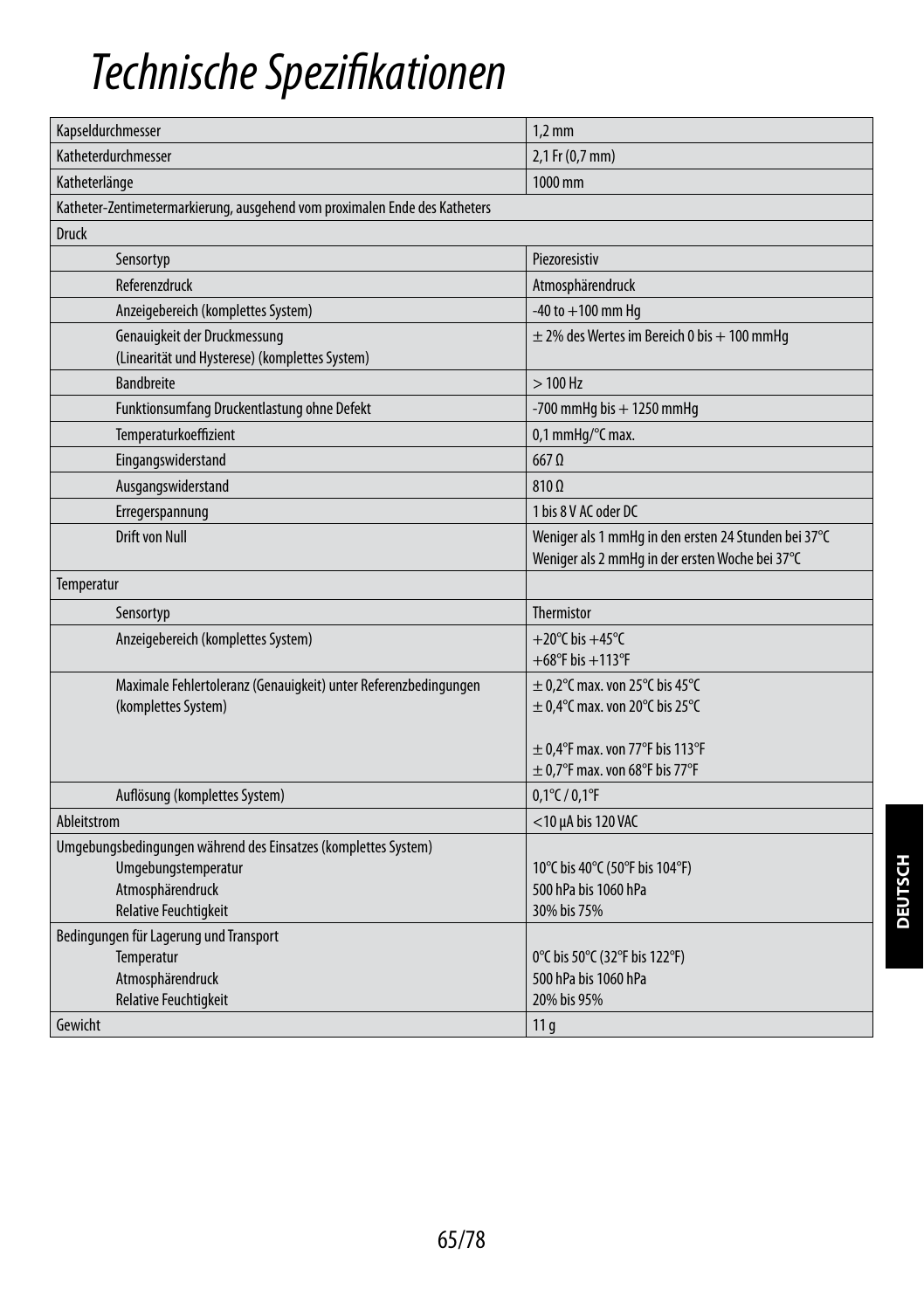# Technische Spezifikationen

| | |
|---|---|
| Kapseldurchmesser | 1,2 mm |
| Katheterdurchmesser | 2,1 Fr (0,7 mm) |
| Katheterlänge | 1000 mm |
| Katheter-Zentimetermarkierung, ausgehend vom proximalen Ende des Katheters | |
| Druck | |
| Sensortyp | Piezoresistiv |
| Referenzdruck | Atmosphärendruck |
| Anzeigebereich (komplettes System) | -40 to +100 mm Hg |
| Genauigkeit der Druckmessung (Linearität und Hysterese) (komplettes System) | ± 2% des Wertes im Bereich 0 bis + 100 mmHg |
| Bandbreite | > 100 Hz |
| Funktionsumfang Druckentlastung ohne Defekt | -700 mmHg bis + 1250 mmHg |
| Temperaturkoeffizient | 0,1 mmHg/°C max. |
| Eingangswiderstand | 667 Ω |
| Ausgangswiderstand | 810 Ω |
| Erregerspannung | 1 bis 8 V AC oder DC |
| Drift von Null | Weniger als 1 mmHg in den ersten 24 Stunden bei 37°C<br>Weniger als 2 mmHg in der ersten Woche bei 37°C |
| Temperatur | |
| Sensortyp | Thermistor |
| Anzeigebereich (komplettes System) | +20°C bis +45°C<br>+68°F bis +113°F |
| Maximale Fehlertoleranz (Genauigkeit) unter Referenzbedingungen (komplettes System) | ± 0,2°C max. von 25°C bis 45°C<br>± 0,4°C max. von 20°C bis 25°C<br><br>± 0,4°F max. von 77°F bis 113°F<br>± 0,7°F max. von 68°F bis 77°F |
| Auflösung (komplettes System) | 0,1°C / 0,1°F |
| Ableitstrom | <10 µA bis 120 VAC |
| Umgebungsbedingungen während des Einsatzes (komplettes System)<br>Umgebungstemperatur<br>Atmosphärendruck<br>Relative Feuchtigkeit | <br>10°C bis 40°C (50°F bis 104°F)<br>500 hPa bis 1060 hPa<br>30% bis 75% |
| Bedingungen für Lagerung und Transport<br>Temperatur<br>Atmosphärendruck<br>Relative Feuchtigkeit | <br>0°C bis 50°C (32°F bis 122°F)<br>500 hPa bis 1060 hPa<br>20% bis 95% |
| Gewicht | 11 g |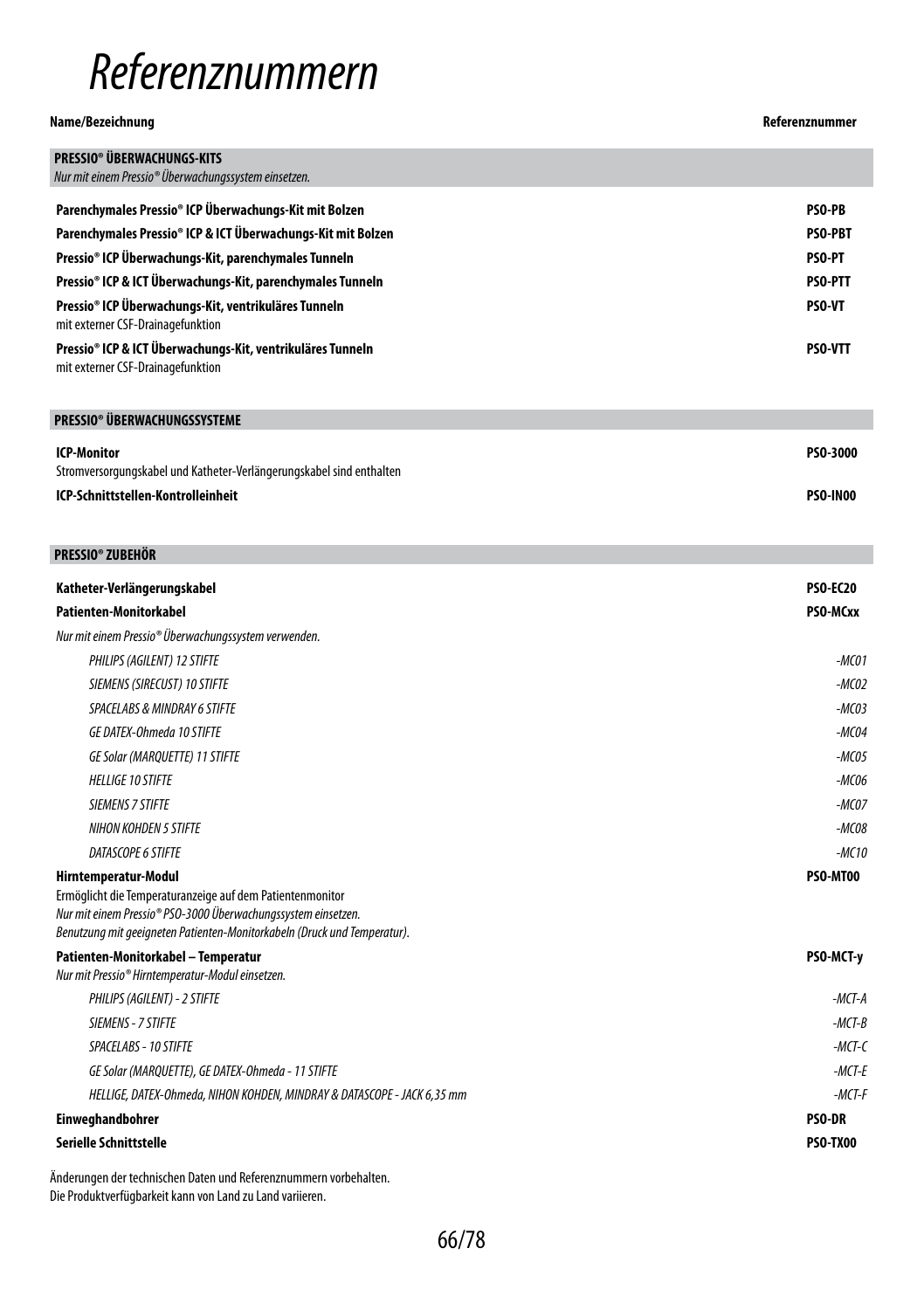# Referenznummern

| Name/Bezeichnung | Referenznummer |
|---|---|
| **PRESSIO® ÜBERWACHUNGS-KITS**<br>*Nur mit einem Pressio® Überwachungssystem einsetzen.* | |
| **Parenchymales Pressio® ICP Überwachungs-Kit mit Bolzen** | **PSO-PB** |
| **Parenchymales Pressio® ICP & ICT Überwachungs-Kit mit Bolzen** | **PSO-PBT** |
| **Pressio® ICP Überwachungs-Kit, parenchymales Tunneln** | **PSO-PT** |
| **Pressio® ICP & ICT Überwachungs-Kit, parenchymales Tunneln** | **PSO-PTT** |
| **Pressio® ICP Überwachungs-Kit, ventrikuläres Tunneln**<br>mit externer CSF-Drainagefunktion | **PSO-VT** |
| **Pressio® ICP & ICT Überwachungs-Kit, ventrikuläres Tunneln**<br>mit externer CSF-Drainagefunktion | **PSO-VTT** |
| **PRESSIO® ÜBERWACHUNGSSYSTEME** | |
| **ICP-Monitor**<br>Stromversorgungskabel und Katheter-Verlängerungskabel sind enthalten | **PSO-3000** |
| **ICP-Schnittstellen-Kontrolleinheit** | **PSO-IN00** |
| **PRESSIO® ZUBEHÖR** | |
| **Katheter-Verlängerungskabel** | **PSO-EC20** |
| **Patienten-Monitorkabel** | **PSO-MCxx** |
| *Nur mit einem Pressio® Überwachungssystem verwenden.* | |
| *PHILIPS (AGILENT) 12 STIFTE* | *-MC01* |
| *SIEMENS (SIRECUST) 10 STIFTE* | *-MC02* |
| *SPACELABS & MINDRAY 6 STIFTE* | *-MC03* |
| *GE DATEX-Ohmeda 10 STIFTE* | *-MC04* |
| *GE Solar (MARQUETTE) 11 STIFTE* | *-MC05* |
| *HELLIGE 10 STIFTE* | *-MC06* |
| *SIEMENS 7 STIFTE* | *-MC07* |
| *NIHON KOHDEN 5 STIFTE* | *-MC08* |
| *DATASCOPE 6 STIFTE* | *-MC10* |
| **Hirntemperatur-Modul**<br>Ermöglicht die Temperaturanzeige auf dem Patientenmonitor<br>*Nur mit einem Pressio® PSO-3000 Überwachungssystem einsetzen.*<br>*Benutzung mit geeigneten Patienten-Monitorkabeln (Druck und Temperatur).* | **PSO-MT00** |
| **Patienten-Monitorkabel – Temperatur**<br>*Nur mit Pressio® Hirntemperatur-Modul einsetzen.* | **PSO-MCT-y** |
| *PHILIPS (AGILENT) - 2 STIFTE* | *-MCT-A* |
| *SIEMENS - 7 STIFTE* | *-MCT-B* |
| *SPACELABS - 10 STIFTE* | *-MCT-C* |
| *GE Solar (MARQUETTE), GE DATEX-Ohmeda - 11 STIFTE* | *-MCT-E* |
| *HELLIGE, DATEX-Ohmeda, NIHON KOHDEN, MINDRAY & DATASCOPE - JACK 6,35 mm* | *-MCT-F* |
| **Einweghandbohrer** | **PSO-DR** |
| **Serielle Schnittstelle** | **PSO-TX00** |

Änderungen der technischen Daten und Referenznummern vorbehalten.
Die Produktverfügbarkeit kann von Land zu Land variieren.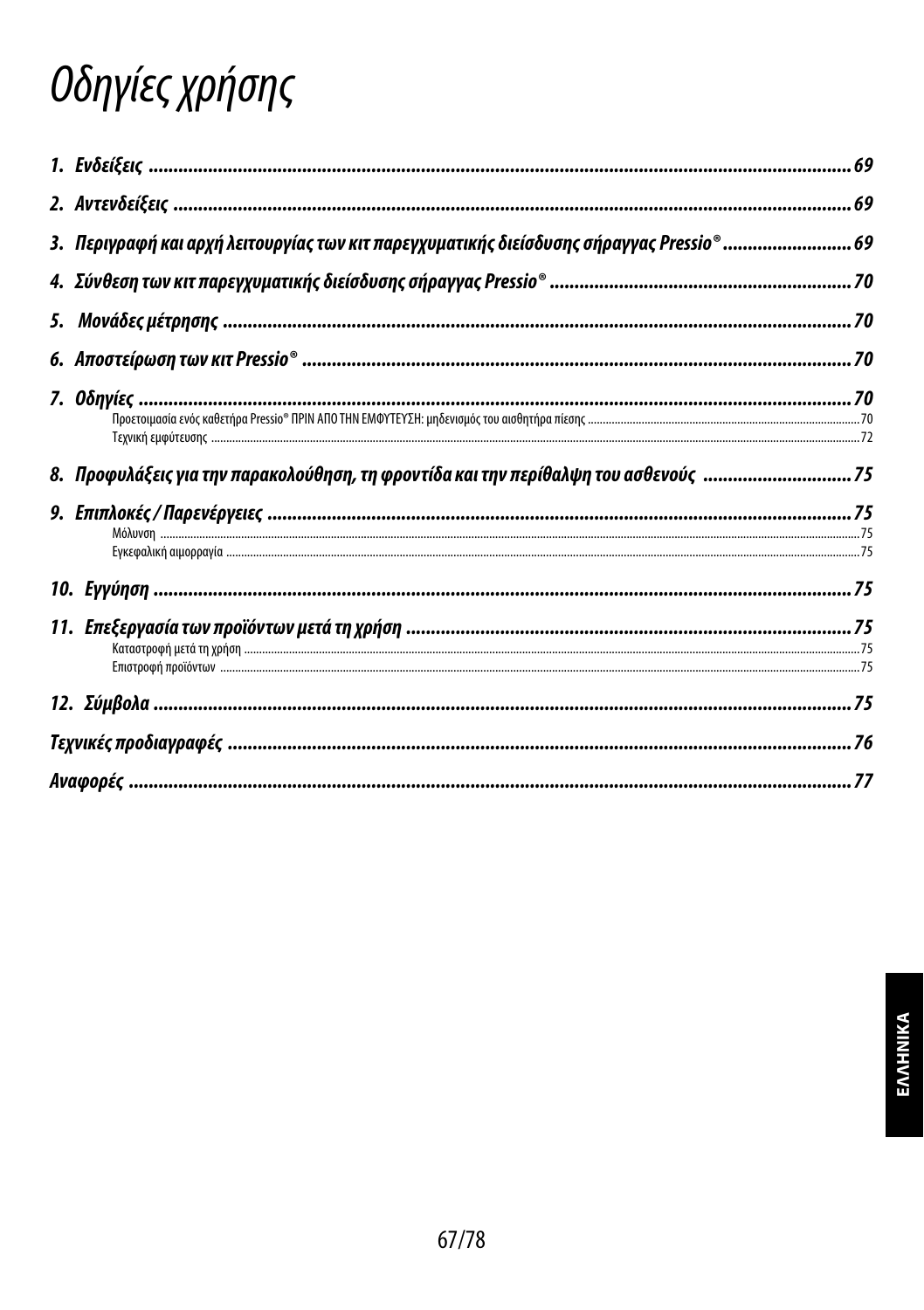# Οδηγίες χρήσης

**1. Ενδείξεις** ..... 69

**2. Αντενδείξεις** ..... 69

**3. Περιγραφή και αρχή λειτουργίας των κιτ παρεγχυματικής διείσδυσης σήραγγας Pressio®** ..... 69

**4. Σύνθεση των κιτ παρεγχυματικής διείσδυσης σήραγγας Pressio®** ..... 70

**5. Μονάδες μέτρησης** ..... 70

**6. Αποστείρωση των κιτ Pressio®** ..... 70

**7. Οδηγίες** ..... 70

- Προετοιμασία ενός καθετήρα Pressio® ΠΡΙΝ ΑΠΟ ΤΗΝ ΕΜΦΥΤΕΥΣΗ: μηδενισμός του αισθητήρα πίεσης ..... 70
- Τεχνική εμφύτευσης ..... 72

**8. Προφυλάξεις για την παρακολούθηση, τη φροντίδα και την περίθαλψη του ασθενούς** ..... 75

**9. Επιπλοκές / Παρενέργειες** ..... 75

- Μόλυνση ..... 75
- Εγκεφαλική αιμορραγία ..... 75

**10. Εγγύηση** ..... 75

**11. Επεξεργασία των προϊόντων μετά τη χρήση** ..... 75

- Καταστροφή μετά τη χρήση ..... 75
- Επιστροφή προϊόντων ..... 75

**12. Σύμβολα** ..... 75

**Τεχνικές προδιαγραφές** ..... 76

**Αναφορές** ..... 77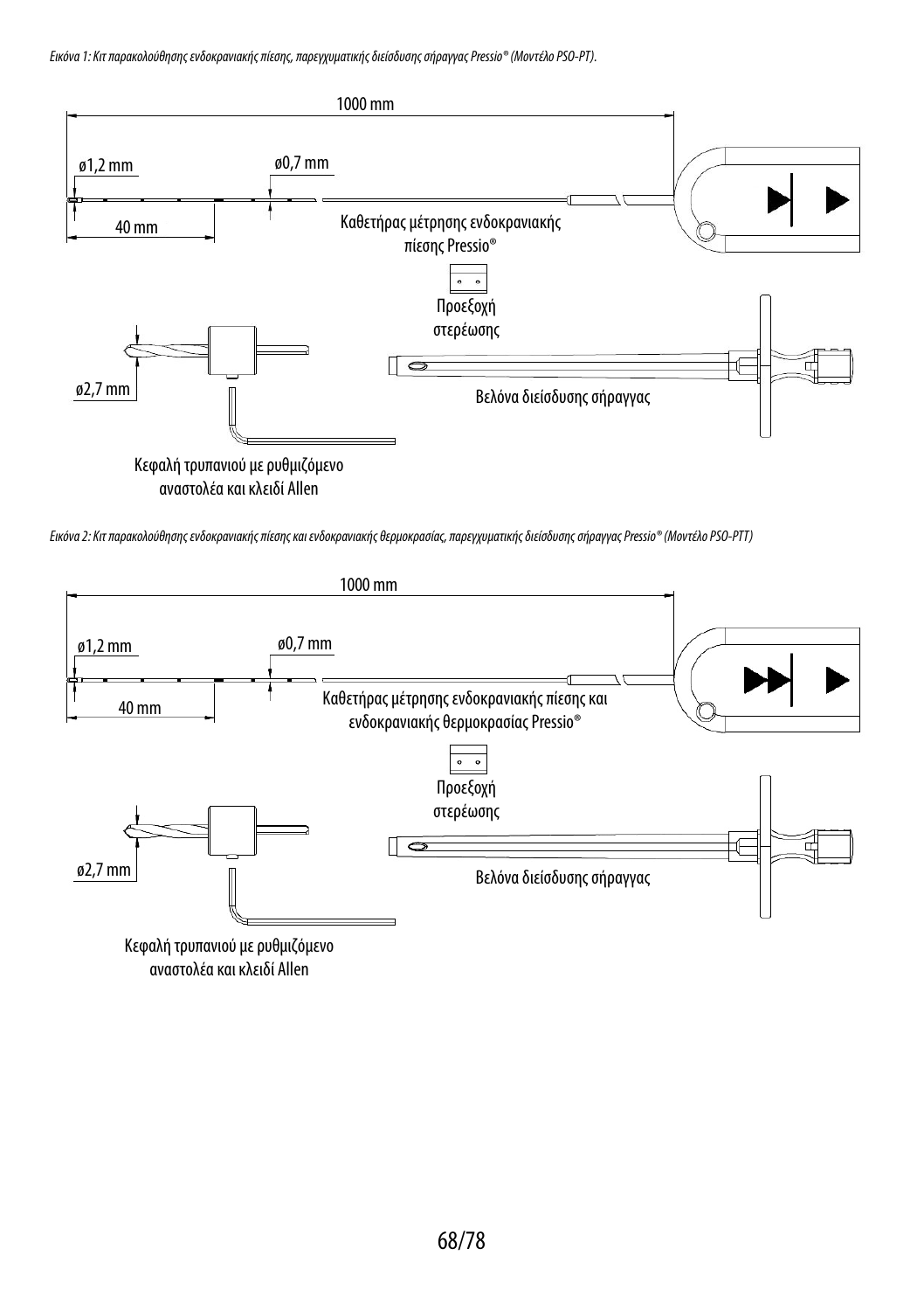*Εικόνα 1: Κιτ παρακολούθησης ενδοκρανιακής πίεσης, παρεγχυματικής διείσδυσης σήραγγας Pressio® (Μοντέλο PSO-PT).*

1000 mm

ø1,2 mm

ø0,7 mm

40 mm

Καθετήρας μέτρησης ενδοκρανιακής πίεσης Pressio®

Προεξοχή στερέωσης

ø2,7 mm

Βελόνα διείσδυσης σήραγγας

Κεφαλή τρυπανιού με ρυθμιζόμενο αναστολέα και κλειδί Allen

*Εικόνα 2: Κιτ παρακολούθησης ενδοκρανιακής πίεσης και ενδοκρανιακής θερμοκρασίας, παρεγχυματικής διείσδυσης σήραγγας Pressio® (Μοντέλο PSO-PTT)*

1000 mm

ø1,2 mm

ø0,7 mm

40 mm

Καθετήρας μέτρησης ενδοκρανιακής πίεσης και ενδοκρανιακής θερμοκρασίας Pressio®

Προεξοχή στερέωσης

ø2,7 mm

Βελόνα διείσδυσης σήραγγας

Κεφαλή τρυπανιού με ρυθμιζόμενο αναστολέα και κλειδί Allen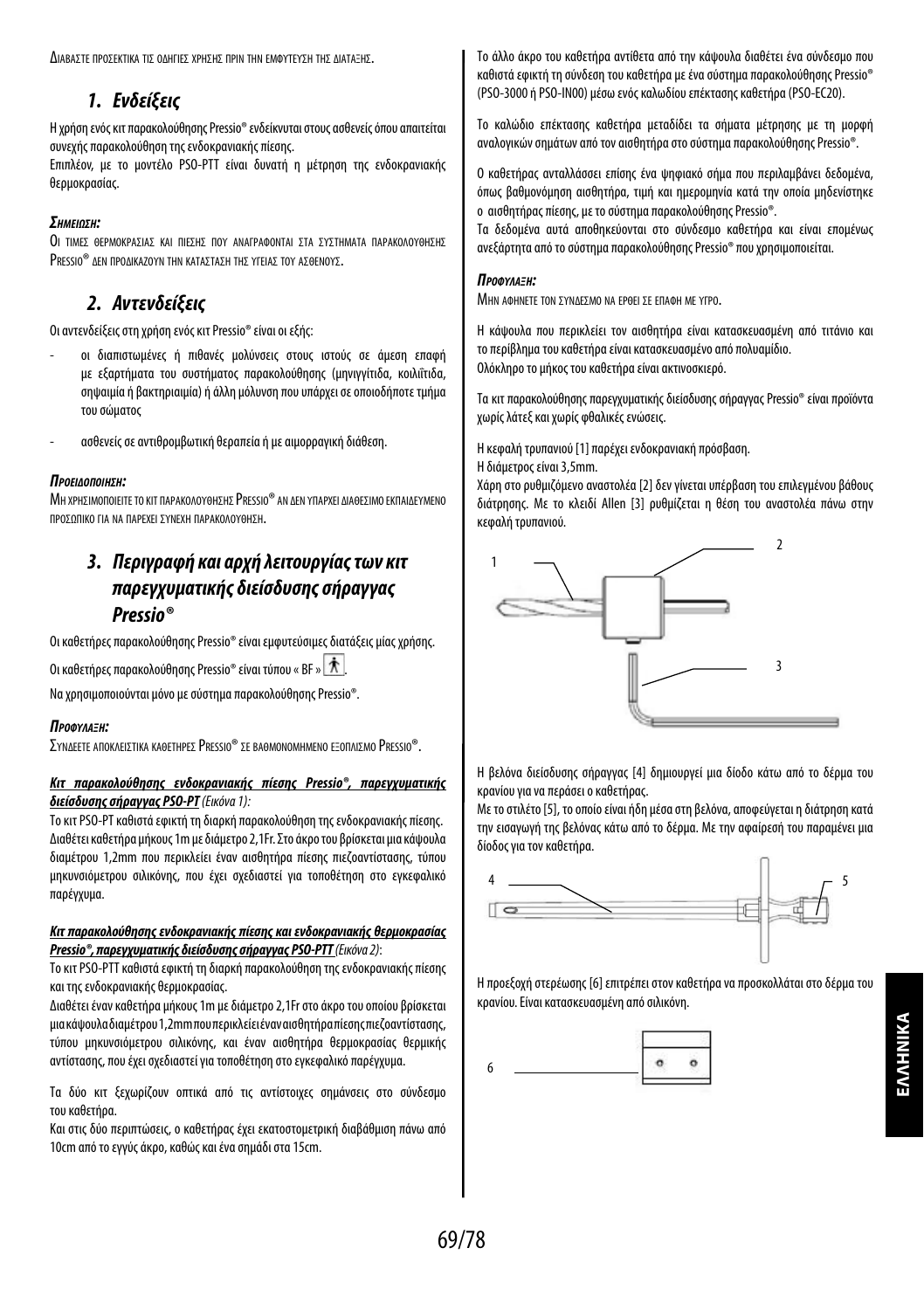ΔΙΑΒΑΣΤΕ ΠΡΟΣΕΚΤΙΚΑ ΤΙΣ ΟΔΗΓΙΕΣ ΧΡΗΣΗΣ ΠΡΙΝ ΤΗΝ ΕΜΦΥΤΕΥΣΗ ΤΗΣ ΔΙΑΤΑΞΗΣ.

## 1. Ενδείξεις

Η χρήση ενός κιτ παρακολούθησης Pressio® ενδείκνυται στους ασθενείς όπου απαιτείται συνεχής παρακολούθηση της ενδοκρανιακής πίεσης.
Επιπλέον, με το μοντέλο PSO-PTT είναι δυνατή η μέτρηση της ενδοκρανιακής θερμοκρασίας.

***Σημειωση:***
ΟΙ ΤΙΜΕΣ ΘΕΡΜΟΚΡΑΣΙΑΣ ΚΑΙ ΠΙΕΣΗΣ ΠΟΥ ΑΝΑΓΡΑΦΟΝΤΑΙ ΣΤΑ ΣΥΣΤΗΜΑΤΑ ΠΑΡΑΚΟΛΟΥΘΗΣΗΣ PRESSIO® ΔΕΝ ΠΡΟΔΙΚΑΖΟΥΝ ΤΗΝ ΚΑΤΑΣΤΑΣΗ ΤΗΣ ΥΓΕΙΑΣ ΤΟΥ ΑΣΘΕΝΟΥΣ.

## 2. Αντενδείξεις

Οι αντενδείξεις στη χρήση ενός κιτ Pressio® είναι οι εξής:

- οι διαπιστωμένες ή πιθανές μολύνσεις στους ιστούς σε άμεση επαφή με εξαρτήματα του συστήματος παρακολούθησης (μηνιγγίτιδα, κοιλιίτιδα, σηψαιμία ή βακτηριαιμία) ή άλλη μόλυνση που υπάρχει σε οποιοδήποτε τμήμα του σώματος
- ασθενείς σε αντιθρομβωτική θεραπεία ή με αιμορραγική διάθεση.

***Προειδοποιηση:***
ΜΗ ΧΡΗΣΙΜΟΠΟΙΕΙΤΕ ΤΟ ΚΙΤ ΠΑΡΑΚΟΛΟΥΘΗΣΗΣ PRESSIO® ΑΝ ΔΕΝ ΥΠΑΡΧΕΙ ΔΙΑΘΕΣΙΜΟ ΕΚΠΑΙΔΕΥΜΕΝΟ ΠΡΟΣΩΠΙΚΟ ΓΙΑ ΝΑ ΠΑΡΕΧΕΙ ΣΥΝΕΧΗ ΠΑΡΑΚΟΛΟΥΘΗΣΗ.

## 3. Περιγραφή και αρχή λειτουργίας των κιτ παρεγχυματικής διείσδυσης σήραγγας Pressio®

Οι καθετήρες παρακολούθησης Pressio® είναι εμφυτεύσιμες διατάξεις μίας χρήσης.

Οι καθετήρες παρακολούθησης Pressio® είναι τύπου « BF » .

Να χρησιμοποιούνται μόνο με σύστημα παρακολούθησης Pressio®.

***Προφυλαξη:***
ΣΥΝΔΕΕΤΕ ΑΠΟΚΛΕΙΣΤΙΚΑ ΚΑΘΕΤΗΡΕΣ PRESSIO® ΣΕ ΒΑΘΜΟΝΟΜΗΜΕΝΟ ΕΞΟΠΛΙΣΜΟ PRESSIO®.

***Κιτ παρακολούθησης ενδοκρανιακής πίεσης Pressio®, παρεγχυματικής διείσδυσης σήραγγας PSO-PT*** *(Εικόνα 1):*
Το κιτ PSO-PT καθιστά εφικτή τη διαρκή παρακολούθηση της ενδοκρανιακής πίεσης. Διαθέτει καθετήρα μήκους 1m με διάμετρο 2,1Fr. Στο άκρο του βρίσκεται μια κάψουλα διαμέτρου 1,2mm που περικλείει έναν αισθητήρα πίεσης πιεζοαντίστασης, τύπου μηκυνσιόμετρου σιλικόνης, που έχει σχεδιαστεί για τοποθέτηση στο εγκεφαλικό παρέγχυμα.

***Κιτ παρακολούθησης ενδοκρανιακής πίεσης και ενδοκρανιακής θερμοκρασίας Pressio®, παρεγχυματικής διείσδυσης σήραγγας PSO-PTT*** *(Εικόνα 2)*:
Το κιτ PSO-PTT καθιστά εφικτή τη διαρκή παρακολούθηση της ενδοκρανιακής πίεσης και της ενδοκρανιακής θερμοκρασίας.
Διαθέτει έναν καθετήρα μήκους 1m με διάμετρο 2,1Fr στο άκρο του οποίου βρίσκεται μια κάψουλα διαμέτρου 1,2mm που περικλείει έναν αισθητήρα πίεσης πιεζοαντίστασης, τύπου μηκυνσιόμετρου σιλικόνης, και έναν αισθητήρα θερμοκρασίας θερμικής αντίστασης, που έχει σχεδιαστεί για τοποθέτηση στο εγκεφαλικό παρέγχυμα.

Τα δύο κιτ ξεχωρίζουν οπτικά από τις αντίστοιχες σημάνσεις στο σύνδεσμο του καθετήρα.
Και στις δύο περιπτώσεις, ο καθετήρας έχει εκατοστομετρική διαβάθμιση πάνω από 10cm από το εγγύς άκρο, καθώς και ένα σημάδι στα 15cm.

Το άλλο άκρο του καθετήρα αντίθετα από την κάψουλα διαθέτει ένα σύνδεσμο που καθιστά εφικτή τη σύνδεση του καθετήρα με ένα σύστημα παρακολούθησης Pressio® (PSO-3000 ή PSO-IN00) μέσω ενός καλωδίου επέκτασης καθετήρα (PSO-EC20).

Το καλώδιο επέκτασης καθετήρα μεταδίδει τα σήματα μέτρησης με τη μορφή αναλογικών σημάτων από τον αισθητήρα στο σύστημα παρακολούθησης Pressio®.

Ο καθετήρας ανταλλάσσει επίσης ένα ψηφιακό σήμα που περιλαμβάνει δεδομένα, όπως βαθμονόμηση αισθητήρα, τιμή και ημερομηνία κατά την οποία μηδενίστηκε ο αισθητήρας πίεσης, με το σύστημα παρακολούθησης Pressio®.
Τα δεδομένα αυτά αποθηκεύονται στο σύνδεσμο καθετήρα και είναι επομένως ανεξάρτητα από το σύστημα παρακολούθησης Pressio® που χρησιμοποιείται.

***Προφυλαξη:***
ΜΗΝ ΑΦΗΝΕΤΕ ΤΟΝ ΣΥΝΔΕΣΜΟ ΝΑ ΕΡΘΕΙ ΣΕ ΕΠΑΦΗ ΜΕ ΥΓΡΟ.

Η κάψουλα που περικλείει τον αισθητήρα είναι κατασκευασμένη από τιτάνιο και το περίβλημα του καθετήρα είναι κατασκευασμένο από πολυαμίδιο.
Ολόκληρο το μήκος του καθετήρα είναι ακτινοσκιερό.

Τα κιτ παρακολούθησης παρεγχυματικής διείσδυσης σήραγγας Pressio® είναι προϊόντα χωρίς λάτεξ και χωρίς φθαλικές ενώσεις.

Η κεφαλή τρυπανιού [1] παρέχει ενδοκρανιακή πρόσβαση.
Η διάμετρος είναι 3,5mm.
Χάρη στο ρυθμιζόμενο αναστολέα [2] δεν γίνεται υπέρβαση του επιλεγμένου βάθους διάτρησης. Με το κλειδί Allen [3] ρυθμίζεται η θέση του αναστολέα πάνω στην κεφαλή τρυπανιού.

Η βελόνα διείσδυσης σήραγγας [4] δημιουργεί μια δίοδο κάτω από το δέρμα του κρανίου για να περάσει ο καθετήρας.
Με το στιλέτο [5], το οποίο είναι ήδη μέσα στη βελόνα, αποφεύγεται η διάτρηση κατά την εισαγωγή της βελόνας κάτω από το δέρμα. Με την αφαίρεσή του παραμένει μια δίοδος για τον καθετήρα.

Η προεξοχή στερέωσης [6] επιτρέπει στον καθετήρα να προσκολλάται στο δέρμα του κρανίου. Είναι κατασκευασμένη από σιλικόνη.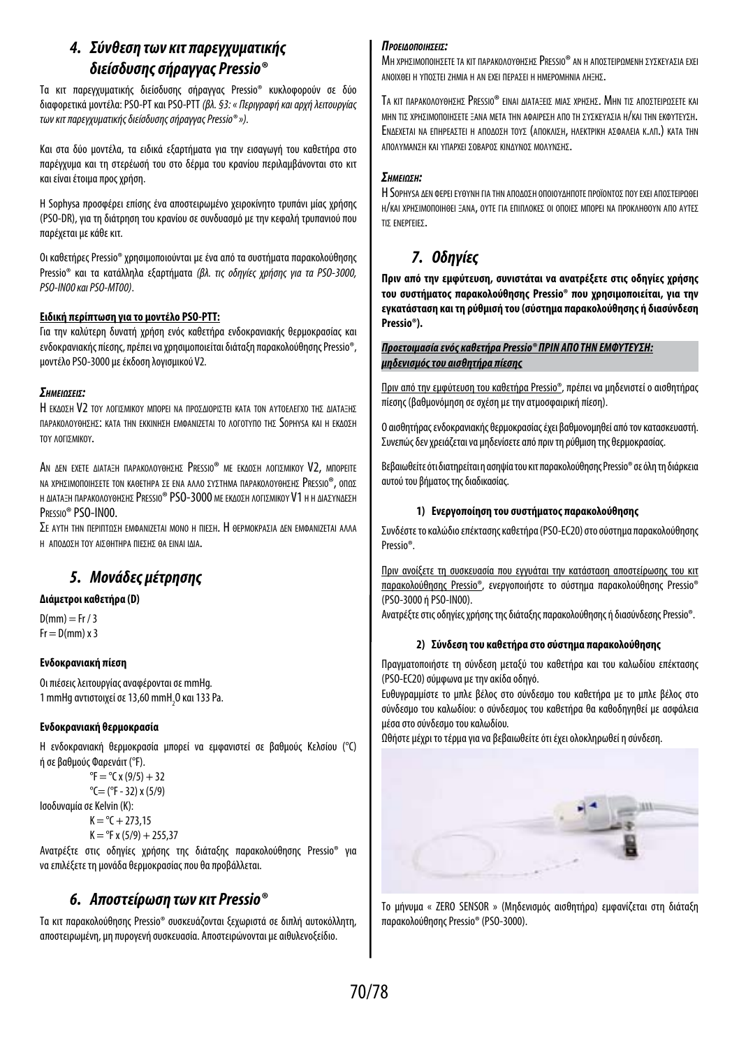## 4. Σύνθεση των κιτ παρεγχυματικής διείσδυσης σήραγγας Pressio®

Τα κιτ παρεγχυματικής διείσδυσης σήραγγας Pressio® κυκλοφορούν σε δύο διαφορετικά μοντέλα: PSO-PT και PSO-PTT *(βλ. §3: « Περιγραφή και αρχή λειτουργίας των κιτ παρεγχυματικής διείσδυσης σήραγγας Pressio® »).*

Και στα δύο μοντέλα, τα ειδικά εξαρτήματα για την εισαγωγή του καθετήρα στο παρέγχυμα και τη στερέωσή του στο δέρμα του κρανίου περιλαμβάνονται στο κιτ και είναι έτοιμα προς χρήση.

Η Sophysa προσφέρει επίσης ένα αποστειρωμένο χειροκίνητο τρυπάνι μίας χρήσης (PSO-DR), για τη διάτρηση του κρανίου σε συνδυασμό με την κεφαλή τρυπανιού που παρέχεται με κάθε κιτ.

Οι καθετήρες Pressio® χρησιμοποιούνται με ένα από τα συστήματα παρακολούθησης Pressio® και τα κατάλληλα εξαρτήματα *(βλ. τις οδηγίες χρήσης για τα PSO-3000, PSO-IN00 και PSO-MT00)*.

**Ειδική περίπτωση για το μοντέλο PSO-PTT:**

Για την καλύτερη δυνατή χρήση ενός καθετήρα ενδοκρανιακής θερμοκρασίας και ενδοκρανιακής πίεσης, πρέπει να χρησιμοποιείται διάταξη παρακολούθησης Pressio®, μοντέλο PSO-3000 με έκδοση λογισμικού V2.

***Σημειώσεις:***

Η έκδοση V2 του λογισμικού μπορεί να προσδιοριστεί κατά τον αυτοέλεγχο της διάταξης παρακολούθησης: κατά την εκκίνηση εμφανίζεται το λογότυπο της Sophysa και η έκδοση του λογισμικού.

Αν δεν έχετε διάταξη παρακολούθησης Pressio® με έκδοση λογισμικού V2, μπορείτε να χρησιμοποιήσετε τον καθετήρα σε ένα άλλο σύστημα παρακολούθησης Pressio®, όπως η διάταξη παρακολούθησης Pressio® PSO-3000 με έκδοση λογισμικού V1 ή η διασύνδεση Pressio® PSO-IN00.

Σε αυτή την περίπτωση εμφανίζεται μόνο η πίεση. Η θερμοκρασία δεν εμφανίζεται αλλά η απόδοση του αισθητήρα πίεσης θα είναι ίδια.

## 5. Μονάδες μέτρησης

**Διάμετροι καθετήρα (D)**

D(mm) = Fr / 3
Fr = D(mm) x 3

**Ενδοκρανιακή πίεση**

Οι πιέσεις λειτουργίας αναφέρονται σε mmHg.
1 mmHg αντιστοιχεί σε 13,60 $mmH_2O$ και 133 Pa.

**Ενδοκρανιακή θερμοκρασία**

Η ενδοκρανιακή θερμοκρασία μπορεί να εμφανιστεί σε βαθμούς Κελσίου (°C) ή σε βαθμούς Φαρενάιτ (°F).

°F = °C x (9/5) + 32
°C= (°F - 32) x (5/9)

Ισοδυναμία σε Kelvin (K):

K = °C + 273,15
K = °F x (5/9) + 255,37

Ανατρέξτε στις οδηγίες χρήσης της διάταξης παρακολούθησης Pressio® για να επιλέξετε τη μονάδα θερμοκρασίας που θα προβάλλεται.

## 6. Αποστείρωση των κιτ Pressio®

Τα κιτ παρακολούθησης Pressio® συσκευάζονται ξεχωριστά σε διπλή αυτοκόλλητη, αποστειρωμένη, μη πυρογενή συσκευασία. Αποστειρώνονται με αιθυλενοξείδιο.

***Προειδοποιήσεις:***

Μη χρησιμοποιήσετε τα κιτ παρακολούθησης Pressio® αν η αποστειρωμένη συσκευασία έχει ανοιχτεί ή υποστεί ζημιά ή αν έχει περάσει η ημερομηνία λήξης.

Τα κιτ παρακολούθησης Pressio® είναι διατάξεις μιας χρήσης. Μην τις αποστειρώσετε και μην τις χρησιμοποιήσετε ξανά μετά την αφαίρεση από τη συσκευασία ή/και την εκφύτευση. Ενδέχεται να επηρεαστεί η απόδοση τους (απόκλιση, ηλεκτρική ασφάλεια κ.λπ.) κατά την απολύμανση και υπάρχει σοβαρός κίνδυνος μόλυνσης.

***Σημείωση:***

Η Sophysa δεν φέρει ευθύνη για την απόδοση οποιουδήποτε προϊόντος που έχει αποστειρωθεί ή/και χρησιμοποιηθεί ξανά, ούτε για επιπλοκές οι οποίες μπορεί να προκληθούν από αυτές τις ενέργειες.

## 7. Οδηγίες

**Πριν από την εμφύτευση, συνιστάται να ανατρέξετε στις οδηγίες χρήσης του συστήματος παρακολούθησης Pressio® που χρησιμοποιείται, για την εγκατάσταση και τη ρύθμισή του (σύστημα παρακολούθησης ή διασύνδεση Pressio®).**

***<u>Προετοιμασία ενός καθετήρα Pressio® ΠΡΙΝ ΑΠΟ ΤΗΝ ΕΜΦΥΤΕΥΣΗ: μηδενισμός του αισθητήρα πίεσης</u>***

<u>Πριν από την εμφύτευση του καθετήρα Pressio®</u>, πρέπει να μηδενιστεί ο αισθητήρας πίεσης (βαθμονόμηση σε σχέση με την ατμοσφαιρική πίεση).

Ο αισθητήρας ενδοκρανιακής θερμοκρασίας έχει βαθμονομηθεί από τον κατασκευαστή. Συνεπώς δεν χρειάζεται να μηδενίσετε από πριν τη ρύθμιση της θερμοκρασίας.

Βεβαιωθείτε ότι διατηρείται η ασηψία του κιτ παρακολούθησης Pressio® σε όλη τη διάρκεια αυτού του βήματος της διαδικασίας.

#### 1) Ενεργοποίηση του συστήματος παρακολούθησης

Συνδέστε το καλώδιο επέκτασης καθετήρα (PSO-EC20) στο σύστημα παρακολούθησης Pressio®.

<u>Πριν ανοίξετε τη συσκευασία που εγγυάται την κατάσταση αποστείρωσης του κιτ παρακολούθησης Pressio®</u>, ενεργοποιήστε το σύστημα παρακολούθησης Pressio® (PSO-3000 ή PSO-IN00).

Ανατρέξτε στις οδηγίες χρήσης της διάταξης παρακολούθησης ή διασύνδεσης Pressio®.

#### 2) Σύνδεση του καθετήρα στο σύστημα παρακολούθησης

Πραγματοποιήστε τη σύνδεση μεταξύ του καθετήρα και του καλωδίου επέκτασης (PSO-EC20) σύμφωνα με την ακίδα οδηγό.

Ευθυγραμμίστε το μπλε βέλος στο σύνδεσμο του καθετήρα με το μπλε βέλος στο σύνδεσμο του καλωδίου: ο σύνδεσμος του καθετήρα θα καθοδηγηθεί με ασφάλεια μέσα στο σύνδεσμο του καλωδίου.

Ωθήστε μέχρι το τέρμα για να βεβαιωθείτε ότι έχει ολοκληρωθεί η σύνδεση.

Το μήνυμα « ZERO SENSOR » (Μηδενισμός αισθητήρα) εμφανίζεται στη διάταξη παρακολούθησης Pressio® (PSO-3000).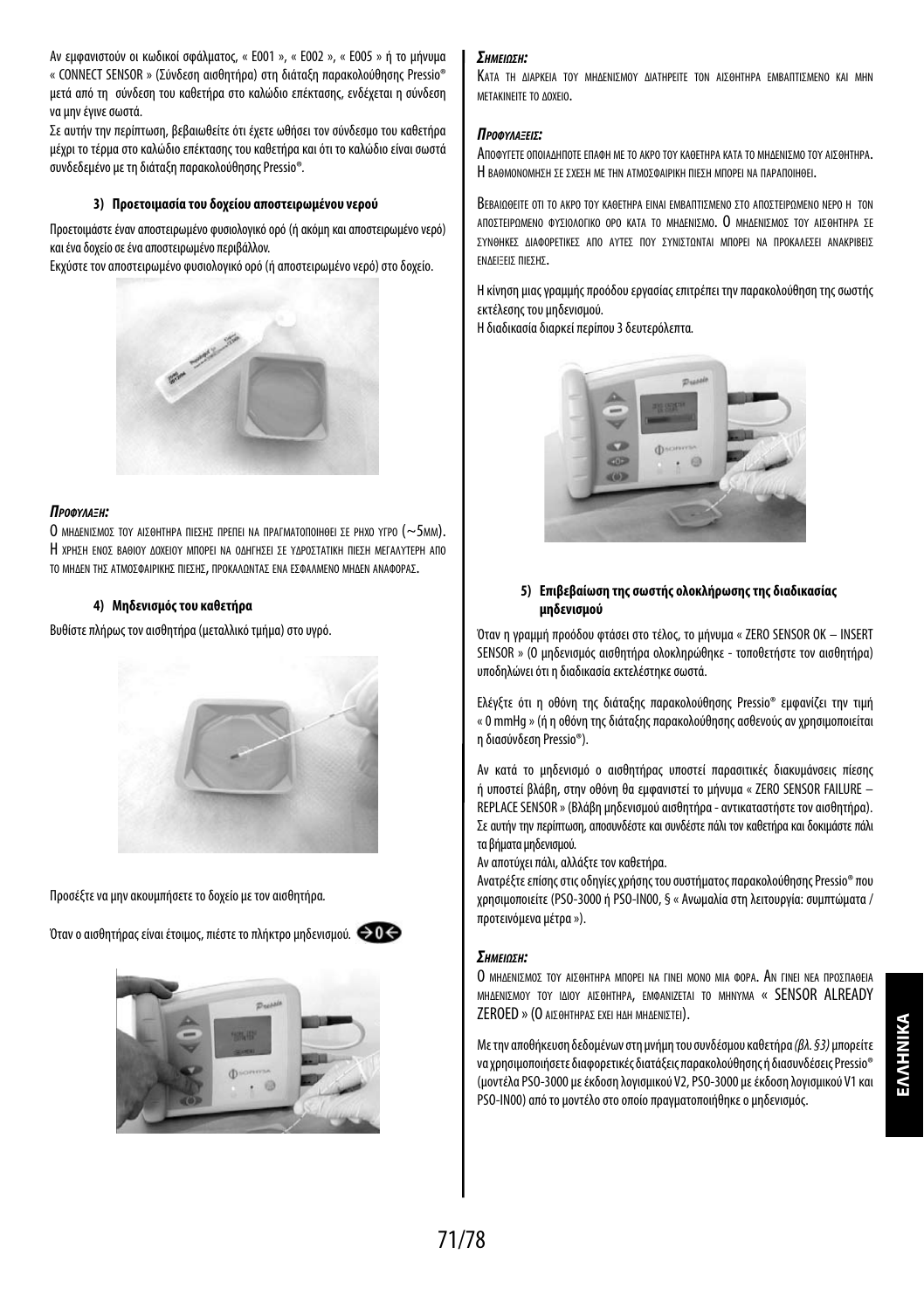Αν εμφανιστούν οι κωδικοί σφάλματος, « E001 », « E002 », « E005 » ή το μήνυμα « CONNECT SENSOR » (Σύνδεση αισθητήρα) στη διάταξη παρακολούθησης Pressio® μετά από τη σύνδεση του καθετήρα στο καλώδιο επέκτασης, ενδέχεται η σύνδεση να μην έγινε σωστά.

Σε αυτήν την περίπτωση, βεβαιωθείτε ότι έχετε ωθήσει τον σύνδεσμο του καθετήρα μέχρι το τέρμα στο καλώδιο επέκτασης του καθετήρα και ότι το καλώδιο είναι σωστά συνδεδεμένο με τη διάταξη παρακολούθησης Pressio®.

#### 3) Προετοιμασία του δοχείου αποστειρωμένου νερού

Προετοιμάστε έναν αποστειρωμένο φυσιολογικό ορό (ή ακόμη και αποστειρωμένο νερό) και ένα δοχείο σε ένα αποστειρωμένο περιβάλλον.

Εκχύστε τον αποστειρωμένο φυσιολογικό ορό (ή αποστειρωμένο νερό) στο δοχείο.

***Προφύλαξη:***

Ο μηδενισμός του αισθητήρα πίεσης πρέπει να πραγματοποιηθεί σε ρηχό υγρό (~5mm). Η χρήση ενός βαθιού δοχείου μπορεί να οδηγήσει σε υδροστατική πίεση μεγαλύτερη από το μηδέν της ατμοσφαιρικής πίεσης, προκαλώντας ένα εσφαλμένο μηδέν αναφοράς.

#### 4) Μηδενισμός του καθετήρα

Βυθίστε πλήρως τον αισθητήρα (μεταλλικό τμήμα) στο υγρό.

Προσέξτε να μην ακουμπήσετε το δοχείο με τον αισθητήρα.

Όταν ο αισθητήρας είναι έτοιμος, πιέστε το πλήκτρο μηδενισμού. →0←

***Σημείωση:***

Κατά τη διάρκεια του μηδενισμού διατηρείτε τον αισθητήρα εμβαπτισμένο και μην μετακινείτε το δοχείο.

***Προφυλάξεις:***

Αποφύγετε οποιαδήποτε επαφή με το άκρο του καθετήρα κατά το μηδενισμό του αισθητήρα. Η βαθμονόμηση σε σχέση με την ατμοσφαιρική πίεση μπορεί να παραποιηθεί.

Βεβαιωθείτε ότι το άκρο του καθετήρα είναι εμβαπτισμένο στο αποστειρωμένο νερό ή τον αποστειρωμένο φυσιολογικό ορό κατά το μηδενισμό. Ο μηδενισμός του αισθητήρα σε συνθήκες διαφορετικές από αυτές που συνιστώνται μπορεί να προκαλέσει ανακριβείς ενδείξεις πίεσης.

Η κίνηση μιας γραμμής προόδου εργασίας επιτρέπει την παρακολούθηση της σωστής εκτέλεσης του μηδενισμού.

Η διαδικασία διαρκεί περίπου 3 δευτερόλεπτα.

#### 5) Επιβεβαίωση της σωστής ολοκλήρωσης της διαδικασίας μηδενισμού

Όταν η γραμμή προόδου φτάσει στο τέλος, το μήνυμα « ZERO SENSOR OK – INSERT SENSOR » (Ο μηδενισμός αισθητήρα ολοκληρώθηκε - τοποθετήστε τον αισθητήρα) υποδηλώνει ότι η διαδικασία εκτελέστηκε σωστά.

Ελέγξτε ότι η οθόνη της διάταξης παρακολούθησης Pressio® εμφανίζει την τιμή « 0 mmHg » (ή η οθόνη της διάταξης παρακολούθησης ασθενούς αν χρησιμοποιείται η διασύνδεση Pressio®).

Αν κατά το μηδενισμό ο αισθητήρας υποστεί παρασιτικές διακυμάνσεις πίεσης ή υποστεί βλάβη, στην οθόνη θα εμφανιστεί το μήνυμα « ZERO SENSOR FAILURE – REPLACE SENSOR » (Βλάβη μηδενισμού αισθητήρα - αντικαταστήστε τον αισθητήρα). Σε αυτήν την περίπτωση, αποσυνδέστε και συνδέστε πάλι τον καθετήρα και δοκιμάστε πάλι τα βήματα μηδενισμού.

Αν αποτύχει πάλι, αλλάξτε τον καθετήρα.

Ανατρέξτε επίσης στις οδηγίες χρήσης του συστήματος παρακολούθησης Pressio® που χρησιμοποιείτε (PSO-3000 ή PSO-IN00, § « Ανωμαλία στη λειτουργία: συμπτώματα / προτεινόμενα μέτρα »).

***Σημείωση:***

Ο μηδενισμός του αισθητήρα μπορεί να γίνει μόνο μία φορά. Αν γίνει νέα προσπάθεια μηδενισμού του ίδιου αισθητήρα, εμφανίζεται το μήνυμα « SENSOR ALREADY ZEROED » (Ο αισθητήρας έχει ήδη μηδενιστεί).

Με την αποθήκευση δεδομένων στη μνήμη του συνδέσμου καθετήρα *(βλ. §3)* μπορείτε να χρησιμοποιήσετε διαφορετικές διατάξεις παρακολούθησης ή διασυνδέσεις Pressio® (μοντέλα PSO-3000 με έκδοση λογισμικού V2, PSO-3000 με έκδοση λογισμικού V1 και PSO-IN00) από το μοντέλο στο οποίο πραγματοποιήθηκε ο μηδενισμός.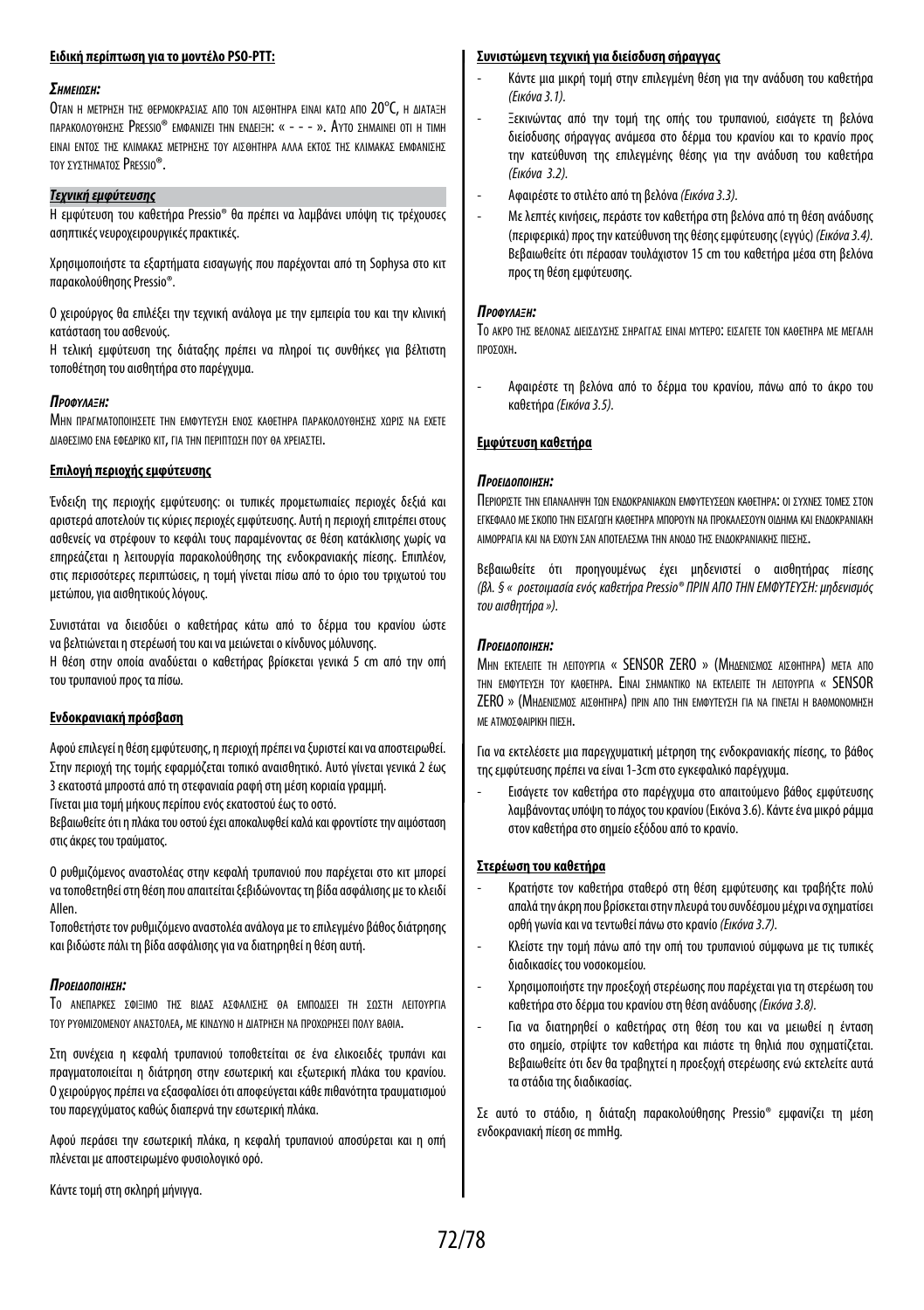**Ειδική περίπτωση για το μοντέλο PSO-PTT:**

***Σημειωση:***

Οταν η μετρηση της θερμοκρασιας απο τον αισθητηρα ειναι κατω απο 20°C, η διαταξη παρακολουθησης Pressio® εμφανιζει την ενδειξη: « - - - ». Αυτο σημαινει οτι η τιμη ειναι εντος της κλιμακας μετρησης του αισθητηρα αλλα εκτος της κλιμακας εμφανισης του συστηματος Pressio®.

***Τεχνική εμφύτευσης***

Η εμφύτευση του καθετήρα Pressio® θα πρέπει να λαμβάνει υπόψη τις τρέχουσες ασηπτικές νευροχειρουργικές πρακτικές.

Χρησιμοποιήστε τα εξαρτήματα εισαγωγής που παρέχονται από τη Sophysa στο κιτ παρακολούθησης Pressio®.

Ο χειρούργος θα επιλέξει την τεχνική ανάλογα με την εμπειρία του και την κλινική κατάσταση του ασθενούς.

Η τελική εμφύτευση της διάταξης πρέπει να πληροί τις συνθήκες για βέλτιστη τοποθέτηση του αισθητήρα στο παρέγχυμα.

***Προφυλαξη:***

Μην πραγματοποιησετε την εμφυτευση ενος καθετηρα παρακολουθησης χωρις να εχετε διαθεσιμο ενα εφεδρικο κιτ, για την περιπτωση που θα χρειαστει.

**Επιλογή περιοχής εμφύτευσης**

Ένδειξη της περιοχής εμφύτευσης: οι τυπικές προμετωπιαίες περιοχές δεξιά και αριστερά αποτελούν τις κύριες περιοχές εμφύτευσης. Αυτή η περιοχή επιτρέπει στους ασθενείς να στρέφουν το κεφάλι τους παραμένοντας σε θέση κατάκλισης χωρίς να επηρεάζεται η λειτουργία παρακολούθησης της ενδοκρανιακής πίεσης. Επιπλέον, στις περισσότερες περιπτώσεις, η τομή γίνεται πίσω από το όριο του τριχωτού του μετώπου, για αισθητικούς λόγους.

Συνιστάται να διεισδύει ο καθετήρας κάτω από το δέρμα του κρανίου ώστε να βελτιώνεται η στερέωσή του και να μειώνεται ο κίνδυνος μόλυνσης.

Η θέση στην οποία αναδύεται ο καθετήρας βρίσκεται γενικά 5 cm από την οπή του τρυπανιού προς τα πίσω.

**Ενδοκρανιακή πρόσβαση**

Αφού επιλεγεί η θέση εμφύτευσης, η περιοχή πρέπει να ξυριστεί και να αποστειρωθεί. Στην περιοχή της τομής εφαρμόζεται τοπικό αναισθητικό. Αυτό γίνεται γενικά 2 έως 3 εκατοστά μπροστά από τη στεφανιαία ραφή στη μέση κοριαία γραμμή.

Γίνεται μια τομή μήκους περίπου ενός εκατοστού έως το οστό.

Βεβαιωθείτε ότι η πλάκα του οστού έχει αποκαλυφθεί καλά και φροντίστε την αιμόσταση στις άκρες του τραύματος.

Ο ρυθμιζόμενος αναστολέας στην κεφαλή τρυπανιού που παρέχεται στο κιτ μπορεί να τοποθετηθεί στη θέση που απαιτείται ξεβιδώνοντας τη βίδα ασφάλισης με το κλειδί Allen.

Τοποθετήστε τον ρυθμιζόμενο αναστολέα ανάλογα με το επιλεγμένο βάθος διάτρησης και βιδώστε πάλι τη βίδα ασφάλισης για να διατηρηθεί η θέση αυτή.

***Προειδοποιηση:***

Το ανεπαρκες σφιξιμο της βιδας ασφαλισης θα εμποδισει τη σωστη λειτουργια του ρυθμιζομενου αναστολεα, με κινδυνο η διατρηση να προχωρησει πολυ βαθια.

Στη συνέχεια η κεφαλή τρυπανιού τοποθετείται σε ένα ελικοειδές τρυπάνι και πραγματοποιείται η διάτρηση στην εσωτερική και εξωτερική πλάκα του κρανίου. Ο χειρούργος πρέπει να εξασφαλίσει ότι αποφεύγεται κάθε πιθανότητα τραυματισμού του παρεγχύματος καθώς διαπερνά την εσωτερική πλάκα.

Αφού περάσει την εσωτερική πλάκα, η κεφαλή τρυπανιού αποσύρεται και η οπή πλένεται με αποστειρωμένο φυσιολογικό ορό.

Κάντε τομή στη σκληρή μήνιγγα.

**Συνιστώμενη τεχνική για διείσδυση σήραγγας**

- Κάντε μια μικρή τομή στην επιλεγμένη θέση για την ανάδυση του καθετήρα *(Εικόνα 3.1).*
- Ξεκινώντας από την τομή της οπής του τρυπανιού, εισάγετε τη βελόνα διείσδυσης σήραγγας ανάμεσα στο δέρμα του κρανίου και το κρανίο προς την κατεύθυνση της επιλεγμένης θέσης για την ανάδυση του καθετήρα *(Εικόνα 3.2).*
- Αφαιρέστε το στιλέτο από τη βελόνα *(Εικόνα 3.3).*
- Με λεπτές κινήσεις, περάστε τον καθετήρα στη βελόνα από τη θέση ανάδυσης (περιφερικά) προς την κατεύθυνση της θέσης εμφύτευσης (εγγύς) *(Εικόνα 3.4).* Βεβαιωθείτε ότι πέρασαν τουλάχιστον 15 cm του καθετήρα μέσα στη βελόνα προς τη θέση εμφύτευσης.

***Προφυλαξη:***

Το ακρο της βελονας διεισδυσης σηραγγας ειναι μυτερο: εισαγετε τον καθετηρα με μεγαλη προσοχη.

- Αφαιρέστε τη βελόνα από το δέρμα του κρανίου, πάνω από το άκρο του καθετήρα *(Εικόνα 3.5).*

**Εμφύτευση καθετήρα**

***Προειδοποιηση:***

Περιοριστε την επαναληψη των ενδοκρανιακων εμφυτευσεων καθετηρα: οι συχνες τομες στον εγκεφαλο με σκοπο την εισαγωγη καθετηρα μπορουν να προκαλεσουν οιδημα και ενδοκρανιακη αιμορραγια και να εχουν σαν αποτελεσμα την ανοδο της ενδοκρανιακης πιεσης.

Βεβαιωθείτε ότι προηγουμένως έχει μηδενιστεί ο αισθητήρας πίεσης *(βλ. § « ροετοιμασία ενός καθετήρα Pressio® ΠΡΙΝ ΑΠΟ ΤΗΝ ΕΜΦΥΤΕΥΣΗ: μηδενισμός του αισθητήρα »).*

***Προειδοποιηση:***

Μην εκτελειτε τη λειτουργια « SENSOR ZERO » (Μηδενισμος αισθητηρα) μετα απο την εμφυτευση του καθετηρα. Ειναι σημαντικο να εκτελειτε τη λειτουργια « SENSOR ZERO » (Μηδενισμος αισθητηρα) πριν απο την εμφυτευση για να γινεται η βαθμονομηση με ατμοσφαιρικη πιεση.

Για να εκτελέσετε μια παρεγχυματική μέτρηση της ενδοκρανιακής πίεσης, το βάθος της εμφύτευσης πρέπει να είναι 1-3cm στο εγκεφαλικό παρέγχυμα.

- Εισάγετε τον καθετήρα στο παρέγχυμα στο απαιτούμενο βάθος εμφύτευσης λαμβάνοντας υπόψη το πάχος του κρανίου (Εικόνα 3.6). Κάντε ένα μικρό ράμμα στον καθετήρα στο σημείο εξόδου από το κρανίο.

**Στερέωση του καθετήρα**

- Κρατήστε τον καθετήρα σταθερό στη θέση εμφύτευσης και τραβήξτε πολύ απαλά την άκρη που βρίσκεται στην πλευρά του συνδέσμου μέχρι να σχηματίσει ορθή γωνία και να τεντωθεί πάνω στο κρανίο *(Εικόνα 3.7).*
- Κλείστε την τομή πάνω από την οπή του τρυπανιού σύμφωνα με τις τυπικές διαδικασίες του νοσοκομείου.
- Χρησιμοποιήστε την προεξοχή στερέωσης που παρέχεται για τη στερέωση του καθετήρα στο δέρμα του κρανίου στη θέση ανάδυσης *(Εικόνα 3.8).*
- Για να διατηρηθεί ο καθετήρας στη θέση του και να μειωθεί η ένταση στο σημείο, στρίψτε τον καθετήρα και πιάστε τη θηλιά που σχηματίζεται. Βεβαιωθείτε ότι δεν θα τραβηχτεί η προεξοχή στερέωσης ενώ εκτελείτε αυτά τα στάδια της διαδικασίας.

Σε αυτό το στάδιο, η διάταξη παρακολούθησης Pressio® εμφανίζει τη μέση ενδοκρανιακή πίεση σε mmHg.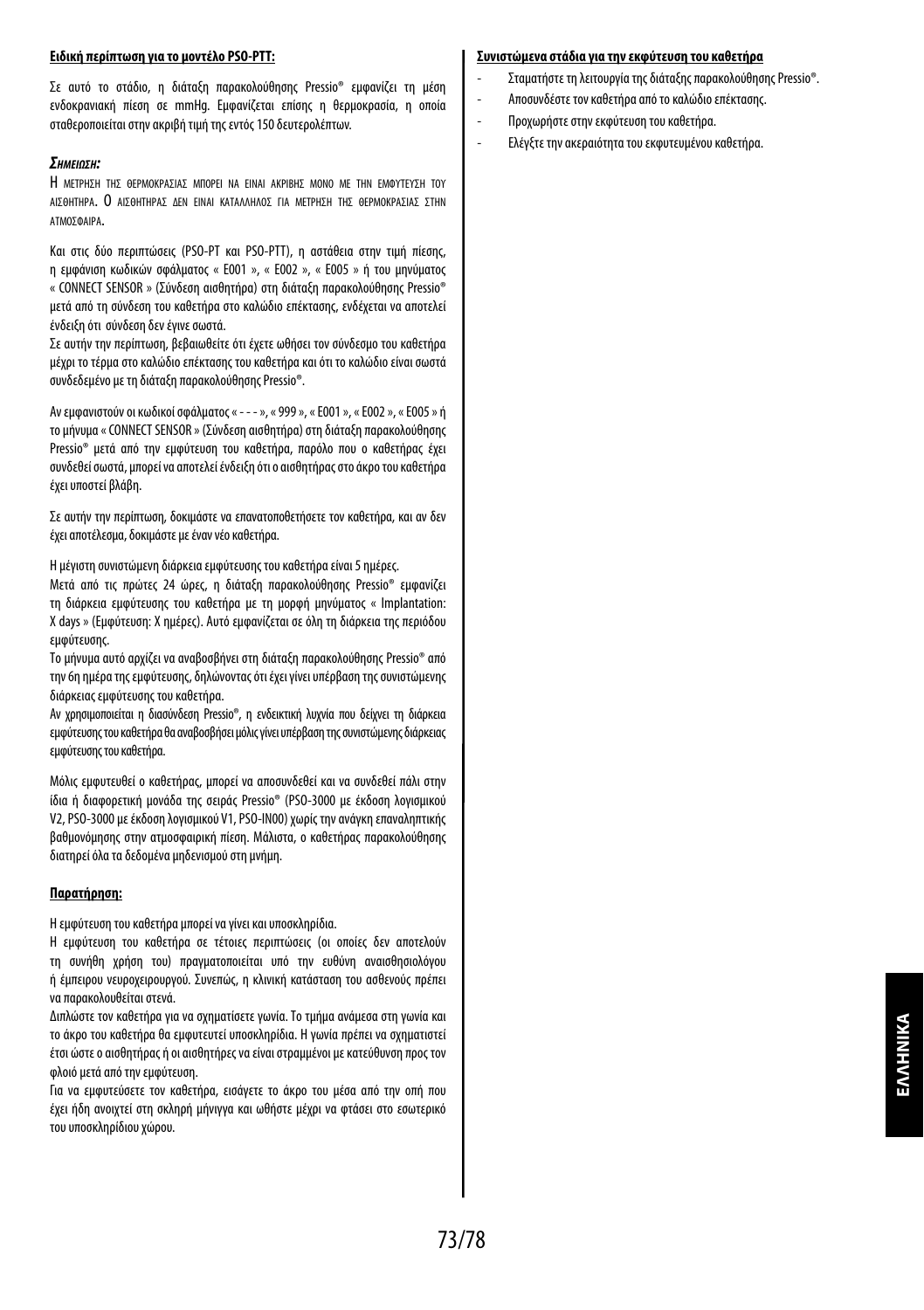**Ειδική περίπτωση για το μοντέλο PSO-PTT:**

Σε αυτό το στάδιο, η διάταξη παρακολούθησης Pressio® εμφανίζει τη μέση ενδοκρανιακή πίεση σε mmHg. Εμφανίζεται επίσης η θερμοκρασία, η οποία σταθεροποιείται στην ακριβή τιμή της εντός 150 δευτερολέπτων.

***Σημειωση:***

Η ΜΕΤΡΗΣΗ ΤΗΣ ΘΕΡΜΟΚΡΑΣΙΑΣ ΜΠΟΡΕΙ ΝΑ ΕΙΝΑΙ ΑΚΡΙΒΗΣ ΜΟΝΟ ΜΕ ΤΗΝ ΕΜΦΥΤΕΥΣΗ ΤΟΥ ΑΙΣΘΗΤΗΡΑ. Ο ΑΙΣΘΗΤΗΡΑΣ ΔΕΝ ΕΙΝΑΙ ΚΑΤΑΛΛΗΛΟΣ ΓΙΑ ΜΕΤΡΗΣΗ ΤΗΣ ΘΕΡΜΟΚΡΑΣΙΑΣ ΣΤΗΝ ΑΤΜΟΣΦΑΙΡΑ.

Και στις δύο περιπτώσεις (PSO-PT και PSO-PTT), η αστάθεια στην τιμή πίεσης, η εμφάνιση κωδικών σφάλματος « E001 », « E002 », « E005 » ή του μηνύματος « CONNECT SENSOR » (Σύνδεση αισθητήρα) στη διάταξη παρακολούθησης Pressio® μετά από τη σύνδεση του καθετήρα στο καλώδιο επέκτασης, ενδέχεται να αποτελεί ένδειξη ότι σύνδεση δεν έγινε σωστά.

Σε αυτήν την περίπτωση, βεβαιωθείτε ότι έχετε ωθήσει τον σύνδεσμο του καθετήρα μέχρι το τέρμα στο καλώδιο επέκτασης του καθετήρα και ότι το καλώδιο είναι σωστά συνδεδεμένο με τη διάταξη παρακολούθησης Pressio®.

Αν εμφανιστούν οι κωδικοί σφάλματος « - - - », « 999 », « E001 », « E002 », « E005 » ή το μήνυμα « CONNECT SENSOR » (Σύνδεση αισθητήρα) στη διάταξη παρακολούθησης Pressio® μετά από την εμφύτευση του καθετήρα, παρόλο που ο καθετήρας έχει συνδεθεί σωστά, μπορεί να αποτελεί ένδειξη ότι ο αισθητήρας στο άκρο του καθετήρα έχει υποστεί βλάβη.

Σε αυτήν την περίπτωση, δοκιμάστε να επανατοποθετήσετε τον καθετήρα, και αν δεν έχει αποτέλεσμα, δοκιμάστε με έναν νέο καθετήρα.

Η μέγιστη συνιστώμενη διάρκεια εμφύτευσης του καθετήρα είναι 5 ημέρες.

Μετά από τις πρώτες 24 ώρες, η διάταξη παρακολούθησης Pressio® εμφανίζει τη διάρκεια εμφύτευσης του καθετήρα με τη μορφή μηνύματος « Implantation: X days » (Εμφύτευση: X ημέρες). Αυτό εμφανίζεται σε όλη τη διάρκεια της περιόδου εμφύτευσης.

Το μήνυμα αυτό αρχίζει να αναβοσβήνει στη διάταξη παρακολούθησης Pressio® από την 6η ημέρα της εμφύτευσης, δηλώνοντας ότι έχει γίνει υπέρβαση της συνιστώμενης διάρκειας εμφύτευσης του καθετήρα.

Αν χρησιμοποιείται η διασύνδεση Pressio®, η ενδεικτική λυχνία που δείχνει τη διάρκεια εμφύτευσης του καθετήρα θα αναβοσβήσει μόλις γίνει υπέρβαση της συνιστώμενης διάρκειας εμφύτευσης του καθετήρα.

Μόλις εμφυτευθεί ο καθετήρας, μπορεί να αποσυνδεθεί και να συνδεθεί πάλι στην ίδια ή διαφορετική μονάδα της σειράς Pressio® (PSO-3000 με έκδοση λογισμικού V2, PSO-3000 με έκδοση λογισμικού V1, PSO-IN00) χωρίς την ανάγκη επαναληπτικής βαθμονόμησης στην ατμοσφαιρική πίεση. Μάλιστα, ο καθετήρας παρακολούθησης διατηρεί όλα τα δεδομένα μηδενισμού στη μνήμη.

**Παρατήρηση:**

Η εμφύτευση του καθετήρα μπορεί να γίνει και υποσκληρίδια.

Η εμφύτευση του καθετήρα σε τέτοιες περιπτώσεις (οι οποίες δεν αποτελούν τη συνήθη χρήση του) πραγματοποιείται υπό την ευθύνη αναισθησιολόγου ή έμπειρου νευροχειρουργού. Συνεπώς, η κλινική κατάσταση του ασθενούς πρέπει να παρακολουθείται στενά.

Διπλώστε τον καθετήρα για να σχηματίσετε γωνία. Το τμήμα ανάμεσα στη γωνία και το άκρο του καθετήρα θα εμφυτευτεί υποσκληρίδια. Η γωνία πρέπει να σχηματιστεί έτσι ώστε ο αισθητήρας ή οι αισθητήρες να είναι στραμμένοι με κατεύθυνση προς τον φλοιό μετά από την εμφύτευση.

Για να εμφυτεύσετε τον καθετήρα, εισάγετε το άκρο του μέσα από την οπή που έχει ήδη ανοιχτεί στη σκληρή μήνιγγα και ωθήστε μέχρι να φτάσει στο εσωτερικό του υποσκληρίδιου χώρου.

**Συνιστώμενα στάδια για την εκφύτευση του καθετήρα**

- Σταματήστε τη λειτουργία της διάταξης παρακολούθησης Pressio®.
- Αποσυνδέστε τον καθετήρα από το καλώδιο επέκτασης.
- Προχωρήστε στην εκφύτευση του καθετήρα.
- Ελέγξτε την ακεραιότητα του εκφυτευμένου καθετήρα.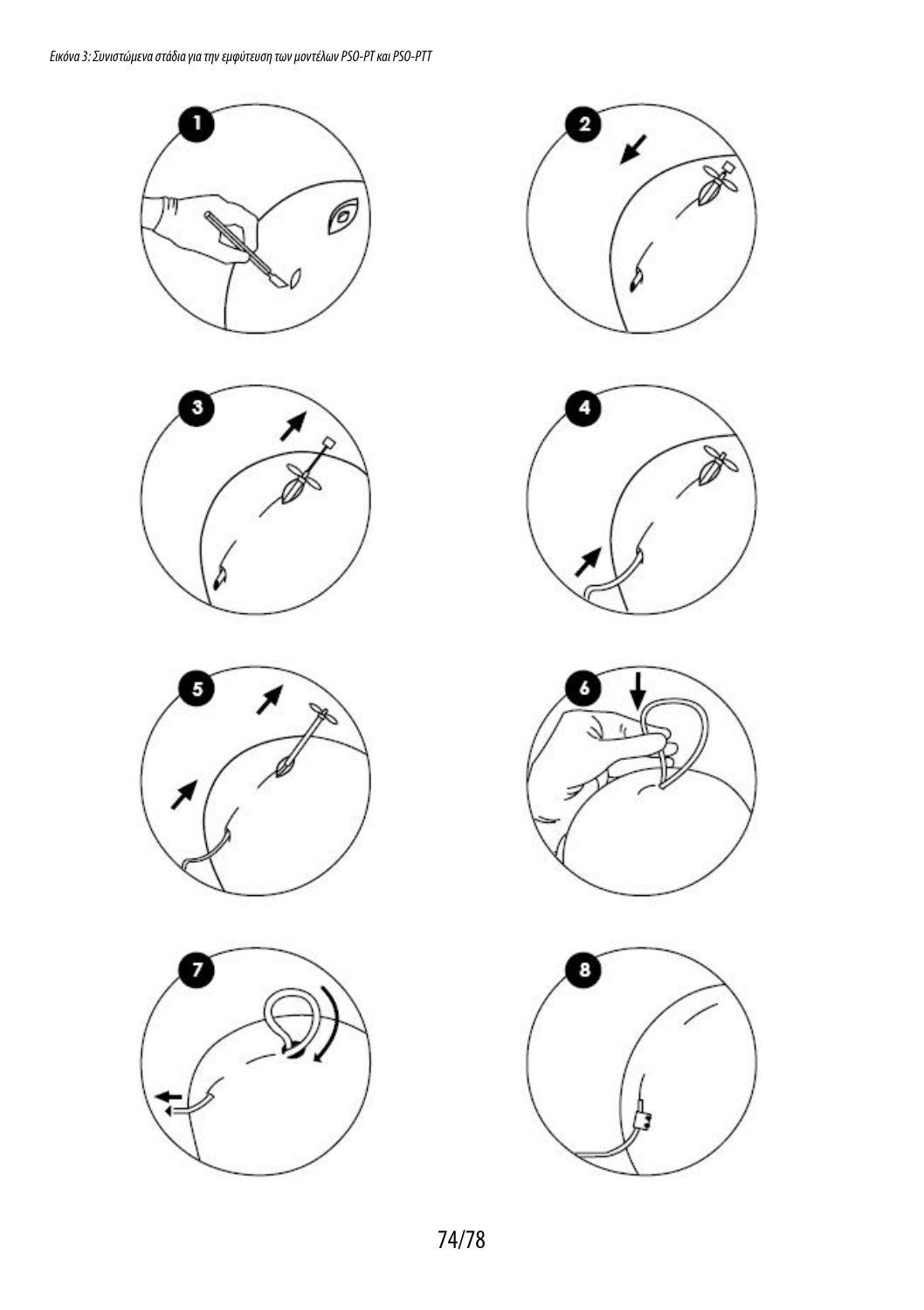*Εικόνα 3: Συνιστώμενα στάδια για την εμφύτευση των μοντέλων PSO-PT και PSO-PTT*

1

2

3

4

5

6

7

8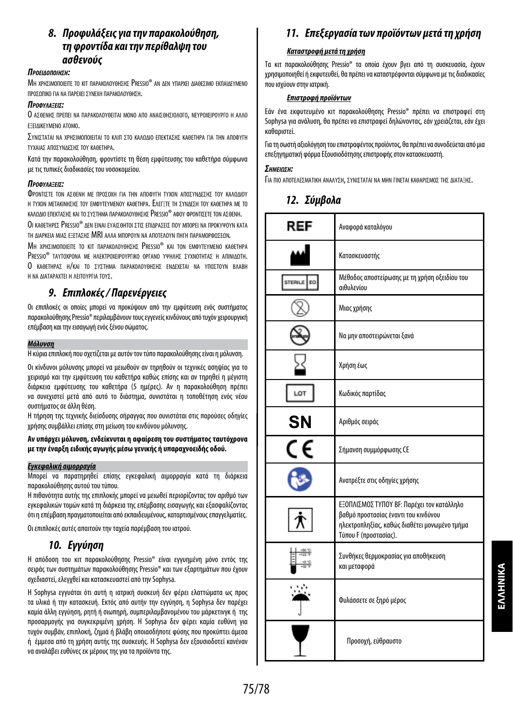## 8. Προφυλάξεις για την παρακολούθηση, τη φροντίδα και την περίθαλψη του ασθενούς

***Προειδοποιηση:***

Μη χρησιμοποιειτε το κιτ παρακολουθησης Pressio® αν δεν υπαρχει διαθεσιμο εκπαιδευμενο προσωπικο για να παρεχει συνεχη παρακολουθηση.

***Προφυλαξεις:***

Ο ασθενης πρεπει να παρακολουθειται μονο απο αναισθησιολογο, νευροχειρουργο η αλλο εξειδικευμενο ατομο.

Συνισταται να χρησιμοποιειται το κλιπ στο καλωδιο επεκτασης καθετηρα για την αποφυγη τυχαιας αποσυνδεσης του καθετηρα.

Κατά την παρακολούθηση, φροντίστε τη θέση εμφύτευσης του καθετήρα σύμφωνα με τις τυπικές διαδικασίες του νοσοκομείου.

***Προφυλαξεις:***

Φροντιστε τον ασθενη με προσοχη για την αποφυγη τυχον αποσυνδεσης του καλωδιου η τυχον μετακινησης του εμφυτευμενου καθετηρα. Ελεγξτε τη συνδεση του καθετηρα με το καλωδιο επεκτασης και το συστημα παρακολουθησης Pressio® αφου φροντισετε τον ασθενη.

Οι καθετηρες Pressio® δεν ειναι ευαισθητοι στις επιδρασεις που μπορει να προκυψουν κατα τη διαρκεια μιας εξετασης MRI αλλα μπορουν να αποτελουν πηγη παραμορφωσεων.

Μη χρησιμοποιειτε το κιτ παρακολουθησης Pressio® και τον εμφυτευμενο καθετηρα Pressio® ταυτοχρονα με ηλεκτροχειρουργικο οργανο υψηλης συχνοτητας η απινιδωτη. Ο καθετηρας η/και το συστημα παρακολουθησης ενδεχεται να υποστουν βλαβη η να διαταραχτει η λειτουργια τους.

## 9. Επιπλοκές / Παρενέργειες

Οι επιπλοκές οι οποίες μπορεί να προκύψουν από την εμφύτευση ενός συστήματος παρακολούθησης Pressio® περιλαμβάνουν τους εγγενείς κινδύνους από τυχόν χειρουργική επέμβαση και την εισαγωγή ενός ξένου σώματος.

***Μόλυνση***

Η κύρια επιπλοκή που σχετίζεται με αυτόν τον τύπο παρακολούθησης είναι η μόλυνση.

Οι κίνδυνοι μόλυνσης μπορεί να μειωθούν αν τηρηθούν οι τεχνικές ασηψίας για το χειρισμό και την εμφύτευση του καθετήρα καθώς επίσης και αν τηρηθεί η μέγιστη διάρκεια εμφύτευσης του καθετήρα (5 ημέρες). Αν η παρακολούθηση πρέπει να συνεχιστεί μετά από αυτό το διάστημα, συνιστάται η τοποθέτηση ενός νέου συστήματος σε άλλη θέση.

Η τήρηση της τεχνικής διείσδυσης σήραγγας που συνιστάται στις παρούσες οδηγίες χρήσης συμβάλλει επίσης στη μείωση του κινδύνου μόλυνσης.

**Αν υπάρχει μόλυνση, ενδείκνυται η αφαίρεση του συστήματος ταυτόχρονα με την έναρξη ειδικής αγωγής μέσω γενικής ή υπαραχνοειδής οδού.**

***Εγκεφαλική αιμορραγία***

Μπορεί να παρατηρηθεί επίσης εγκεφαλική αιμορραγία κατά τη διάρκεια παρακολούθησης αυτού του τύπου.

Η πιθανότητα αυτής της επιπλοκής μπορεί να μειωθεί περιορίζοντας τον αριθμό των εγκεφαλικών τομών κατά τη διάρκεια της επέμβασης εισαγωγής και εξασφαλίζοντας ότι η επέμβαση πραγματοποιείται από εκπαιδευμένους, καταρτισμένους επαγγελματίες.

Οι επιπλοκές αυτές απαιτούν την ταχεία παρέμβαση του ιατρού.

## 10. Εγγύηση

Η απόδοση του κιτ παρακολούθησης Pressio® είναι εγγυημένη μόνο εντός της σειράς του συστημάτων παρακολούθησης Pressio® και των εξαρτημάτων που έχουν σχεδιαστεί, ελεγχθεί και κατασκευαστεί από την Sophysa.

Η Sophysa εγγυάται ότι αυτή η ιατρική συσκευή δεν φέρει ελαττώματα ως προς τα υλικά ή την κατασκευή. Εκτός από αυτήν την εγγύηση, η Sophysa δεν παρέχει καμία άλλη εγγύηση, ρητή ή σιωπηρή, συμπεριλαμβανομένου του μάρκετινγκ ή της προσαρμογής για συγκεκριμένη χρήση. Η Sophysa δεν φέρει καμία ευθύνη για τυχόν συμβάν, επιπλοκή, ζημιά ή βλάβη οποιασδήποτε φύσης που προκύπτει άμεσα ή έμμεσα από τη χρήση αυτής της συσκευής. Η Sophysa δεν εξουσιοδοτεί κανέναν να αναλάβει ευθύνες εκ μέρους της για τα προϊόντα της.

## 11. Επεξεργασία των προϊόντων μετά τη χρήση

***Καταστροφή μετά τη χρήση***

Τα κιτ παρακολούθησης Pressio® τα οποία έχουν βγει από τη συσκευασία, έχουν χρησιμοποιηθεί ή εκφυτευθεί, θα πρέπει να καταστρέφονται σύμφωνα με τις διαδικασίες που ισχύουν στην ιατρική.

***Επιστροφή προϊόντων***

Εάν ένα εκφυτευμένο κιτ παρακολούθησης Pressio® πρέπει να επιστραφεί στη Sophysa για ανάλυση, θα πρέπει να επιστραφεί δηλώνοντας, εάν χρειάζεται, εάν έχει καθαριστεί.

Για τη σωστή αξιολόγηση του επιστραφέντος προϊόντος, θα πρέπει να συνοδεύεται από μια επεξηγηματική φόρμα Εξουσιοδότησης επιστροφής στον κατασκευαστή.

***Σημειωση:***

Για πιο αποτελεσματικη αναλυση, συνισταται να μην γινεται καθαρισμος της διαταξης.

## 12. Σύμβολα

| Σύμβολο | Περιγραφή |
|---|---|
| REF | Αναφορά καταλόγου |
| | Κατασκευαστής |
| STERILE EO | Μέθοδος αποστείρωσης με τη χρήση οξειδίου του αιθυλενίου |
| | Μιας χρήσης |
| | Να μην αποστειρώνεται ξανά |
| | Χρήση έως |
| LOT | Κωδικός παρτίδας |
| SN | Αριθμός σειράς |
| CE | Σήμανση συμμόρφωσης CE |
| | Ανατρέξτε στις οδηγίες χρήσης |
| | ΕΞΟΠΛΙΣΜΟΣ ΤΥΠΟΥ BF: Παρέχει τον κατάλληλο βαθμό προστασίας έναντι του κινδύνου ηλεκτροπληξίας, καθώς διαθέτει μονωμένο τμήμα Τύπου F (προστασίας). |
| +50 °C +122 °F / +0 °C +32 °F | Συνθήκες θερμοκρασίας για αποθήκευση και μεταφορά |
| | Φυλάσσετε σε ξηρό μέρος |
| | Προσοχή, εύθραυστο |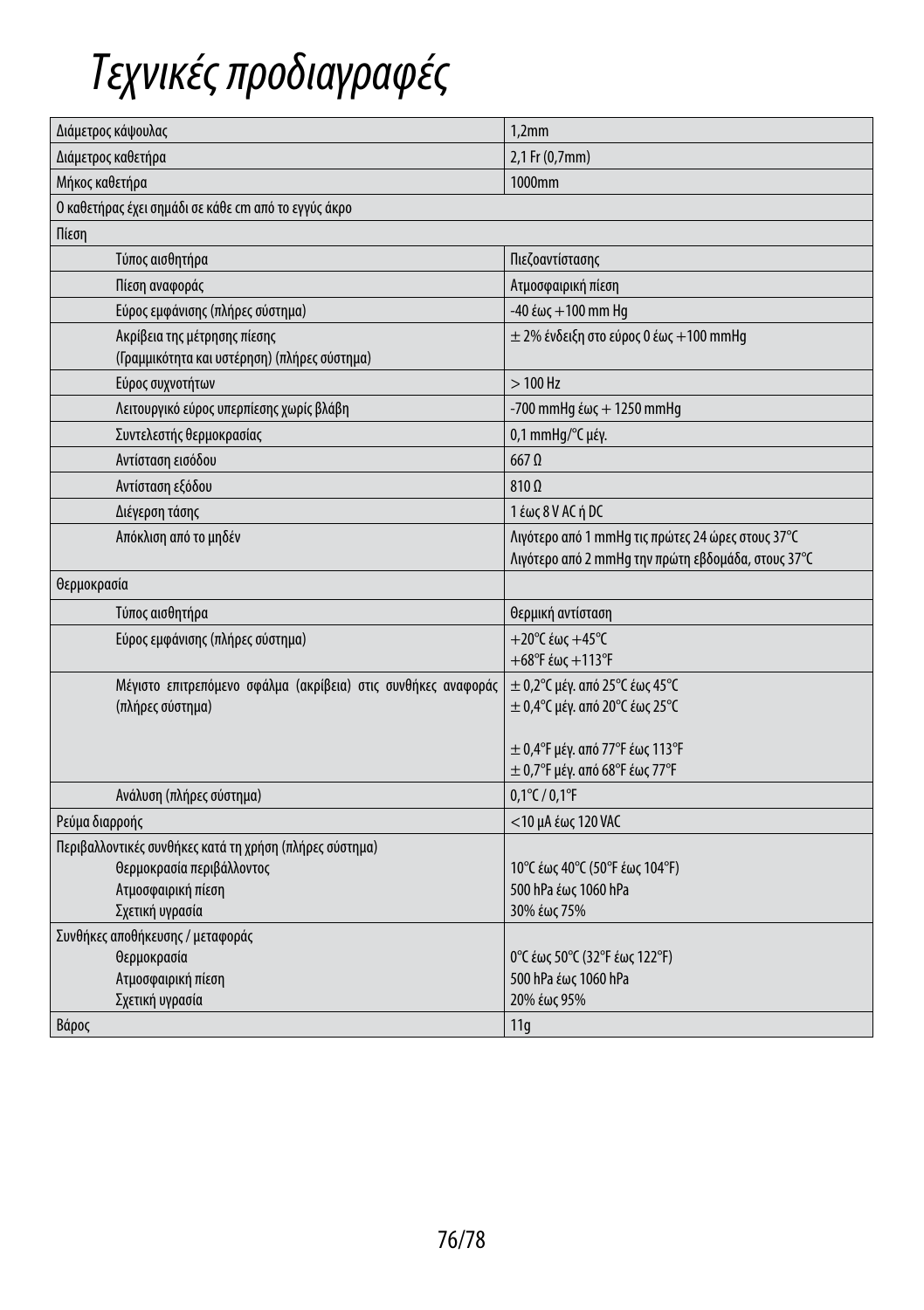# Τεχνικές προδιαγραφές

| | |
|---|---|
| Διάμετρος κάψουλας | 1,2mm |
| Διάμετρος καθετήρα | 2,1 Fr (0,7mm) |
| Μήκος καθετήρα | 1000mm |
| Ο καθετήρας έχει σημάδι σε κάθε cm από το εγγύς άκρο | |
| Πίεση | |
| Τύπος αισθητήρα | Πιεζοαντίστασης |
| Πίεση αναφοράς | Ατμοσφαιρική πίεση |
| Εύρος εμφάνισης (πλήρες σύστημα) | -40 έως +100 mm Hg |
| Ακρίβεια της μέτρησης πίεσης<br>(Γραμμικότητα και υστέρηση) (πλήρες σύστημα) | ± 2% ένδειξη στο εύρος 0 έως +100 mmHg |
| Εύρος συχνοτήτων | > 100 Hz |
| Λειτουργικό εύρος υπερπίεσης χωρίς βλάβη | -700 mmHg έως + 1250 mmHg |
| Συντελεστής θερμοκρασίας | 0,1 mmHg/°C μέγ. |
| Αντίσταση εισόδου | 667 Ω |
| Αντίσταση εξόδου | 810 Ω |
| Διέγερση τάσης | 1 έως 8 V AC ή DC |
| Απόκλιση από το μηδέν | Λιγότερο από 1 mmHg τις πρώτες 24 ώρες στους 37°C<br>Λιγότερο από 2 mmHg την πρώτη εβδομάδα, στους 37°C |
| Θερμοκρασία | |
| Τύπος αισθητήρα | Θερμική αντίσταση |
| Εύρος εμφάνισης (πλήρες σύστημα) | +20°C έως +45°C<br>+68°F έως +113°F |
| Μέγιστο επιτρεπόμενο σφάλμα (ακρίβεια) στις συνθήκες αναφοράς (πλήρες σύστημα) | ± 0,2°C μέγ. από 25°C έως 45°C<br>± 0,4°C μέγ. από 20°C έως 25°C<br><br>± 0,4°F μέγ. από 77°F έως 113°F<br>± 0,7°F μέγ. από 68°F έως 77°F |
| Ανάλυση (πλήρες σύστημα) | 0,1°C / 0,1°F |
| Ρεύμα διαρροής | <10 μA έως 120 VAC |
| Περιβαλλοντικές συνθήκες κατά τη χρήση (πλήρες σύστημα)<br>Θερμοκρασία περιβάλλοντος<br>Ατμοσφαιρική πίεση<br>Σχετική υγρασία | <br>10°C έως 40°C (50°F έως 104°F)<br>500 hPa έως 1060 hPa<br>30% έως 75% |
| Συνθήκες αποθήκευσης / μεταφοράς<br>Θερμοκρασία<br>Ατμοσφαιρική πίεση<br>Σχετική υγρασία | <br>0°C έως 50°C (32°F έως 122°F)<br>500 hPa έως 1060 hPa<br>20% έως 95% |
| Βάρος | 11g |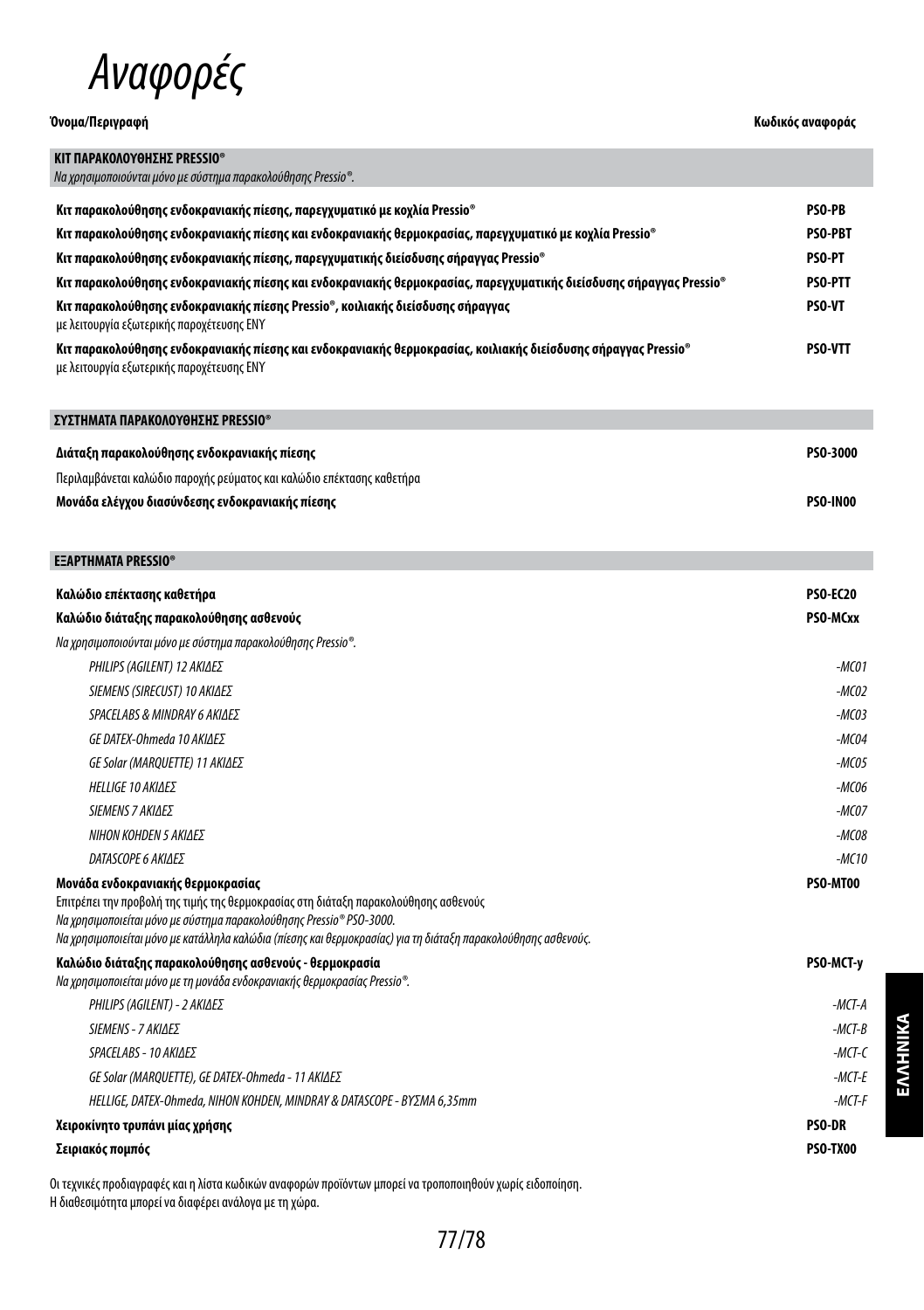# Αναφορές

| Όνομα/Περιγραφή | Κωδικός αναφοράς |
|---|---|
| **ΚΙΤ ΠΑΡΑΚΟΛΟΥΘΗΣΗΣ PRESSIO®** <br> *Να χρησιμοποιούνται μόνο με σύστημα παρακολούθησης Pressio®.* | |
| **Κιτ παρακολούθησης ενδοκρανιακής πίεσης, παρεγχυματικό με κοχλία Pressio®** | **PSO-PB** |
| **Κιτ παρακολούθησης ενδοκρανιακής πίεσης και ενδοκρανιακής θερμοκρασίας, παρεγχυματικό με κοχλία Pressio®** | **PSO-PBT** |
| **Κιτ παρακολούθησης ενδοκρανιακής πίεσης, παρεγχυματικής διείσδυσης σήραγγας Pressio®** | **PSO-PT** |
| **Κιτ παρακολούθησης ενδοκρανιακής πίεσης και ενδοκρανιακής θερμοκρασίας, παρεγχυματικής διείσδυσης σήραγγας Pressio®** | **PSO-PTT** |
| **Κιτ παρακολούθησης ενδοκρανιακής πίεσης Pressio®, κοιλιακής διείσδυσης σήραγγας** <br> με λειτουργία εξωτερικής παροχέτευσης ΕΝΥ | **PSO-VT** |
| **Κιτ παρακολούθησης ενδοκρανιακής πίεσης και ενδοκρανιακής θερμοκρασίας, κοιλιακής διείσδυσης σήραγγας Pressio®** <br> με λειτουργία εξωτερικής παροχέτευσης ΕΝΥ | **PSO-VTT** |
| **ΣΥΣΤΗΜΑΤΑ ΠΑΡΑΚΟΛΟΥΘΗΣΗΣ PRESSIO®** | |
| **Διάταξη παρακολούθησης ενδοκρανιακής πίεσης** | **PSO-3000** |
| Περιλαμβάνεται καλώδιο παροχής ρεύματος και καλώδιο επέκτασης καθετήρα | |
| **Μονάδα ελέγχου διασύνδεσης ενδοκρανιακής πίεσης** | **PSO-IN00** |
| **ΕΞΑΡΤΗΜΑΤΑ PRESSIO®** | |
| **Καλώδιο επέκτασης καθετήρα** | **PSO-EC20** |
| **Καλώδιο διάταξης παρακολούθησης ασθενούς** | **PSO-MCxx** |
| *Να χρησιμοποιούνται μόνο με σύστημα παρακολούθησης Pressio®.* | |
| *PHILIPS (AGILENT) 12 ΑΚΙΔΕΣ* | *-MC01* |
| *SIEMENS (SIRECUST) 10 ΑΚΙΔΕΣ* | *-MC02* |
| *SPACELABS & MINDRAY 6 ΑΚΙΔΕΣ* | *-MC03* |
| *GE DATEX-Ohmeda 10 ΑΚΙΔΕΣ* | *-MC04* |
| *GE Solar (MARQUETTE) 11 ΑΚΙΔΕΣ* | *-MC05* |
| *HELLIGE 10 ΑΚΙΔΕΣ* | *-MC06* |
| *SIEMENS 7 ΑΚΙΔΕΣ* | *-MC07* |
| *NIHON KOHDEN 5 ΑΚΙΔΕΣ* | *-MC08* |
| *DATASCOPE 6 ΑΚΙΔΕΣ* | *-MC10* |
| **Μονάδα ενδοκρανιακής θερμοκρασίας** <br> Επιτρέπει την προβολή της τιμής της θερμοκρασίας στη διάταξη παρακολούθησης ασθενούς <br> *Να χρησιμοποιείται μόνο με σύστημα παρακολούθησης Pressio® PSO-3000.* <br> *Να χρησιμοποιείται μόνο με κατάλληλα καλώδια (πίεσης και θερμοκρασίας) για τη διάταξη παρακολούθησης ασθενούς.* | **PSO-MT00** |
| **Καλώδιο διάταξης παρακολούθησης ασθενούς - θερμοκρασία** <br> *Να χρησιμοποιείται μόνο με τη μονάδα ενδοκρανιακής θερμοκρασίας Pressio®.* | **PSO-MCT-y** |
| *PHILIPS (AGILENT) - 2 ΑΚΙΔΕΣ* | *-MCT-A* |
| *SIEMENS - 7 ΑΚΙΔΕΣ* | *-MCT-B* |
| *SPACELABS - 10 ΑΚΙΔΕΣ* | *-MCT-C* |
| *GE Solar (MARQUETTE), GE DATEX-Ohmeda - 11 ΑΚΙΔΕΣ* | *-MCT-E* |
| *HELLIGE, DATEX-Ohmeda, NIHON KOHDEN, MINDRAY & DATASCOPE - ΒΥΣΜΑ 6,35mm* | *-MCT-F* |
| **Χειροκίνητο τρυπάνι μίας χρήσης** | **PSO-DR** |
| **Σειριακός πομπός** | **PSO-TX00** |

Οι τεχνικές προδιαγραφές και η λίστα κωδικών αναφορών προϊόντων μπορεί να τροποποιηθούν χωρίς ειδοποίηση.
Η διαθεσιμότητα μπορεί να διαφέρει ανάλογα με τη χώρα.

ΕΛΛΗΝΙΚΑ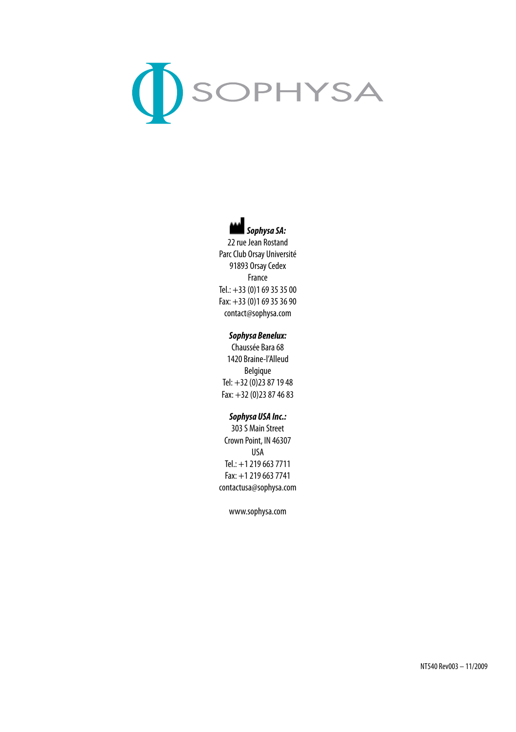SOPHYSA

***Sophysa SA:***
22 rue Jean Rostand
Parc Club Orsay Université
91893 Orsay Cedex
France
Tel.: +33 (0)1 69 35 35 00
Fax: +33 (0)1 69 35 36 90
contact@sophysa.com

***Sophysa Benelux:***
Chaussée Bara 68
1420 Braine-l'Alleud
Belgique
Tel: +32 (0)23 87 19 48
Fax: +32 (0)23 87 46 83

***Sophysa USA Inc.:***
303 S Main Street
Crown Point, IN 46307
USA
Tel.: +1 219 663 7711
Fax: +1 219 663 7741
contactusa@sophysa.com

www.sophysa.com

NT540 Rev003 – 11/2009